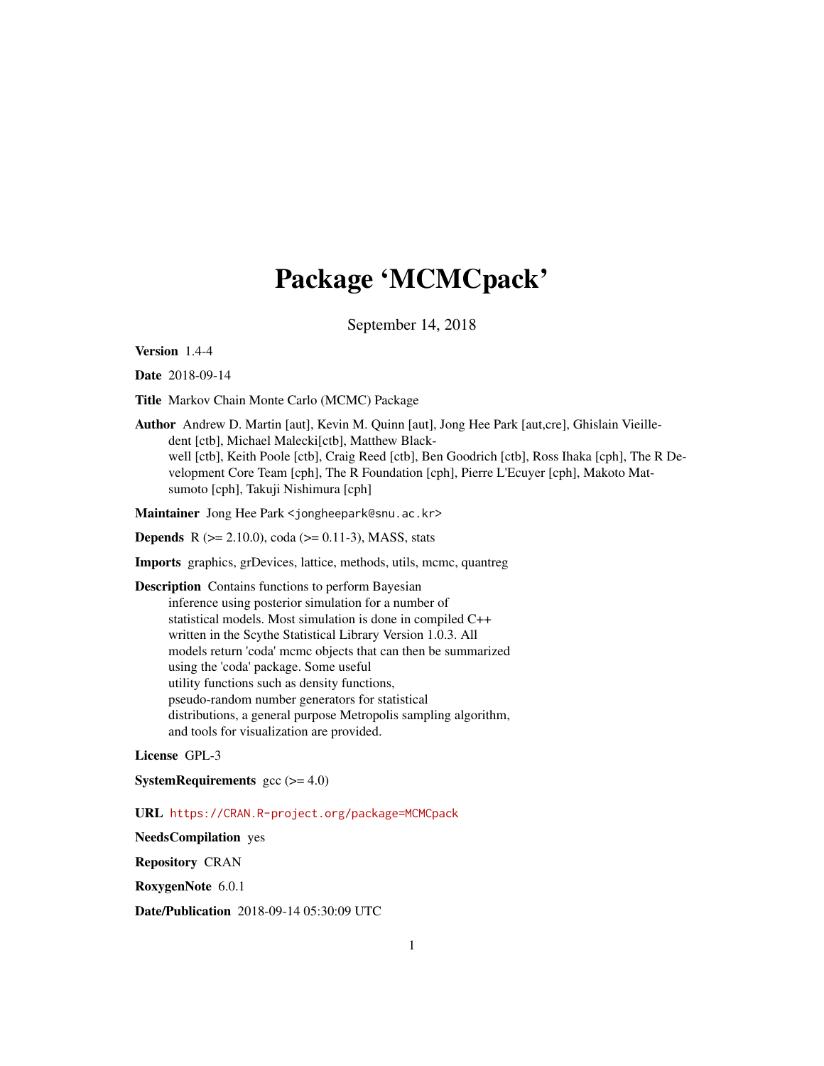# Package 'MCMCpack'

September 14, 2018

**Version** 1.4-4

**Date** 2018-09-14

**Title** Markov Chain Monte Carlo (MCMC) Package

**Author** Andrew D. Martin [aut], Kevin M. Quinn [aut], Jong Hee Park [aut,cre], Ghislain Vieilledent [ctb], Michael Malecki[ctb], Matthew Blackwell [ctb], Keith Poole [ctb], Craig Reed [ctb], Ben Goodrich [ctb], Ross Ihaka [cph], The R Development Core Team [cph], The R Foundation [cph], Pierre L'Ecuyer [cph], Makoto Matsumoto [cph], Takuji Nishimura [cph]

**Maintainer** Jong Hee Park <jongheepark@snu.ac.kr>

**Depends** R (>= 2.10.0), coda (>= 0.11-3), MASS, stats

**Imports** graphics, grDevices, lattice, methods, utils, mcmc, quantreg

**Description** Contains functions to perform Bayesian inference using posterior simulation for a number of statistical models. Most simulation is done in compiled C++ written in the Scythe Statistical Library Version 1.0.3. All models return 'coda' mcmc objects that can then be summarized using the 'coda' package. Some useful utility functions such as density functions, pseudo-random number generators for statistical distributions, a general purpose Metropolis sampling algorithm, and tools for visualization are provided.

**License** GPL-3

**SystemRequirements** gcc (>= 4.0)

**URL** https://CRAN.R-project.org/package=MCMCpack

**NeedsCompilation** yes

**Repository** CRAN

**RoxygenNote** 6.0.1

**Date/Publication** 2018-09-14 05:30:09 UTC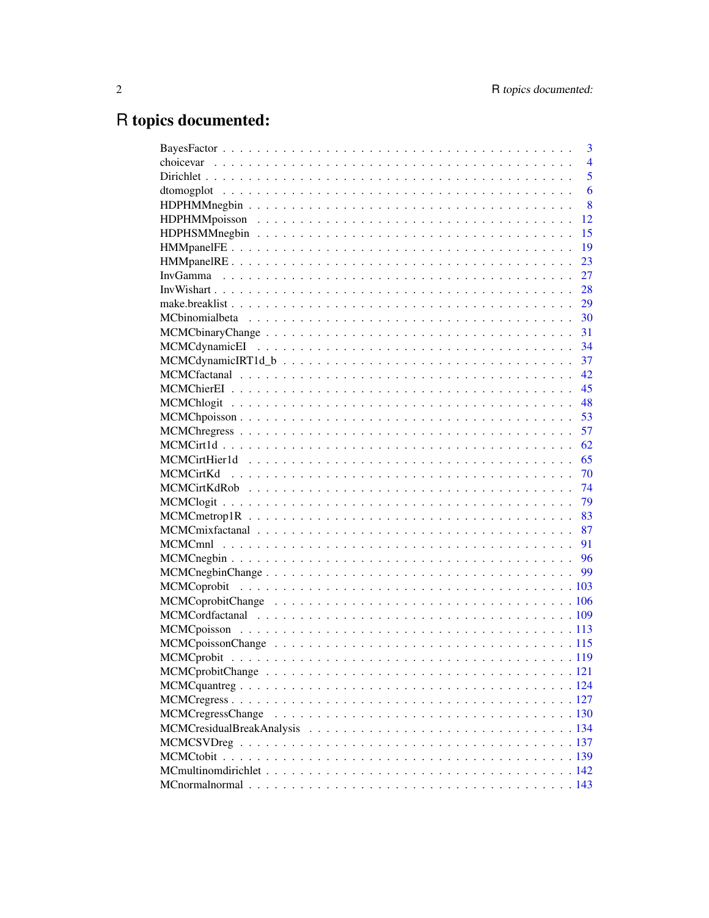# R topics documented:

BayesFactor . . . . . . . . . . . . . . . . . . . . . . . . . . . . . . . . . . . . . . 3
choicevar . . . . . . . . . . . . . . . . . . . . . . . . . . . . . . . . . . . . . . . 4
Dirichlet . . . . . . . . . . . . . . . . . . . . . . . . . . . . . . . . . . . . . . . 5
dtomogplot . . . . . . . . . . . . . . . . . . . . . . . . . . . . . . . . . . . . . . 6
HDPHMMnegbin . . . . . . . . . . . . . . . . . . . . . . . . . . . . . . . . . . . . 8
HDPHMMpoisson . . . . . . . . . . . . . . . . . . . . . . . . . . . . . . . . . . . 12
HDPHSMMnegbin . . . . . . . . . . . . . . . . . . . . . . . . . . . . . . . . . . . 15
HMMpanelFE . . . . . . . . . . . . . . . . . . . . . . . . . . . . . . . . . . . . . 19
HMMpanelRE . . . . . . . . . . . . . . . . . . . . . . . . . . . . . . . . . . . . . 23
InvGamma . . . . . . . . . . . . . . . . . . . . . . . . . . . . . . . . . . . . . . 27
InvWishart . . . . . . . . . . . . . . . . . . . . . . . . . . . . . . . . . . . . . 28
make.breaklist . . . . . . . . . . . . . . . . . . . . . . . . . . . . . . . . . . . 29
MCbinomialbeta . . . . . . . . . . . . . . . . . . . . . . . . . . . . . . . . . . . 30
MCMCbinaryChange . . . . . . . . . . . . . . . . . . . . . . . . . . . . . . . . . 31
MCMCdynamicEI . . . . . . . . . . . . . . . . . . . . . . . . . . . . . . . . . . . 34
MCMCdynamicIRT1d_b . . . . . . . . . . . . . . . . . . . . . . . . . . . . . . . . 37
MCMCfactanal . . . . . . . . . . . . . . . . . . . . . . . . . . . . . . . . . . . . 42
MCMChierEI . . . . . . . . . . . . . . . . . . . . . . . . . . . . . . . . . . . . . 45
MCMChlogit . . . . . . . . . . . . . . . . . . . . . . . . . . . . . . . . . . . . . 48
MCMChpoisson . . . . . . . . . . . . . . . . . . . . . . . . . . . . . . . . . . . . 53
MCMChregress . . . . . . . . . . . . . . . . . . . . . . . . . . . . . . . . . . . . 57
MCMCirt1d . . . . . . . . . . . . . . . . . . . . . . . . . . . . . . . . . . . . . . 62
MCMCirtHier1d . . . . . . . . . . . . . . . . . . . . . . . . . . . . . . . . . . . 65
MCMCirtKd . . . . . . . . . . . . . . . . . . . . . . . . . . . . . . . . . . . . . . 70
MCMCirtKdRob . . . . . . . . . . . . . . . . . . . . . . . . . . . . . . . . . . . . 74
MCMClogit . . . . . . . . . . . . . . . . . . . . . . . . . . . . . . . . . . . . . . 79
MCMCmetrop1R . . . . . . . . . . . . . . . . . . . . . . . . . . . . . . . . . . . . 83
MCMCmixfactanal . . . . . . . . . . . . . . . . . . . . . . . . . . . . . . . . . . 87
MCMCmnl . . . . . . . . . . . . . . . . . . . . . . . . . . . . . . . . . . . . . . . 91
MCMCnegbin . . . . . . . . . . . . . . . . . . . . . . . . . . . . . . . . . . . . . 96
MCMCnegbinChange . . . . . . . . . . . . . . . . . . . . . . . . . . . . . . . . . . 99
MCMCoprobit . . . . . . . . . . . . . . . . . . . . . . . . . . . . . . . . . . . . . 103
MCMCoprobitChange . . . . . . . . . . . . . . . . . . . . . . . . . . . . . . . . . 106
MCMCordfactanal . . . . . . . . . . . . . . . . . . . . . . . . . . . . . . . . . . 109
MCMCpoisson . . . . . . . . . . . . . . . . . . . . . . . . . . . . . . . . . . . . . 113
MCMCpoissonChange . . . . . . . . . . . . . . . . . . . . . . . . . . . . . . . . . 115
MCMCprobit . . . . . . . . . . . . . . . . . . . . . . . . . . . . . . . . . . . . . 119
MCMCprobitChange . . . . . . . . . . . . . . . . . . . . . . . . . . . . . . . . . . 121
MCMCquantreg . . . . . . . . . . . . . . . . . . . . . . . . . . . . . . . . . . . . 124
MCMCregress . . . . . . . . . . . . . . . . . . . . . . . . . . . . . . . . . . . . . 127
MCMCregressChange . . . . . . . . . . . . . . . . . . . . . . . . . . . . . . . . . 130
MCMCresidualBreakAnalysis . . . . . . . . . . . . . . . . . . . . . . . . . . . . 134
MCMCSVDreg . . . . . . . . . . . . . . . . . . . . . . . . . . . . . . . . . . . . . 137
MCMCtobit . . . . . . . . . . . . . . . . . . . . . . . . . . . . . . . . . . . . . . 139
MCmultinomdirichlet . . . . . . . . . . . . . . . . . . . . . . . . . . . . . . . . 142
MCnormalnormal . . . . . . . . . . . . . . . . . . . . . . . . . . . . . . . . . . . 143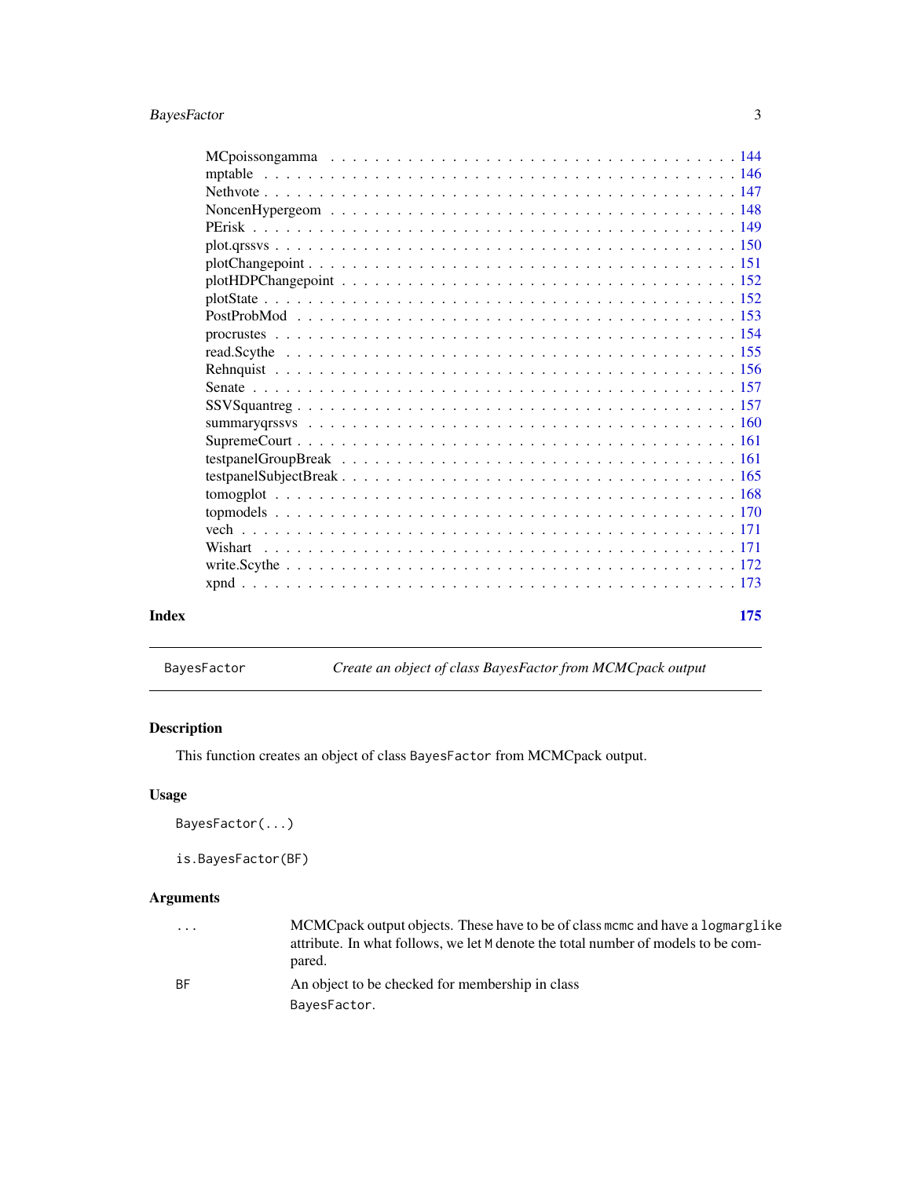| | |
|---|---|
| MCpoissongamma | 144 |
| mptable | 146 |
| Nethvote | 147 |
| NoncenHypergeom | 148 |
| PErisk | 149 |
| plot.qrssvs | 150 |
| plotChangepoint | 151 |
| plotHDPChangepoint | 152 |
| plotState | 152 |
| PostProbMod | 153 |
| procrustes | 154 |
| read.Scythe | 155 |
| Rehnquist | 156 |
| Senate | 157 |
| SSVSquantreg | 157 |
| summaryqrssvs | 160 |
| SupremeCourt | 161 |
| testpanelGroupBreak | 161 |
| testpanelSubjectBreak | 165 |
| tomogplot | 168 |
| topmodels | 170 |
| vech | 171 |
| Wishart | 171 |
| write.Scythe | 172 |
| xpnd | 173 |

**Index** **175**

---

`BayesFactor` *Create an object of class BayesFactor from MCMCpack output*

---

## Description

This function creates an object of class `BayesFactor` from MCMCpack output.

## Usage

```
BayesFactor(...)

is.BayesFactor(BF)
```

## Arguments

| | |
|---|---|
| `...` | MCMCpack output objects. These have to be of class `mcmc` and have a `logmarglike` attribute. In what follows, we let `M` denote the total number of models to be compared. |
| `BF` | An object to be checked for membership in class `BayesFactor`. |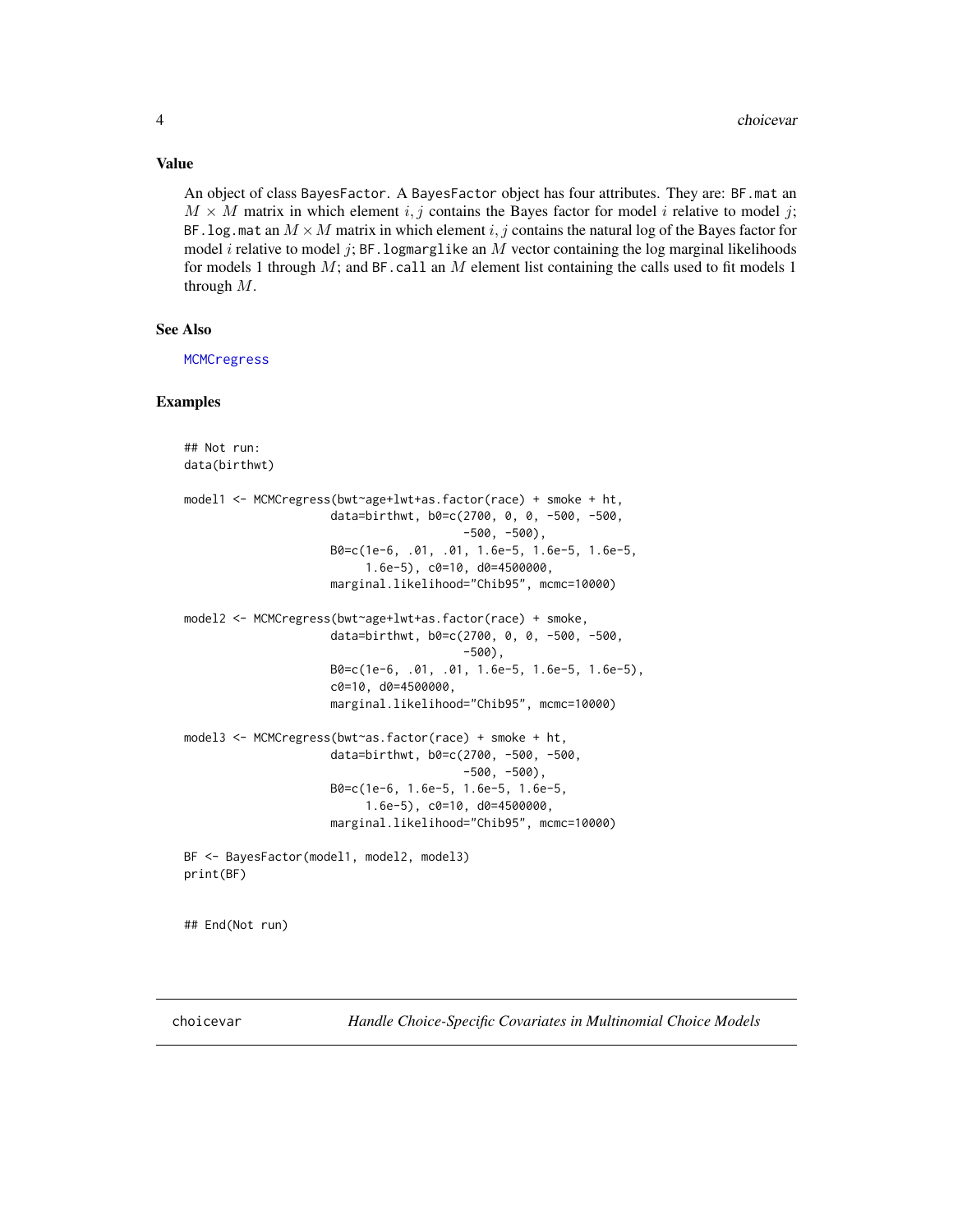### Value

An object of class `BayesFactor`. A `BayesFactor` object has four attributes. They are: `BF.mat` an $M \times M$ matrix in which element $i, j$ contains the Bayes factor for model $i$ relative to model $j$; `BF.log.mat` an $M \times M$ matrix in which element $i, j$ contains the natural log of the Bayes factor for model $i$ relative to model $j$; `BF.logmarglike` an $M$ vector containing the log marginal likelihoods for models 1 through $M$; and `BF.call` an $M$ element list containing the calls used to fit models 1 through $M$.

### See Also

MCMCregress

### Examples

```
## Not run:
data(birthwt)

model1 <- MCMCregress(bwt~age+lwt+as.factor(race) + smoke + ht,
                     data=birthwt, b0=c(2700, 0, 0, -500, -500,
                                        -500, -500),
                     B0=c(1e-6, .01, .01, 1.6e-5, 1.6e-5, 1.6e-5,
                          1.6e-5), c0=10, d0=4500000,
                     marginal.likelihood="Chib95", mcmc=10000)

model2 <- MCMCregress(bwt~age+lwt+as.factor(race) + smoke,
                     data=birthwt, b0=c(2700, 0, 0, -500, -500,
                                        -500),
                     B0=c(1e-6, .01, .01, 1.6e-5, 1.6e-5, 1.6e-5),
                     c0=10, d0=4500000,
                     marginal.likelihood="Chib95", mcmc=10000)

model3 <- MCMCregress(bwt~as.factor(race) + smoke + ht,
                     data=birthwt, b0=c(2700, -500, -500,
                                        -500, -500),
                     B0=c(1e-6, 1.6e-5, 1.6e-5, 1.6e-5,
                          1.6e-5), c0=10, d0=4500000,
                     marginal.likelihood="Chib95", mcmc=10000)

BF <- BayesFactor(model1, model2, model3)
print(BF)


## End(Not run)
```

---

## choicevar — *Handle Choice-Specific Covariates in Multinomial Choice Models*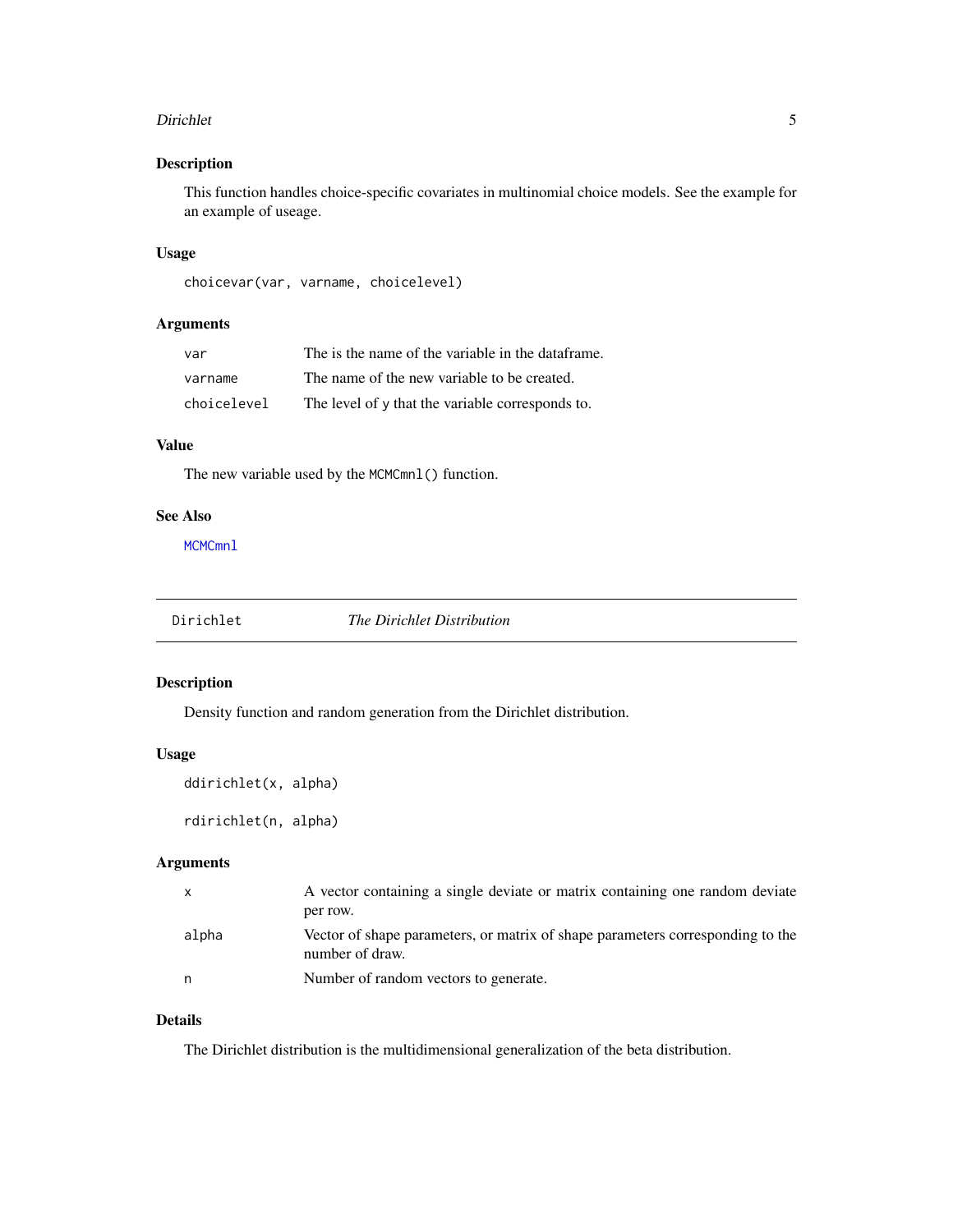## Description

This function handles choice-specific covariates in multinomial choice models. See the example for an example of useage.

## Usage

```
choicevar(var, varname, choicelevel)
```

## Arguments

| | |
|---|---|
| `var` | The is the name of the variable in the dataframe. |
| `varname` | The name of the new variable to be created. |
| `choicelevel` | The level of `y` that the variable corresponds to. |

## Value

The new variable used by the `MCMCmnl()` function.

## See Also

`MCMCmnl`

---

# Dirichlet — *The Dirichlet Distribution*

## Description

Density function and random generation from the Dirichlet distribution.

## Usage

```
ddirichlet(x, alpha)

rdirichlet(n, alpha)
```

## Arguments

| | |
|---|---|
| `x` | A vector containing a single deviate or matrix containing one random deviate per row. |
| `alpha` | Vector of shape parameters, or matrix of shape parameters corresponding to the number of draw. |
| `n` | Number of random vectors to generate. |

## Details

The Dirichlet distribution is the multidimensional generalization of the beta distribution.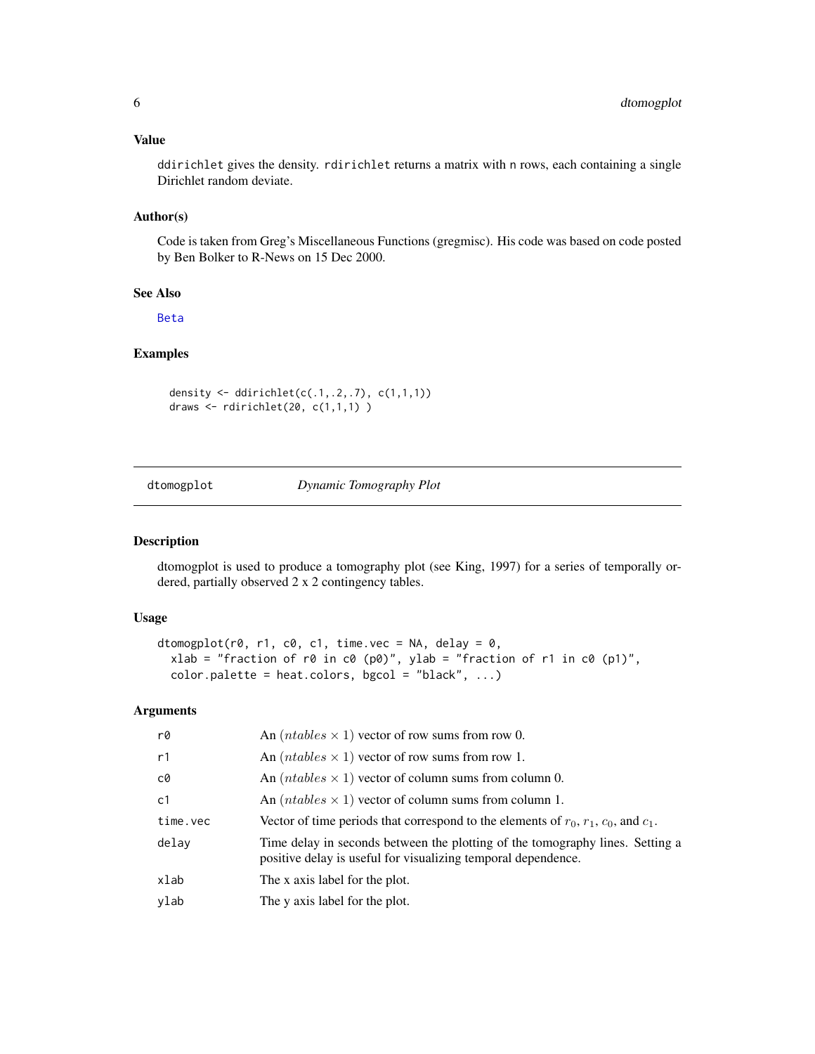### Value

ddirichlet gives the density. rdirichlet returns a matrix with n rows, each containing a single Dirichlet random deviate.

### Author(s)

Code is taken from Greg's Miscellaneous Functions (gregmisc). His code was based on code posted by Ben Bolker to R-News on 15 Dec 2000.

### See Also

Beta

### Examples

```
density <- ddirichlet(c(.1,.2,.7), c(1,1,1))
draws <- rdirichlet(20, c(1,1,1) )
```

## dtomogplot *Dynamic Tomography Plot*

### Description

dtomogplot is used to produce a tomography plot (see King, 1997) for a series of temporally ordered, partially observed 2 x 2 contingency tables.

### Usage

```
dtomogplot(r0, r1, c0, c1, time.vec = NA, delay = 0,
  xlab = "fraction of r0 in c0 (p0)", ylab = "fraction of r1 in c0 (p1)",
  color.palette = heat.colors, bgcol = "black", ...)
```

### Arguments

| | |
|---|---|
| r0 | An $(ntables \times 1)$ vector of row sums from row 0. |
| r1 | An $(ntables \times 1)$ vector of row sums from row 1. |
| c0 | An $(ntables \times 1)$ vector of column sums from column 0. |
| c1 | An $(ntables \times 1)$ vector of column sums from column 1. |
| time.vec | Vector of time periods that correspond to the elements of $r_0$, $r_1$, $c_0$, and $c_1$. |
| delay | Time delay in seconds between the plotting of the tomography lines. Setting a positive delay is useful for visualizing temporal dependence. |
| xlab | The x axis label for the plot. |
| ylab | The y axis label for the plot. |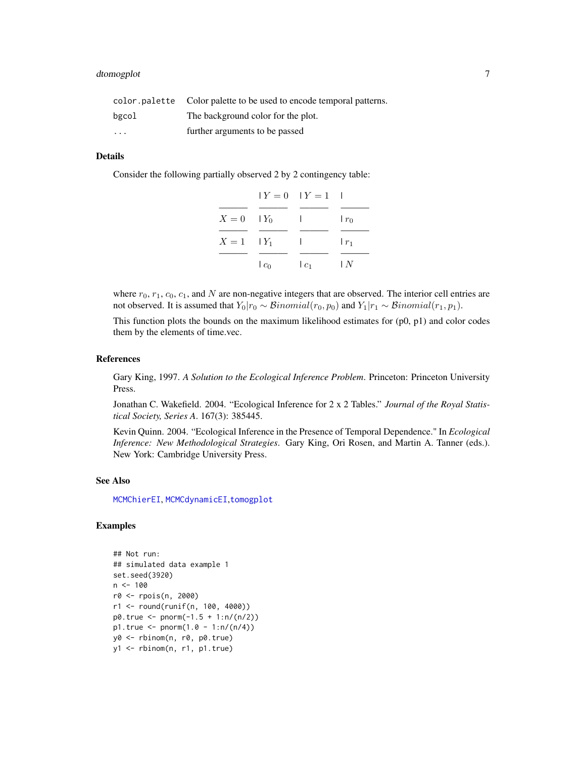| | |
|---|---|
| color.palette | Color palette to be used to encode temporal patterns. |
| bgcol | The background color for the plot. |
| ... | further arguments to be passed |

## Details

Consider the following partially observed 2 by 2 contingency table:

| | $Y = 0$ | $Y = 1$ | |
|---|---|---|---|
| $X = 0$ | $Y_0$ | | $r_0$ |
| $X = 1$ | $Y_1$ | | $r_1$ |
| | $c_0$ | $c_1$ | $N$ |

where $r_0$, $r_1$, $c_0$, $c_1$, and $N$ are non-negative integers that are observed. The interior cell entries are not observed. It is assumed that $Y_0|r_0 \sim \mathcal{B}inomial(r_0, p_0)$ and $Y_1|r_1 \sim \mathcal{B}inomial(r_1, p_1)$.

This function plots the bounds on the maximum likelihood estimates for (p0, p1) and color codes them by the elements of time.vec.

## References

Gary King, 1997. *A Solution to the Ecological Inference Problem*. Princeton: Princeton University Press.

Jonathan C. Wakefield. 2004. "Ecological Inference for 2 x 2 Tables." *Journal of the Royal Statistical Society, Series A*. 167(3): 385445.

Kevin Quinn. 2004. "Ecological Inference in the Presence of Temporal Dependence." In *Ecological Inference: New Methodological Strategies*. Gary King, Ori Rosen, and Martin A. Tanner (eds.). New York: Cambridge University Press.

## See Also

MCMChierEI, MCMCdynamicEI, tomogplot

## Examples

```
## Not run:
## simulated data example 1
set.seed(3920)
n <- 100
r0 <- rpois(n, 2000)
r1 <- round(runif(n, 100, 4000))
p0.true <- pnorm(-1.5 + 1:n/(n/2))
p1.true <- pnorm(1.0 - 1:n/(n/4))
y0 <- rbinom(n, r0, p0.true)
y1 <- rbinom(n, r1, p1.true)
```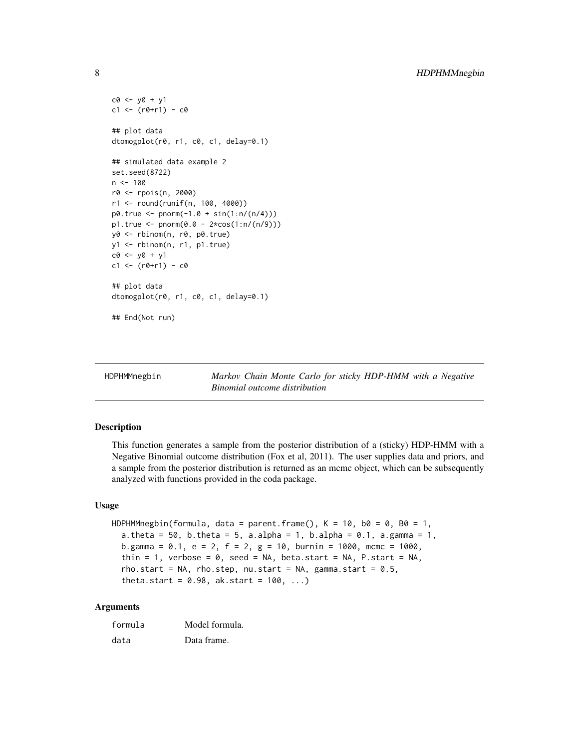```
c0 <- y0 + y1
c1 <- (r0+r1) - c0

## plot data
dtomogplot(r0, r1, c0, c1, delay=0.1)

## simulated data example 2
set.seed(8722)
n <- 100
r0 <- rpois(n, 2000)
r1 <- round(runif(n, 100, 4000))
p0.true <- pnorm(-1.0 + sin(1:n/(n/4)))
p1.true <- pnorm(0.0 - 2*cos(1:n/(n/9)))
y0 <- rbinom(n, r0, p0.true)
y1 <- rbinom(n, r1, p1.true)
c0 <- y0 + y1
c1 <- (r0+r1) - c0

## plot data
dtomogplot(r0, r1, c0, c1, delay=0.1)

## End(Not run)
```

---

## HDPHMMnegbin — *Markov Chain Monte Carlo for sticky HDP-HMM with a Negative Binomial outcome distribution*

---

### Description

This function generates a sample from the posterior distribution of a (sticky) HDP-HMM with a Negative Binomial outcome distribution (Fox et al, 2011). The user supplies data and priors, and a sample from the posterior distribution is returned as an mcmc object, which can be subsequently analyzed with functions provided in the coda package.

### Usage

```
HDPHMMnegbin(formula, data = parent.frame(), K = 10, b0 = 0, B0 = 1,
  a.theta = 50, b.theta = 5, a.alpha = 1, b.alpha = 0.1, a.gamma = 1,
  b.gamma = 0.1, e = 2, f = 2, g = 10, burnin = 1000, mcmc = 1000,
  thin = 1, verbose = 0, seed = NA, beta.start = NA, P.start = NA,
  rho.start = NA, rho.step, nu.start = NA, gamma.start = 0.5,
  theta.start = 0.98, ak.start = 100, ...)
```

### Arguments

| | |
|---|---|
| formula | Model formula. |
| data | Data frame. |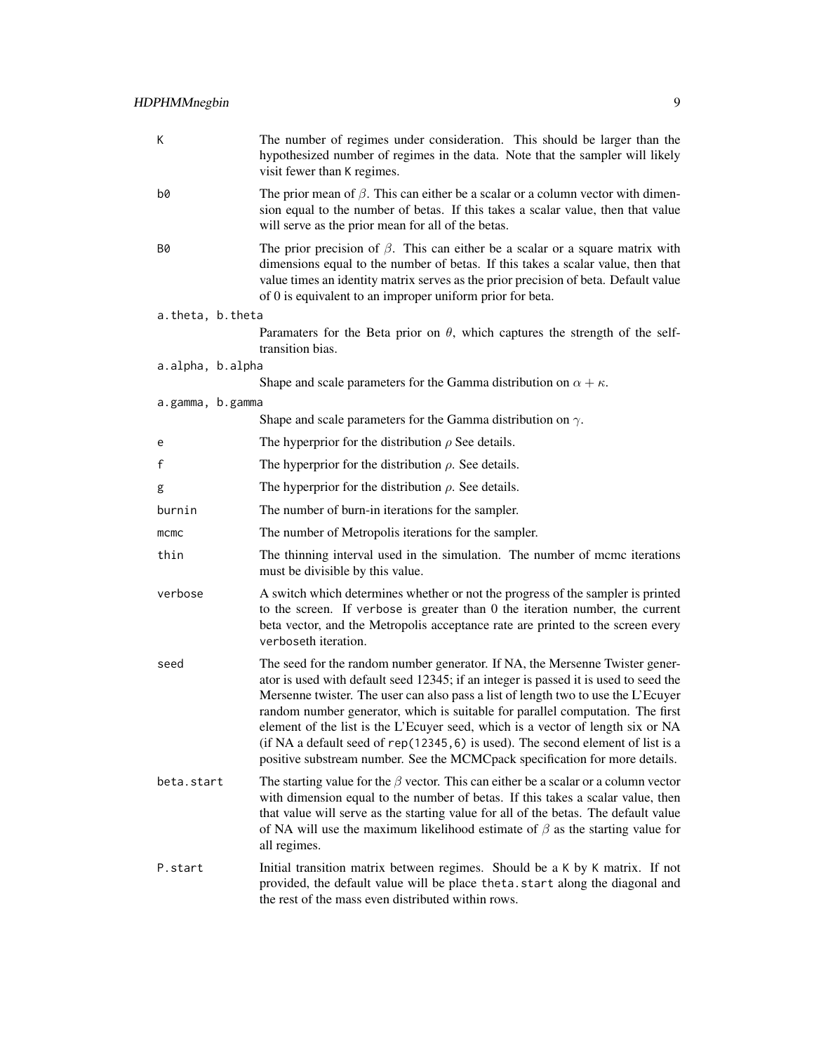| | |
|---|---|
| K | The number of regimes under consideration. This should be larger than the hypothesized number of regimes in the data. Note that the sampler will likely visit fewer than K regimes. |
| b0 | The prior mean of $\beta$. This can either be a scalar or a column vector with dimension equal to the number of betas. If this takes a scalar value, then that value will serve as the prior mean for all of the betas. |
| B0 | The prior precision of $\beta$. This can either be a scalar or a square matrix with dimensions equal to the number of betas. If this takes a scalar value, then that value times an identity matrix serves as the prior precision of beta. Default value of 0 is equivalent to an improper uniform prior for beta. |
| a.theta, b.theta | Paramaters for the Beta prior on $\theta$, which captures the strength of the self-transition bias. |
| a.alpha, b.alpha | Shape and scale parameters for the Gamma distribution on $\alpha + \kappa$. |
| a.gamma, b.gamma | Shape and scale parameters for the Gamma distribution on $\gamma$. |
| e | The hyperprior for the distribution $\rho$ See details. |
| f | The hyperprior for the distribution $\rho$. See details. |
| g | The hyperprior for the distribution $\rho$. See details. |
| burnin | The number of burn-in iterations for the sampler. |
| mcmc | The number of Metropolis iterations for the sampler. |
| thin | The thinning interval used in the simulation. The number of mcmc iterations must be divisible by this value. |
| verbose | A switch which determines whether or not the progress of the sampler is printed to the screen. If verbose is greater than 0 the iteration number, the current beta vector, and the Metropolis acceptance rate are printed to the screen every verboseth iteration. |
| seed | The seed for the random number generator. If NA, the Mersenne Twister generator is used with default seed 12345; if an integer is passed it is used to seed the Mersenne twister. The user can also pass a list of length two to use the L'Ecuyer random number generator, which is suitable for parallel computation. The first element of the list is the L'Ecuyer seed, which is a vector of length six or NA (if NA a default seed of rep(12345,6) is used). The second element of list is a positive substream number. See the MCMCpack specification for more details. |
| beta.start | The starting value for the $\beta$ vector. This can either be a scalar or a column vector with dimension equal to the number of betas. If this takes a scalar value, then that value will serve as the starting value for all of the betas. The default value of NA will use the maximum likelihood estimate of $\beta$ as the starting value for all regimes. |
| P.start | Initial transition matrix between regimes. Should be a K by K matrix. If not provided, the default value will be place theta.start along the diagonal and the rest of the mass even distributed within rows. |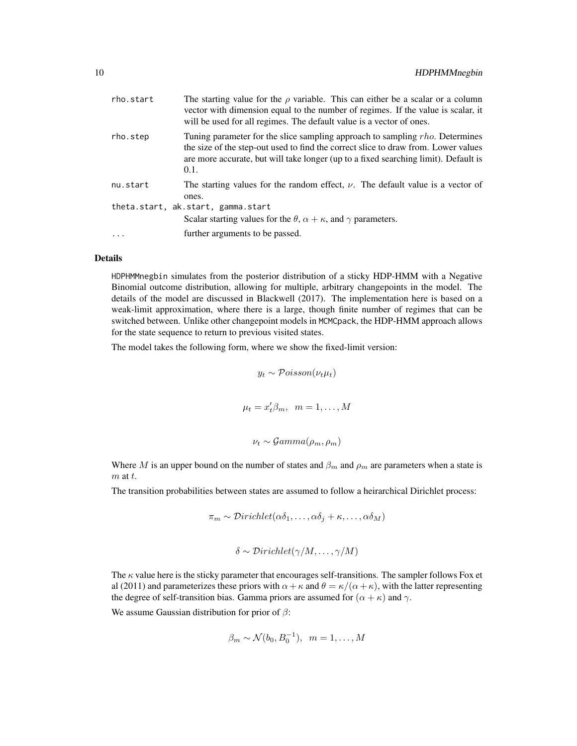| | |
|---|---|
| rho.start | The starting value for the $\rho$ variable. This can either be a scalar or a column vector with dimension equal to the number of regimes. If the value is scalar, it will be used for all regimes. The default value is a vector of ones. |
| rho.step | Tuning parameter for the slice sampling approach to sampling $rho$. Determines the size of the step-out used to find the correct slice to draw from. Lower values are more accurate, but will take longer (up to a fixed searching limit). Default is 0.1. |
| nu.start | The starting values for the random effect, $\nu$. The default value is a vector of ones. |
| theta.start, ak.start, gamma.start | Scalar starting values for the $\theta$, $\alpha + \kappa$, and $\gamma$ parameters. |
| ... | further arguments to be passed. |

## Details

HDPHMMnegbin simulates from the posterior distribution of a sticky HDP-HMM with a Negative Binomial outcome distribution, allowing for multiple, arbitrary changepoints in the model. The details of the model are discussed in Blackwell (2017). The implementation here is based on a weak-limit approximation, where there is a large, though finite number of regimes that can be switched between. Unlike other changepoint models in MCMCpack, the HDP-HMM approach allows for the state sequence to return to previous visited states.

The model takes the following form, where we show the fixed-limit version:

$$y_t \sim \mathcal{P}oisson(\nu_t \mu_t)$$

$$\mu_t = x_t' \beta_m, \;\; m = 1, \ldots, M$$

$$\nu_t \sim \mathcal{G}amma(\rho_m, \rho_m)$$

Where $M$ is an upper bound on the number of states and $\beta_m$ and $\rho_m$ are parameters when a state is $m$ at $t$.

The transition probabilities between states are assumed to follow a heirarchical Dirichlet process:

$$\pi_m \sim \mathcal{D}irichlet(\alpha\delta_1, \ldots, \alpha\delta_j + \kappa, \ldots, \alpha\delta_M)$$

$$\delta \sim \mathcal{D}irichlet(\gamma/M, \ldots, \gamma/M)$$

The $\kappa$ value here is the sticky parameter that encourages self-transitions. The sampler follows Fox et al (2011) and parameterizes these priors with $\alpha + \kappa$ and $\theta = \kappa/(\alpha + \kappa)$, with the latter representing the degree of self-transition bias. Gamma priors are assumed for $(\alpha + \kappa)$ and $\gamma$.

We assume Gaussian distribution for prior of $\beta$:

$$\beta_m \sim \mathcal{N}(b_0, B_0^{-1}), \;\; m = 1, \ldots, M$$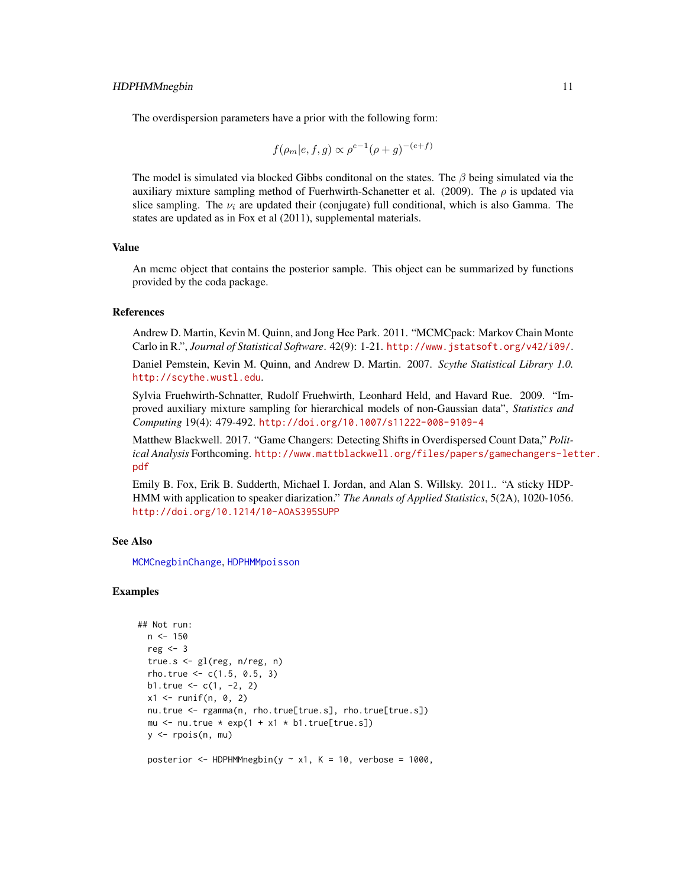The overdispersion parameters have a prior with the following form:

$$f(\rho_m|e, f, g) \propto \rho^{e-1}(\rho + g)^{-(e+f)}$$

The model is simulated via blocked Gibbs conditonal on the states. The $\beta$ being simulated via the auxiliary mixture sampling method of Fuerhwirth-Schanetter et al. (2009). The $\rho$ is updated via slice sampling. The $\nu_i$ are updated their (conjugate) full conditional, which is also Gamma. The states are updated as in Fox et al (2011), supplemental materials.

## Value

An mcmc object that contains the posterior sample. This object can be summarized by functions provided by the coda package.

## References

Andrew D. Martin, Kevin M. Quinn, and Jong Hee Park. 2011. "MCMCpack: Markov Chain Monte Carlo in R.", *Journal of Statistical Software*. 42(9): 1-21. http://www.jstatsoft.org/v42/i09/.

Daniel Pemstein, Kevin M. Quinn, and Andrew D. Martin. 2007. *Scythe Statistical Library 1.0.* http://scythe.wustl.edu.

Sylvia Fruehwirth-Schnatter, Rudolf Fruehwirth, Leonhard Held, and Havard Rue. 2009. "Improved auxiliary mixture sampling for hierarchical models of non-Gaussian data", *Statistics and Computing* 19(4): 479-492. http://doi.org/10.1007/s11222-008-9109-4

Matthew Blackwell. 2017. "Game Changers: Detecting Shifts in Overdispersed Count Data," *Political Analysis* Forthcoming. http://www.mattblackwell.org/files/papers/gamechangers-letter.pdf

Emily B. Fox, Erik B. Sudderth, Michael I. Jordan, and Alan S. Willsky. 2011.. "A sticky HDP-HMM with application to speaker diarization." *The Annals of Applied Statistics*, 5(2A), 1020-1056. http://doi.org/10.1214/10-AOAS395SUPP

## See Also

MCMCnegbinChange, HDPHMMpoisson

## Examples

```
## Not run:
  n <- 150
  reg <- 3
  true.s <- gl(reg, n/reg, n)
  rho.true <- c(1.5, 0.5, 3)
  b1.true <- c(1, -2, 2)
  x1 <- runif(n, 0, 2)
  nu.true <- rgamma(n, rho.true[true.s], rho.true[true.s])
  mu <- nu.true * exp(1 + x1 * b1.true[true.s])
  y <- rpois(n, mu)

  posterior <- HDPHMMnegbin(y ~ x1, K = 10, verbose = 1000,
```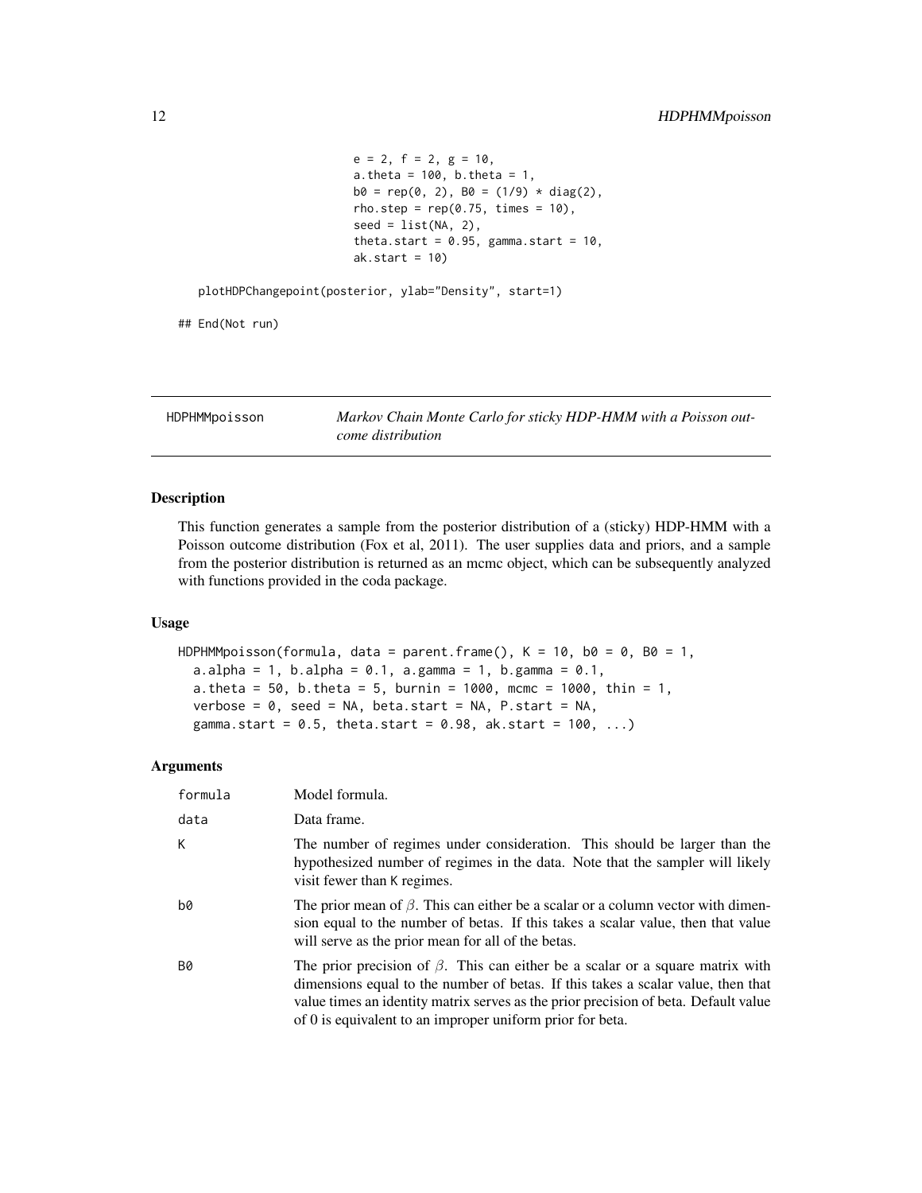```
                          e = 2, f = 2, g = 10,
                          a.theta = 100, b.theta = 1,
                          b0 = rep(0, 2), B0 = (1/9) * diag(2),
                          rho.step = rep(0.75, times = 10),
                          seed = list(NA, 2),
                          theta.start = 0.95, gamma.start = 10,
                          ak.start = 10)

   plotHDPChangepoint(posterior, ylab="Density", start=1)

## End(Not run)
```

---

## HDPHMMpoisson — *Markov Chain Monte Carlo for sticky HDP-HMM with a Poisson outcome distribution*

---

### Description

This function generates a sample from the posterior distribution of a (sticky) HDP-HMM with a Poisson outcome distribution (Fox et al, 2011). The user supplies data and priors, and a sample from the posterior distribution is returned as an mcmc object, which can be subsequently analyzed with functions provided in the coda package.

### Usage

```
HDPHMMpoisson(formula, data = parent.frame(), K = 10, b0 = 0, B0 = 1,
  a.alpha = 1, b.alpha = 0.1, a.gamma = 1, b.gamma = 0.1,
  a.theta = 50, b.theta = 5, burnin = 1000, mcmc = 1000, thin = 1,
  verbose = 0, seed = NA, beta.start = NA, P.start = NA,
  gamma.start = 0.5, theta.start = 0.98, ak.start = 100, ...)
```

### Arguments

| | |
|---|---|
| `formula` | Model formula. |
| `data` | Data frame. |
| `K` | The number of regimes under consideration. This should be larger than the hypothesized number of regimes in the data. Note that the sampler will likely visit fewer than `K` regimes. |
| `b0` | The prior mean of $\beta$. This can either be a scalar or a column vector with dimension equal to the number of betas. If this takes a scalar value, then that value will serve as the prior mean for all of the betas. |
| `B0` | The prior precision of $\beta$. This can either be a scalar or a square matrix with dimensions equal to the number of betas. If this takes a scalar value, then that value times an identity matrix serves as the prior precision of beta. Default value of 0 is equivalent to an improper uniform prior for beta. |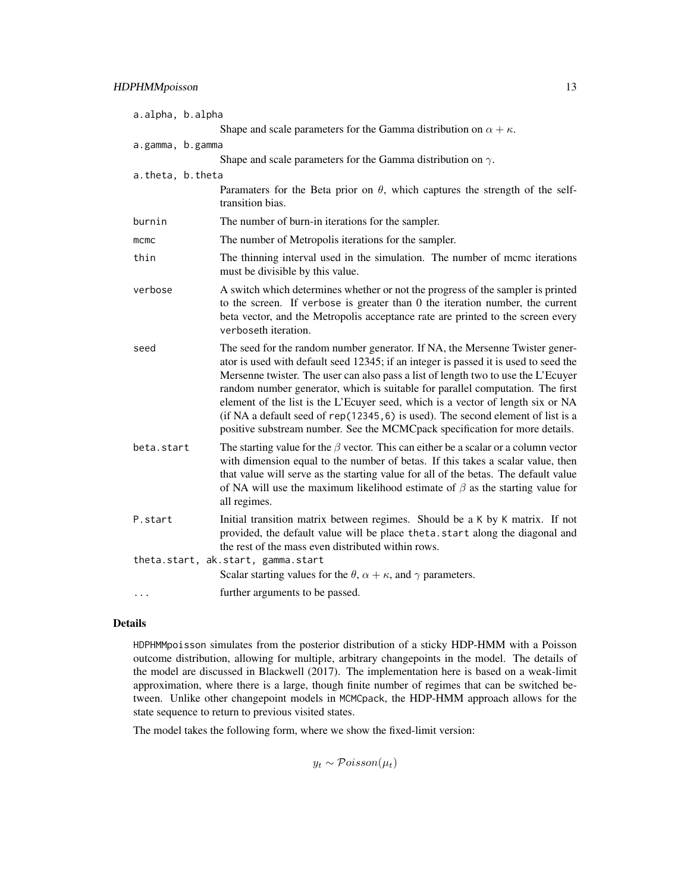a.alpha, b.alpha
: Shape and scale parameters for the Gamma distribution on $\alpha + \kappa$.

a.gamma, b.gamma
: Shape and scale parameters for the Gamma distribution on $\gamma$.

a.theta, b.theta
: Paramaters for the Beta prior on $\theta$, which captures the strength of the self-transition bias.

burnin
: The number of burn-in iterations for the sampler.

mcmc
: The number of Metropolis iterations for the sampler.

thin
: The thinning interval used in the simulation. The number of mcmc iterations must be divisible by this value.

verbose
: A switch which determines whether or not the progress of the sampler is printed to the screen. If verbose is greater than 0 the iteration number, the current beta vector, and the Metropolis acceptance rate are printed to the screen every verboseth iteration.

seed
: The seed for the random number generator. If NA, the Mersenne Twister generator is used with default seed 12345; if an integer is passed it is used to seed the Mersenne twister. The user can also pass a list of length two to use the L'Ecuyer random number generator, which is suitable for parallel computation. The first element of the list is the L'Ecuyer seed, which is a vector of length six or NA (if NA a default seed of rep(12345,6) is used). The second element of list is a positive substream number. See the MCMCpack specification for more details.

beta.start
: The starting value for the $\beta$ vector. This can either be a scalar or a column vector with dimension equal to the number of betas. If this takes a scalar value, then that value will serve as the starting value for all of the betas. The default value of NA will use the maximum likelihood estimate of $\beta$ as the starting value for all regimes.

P.start
: Initial transition matrix between regimes. Should be a K by K matrix. If not provided, the default value will be place theta.start along the diagonal and the rest of the mass even distributed within rows.

theta.start, ak.start, gamma.start
: Scalar starting values for the $\theta$, $\alpha + \kappa$, and $\gamma$ parameters.

...
: further arguments to be passed.

## Details

HDPHMMpoisson simulates from the posterior distribution of a sticky HDP-HMM with a Poisson outcome distribution, allowing for multiple, arbitrary changepoints in the model. The details of the model are discussed in Blackwell (2017). The implementation here is based on a weak-limit approximation, where there is a large, though finite number of regimes that can be switched between. Unlike other changepoint models in MCMCpack, the HDP-HMM approach allows for the state sequence to return to previous visited states.

The model takes the following form, where we show the fixed-limit version:

$$y_t \sim \mathcal{P}oisson(\mu_t)$$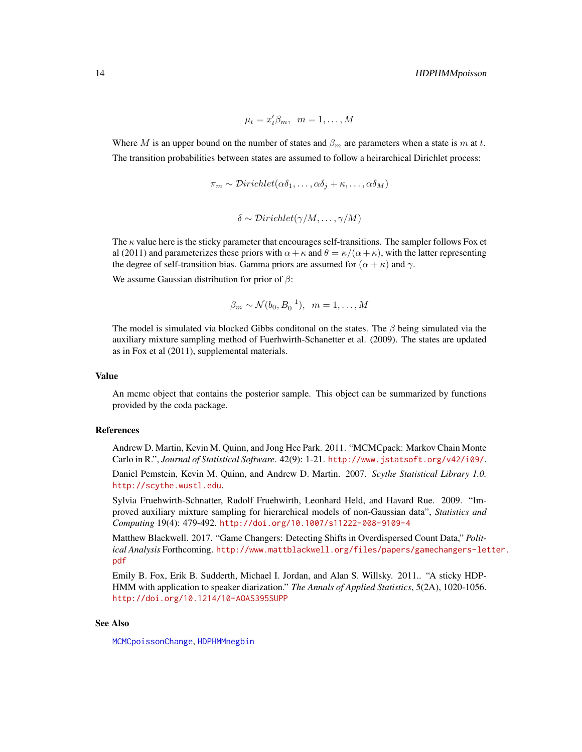$$\mu_t = x_t'\beta_m, \quad m = 1, \ldots, M$$

Where $M$ is an upper bound on the number of states and $\beta_m$ are parameters when a state is $m$ at $t$.

The transition probabilities between states are assumed to follow a heirarchical Dirichlet process:

$$\pi_m \sim \mathcal{D}irichlet(\alpha\delta_1, \ldots, \alpha\delta_j + \kappa, \ldots, \alpha\delta_M)$$

$$\delta \sim \mathcal{D}irichlet(\gamma/M, \ldots, \gamma/M)$$

The $\kappa$ value here is the sticky parameter that encourages self-transitions. The sampler follows Fox et al (2011) and parameterizes these priors with $\alpha + \kappa$ and $\theta = \kappa/(\alpha + \kappa)$, with the latter representing the degree of self-transition bias. Gamma priors are assumed for $(\alpha + \kappa)$ and $\gamma$.

We assume Gaussian distribution for prior of $\beta$:

$$\beta_m \sim \mathcal{N}(b_0, B_0^{-1}), \quad m = 1, \ldots, M$$

The model is simulated via blocked Gibbs conditonal on the states. The $\beta$ being simulated via the auxiliary mixture sampling method of Fuerhwirth-Schanetter et al. (2009). The states are updated as in Fox et al (2011), supplemental materials.

## Value

An mcmc object that contains the posterior sample. This object can be summarized by functions provided by the coda package.

## References

Andrew D. Martin, Kevin M. Quinn, and Jong Hee Park. 2011. "MCMCpack: Markov Chain Monte Carlo in R.", *Journal of Statistical Software*. 42(9): 1-21. http://www.jstatsoft.org/v42/i09/.

Daniel Pemstein, Kevin M. Quinn, and Andrew D. Martin. 2007. *Scythe Statistical Library 1.0.* http://scythe.wustl.edu.

Sylvia Fruehwirth-Schnatter, Rudolf Fruehwirth, Leonhard Held, and Havard Rue. 2009. "Improved auxiliary mixture sampling for hierarchical models of non-Gaussian data", *Statistics and Computing* 19(4): 479-492. http://doi.org/10.1007/s11222-008-9109-4

Matthew Blackwell. 2017. "Game Changers: Detecting Shifts in Overdispersed Count Data," *Political Analysis* Forthcoming. http://www.mattblackwell.org/files/papers/gamechangers-letter.pdf

Emily B. Fox, Erik B. Sudderth, Michael I. Jordan, and Alan S. Willsky. 2011.. "A sticky HDP-HMM with application to speaker diarization." *The Annals of Applied Statistics*, 5(2A), 1020-1056. http://doi.org/10.1214/10-AOAS395SUPP

## See Also

MCMCpoissonChange, HDPHMMnegbin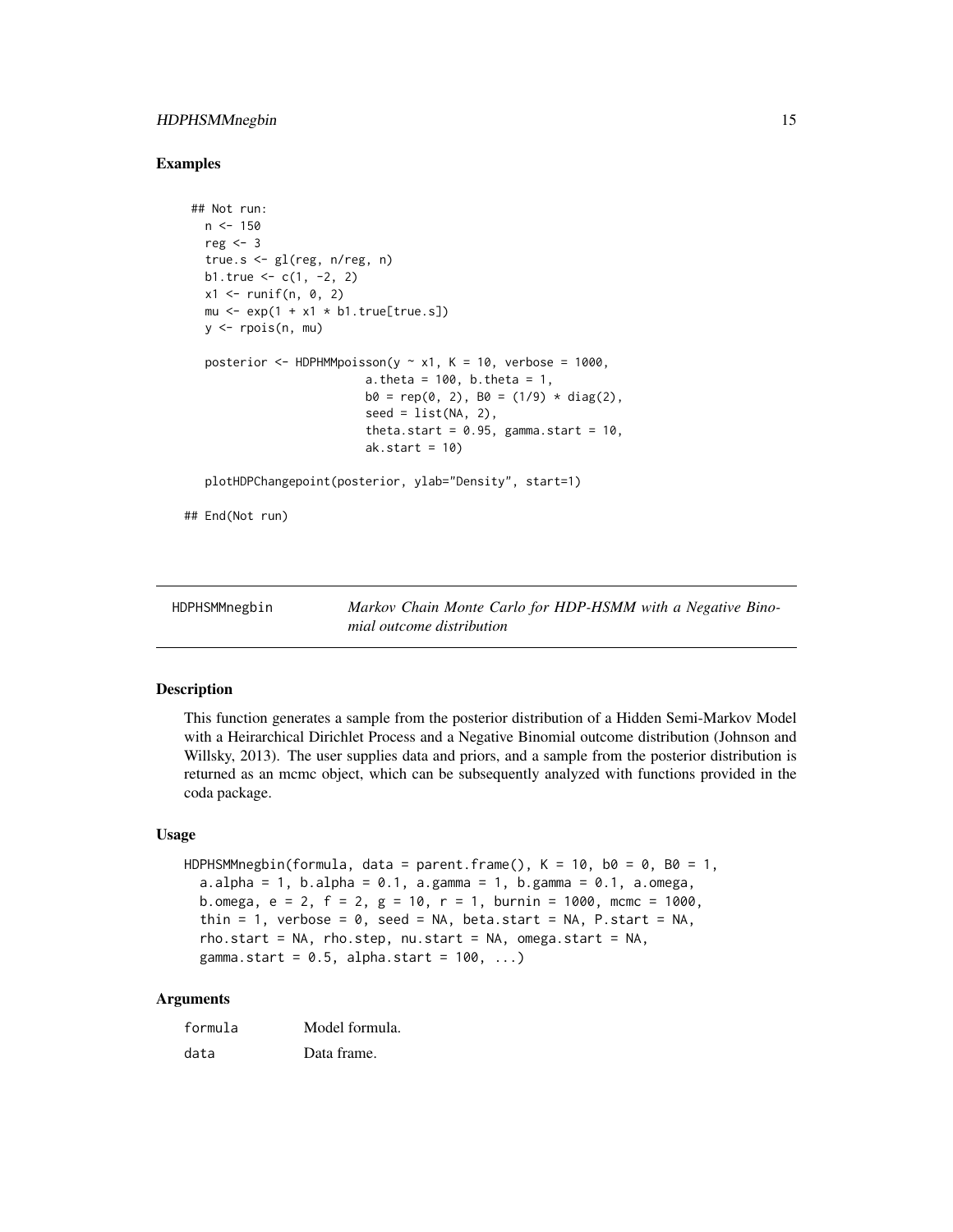### Examples

```
 ## Not run:
   n <- 150
   reg <- 3
   true.s <- gl(reg, n/reg, n)
   b1.true <- c(1, -2, 2)
   x1 <- runif(n, 0, 2)
   mu <- exp(1 + x1 * b1.true[true.s])
   y <- rpois(n, mu)

   posterior <- HDPHMMpoisson(y ~ x1, K = 10, verbose = 1000,
                          a.theta = 100, b.theta = 1,
                          b0 = rep(0, 2), B0 = (1/9) * diag(2),
                          seed = list(NA, 2),
                          theta.start = 0.95, gamma.start = 10,
                          ak.start = 10)

   plotHDPChangepoint(posterior, ylab="Density", start=1)

## End(Not run)
```

---

## HDPHSMMnegbin — *Markov Chain Monte Carlo for HDP-HSMM with a Negative Binomial outcome distribution*

### Description

This function generates a sample from the posterior distribution of a Hidden Semi-Markov Model with a Heirarchical Dirichlet Process and a Negative Binomial outcome distribution (Johnson and Willsky, 2013). The user supplies data and priors, and a sample from the posterior distribution is returned as an mcmc object, which can be subsequently analyzed with functions provided in the coda package.

### Usage

```
HDPHSMMnegbin(formula, data = parent.frame(), K = 10, b0 = 0, B0 = 1,
  a.alpha = 1, b.alpha = 0.1, a.gamma = 1, b.gamma = 0.1, a.omega,
  b.omega, e = 2, f = 2, g = 10, r = 1, burnin = 1000, mcmc = 1000,
  thin = 1, verbose = 0, seed = NA, beta.start = NA, P.start = NA,
  rho.start = NA, rho.step, nu.start = NA, omega.start = NA,
  gamma.start = 0.5, alpha.start = 100, ...)
```

### Arguments

| | |
|---|---|
| `formula` | Model formula. |
| `data` | Data frame. |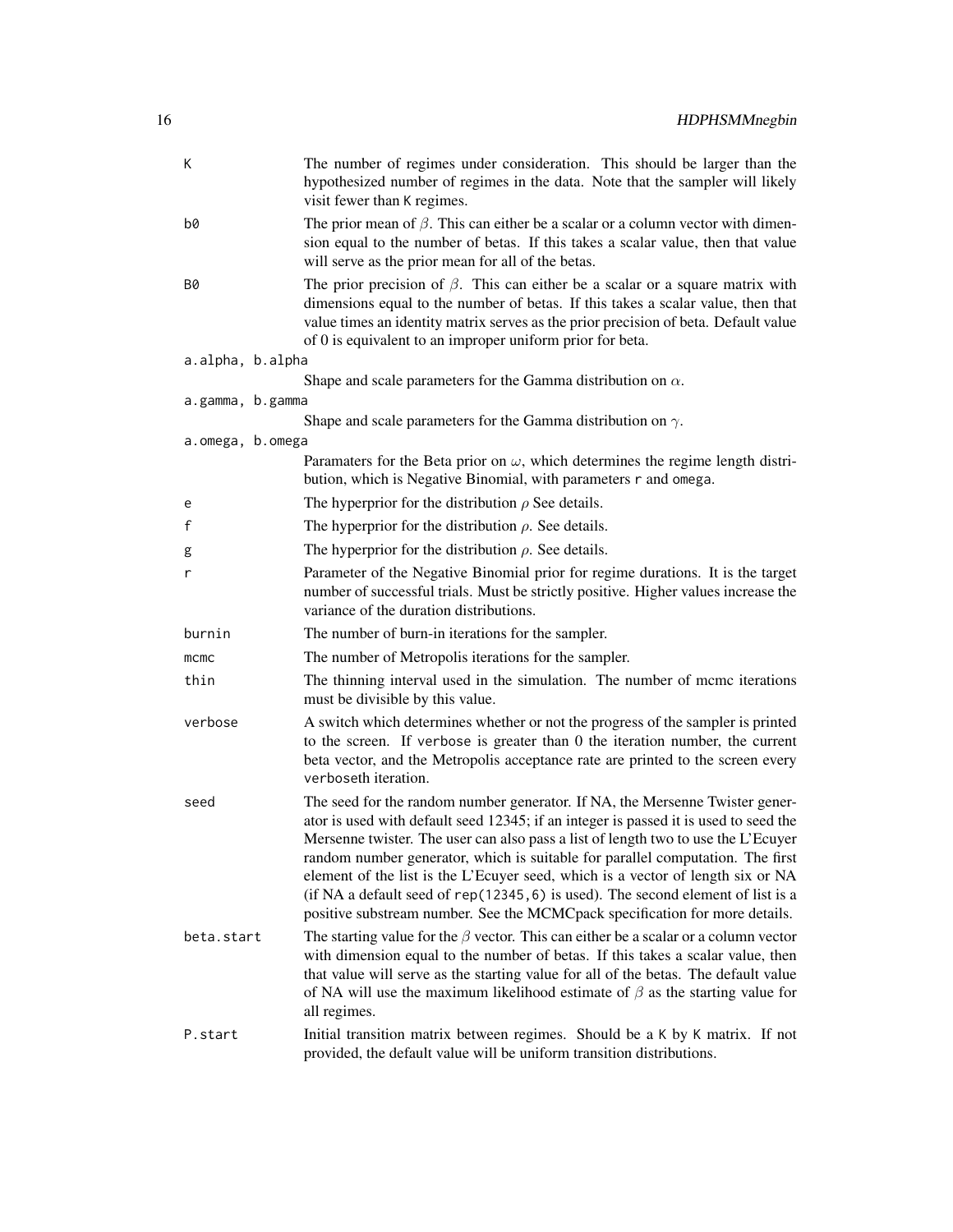`K` The number of regimes under consideration. This should be larger than the hypothesized number of regimes in the data. Note that the sampler will likely visit fewer than `K` regimes.

`b0` The prior mean of $\beta$. This can either be a scalar or a column vector with dimension equal to the number of betas. If this takes a scalar value, then that value will serve as the prior mean for all of the betas.

`B0` The prior precision of $\beta$. This can either be a scalar or a square matrix with dimensions equal to the number of betas. If this takes a scalar value, then that value times an identity matrix serves as the prior precision of beta. Default value of 0 is equivalent to an improper uniform prior for beta.

`a.alpha, b.alpha` Shape and scale parameters for the Gamma distribution on $\alpha$.

`a.gamma, b.gamma` Shape and scale parameters for the Gamma distribution on $\gamma$.

`a.omega, b.omega` Paramaters for the Beta prior on $\omega$, which determines the regime length distribution, which is Negative Binomial, with parameters `r` and `omega`.

`e` The hyperprior for the distribution $\rho$ See details.

`f` The hyperprior for the distribution $\rho$. See details.

`g` The hyperprior for the distribution $\rho$. See details.

`r` Parameter of the Negative Binomial prior for regime durations. It is the target number of successful trials. Must be strictly positive. Higher values increase the variance of the duration distributions.

`burnin` The number of burn-in iterations for the sampler.

`mcmc` The number of Metropolis iterations for the sampler.

`thin` The thinning interval used in the simulation. The number of mcmc iterations must be divisible by this value.

`verbose` A switch which determines whether or not the progress of the sampler is printed to the screen. If `verbose` is greater than 0 the iteration number, the current beta vector, and the Metropolis acceptance rate are printed to the screen every `verbose`th iteration.

`seed` The seed for the random number generator. If NA, the Mersenne Twister generator is used with default seed 12345; if an integer is passed it is used to seed the Mersenne twister. The user can also pass a list of length two to use the L'Ecuyer random number generator, which is suitable for parallel computation. The first element of the list is the L'Ecuyer seed, which is a vector of length six or NA (if NA a default seed of `rep(12345,6)` is used). The second element of list is a positive substream number. See the MCMCpack specification for more details.

`beta.start` The starting value for the $\beta$ vector. This can either be a scalar or a column vector with dimension equal to the number of betas. If this takes a scalar value, then that value will serve as the starting value for all of the betas. The default value of NA will use the maximum likelihood estimate of $\beta$ as the starting value for all regimes.

`P.start` Initial transition matrix between regimes. Should be a `K` by `K` matrix. If not provided, the default value will be uniform transition distributions.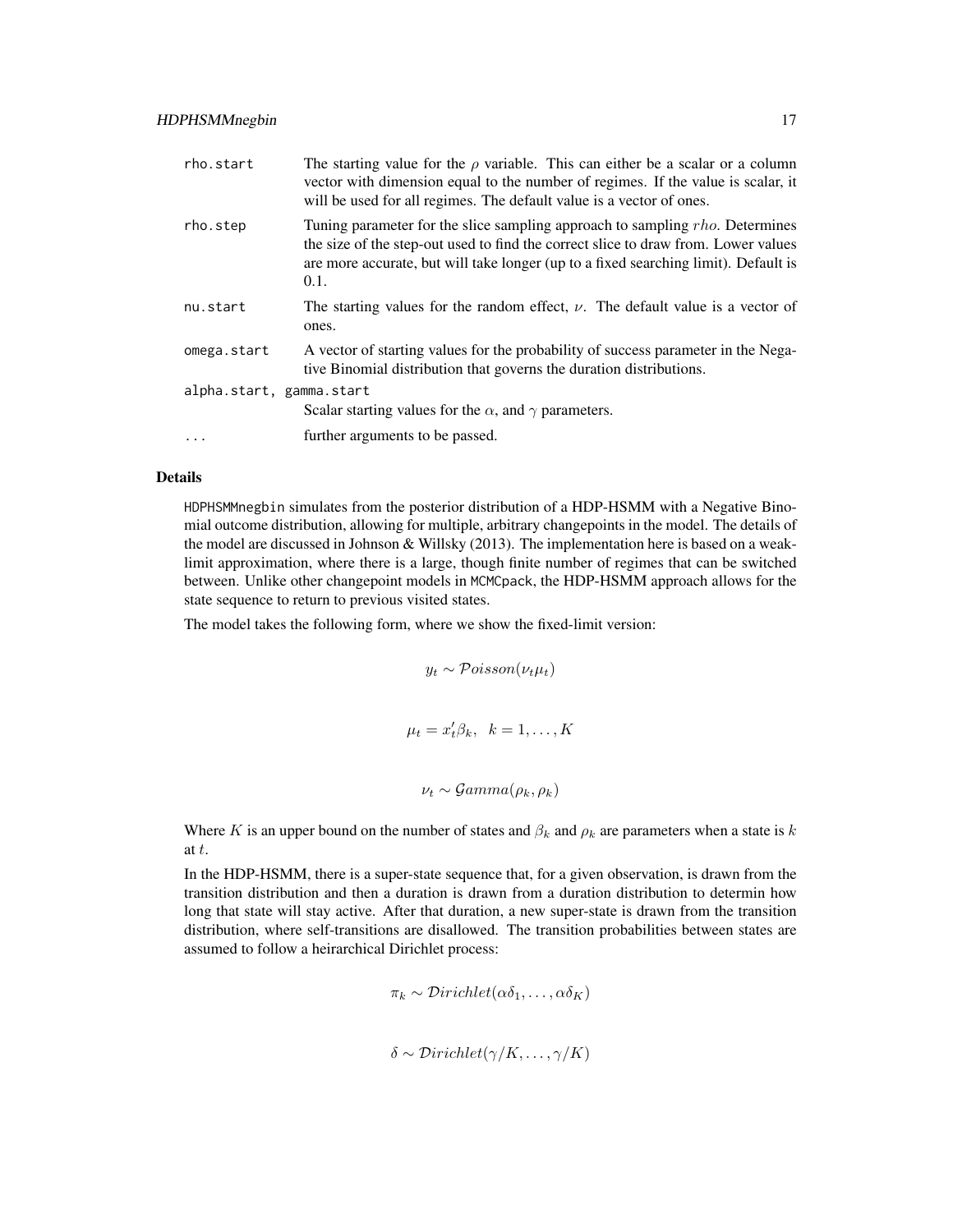`rho.start` The starting value for the $\rho$ variable. This can either be a scalar or a column vector with dimension equal to the number of regimes. If the value is scalar, it will be used for all regimes. The default value is a vector of ones.

`rho.step` Tuning parameter for the slice sampling approach to sampling $rho$. Determines the size of the step-out used to find the correct slice to draw from. Lower values are more accurate, but will take longer (up to a fixed searching limit). Default is 0.1.

`nu.start` The starting values for the random effect, $\nu$. The default value is a vector of ones.

`omega.start` A vector of starting values for the probability of success parameter in the Negative Binomial distribution that governs the duration distributions.

`alpha.start, gamma.start`
Scalar starting values for the $\alpha$, and $\gamma$ parameters.

`...` further arguments to be passed.

### Details

HDPHSMMnegbin simulates from the posterior distribution of a HDP-HSMM with a Negative Binomial outcome distribution, allowing for multiple, arbitrary changepoints in the model. The details of the model are discussed in Johnson & Willsky (2013). The implementation here is based on a weak-limit approximation, where there is a large, though finite number of regimes that can be switched between. Unlike other changepoint models in MCMCpack, the HDP-HSMM approach allows for the state sequence to return to previous visited states.

The model takes the following form, where we show the fixed-limit version:

$$y_t \sim \mathcal{P}oisson(\nu_t \mu_t)$$

$$\mu_t = x_t' \beta_k, \;\; k = 1, \ldots, K$$

$$\nu_t \sim \mathcal{G}amma(\rho_k, \rho_k)$$

Where $K$ is an upper bound on the number of states and $\beta_k$ and $\rho_k$ are parameters when a state is $k$ at $t$.

In the HDP-HSMM, there is a super-state sequence that, for a given observation, is drawn from the transition distribution and then a duration is drawn from a duration distribution to determin how long that state will stay active. After that duration, a new super-state is drawn from the transition distribution, where self-transitions are disallowed. The transition probabilities between states are assumed to follow a heirarchical Dirichlet process:

$$\pi_k \sim \mathcal{D}irichlet(\alpha\delta_1, \ldots, \alpha\delta_K)$$

$$\delta \sim \mathcal{D}irichlet(\gamma/K, \ldots, \gamma/K)$$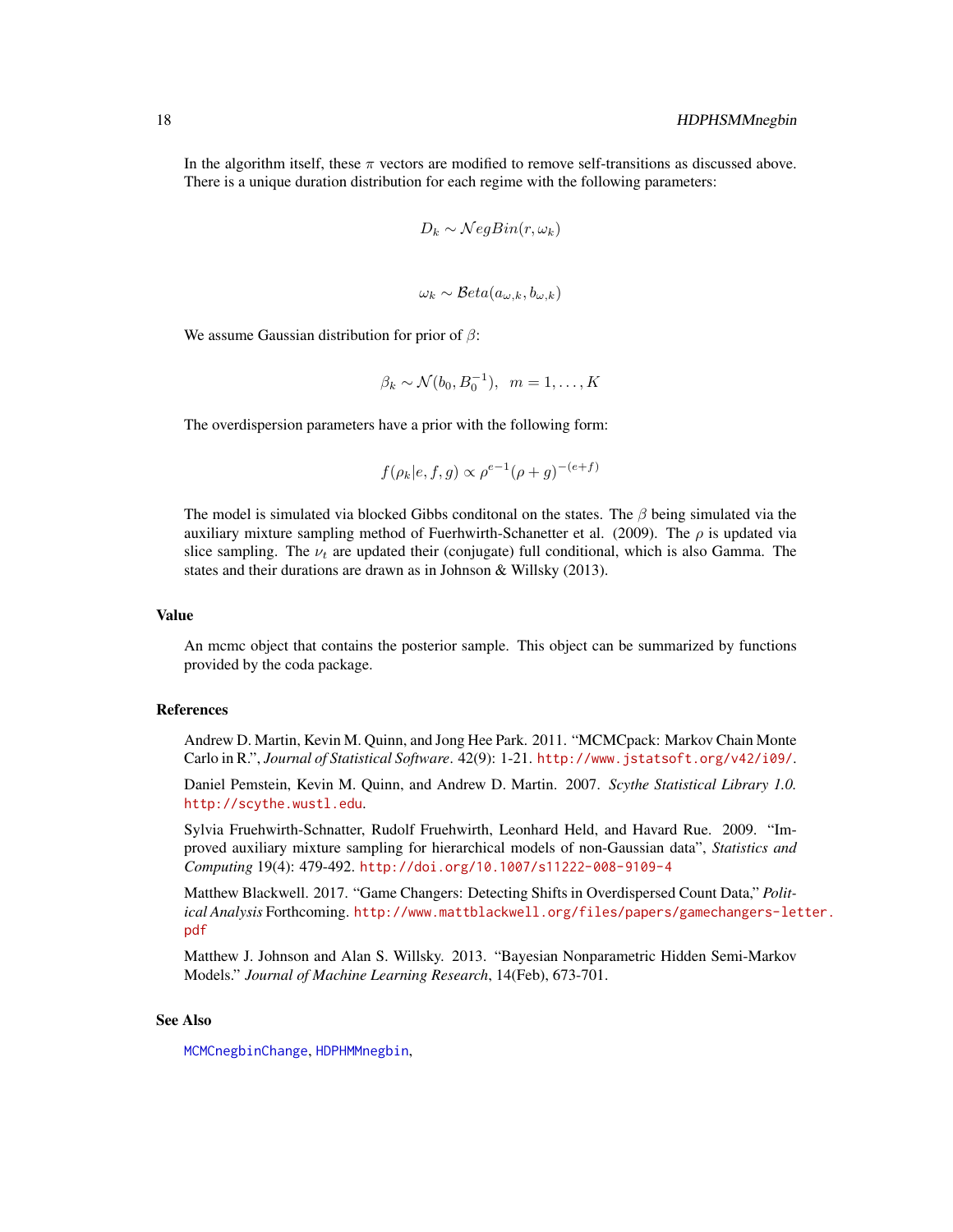In the algorithm itself, these $\pi$ vectors are modified to remove self-transitions as discussed above. There is a unique duration distribution for each regime with the following parameters:

$$D_k \sim \mathcal{N}egBin(r, \omega_k)$$

$$\omega_k \sim \mathcal{B}eta(a_{\omega,k}, b_{\omega,k})$$

We assume Gaussian distribution for prior of $\beta$:

$$\beta_k \sim \mathcal{N}(b_0, B_0^{-1}), \quad m = 1, \ldots, K$$

The overdispersion parameters have a prior with the following form:

$$f(\rho_k | e, f, g) \propto \rho^{e-1}(\rho + g)^{-(e+f)}$$

The model is simulated via blocked Gibbs conditonal on the states. The $\beta$ being simulated via the auxiliary mixture sampling method of Fuerhwirth-Schanetter et al. (2009). The $\rho$ is updated via slice sampling. The $\nu_t$ are updated their (conjugate) full conditional, which is also Gamma. The states and their durations are drawn as in Johnson & Willsky (2013).

## Value

An mcmc object that contains the posterior sample. This object can be summarized by functions provided by the coda package.

## References

Andrew D. Martin, Kevin M. Quinn, and Jong Hee Park. 2011. "MCMCpack: Markov Chain Monte Carlo in R.", *Journal of Statistical Software*. 42(9): 1-21. http://www.jstatsoft.org/v42/i09/.

Daniel Pemstein, Kevin M. Quinn, and Andrew D. Martin. 2007. *Scythe Statistical Library 1.0.* http://scythe.wustl.edu.

Sylvia Fruehwirth-Schnatter, Rudolf Fruehwirth, Leonhard Held, and Havard Rue. 2009. "Improved auxiliary mixture sampling for hierarchical models of non-Gaussian data", *Statistics and Computing* 19(4): 479-492. http://doi.org/10.1007/s11222-008-9109-4

Matthew Blackwell. 2017. "Game Changers: Detecting Shifts in Overdispersed Count Data," *Political Analysis* Forthcoming. http://www.mattblackwell.org/files/papers/gamechangers-letter.pdf

Matthew J. Johnson and Alan S. Willsky. 2013. "Bayesian Nonparametric Hidden Semi-Markov Models." *Journal of Machine Learning Research*, 14(Feb), 673-701.

## See Also

MCMCnegbinChange, HDPHMMnegbin,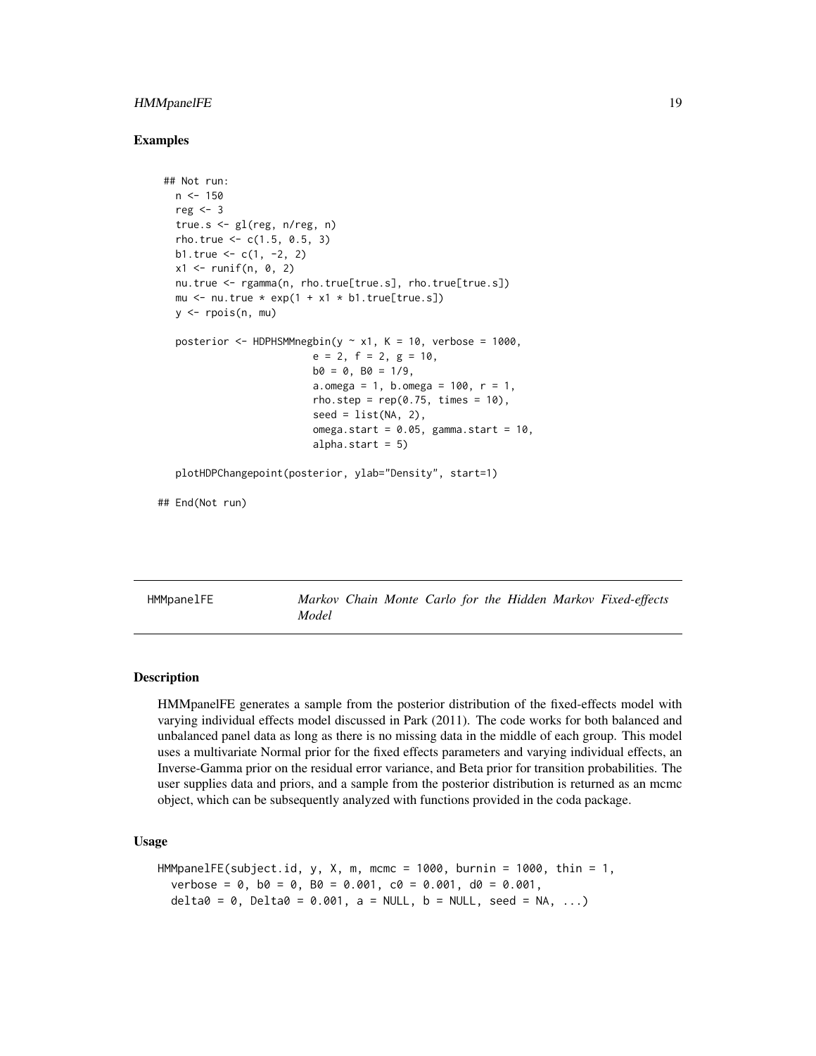### Examples

```
 ## Not run:
   n <- 150
   reg <- 3
   true.s <- gl(reg, n/reg, n)
   rho.true <- c(1.5, 0.5, 3)
   b1.true <- c(1, -2, 2)
   x1 <- runif(n, 0, 2)
   nu.true <- rgamma(n, rho.true[true.s], rho.true[true.s])
   mu <- nu.true * exp(1 + x1 * b1.true[true.s])
   y <- rpois(n, mu)

   posterior <- HDPHSMMnegbin(y ~ x1, K = 10, verbose = 1000,
                          e = 2, f = 2, g = 10,
                          b0 = 0, B0 = 1/9,
                          a.omega = 1, b.omega = 100, r = 1,
                          rho.step = rep(0.75, times = 10),
                          seed = list(NA, 2),
                          omega.start = 0.05, gamma.start = 10,
                          alpha.start = 5)

   plotHDPChangepoint(posterior, ylab="Density", start=1)

## End(Not run)
```

## HMMpanelFE — *Markov Chain Monte Carlo for the Hidden Markov Fixed-effects Model*

### Description

HMMpanelFE generates a sample from the posterior distribution of the fixed-effects model with varying individual effects model discussed in Park (2011). The code works for both balanced and unbalanced panel data as long as there is no missing data in the middle of each group. This model uses a multivariate Normal prior for the fixed effects parameters and varying individual effects, an Inverse-Gamma prior on the residual error variance, and Beta prior for transition probabilities. The user supplies data and priors, and a sample from the posterior distribution is returned as an mcmc object, which can be subsequently analyzed with functions provided in the coda package.

### Usage

```
HMMpanelFE(subject.id, y, X, m, mcmc = 1000, burnin = 1000, thin = 1,
  verbose = 0, b0 = 0, B0 = 0.001, c0 = 0.001, d0 = 0.001,
  delta0 = 0, Delta0 = 0.001, a = NULL, b = NULL, seed = NA, ...)
```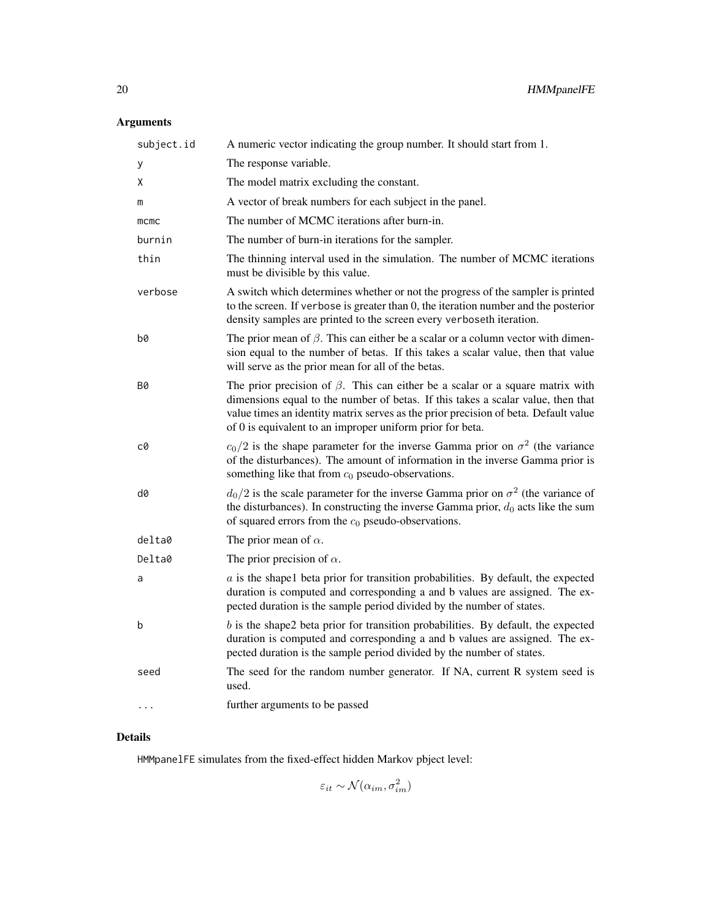## Arguments

| | |
|---|---|
| subject.id | A numeric vector indicating the group number. It should start from 1. |
| y | The response variable. |
| X | The model matrix excluding the constant. |
| m | A vector of break numbers for each subject in the panel. |
| mcmc | The number of MCMC iterations after burn-in. |
| burnin | The number of burn-in iterations for the sampler. |
| thin | The thinning interval used in the simulation. The number of MCMC iterations must be divisible by this value. |
| verbose | A switch which determines whether or not the progress of the sampler is printed to the screen. If verbose is greater than 0, the iteration number and the posterior density samples are printed to the screen every verboseth iteration. |
| b0 | The prior mean of $\beta$. This can either be a scalar or a column vector with dimension equal to the number of betas. If this takes a scalar value, then that value will serve as the prior mean for all of the betas. |
| B0 | The prior precision of $\beta$. This can either be a scalar or a square matrix with dimensions equal to the number of betas. If this takes a scalar value, then that value times an identity matrix serves as the prior precision of beta. Default value of 0 is equivalent to an improper uniform prior for beta. |
| c0 | $c_0/2$ is the shape parameter for the inverse Gamma prior on $\sigma^2$ (the variance of the disturbances). The amount of information in the inverse Gamma prior is something like that from $c_0$ pseudo-observations. |
| d0 | $d_0/2$ is the scale parameter for the inverse Gamma prior on $\sigma^2$ (the variance of the disturbances). In constructing the inverse Gamma prior, $d_0$ acts like the sum of squared errors from the $c_0$ pseudo-observations. |
| delta0 | The prior mean of $\alpha$. |
| Delta0 | The prior precision of $\alpha$. |
| a | $a$ is the shape1 beta prior for transition probabilities. By default, the expected duration is computed and corresponding a and b values are assigned. The expected duration is the sample period divided by the number of states. |
| b | $b$ is the shape2 beta prior for transition probabilities. By default, the expected duration is computed and corresponding a and b values are assigned. The expected duration is the sample period divided by the number of states. |
| seed | The seed for the random number generator. If NA, current R system seed is used. |
| ... | further arguments to be passed |

## Details

HMMpanelFE simulates from the fixed-effect hidden Markov pbject level:

$$\varepsilon_{it} \sim \mathcal{N}(\alpha_{im}, \sigma^2_{im})$$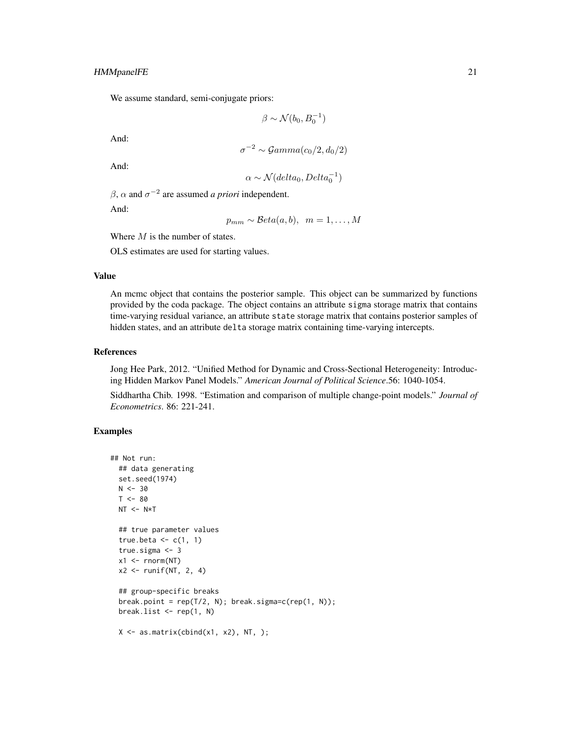We assume standard, semi-conjugate priors:

$$\beta \sim \mathcal{N}(b_0, B_0^{-1})$$

And:

$$\sigma^{-2} \sim \mathcal{G}amma(c_0/2, d_0/2)$$

And:

$$\alpha \sim \mathcal{N}(delta_0, Delta_0^{-1})$$

$\beta$, $\alpha$ and $\sigma^{-2}$ are assumed *a priori* independent.

And:

$$p_{mm} \sim \mathcal{B}eta(a, b), \quad m = 1, \ldots, M$$

Where $M$ is the number of states.

OLS estimates are used for starting values.

### Value

An mcmc object that contains the posterior sample. This object can be summarized by functions provided by the coda package. The object contains an attribute `sigma` storage matrix that contains time-varying residual variance, an attribute `state` storage matrix that contains posterior samples of hidden states, and an attribute `delta` storage matrix containing time-varying intercepts.

### References

Jong Hee Park, 2012. "Unified Method for Dynamic and Cross-Sectional Heterogeneity: Introducing Hidden Markov Panel Models." *American Journal of Political Science*.56: 1040-1054.

Siddhartha Chib. 1998. "Estimation and comparison of multiple change-point models." *Journal of Econometrics*. 86: 221-241.

### Examples

```
## Not run:
  ## data generating
  set.seed(1974)
  N <- 30
  T <- 80
  NT <- N*T

  ## true parameter values
  true.beta <- c(1, 1)
  true.sigma <- 3
  x1 <- rnorm(NT)
  x2 <- runif(NT, 2, 4)

  ## group-specific breaks
  break.point = rep(T/2, N); break.sigma=c(rep(1, N));
  break.list <- rep(1, N)

  X <- as.matrix(cbind(x1, x2), NT, );
```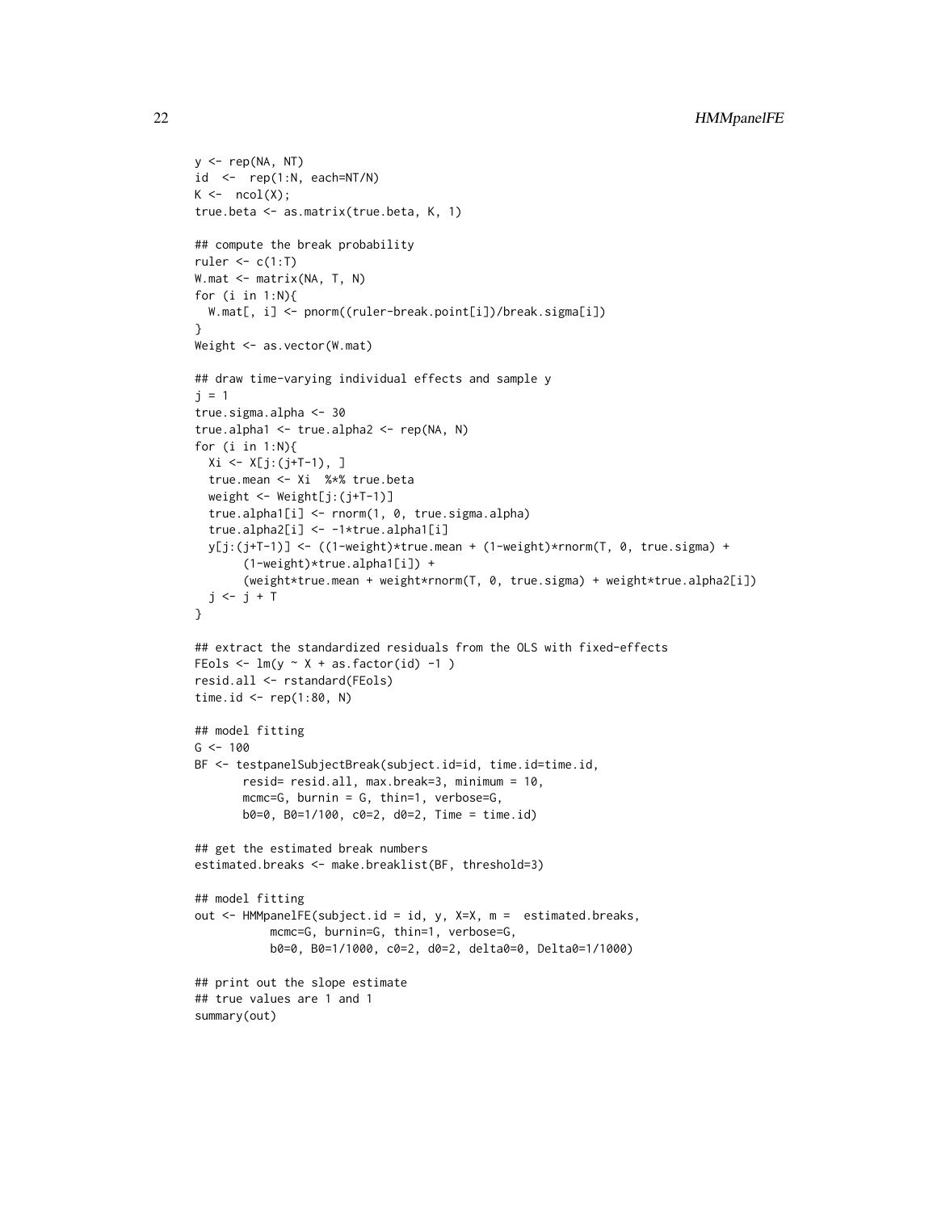```
y <- rep(NA, NT)
id  <-  rep(1:N, each=NT/N)
K <-  ncol(X);
true.beta <- as.matrix(true.beta, K, 1)

## compute the break probability
ruler <- c(1:T)
W.mat <- matrix(NA, T, N)
for (i in 1:N){
  W.mat[, i] <- pnorm((ruler-break.point[i])/break.sigma[i])
}
Weight <- as.vector(W.mat)

## draw time-varying individual effects and sample y
j = 1
true.sigma.alpha <- 30
true.alpha1 <- true.alpha2 <- rep(NA, N)
for (i in 1:N){
  Xi <- X[j:(j+T-1), ]
  true.mean <- Xi  %*% true.beta
  weight <- Weight[j:(j+T-1)]
  true.alpha1[i] <- rnorm(1, 0, true.sigma.alpha)
  true.alpha2[i] <- -1*true.alpha1[i]
  y[j:(j+T-1)] <- ((1-weight)*true.mean + (1-weight)*rnorm(T, 0, true.sigma) +
       (1-weight)*true.alpha1[i]) +
       (weight*true.mean + weight*rnorm(T, 0, true.sigma) + weight*true.alpha2[i])
  j <- j + T
}

## extract the standardized residuals from the OLS with fixed-effects
FEols <- lm(y ~ X + as.factor(id) -1 )
resid.all <- rstandard(FEols)
time.id <- rep(1:80, N)

## model fitting
G <- 100
BF <- testpanelSubjectBreak(subject.id=id, time.id=time.id,
       resid= resid.all, max.break=3, minimum = 10,
       mcmc=G, burnin = G, thin=1, verbose=G,
       b0=0, B0=1/100, c0=2, d0=2, Time = time.id)

## get the estimated break numbers
estimated.breaks <- make.breaklist(BF, threshold=3)

## model fitting
out <- HMMpanelFE(subject.id = id, y, X=X, m =  estimated.breaks,
           mcmc=G, burnin=G, thin=1, verbose=G,
           b0=0, B0=1/1000, c0=2, d0=2, delta0=0, Delta0=1/1000)

## print out the slope estimate
## true values are 1 and 1
summary(out)
```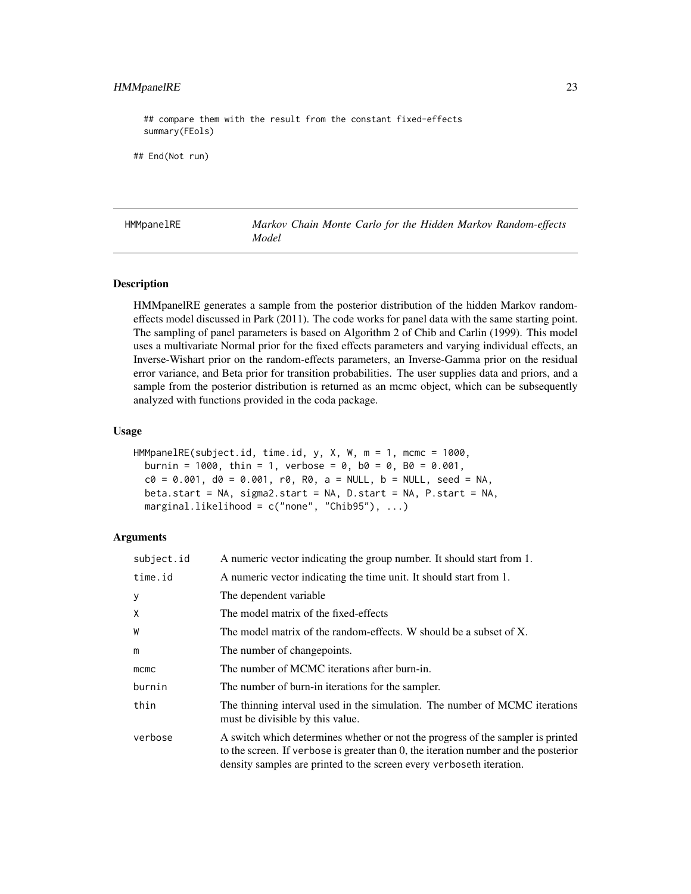```
  ## compare them with the result from the constant fixed-effects
  summary(FEols)

## End(Not run)
```

## HMMpanelRE — *Markov Chain Monte Carlo for the Hidden Markov Random-effects Model*

### Description

HMMpanelRE generates a sample from the posterior distribution of the hidden Markov random-effects model discussed in Park (2011). The code works for panel data with the same starting point. The sampling of panel parameters is based on Algorithm 2 of Chib and Carlin (1999). This model uses a multivariate Normal prior for the fixed effects parameters and varying individual effects, an Inverse-Wishart prior on the random-effects parameters, an Inverse-Gamma prior on the residual error variance, and Beta prior for transition probabilities. The user supplies data and priors, and a sample from the posterior distribution is returned as an mcmc object, which can be subsequently analyzed with functions provided in the coda package.

### Usage

```
HMMpanelRE(subject.id, time.id, y, X, W, m = 1, mcmc = 1000,
  burnin = 1000, thin = 1, verbose = 0, b0 = 0, B0 = 0.001,
  c0 = 0.001, d0 = 0.001, r0, R0, a = NULL, b = NULL, seed = NA,
  beta.start = NA, sigma2.start = NA, D.start = NA, P.start = NA,
  marginal.likelihood = c("none", "Chib95"), ...)
```

### Arguments

| | |
|---|---|
| subject.id | A numeric vector indicating the group number. It should start from 1. |
| time.id | A numeric vector indicating the time unit. It should start from 1. |
| y | The dependent variable |
| X | The model matrix of the fixed-effects |
| W | The model matrix of the random-effects. W should be a subset of X. |
| m | The number of changepoints. |
| mcmc | The number of MCMC iterations after burn-in. |
| burnin | The number of burn-in iterations for the sampler. |
| thin | The thinning interval used in the simulation. The number of MCMC iterations must be divisible by this value. |
| verbose | A switch which determines whether or not the progress of the sampler is printed to the screen. If verbose is greater than 0, the iteration number and the posterior density samples are printed to the screen every verboseth iteration. |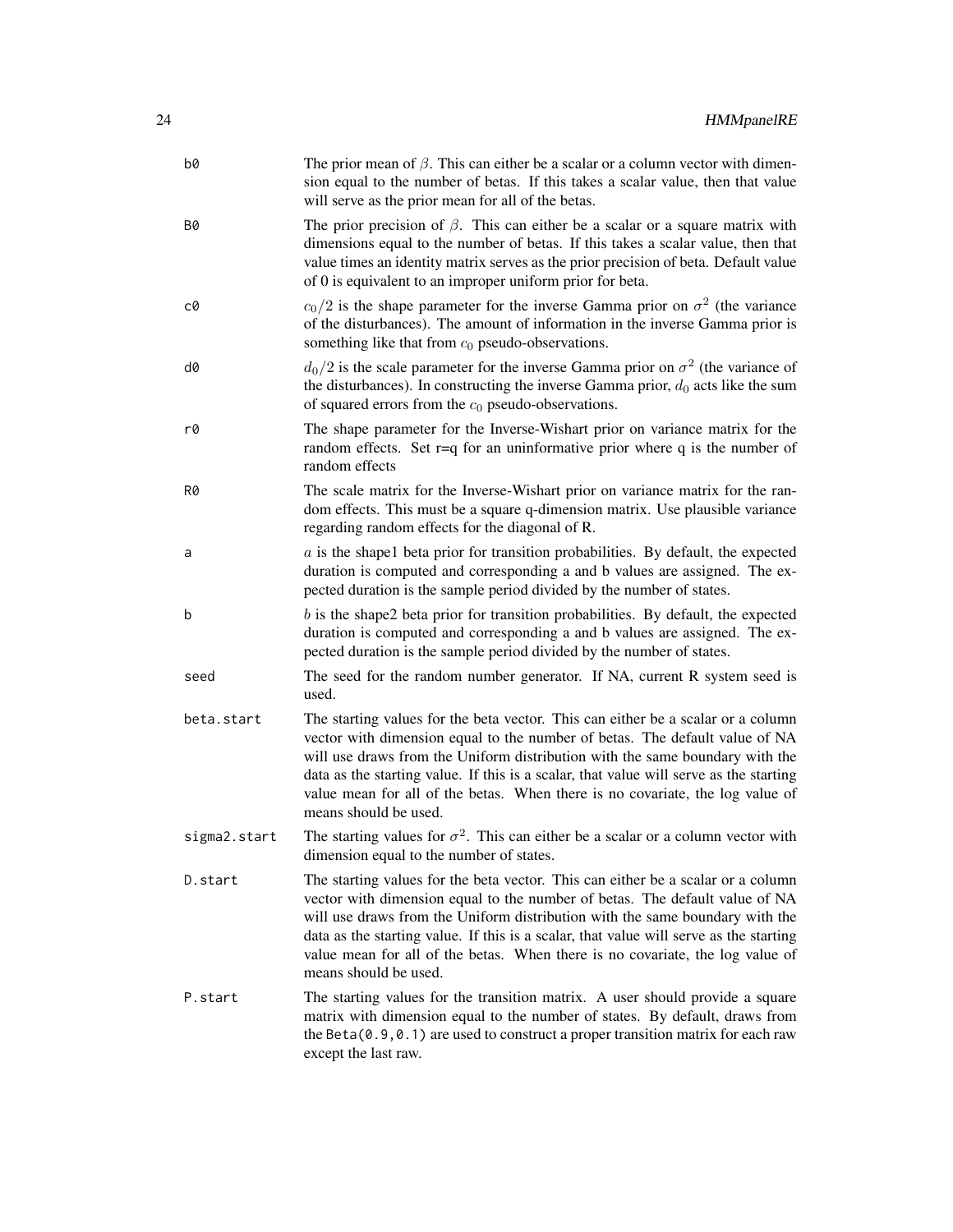| | |
|---|---|
| `b0` | The prior mean of $\beta$. This can either be a scalar or a column vector with dimension equal to the number of betas. If this takes a scalar value, then that value will serve as the prior mean for all of the betas. |
| `B0` | The prior precision of $\beta$. This can either be a scalar or a square matrix with dimensions equal to the number of betas. If this takes a scalar value, then that value times an identity matrix serves as the prior precision of beta. Default value of 0 is equivalent to an improper uniform prior for beta. |
| `c0` | $c_0/2$ is the shape parameter for the inverse Gamma prior on $\sigma^2$ (the variance of the disturbances). The amount of information in the inverse Gamma prior is something like that from $c_0$ pseudo-observations. |
| `d0` | $d_0/2$ is the scale parameter for the inverse Gamma prior on $\sigma^2$ (the variance of the disturbances). In constructing the inverse Gamma prior, $d_0$ acts like the sum of squared errors from the $c_0$ pseudo-observations. |
| `r0` | The shape parameter for the Inverse-Wishart prior on variance matrix for the random effects. Set r=q for an uninformative prior where q is the number of random effects |
| `R0` | The scale matrix for the Inverse-Wishart prior on variance matrix for the random effects. This must be a square q-dimension matrix. Use plausible variance regarding random effects for the diagonal of R. |
| `a` | $a$ is the shape1 beta prior for transition probabilities. By default, the expected duration is computed and corresponding a and b values are assigned. The expected duration is the sample period divided by the number of states. |
| `b` | $b$ is the shape2 beta prior for transition probabilities. By default, the expected duration is computed and corresponding a and b values are assigned. The expected duration is the sample period divided by the number of states. |
| `seed` | The seed for the random number generator. If NA, current R system seed is used. |
| `beta.start` | The starting values for the beta vector. This can either be a scalar or a column vector with dimension equal to the number of betas. The default value of NA will use draws from the Uniform distribution with the same boundary with the data as the starting value. If this is a scalar, that value will serve as the starting value mean for all of the betas. When there is no covariate, the log value of means should be used. |
| `sigma2.start` | The starting values for $\sigma^2$. This can either be a scalar or a column vector with dimension equal to the number of states. |
| `D.start` | The starting values for the beta vector. This can either be a scalar or a column vector with dimension equal to the number of betas. The default value of NA will use draws from the Uniform distribution with the same boundary with the data as the starting value. If this is a scalar, that value will serve as the starting value mean for all of the betas. When there is no covariate, the log value of means should be used. |
| `P.start` | The starting values for the transition matrix. A user should provide a square matrix with dimension equal to the number of states. By default, draws from the `Beta(0.9,0.1)` are used to construct a proper transition matrix for each raw except the last raw. |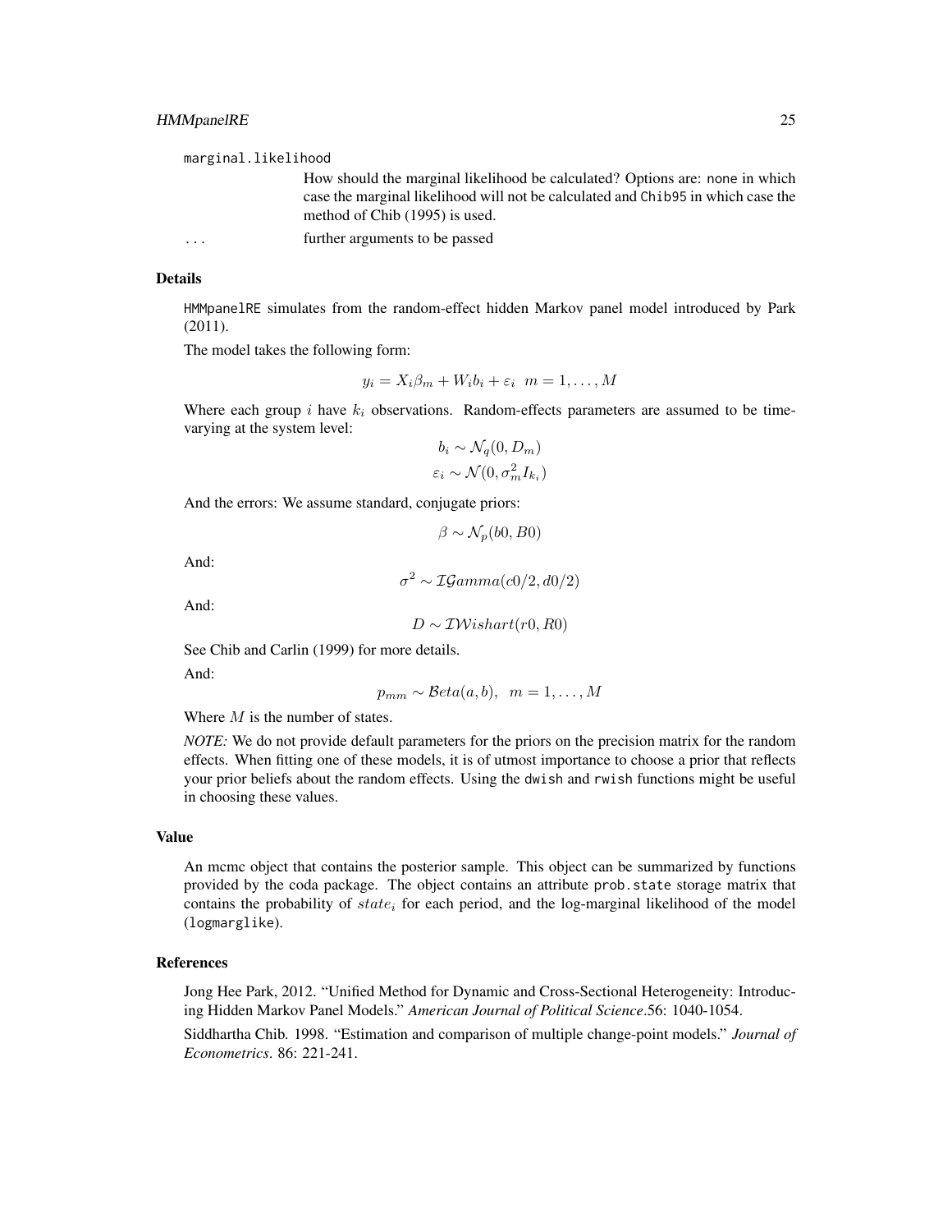marginal.likelihood

How should the marginal likelihood be calculated? Options are: none in which case the marginal likelihood will not be calculated and Chib95 in which case the method of Chib (1995) is used.

... further arguments to be passed

## Details

HMMpanelRE simulates from the random-effect hidden Markov panel model introduced by Park (2011).

The model takes the following form:

$$y_i = X_i \beta_m + W_i b_i + \varepsilon_i \quad m = 1, \ldots, M$$

Where each group $i$ have $k_i$ observations. Random-effects parameters are assumed to be time-varying at the system level:

$$b_i \sim \mathcal{N}_q(0, D_m)$$

$$\varepsilon_i \sim \mathcal{N}(0, \sigma_m^2 I_{k_i})$$

And the errors: We assume standard, conjugate priors:

$$\beta \sim \mathcal{N}_p(b0, B0)$$

And:

$$\sigma^2 \sim \mathcal{IG}amma(c0/2, d0/2)$$

And:

$$D \sim \mathcal{IW}ishart(r0, R0)$$

See Chib and Carlin (1999) for more details.

And:

$$p_{mm} \sim \mathcal{B}eta(a, b), \quad m = 1, \ldots, M$$

Where $M$ is the number of states.

*NOTE:* We do not provide default parameters for the priors on the precision matrix for the random effects. When fitting one of these models, it is of utmost importance to choose a prior that reflects your prior beliefs about the random effects. Using the dwish and rwish functions might be useful in choosing these values.

## Value

An mcmc object that contains the posterior sample. This object can be summarized by functions provided by the coda package. The object contains an attribute prob.state storage matrix that contains the probability of $state_i$ for each period, and the log-marginal likelihood of the model (logmarglike).

## References

Jong Hee Park, 2012. "Unified Method for Dynamic and Cross-Sectional Heterogeneity: Introducing Hidden Markov Panel Models." *American Journal of Political Science*.56: 1040-1054.

Siddhartha Chib. 1998. "Estimation and comparison of multiple change-point models." *Journal of Econometrics*. 86: 221-241.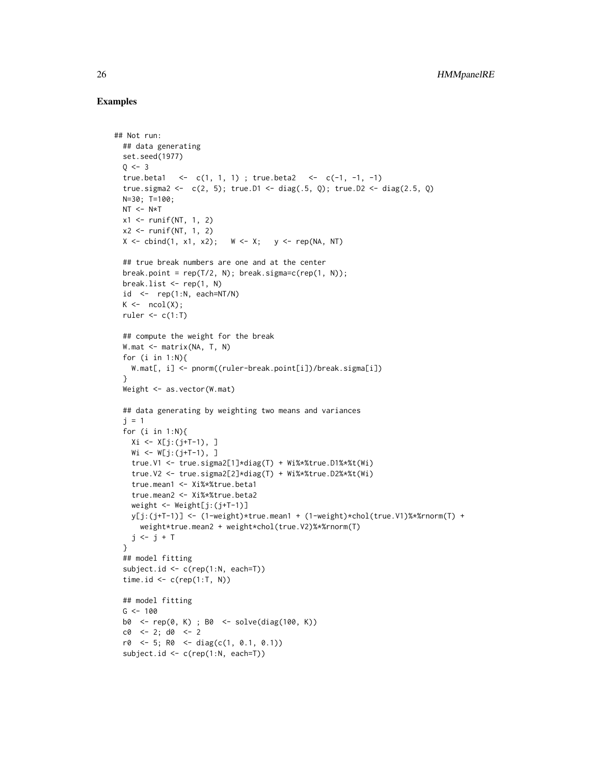## Examples

```
## Not run:
  ## data generating
  set.seed(1977)
  Q <- 3
  true.beta1   <-  c(1, 1, 1) ; true.beta2   <-  c(-1, -1, -1)
  true.sigma2 <-  c(2, 5); true.D1 <- diag(.5, Q); true.D2 <- diag(2.5, Q)
  N=30; T=100;
  NT <- N*T
  x1 <- runif(NT, 1, 2)
  x2 <- runif(NT, 1, 2)
  X <- cbind(1, x1, x2);   W <- X;   y <- rep(NA, NT)

  ## true break numbers are one and at the center
  break.point = rep(T/2, N); break.sigma=c(rep(1, N));
  break.list <- rep(1, N)
  id  <-  rep(1:N, each=NT/N)
  K <-  ncol(X);
  ruler <- c(1:T)

  ## compute the weight for the break
  W.mat <- matrix(NA, T, N)
  for (i in 1:N){
    W.mat[, i] <- pnorm((ruler-break.point[i])/break.sigma[i])
  }
  Weight <- as.vector(W.mat)

  ## data generating by weighting two means and variances
  j = 1
  for (i in 1:N){
    Xi <- X[j:(j+T-1), ]
    Wi <- W[j:(j+T-1), ]
    true.V1 <- true.sigma2[1]*diag(T) + Wi%*%true.D1%*%t(Wi)
    true.V2 <- true.sigma2[2]*diag(T) + Wi%*%true.D2%*%t(Wi)
    true.mean1 <- Xi%*%true.beta1
    true.mean2 <- Xi%*%true.beta2
    weight <- Weight[j:(j+T-1)]
    y[j:(j+T-1)] <- (1-weight)*true.mean1 + (1-weight)*chol(true.V1)%*%rnorm(T) +
      weight*true.mean2 + weight*chol(true.V2)%*%rnorm(T)
    j <- j + T
  }
  ## model fitting
  subject.id <- c(rep(1:N, each=T))
  time.id <- c(rep(1:T, N))

  ## model fitting
  G <- 100
  b0  <- rep(0, K) ; B0  <- solve(diag(100, K))
  c0  <- 2; d0  <- 2
  r0  <- 5; R0  <- diag(c(1, 0.1, 0.1))
  subject.id <- c(rep(1:N, each=T))
```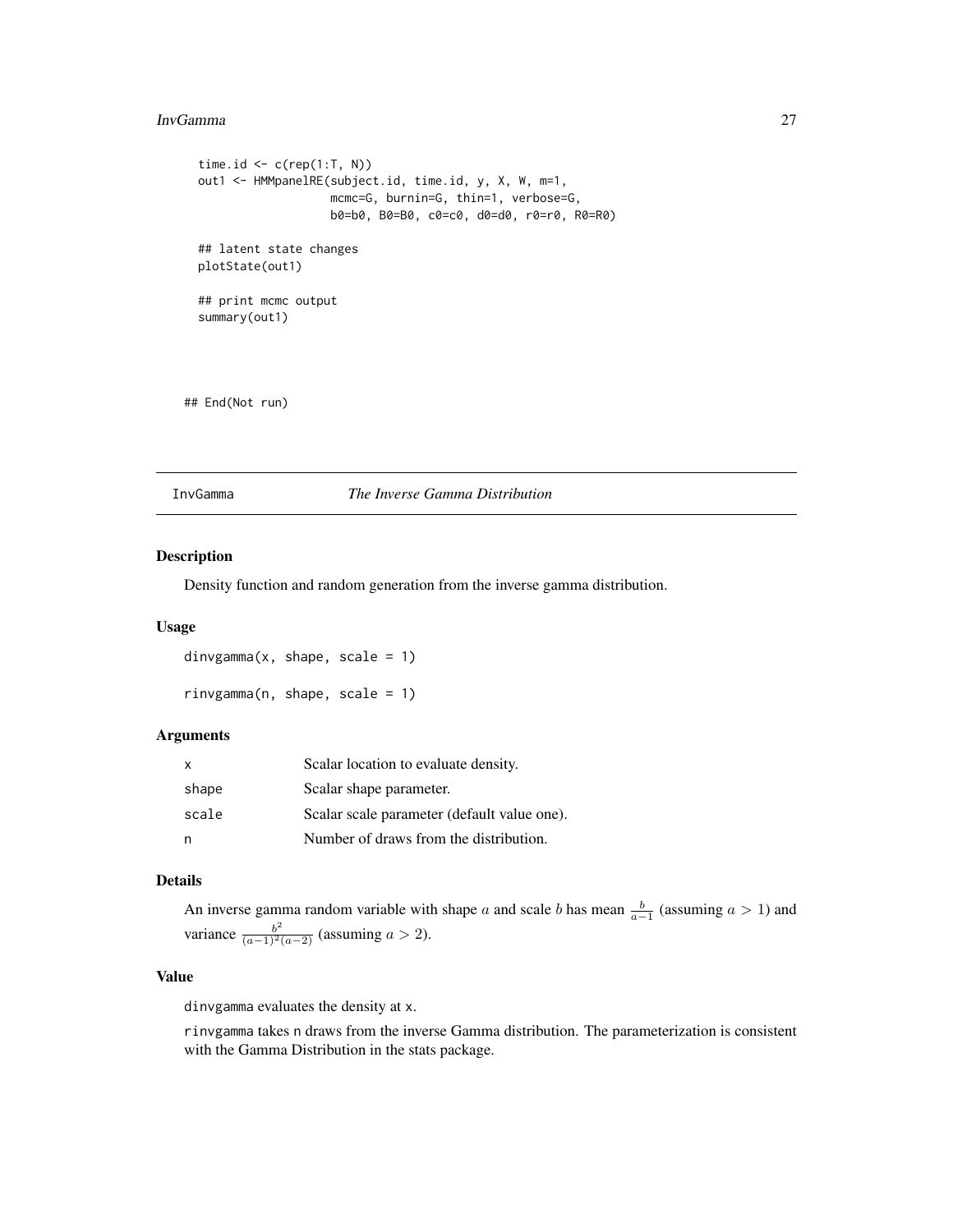```
  time.id <- c(rep(1:T, N))
  out1 <- HMMpanelRE(subject.id, time.id, y, X, W, m=1,
                     mcmc=G, burnin=G, thin=1, verbose=G,
                     b0=b0, B0=B0, c0=c0, d0=d0, r0=r0, R0=R0)

  ## latent state changes
  plotState(out1)

  ## print mcmc output
  summary(out1)



## End(Not run)
```

## InvGamma — *The Inverse Gamma Distribution*

### Description

Density function and random generation from the inverse gamma distribution.

### Usage

```
dinvgamma(x, shape, scale = 1)

rinvgamma(n, shape, scale = 1)
```

### Arguments

| | |
|---|---|
| x | Scalar location to evaluate density. |
| shape | Scalar shape parameter. |
| scale | Scalar scale parameter (default value one). |
| n | Number of draws from the distribution. |

### Details

An inverse gamma random variable with shape $a$ and scale $b$ has mean $\frac{b}{a-1}$ (assuming $a > 1$) and variance $\frac{b^2}{(a-1)^2(a-2)}$ (assuming $a > 2$).

### Value

dinvgamma evaluates the density at x.

rinvgamma takes n draws from the inverse Gamma distribution. The parameterization is consistent with the Gamma Distribution in the stats package.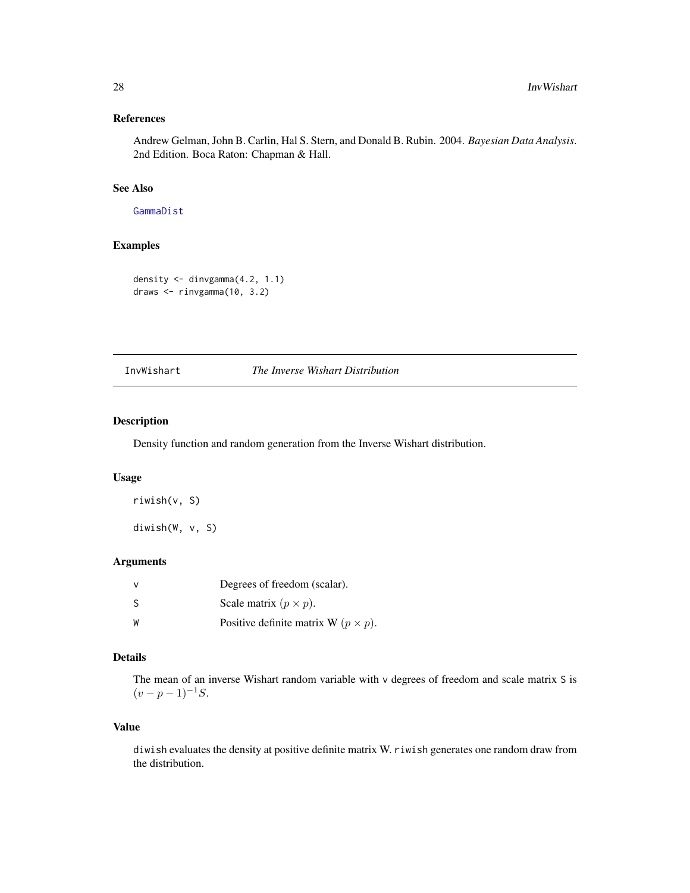### References

Andrew Gelman, John B. Carlin, Hal S. Stern, and Donald B. Rubin. 2004. *Bayesian Data Analysis*. 2nd Edition. Boca Raton: Chapman & Hall.

### See Also

GammaDist

### Examples

```
density <- dinvgamma(4.2, 1.1)
draws <- rinvgamma(10, 3.2)
```

---

## InvWishart *The Inverse Wishart Distribution*

---

### Description

Density function and random generation from the Inverse Wishart distribution.

### Usage

```
riwish(v, S)

diwish(W, v, S)
```

### Arguments

| | |
|---|---|
| v | Degrees of freedom (scalar). |
| S | Scale matrix $(p \times p)$. |
| W | Positive definite matrix W $(p \times p)$. |

### Details

The mean of an inverse Wishart random variable with v degrees of freedom and scale matrix S is $(v - p - 1)^{-1}S$.

### Value

diwish evaluates the density at positive definite matrix W. riwish generates one random draw from the distribution.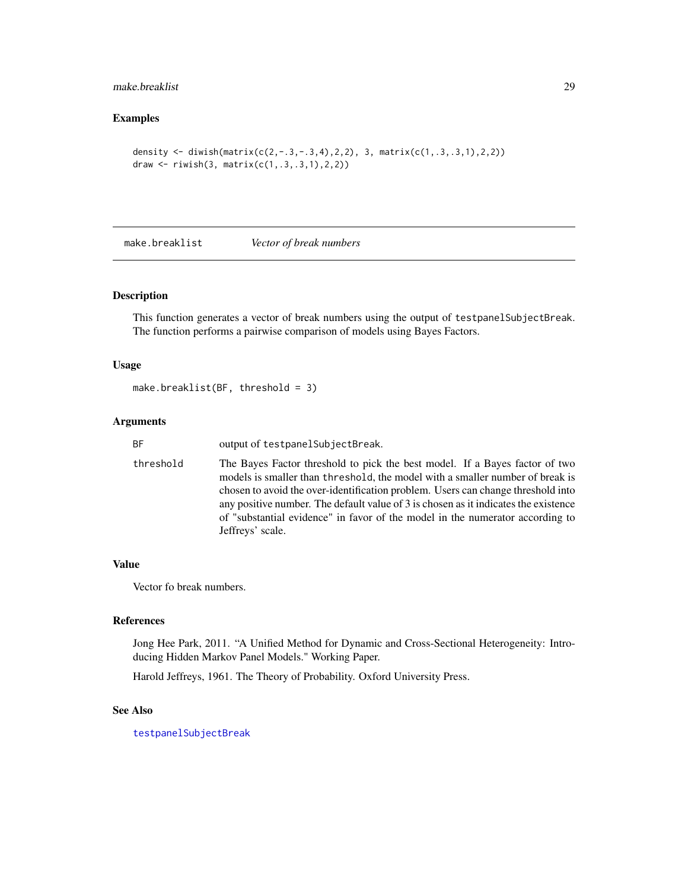### Examples

```
density <- diwish(matrix(c(2,-.3,-.3,4),2,2), 3, matrix(c(1,.3,.3,1),2,2))
draw <- riwish(3, matrix(c(1,.3,.3,1),2,2))
```

---

## make.breaklist *Vector of break numbers*

---

### Description

This function generates a vector of break numbers using the output of testpanelSubjectBreak. The function performs a pairwise comparison of models using Bayes Factors.

### Usage

```
make.breaklist(BF, threshold = 3)
```

### Arguments

| | |
|---|---|
| BF | output of testpanelSubjectBreak. |
| threshold | The Bayes Factor threshold to pick the best model. If a Bayes factor of two models is smaller than threshold, the model with a smaller number of break is chosen to avoid the over-identification problem. Users can change threshold into any positive number. The default value of 3 is chosen as it indicates the existence of "substantial evidence" in favor of the model in the numerator according to Jeffreys' scale. |

### Value

Vector fo break numbers.

### References

Jong Hee Park, 2011. "A Unified Method for Dynamic and Cross-Sectional Heterogeneity: Introducing Hidden Markov Panel Models." Working Paper.

Harold Jeffreys, 1961. The Theory of Probability. Oxford University Press.

### See Also

testpanelSubjectBreak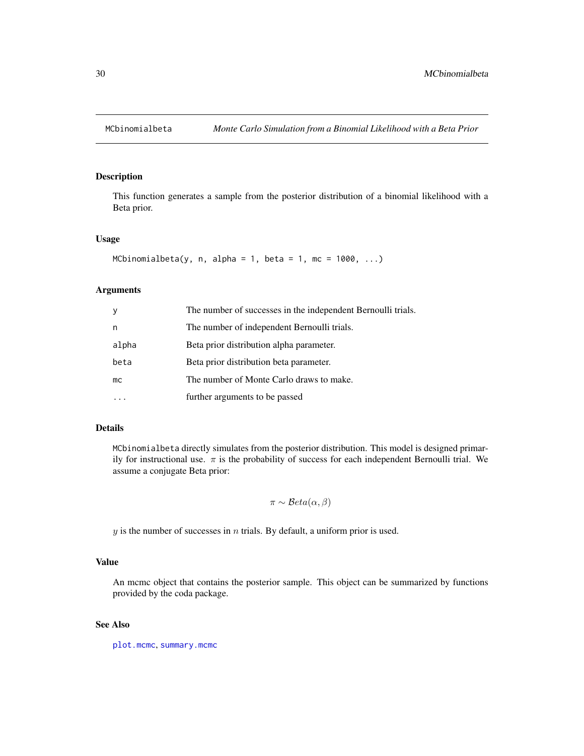# MCbinomialbeta — *Monte Carlo Simulation from a Binomial Likelihood with a Beta Prior*

## Description

This function generates a sample from the posterior distribution of a binomial likelihood with a Beta prior.

## Usage

```
MCbinomialbeta(y, n, alpha = 1, beta = 1, mc = 1000, ...)
```

## Arguments

| | |
|---|---|
| y | The number of successes in the independent Bernoulli trials. |
| n | The number of independent Bernoulli trials. |
| alpha | Beta prior distribution alpha parameter. |
| beta | Beta prior distribution beta parameter. |
| mc | The number of Monte Carlo draws to make. |
| ... | further arguments to be passed |

## Details

`MCbinomialbeta` directly simulates from the posterior distribution. This model is designed primarily for instructional use. $\pi$ is the probability of success for each independent Bernoulli trial. We assume a conjugate Beta prior:

$$\pi \sim \mathcal{B}eta(\alpha, \beta)$$

$y$ is the number of successes in $n$ trials. By default, a uniform prior is used.

## Value

An mcmc object that contains the posterior sample. This object can be summarized by functions provided by the coda package.

## See Also

`plot.mcmc`, `summary.mcmc`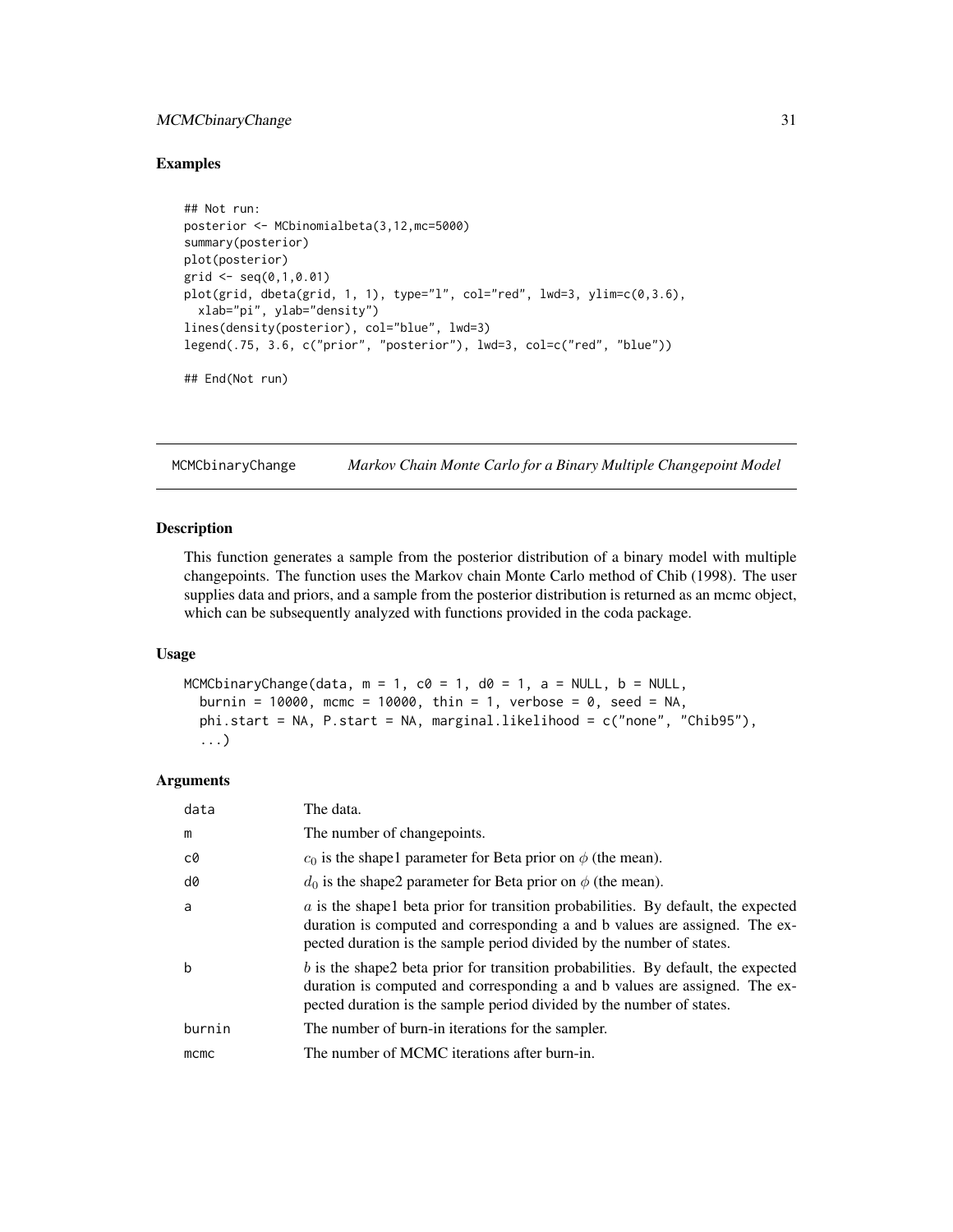### Examples

```
## Not run:
posterior <- MCbinomialbeta(3,12,mc=5000)
summary(posterior)
plot(posterior)
grid <- seq(0,1,0.01)
plot(grid, dbeta(grid, 1, 1), type="l", col="red", lwd=3, ylim=c(0,3.6),
  xlab="pi", ylab="density")
lines(density(posterior), col="blue", lwd=3)
legend(.75, 3.6, c("prior", "posterior"), lwd=3, col=c("red", "blue"))

## End(Not run)
```

---

## MCMCbinaryChange — *Markov Chain Monte Carlo for a Binary Multiple Changepoint Model*

### Description

This function generates a sample from the posterior distribution of a binary model with multiple changepoints. The function uses the Markov chain Monte Carlo method of Chib (1998). The user supplies data and priors, and a sample from the posterior distribution is returned as an mcmc object, which can be subsequently analyzed with functions provided in the coda package.

### Usage

```
MCMCbinaryChange(data, m = 1, c0 = 1, d0 = 1, a = NULL, b = NULL,
  burnin = 10000, mcmc = 10000, thin = 1, verbose = 0, seed = NA,
  phi.start = NA, P.start = NA, marginal.likelihood = c("none", "Chib95"),
  ...)
```

### Arguments

| | |
|---|---|
| data | The data. |
| m | The number of changepoints. |
| c0 | $c_0$ is the shape1 parameter for Beta prior on $\phi$ (the mean). |
| d0 | $d_0$ is the shape2 parameter for Beta prior on $\phi$ (the mean). |
| a | $a$ is the shape1 beta prior for transition probabilities. By default, the expected duration is computed and corresponding a and b values are assigned. The expected duration is the sample period divided by the number of states. |
| b | $b$ is the shape2 beta prior for transition probabilities. By default, the expected duration is computed and corresponding a and b values are assigned. The expected duration is the sample period divided by the number of states. |
| burnin | The number of burn-in iterations for the sampler. |
| mcmc | The number of MCMC iterations after burn-in. |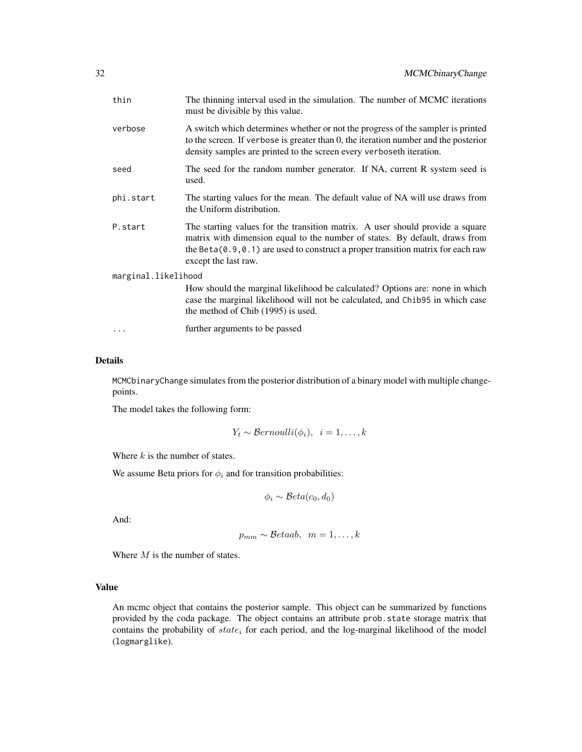| | |
|---|---|
| thin | The thinning interval used in the simulation. The number of MCMC iterations must be divisible by this value. |
| verbose | A switch which determines whether or not the progress of the sampler is printed to the screen. If verbose is greater than 0, the iteration number and the posterior density samples are printed to the screen every verboseth iteration. |
| seed | The seed for the random number generator. If NA, current R system seed is used. |
| phi.start | The starting values for the mean. The default value of NA will use draws from the Uniform distribution. |
| P.start | The starting values for the transition matrix. A user should provide a square matrix with dimension equal to the number of states. By default, draws from the Beta(0.9,0.1) are used to construct a proper transition matrix for each raw except the last raw. |
| marginal.likelihood | How should the marginal likelihood be calculated? Options are: none in which case the marginal likelihood will not be calculated, and Chib95 in which case the method of Chib (1995) is used. |
| ... | further arguments to be passed |

## Details

MCMCbinaryChange simulates from the posterior distribution of a binary model with multiple changepoints.

The model takes the following form:

$$Y_t \sim \mathcal{B}ernoulli(\phi_i), \quad i = 1, \ldots, k$$

Where $k$ is the number of states.

We assume Beta priors for $\phi_i$ and for transition probabilities:

$$\phi_i \sim \mathcal{B}eta(c_0, d_0)$$

And:

$$p_{mm} \sim \mathcal{B}etaab, \quad m = 1, \ldots, k$$

Where $M$ is the number of states.

## Value

An mcmc object that contains the posterior sample. This object can be summarized by functions provided by the coda package. The object contains an attribute prob.state storage matrix that contains the probability of $state_i$ for each period, and the log-marginal likelihood of the model (logmarglike).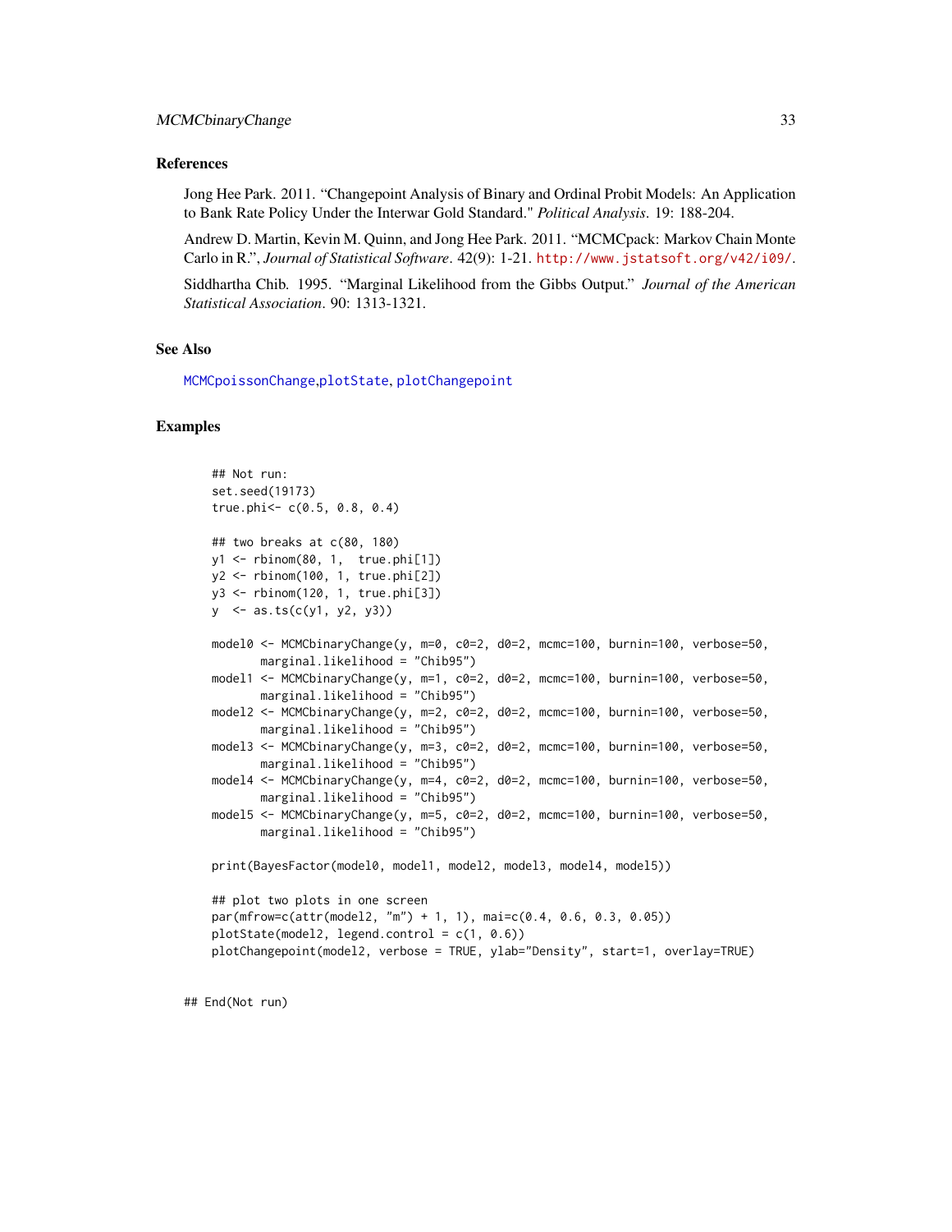## References

Jong Hee Park. 2011. "Changepoint Analysis of Binary and Ordinal Probit Models: An Application to Bank Rate Policy Under the Interwar Gold Standard." *Political Analysis*. 19: 188-204.

Andrew D. Martin, Kevin M. Quinn, and Jong Hee Park. 2011. "MCMCpack: Markov Chain Monte Carlo in R.", *Journal of Statistical Software*. 42(9): 1-21. http://www.jstatsoft.org/v42/i09/.

Siddhartha Chib. 1995. "Marginal Likelihood from the Gibbs Output." *Journal of the American Statistical Association*. 90: 1313-1321.

## See Also

MCMCpoissonChange, plotState, plotChangepoint

## Examples

```
    ## Not run:
    set.seed(19173)
    true.phi<- c(0.5, 0.8, 0.4)

    ## two breaks at c(80, 180)
    y1 <- rbinom(80, 1,  true.phi[1])
    y2 <- rbinom(100, 1, true.phi[2])
    y3 <- rbinom(120, 1, true.phi[3])
    y  <- as.ts(c(y1, y2, y3))

    model0 <- MCMCbinaryChange(y, m=0, c0=2, d0=2, mcmc=100, burnin=100, verbose=50,
           marginal.likelihood = "Chib95")
    model1 <- MCMCbinaryChange(y, m=1, c0=2, d0=2, mcmc=100, burnin=100, verbose=50,
           marginal.likelihood = "Chib95")
    model2 <- MCMCbinaryChange(y, m=2, c0=2, d0=2, mcmc=100, burnin=100, verbose=50,
           marginal.likelihood = "Chib95")
    model3 <- MCMCbinaryChange(y, m=3, c0=2, d0=2, mcmc=100, burnin=100, verbose=50,
           marginal.likelihood = "Chib95")
    model4 <- MCMCbinaryChange(y, m=4, c0=2, d0=2, mcmc=100, burnin=100, verbose=50,
           marginal.likelihood = "Chib95")
    model5 <- MCMCbinaryChange(y, m=5, c0=2, d0=2, mcmc=100, burnin=100, verbose=50,
           marginal.likelihood = "Chib95")

    print(BayesFactor(model0, model1, model2, model3, model4, model5))

    ## plot two plots in one screen
    par(mfrow=c(attr(model2, "m") + 1, 1), mai=c(0.4, 0.6, 0.3, 0.05))
    plotState(model2, legend.control = c(1, 0.6))
    plotChangepoint(model2, verbose = TRUE, ylab="Density", start=1, overlay=TRUE)

## End(Not run)
```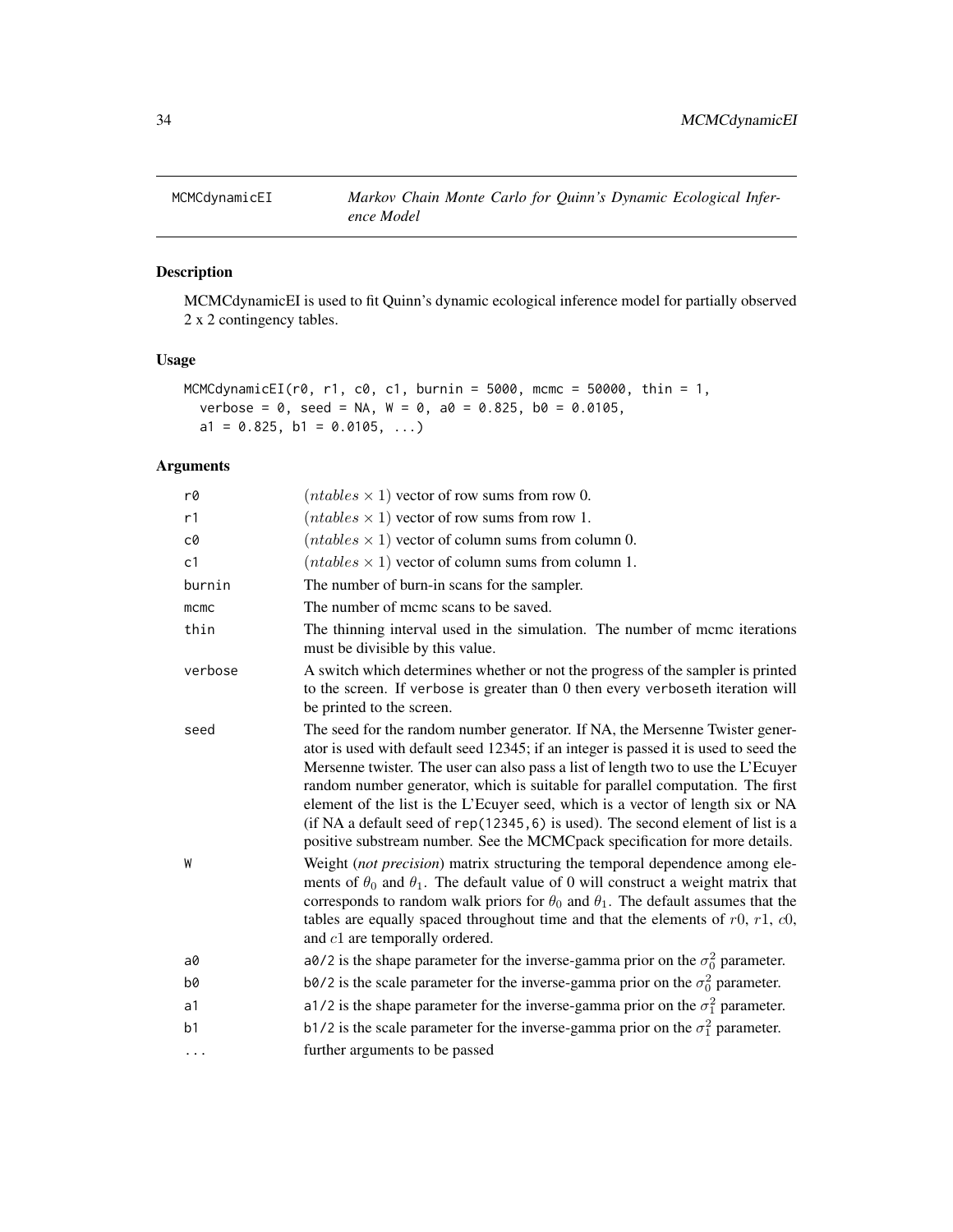MCMCdynamicEI *Markov Chain Monte Carlo for Quinn's Dynamic Ecological Inference Model*

## Description

MCMCdynamicEI is used to fit Quinn's dynamic ecological inference model for partially observed 2 x 2 contingency tables.

## Usage

```
MCMCdynamicEI(r0, r1, c0, c1, burnin = 5000, mcmc = 50000, thin = 1,
  verbose = 0, seed = NA, W = 0, a0 = 0.825, b0 = 0.0105,
  a1 = 0.825, b1 = 0.0105, ...)
```

## Arguments

| | |
|---|---|
| r0 | $(ntables \times 1)$ vector of row sums from row 0. |
| r1 | $(ntables \times 1)$ vector of row sums from row 1. |
| c0 | $(ntables \times 1)$ vector of column sums from column 0. |
| c1 | $(ntables \times 1)$ vector of column sums from column 1. |
| burnin | The number of burn-in scans for the sampler. |
| mcmc | The number of mcmc scans to be saved. |
| thin | The thinning interval used in the simulation. The number of mcmc iterations must be divisible by this value. |
| verbose | A switch which determines whether or not the progress of the sampler is printed to the screen. If verbose is greater than 0 then every verboseth iteration will be printed to the screen. |
| seed | The seed for the random number generator. If NA, the Mersenne Twister generator is used with default seed 12345; if an integer is passed it is used to seed the Mersenne twister. The user can also pass a list of length two to use the L'Ecuyer random number generator, which is suitable for parallel computation. The first element of the list is the L'Ecuyer seed, which is a vector of length six or NA (if NA a default seed of rep(12345,6) is used). The second element of list is a positive substream number. See the MCMCpack specification for more details. |
| W | Weight (*not precision*) matrix structuring the temporal dependence among elements of $\theta_0$ and $\theta_1$. The default value of 0 will construct a weight matrix that corresponds to random walk priors for $\theta_0$ and $\theta_1$. The default assumes that the tables are equally spaced throughout time and that the elements of $r0$, $r1$, $c0$, and $c1$ are temporally ordered. |
| a0 | a0/2 is the shape parameter for the inverse-gamma prior on the $\sigma_0^2$ parameter. |
| b0 | b0/2 is the scale parameter for the inverse-gamma prior on the $\sigma_0^2$ parameter. |
| a1 | a1/2 is the shape parameter for the inverse-gamma prior on the $\sigma_1^2$ parameter. |
| b1 | b1/2 is the scale parameter for the inverse-gamma prior on the $\sigma_1^2$ parameter. |
| ... | further arguments to be passed |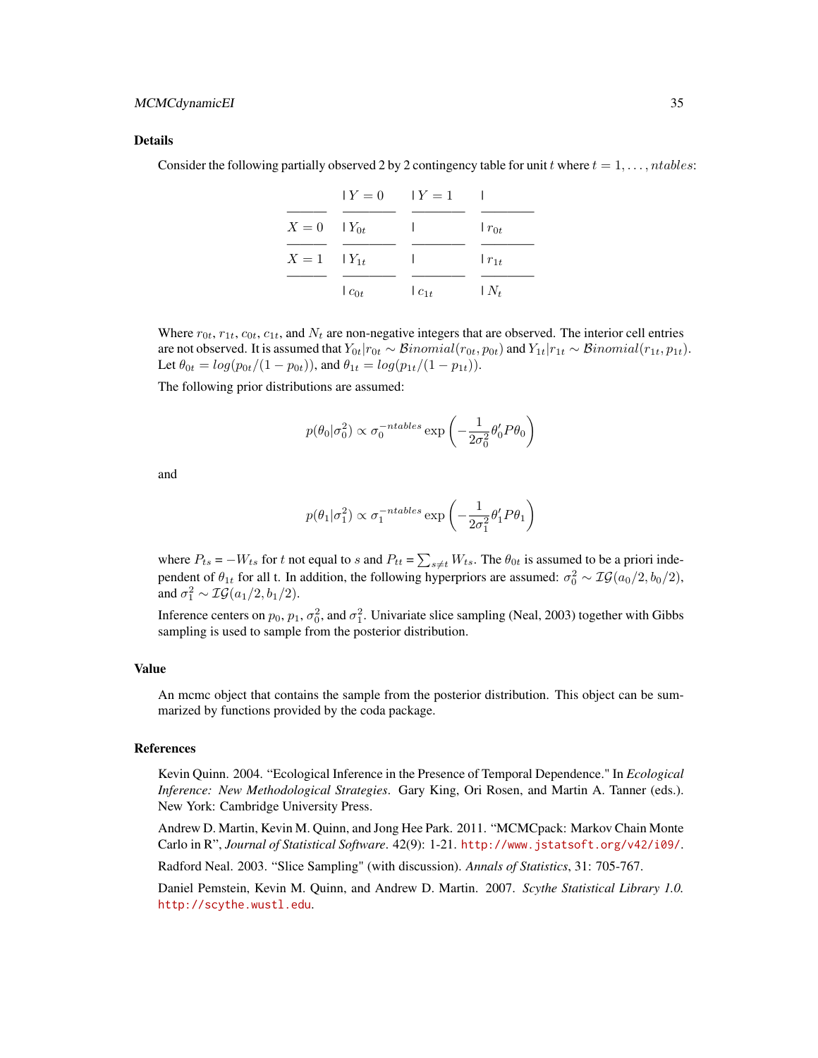## Details

Consider the following partially observed 2 by 2 contingency table for unit $t$ where $t = 1, \ldots, ntables$:

| | $Y = 0$ | $Y = 1$ | |
|---|---|---|---|
| $X = 0$ | $Y_{0t}$ | | $r_{0t}$ |
| $X = 1$ | $Y_{1t}$ | | $r_{1t}$ |
| | $c_{0t}$ | $c_{1t}$ | $N_t$ |

Where $r_{0t}$, $r_{1t}$, $c_{0t}$, $c_{1t}$, and $N_t$ are non-negative integers that are observed. The interior cell entries are not observed. It is assumed that $Y_{0t}|r_{0t} \sim \mathcal{B}inomial(r_{0t}, p_{0t})$ and $Y_{1t}|r_{1t} \sim \mathcal{B}inomial(r_{1t}, p_{1t})$. Let $\theta_{0t} = log(p_{0t}/(1 - p_{0t}))$, and $\theta_{1t} = log(p_{1t}/(1 - p_{1t}))$.

The following prior distributions are assumed:

$$p(\theta_0|\sigma_0^2) \propto \sigma_0^{-ntables} \exp\left(-\frac{1}{2\sigma_0^2}\theta_0' P \theta_0\right)$$

and

$$p(\theta_1|\sigma_1^2) \propto \sigma_1^{-ntables} \exp\left(-\frac{1}{2\sigma_1^2}\theta_1' P \theta_1\right)$$

where $P_{ts} = -W_{ts}$ for $t$ not equal to $s$ and $P_{tt} = \sum_{s \neq t} W_{ts}$. The $\theta_{0t}$ is assumed to be a priori independent of $\theta_{1t}$ for all t. In addition, the following hyperpriors are assumed: $\sigma_0^2 \sim \mathcal{IG}(a_0/2, b_0/2)$, and $\sigma_1^2 \sim \mathcal{IG}(a_1/2, b_1/2)$.

Inference centers on $p_0$, $p_1$, $\sigma_0^2$, and $\sigma_1^2$. Univariate slice sampling (Neal, 2003) together with Gibbs sampling is used to sample from the posterior distribution.

## Value

An mcmc object that contains the sample from the posterior distribution. This object can be summarized by functions provided by the coda package.

## References

Kevin Quinn. 2004. "Ecological Inference in the Presence of Temporal Dependence." In *Ecological Inference: New Methodological Strategies*. Gary King, Ori Rosen, and Martin A. Tanner (eds.). New York: Cambridge University Press.

Andrew D. Martin, Kevin M. Quinn, and Jong Hee Park. 2011. "MCMCpack: Markov Chain Monte Carlo in R", *Journal of Statistical Software*. 42(9): 1-21. http://www.jstatsoft.org/v42/i09/.

Radford Neal. 2003. "Slice Sampling" (with discussion). *Annals of Statistics*, 31: 705-767.

Daniel Pemstein, Kevin M. Quinn, and Andrew D. Martin. 2007. *Scythe Statistical Library 1.0.* http://scythe.wustl.edu.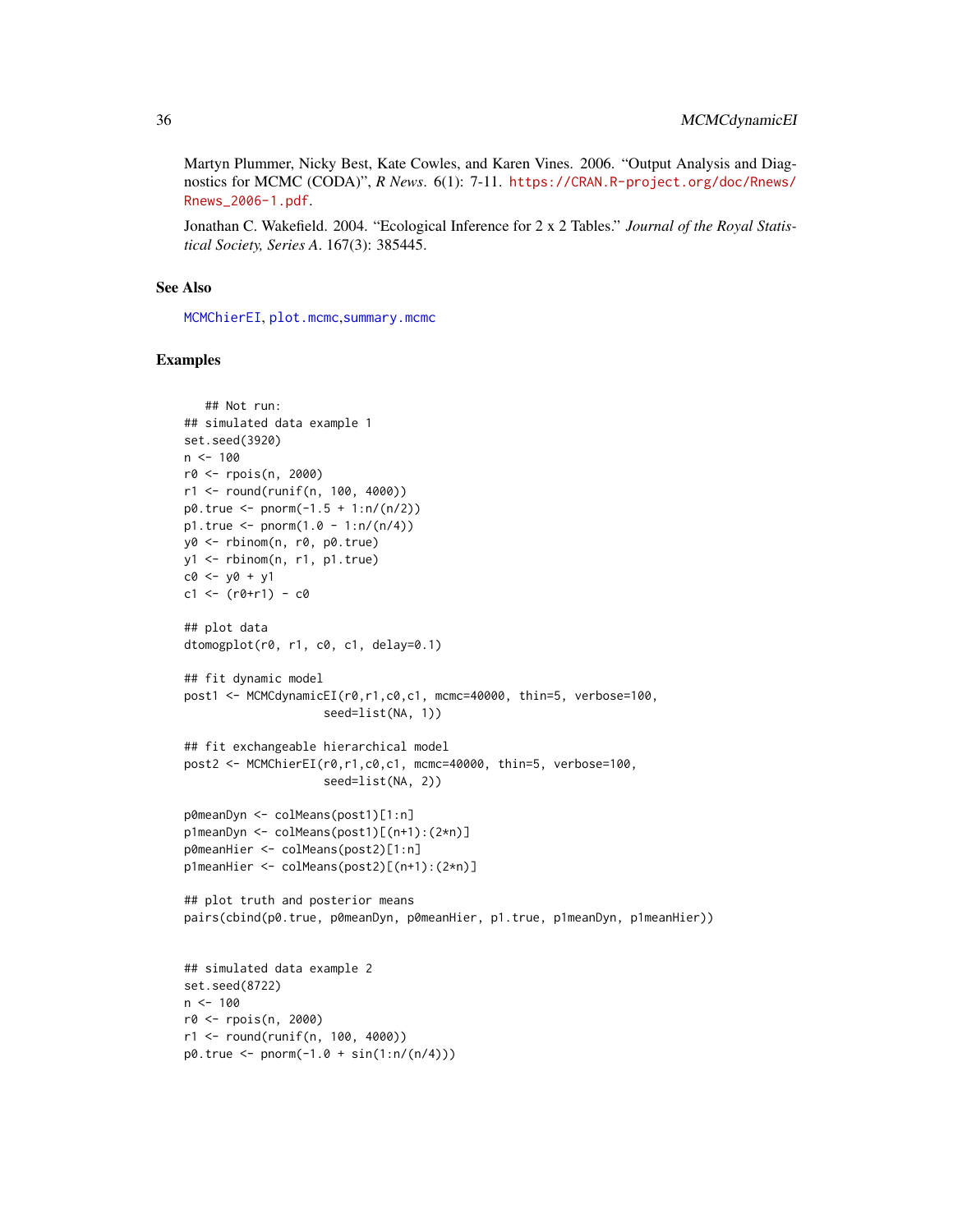Martyn Plummer, Nicky Best, Kate Cowles, and Karen Vines. 2006. "Output Analysis and Diagnostics for MCMC (CODA)", *R News*. 6(1): 7-11. https://CRAN.R-project.org/doc/Rnews/Rnews_2006-1.pdf.

Jonathan C. Wakefield. 2004. "Ecological Inference for 2 x 2 Tables." *Journal of the Royal Statistical Society, Series A*. 167(3): 385445.

## See Also

MCMChierEI, plot.mcmc, summary.mcmc

## Examples

```
   ## Not run:
## simulated data example 1
set.seed(3920)
n <- 100
r0 <- rpois(n, 2000)
r1 <- round(runif(n, 100, 4000))
p0.true <- pnorm(-1.5 + 1:n/(n/2))
p1.true <- pnorm(1.0 - 1:n/(n/4))
y0 <- rbinom(n, r0, p0.true)
y1 <- rbinom(n, r1, p1.true)
c0 <- y0 + y1
c1 <- (r0+r1) - c0

## plot data
dtomogplot(r0, r1, c0, c1, delay=0.1)

## fit dynamic model
post1 <- MCMCdynamicEI(r0,r1,c0,c1, mcmc=40000, thin=5, verbose=100,
                    seed=list(NA, 1))

## fit exchangeable hierarchical model
post2 <- MCMChierEI(r0,r1,c0,c1, mcmc=40000, thin=5, verbose=100,
                    seed=list(NA, 2))

p0meanDyn <- colMeans(post1)[1:n]
p1meanDyn <- colMeans(post1)[(n+1):(2*n)]
p0meanHier <- colMeans(post2)[1:n]
p1meanHier <- colMeans(post2)[(n+1):(2*n)]

## plot truth and posterior means
pairs(cbind(p0.true, p0meanDyn, p0meanHier, p1.true, p1meanDyn, p1meanHier))


## simulated data example 2
set.seed(8722)
n <- 100
r0 <- rpois(n, 2000)
r1 <- round(runif(n, 100, 4000))
p0.true <- pnorm(-1.0 + sin(1:n/(n/4)))
```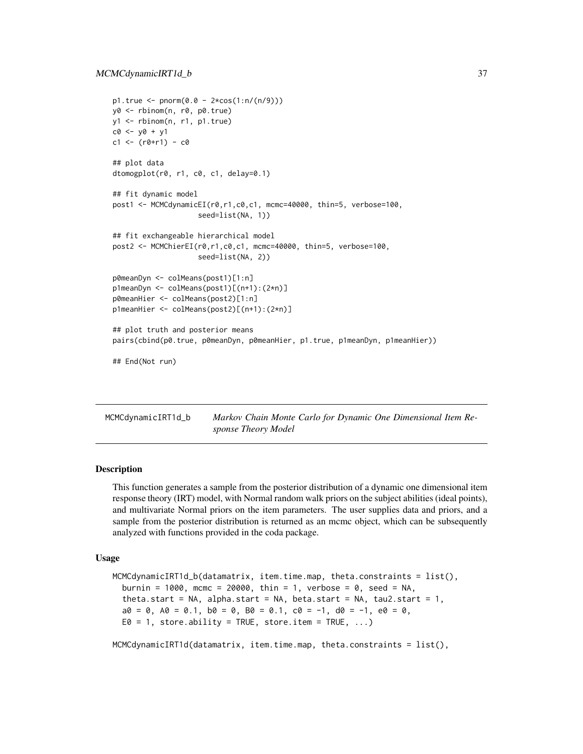```
p1.true <- pnorm(0.0 - 2*cos(1:n/(n/9)))
y0 <- rbinom(n, r0, p0.true)
y1 <- rbinom(n, r1, p1.true)
c0 <- y0 + y1
c1 <- (r0+r1) - c0

## plot data
dtomogplot(r0, r1, c0, c1, delay=0.1)

## fit dynamic model
post1 <- MCMCdynamicEI(r0,r1,c0,c1, mcmc=40000, thin=5, verbose=100,
                    seed=list(NA, 1))

## fit exchangeable hierarchical model
post2 <- MCMChierEI(r0,r1,c0,c1, mcmc=40000, thin=5, verbose=100,
                    seed=list(NA, 2))

p0meanDyn <- colMeans(post1)[1:n]
p1meanDyn <- colMeans(post1)[(n+1):(2*n)]
p0meanHier <- colMeans(post2)[1:n]
p1meanHier <- colMeans(post2)[(n+1):(2*n)]

## plot truth and posterior means
pairs(cbind(p0.true, p0meanDyn, p0meanHier, p1.true, p1meanDyn, p1meanHier))

## End(Not run)
```

---

## MCMCdynamicIRT1d_b — *Markov Chain Monte Carlo for Dynamic One Dimensional Item Response Theory Model*

---

### Description

This function generates a sample from the posterior distribution of a dynamic one dimensional item response theory (IRT) model, with Normal random walk priors on the subject abilities (ideal points), and multivariate Normal priors on the item parameters. The user supplies data and priors, and a sample from the posterior distribution is returned as an mcmc object, which can be subsequently analyzed with functions provided in the coda package.

### Usage

```
MCMCdynamicIRT1d_b(datamatrix, item.time.map, theta.constraints = list(),
  burnin = 1000, mcmc = 20000, thin = 1, verbose = 0, seed = NA,
  theta.start = NA, alpha.start = NA, beta.start = NA, tau2.start = 1,
  a0 = 0, A0 = 0.1, b0 = 0, B0 = 0.1, c0 = -1, d0 = -1, e0 = 0,
  E0 = 1, store.ability = TRUE, store.item = TRUE, ...)

MCMCdynamicIRT1d(datamatrix, item.time.map, theta.constraints = list(),
```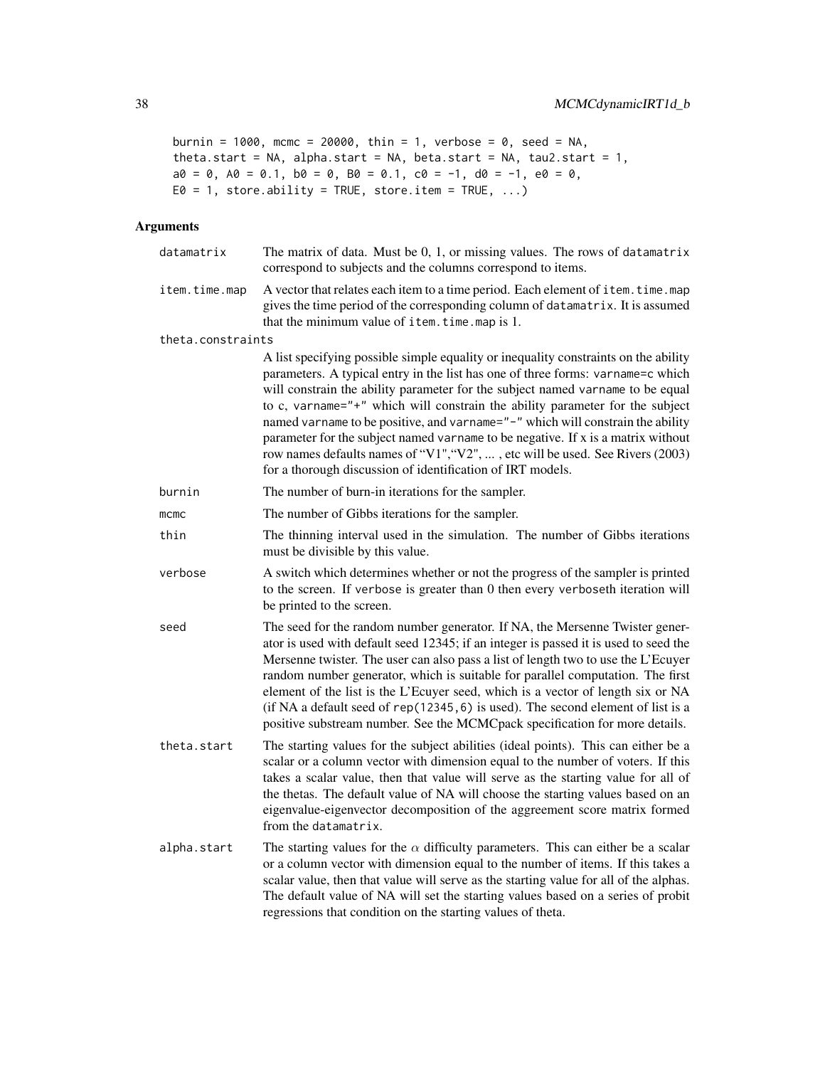```
burnin = 1000, mcmc = 20000, thin = 1, verbose = 0, seed = NA,
theta.start = NA, alpha.start = NA, beta.start = NA, tau2.start = 1,
a0 = 0, A0 = 0.1, b0 = 0, B0 = 0.1, c0 = -1, d0 = -1, e0 = 0,
E0 = 1, store.ability = TRUE, store.item = TRUE, ...)
```

## Arguments

- **datamatrix** The matrix of data. Must be 0, 1, or missing values. The rows of datamatrix correspond to subjects and the columns correspond to items.

- **item.time.map** A vector that relates each item to a time period. Each element of item.time.map gives the time period of the corresponding column of datamatrix. It is assumed that the minimum value of item.time.map is 1.

- **theta.constraints** A list specifying possible simple equality or inequality constraints on the ability parameters. A typical entry in the list has one of three forms: varname=c which will constrain the ability parameter for the subject named varname to be equal to c, varname="+" which will constrain the ability parameter for the subject named varname to be positive, and varname="-" which will constrain the ability parameter for the subject named varname to be negative. If x is a matrix without row names defaults names of "V1","V2", ... , etc will be used. See Rivers (2003) for a thorough discussion of identification of IRT models.

- **burnin** The number of burn-in iterations for the sampler.

- **mcmc** The number of Gibbs iterations for the sampler.

- **thin** The thinning interval used in the simulation. The number of Gibbs iterations must be divisible by this value.

- **verbose** A switch which determines whether or not the progress of the sampler is printed to the screen. If verbose is greater than 0 then every verboseth iteration will be printed to the screen.

- **seed** The seed for the random number generator. If NA, the Mersenne Twister generator is used with default seed 12345; if an integer is passed it is used to seed the Mersenne twister. The user can also pass a list of length two to use the L'Ecuyer random number generator, which is suitable for parallel computation. The first element of the list is the L'Ecuyer seed, which is a vector of length six or NA (if NA a default seed of rep(12345,6) is used). The second element of list is a positive substream number. See the MCMCpack specification for more details.

- **theta.start** The starting values for the subject abilities (ideal points). This can either be a scalar or a column vector with dimension equal to the number of voters. If this takes a scalar value, then that value will serve as the starting value for all of the thetas. The default value of NA will choose the starting values based on an eigenvalue-eigenvector decomposition of the aggreement score matrix formed from the datamatrix.

- **alpha.start** The starting values for the $\alpha$ difficulty parameters. This can either be a scalar or a column vector with dimension equal to the number of items. If this takes a scalar value, then that value will serve as the starting value for all of the alphas. The default value of NA will set the starting values based on a series of probit regressions that condition on the starting values of theta.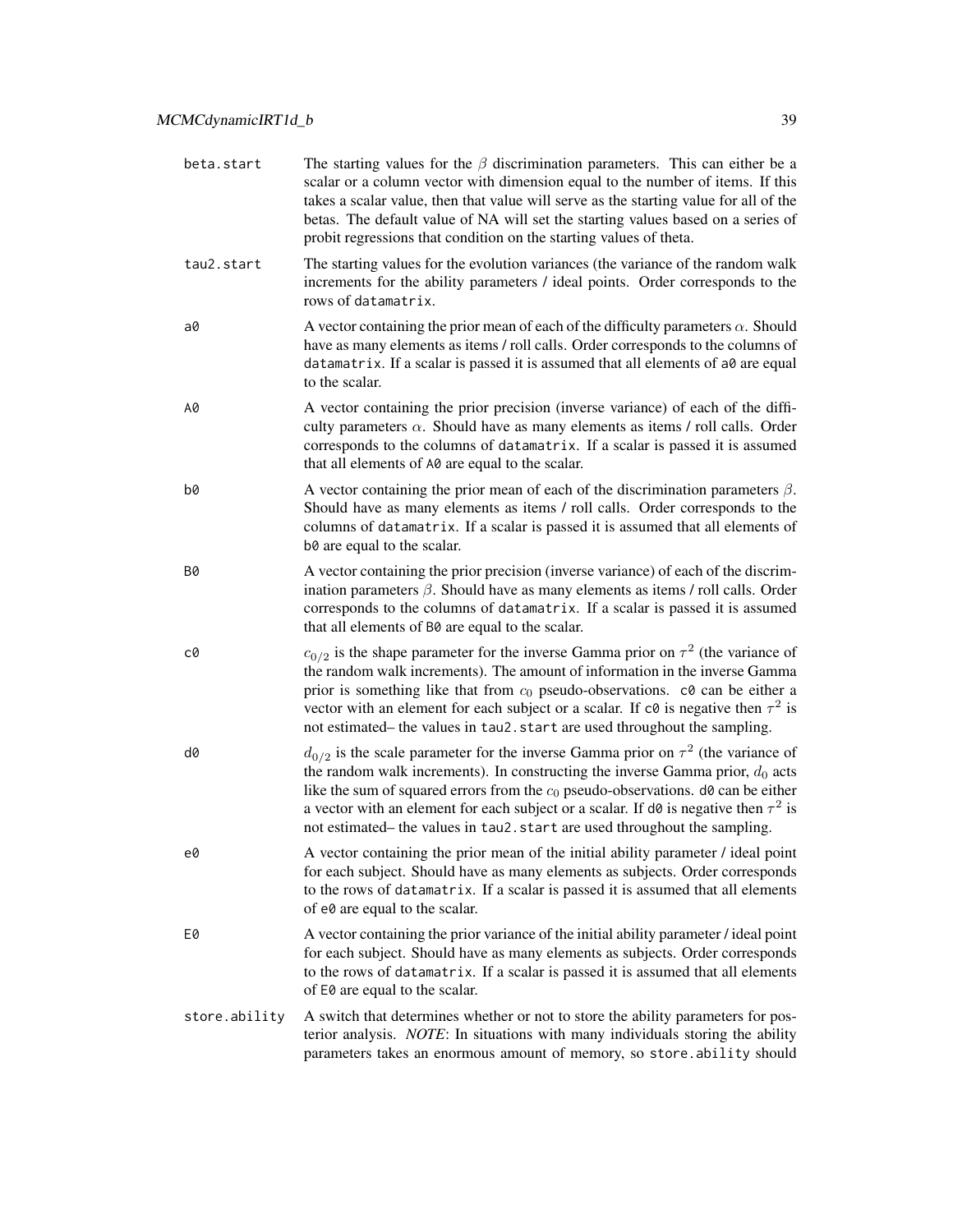beta.start
: The starting values for the $\beta$ discrimination parameters. This can either be a scalar or a column vector with dimension equal to the number of items. If this takes a scalar value, then that value will serve as the starting value for all of the betas. The default value of NA will set the starting values based on a series of probit regressions that condition on the starting values of theta.

tau2.start
: The starting values for the evolution variances (the variance of the random walk increments for the ability parameters / ideal points. Order corresponds to the rows of `datamatrix`.

a0
: A vector containing the prior mean of each of the difficulty parameters $\alpha$. Should have as many elements as items / roll calls. Order corresponds to the columns of `datamatrix`. If a scalar is passed it is assumed that all elements of `a0` are equal to the scalar.

A0
: A vector containing the prior precision (inverse variance) of each of the difficulty parameters $\alpha$. Should have as many elements as items / roll calls. Order corresponds to the columns of `datamatrix`. If a scalar is passed it is assumed that all elements of `A0` are equal to the scalar.

b0
: A vector containing the prior mean of each of the discrimination parameters $\beta$. Should have as many elements as items / roll calls. Order corresponds to the columns of `datamatrix`. If a scalar is passed it is assumed that all elements of `b0` are equal to the scalar.

B0
: A vector containing the prior precision (inverse variance) of each of the discrimination parameters $\beta$. Should have as many elements as items / roll calls. Order corresponds to the columns of `datamatrix`. If a scalar is passed it is assumed that all elements of `B0` are equal to the scalar.

c0
: $c_{0/2}$ is the shape parameter for the inverse Gamma prior on $\tau^2$ (the variance of the random walk increments). The amount of information in the inverse Gamma prior is something like that from $c_0$ pseudo-observations. `c0` can be either a vector with an element for each subject or a scalar. If `c0` is negative then $\tau^2$ is not estimated– the values in `tau2.start` are used throughout the sampling.

d0
: $d_{0/2}$ is the scale parameter for the inverse Gamma prior on $\tau^2$ (the variance of the random walk increments). In constructing the inverse Gamma prior, $d_0$ acts like the sum of squared errors from the $c_0$ pseudo-observations. `d0` can be either a vector with an element for each subject or a scalar. If `d0` is negative then $\tau^2$ is not estimated– the values in `tau2.start` are used throughout the sampling.

e0
: A vector containing the prior mean of the initial ability parameter / ideal point for each subject. Should have as many elements as subjects. Order corresponds to the rows of `datamatrix`. If a scalar is passed it is assumed that all elements of `e0` are equal to the scalar.

E0
: A vector containing the prior variance of the initial ability parameter / ideal point for each subject. Should have as many elements as subjects. Order corresponds to the rows of `datamatrix`. If a scalar is passed it is assumed that all elements of `E0` are equal to the scalar.

store.ability
: A switch that determines whether or not to store the ability parameters for posterior analysis. *NOTE*: In situations with many individuals storing the ability parameters takes an enormous amount of memory, so `store.ability` should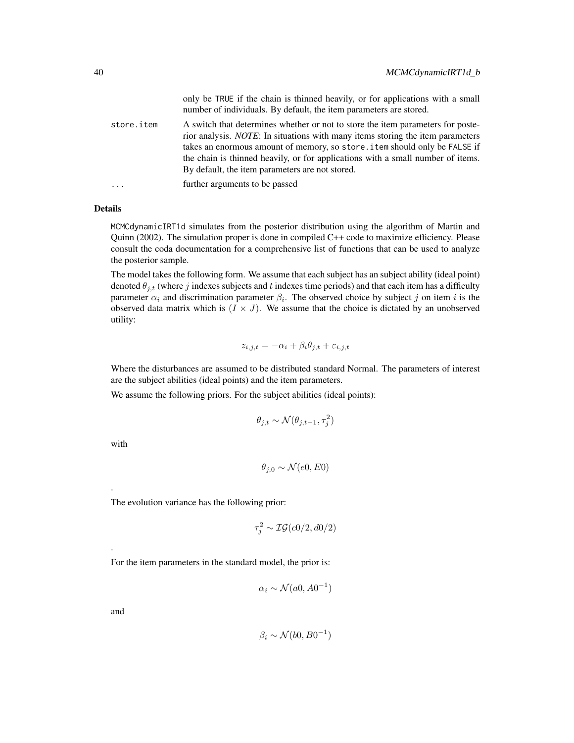only be TRUE if the chain is thinned heavily, or for applications with a small number of individuals. By default, the item parameters are stored.

store.item
: A switch that determines whether or not to store the item parameters for posterior analysis. *NOTE*: In situations with many items storing the item parameters takes an enormous amount of memory, so store.item should only be FALSE if the chain is thinned heavily, or for applications with a small number of items. By default, the item parameters are not stored.

...
: further arguments to be passed

## Details

MCMCdynamicIRT1d simulates from the posterior distribution using the algorithm of Martin and Quinn (2002). The simulation proper is done in compiled C++ code to maximize efficiency. Please consult the coda documentation for a comprehensive list of functions that can be used to analyze the posterior sample.

The model takes the following form. We assume that each subject has an subject ability (ideal point) denoted $\theta_{j,t}$ (where $j$ indexes subjects and $t$ indexes time periods) and that each item has a difficulty parameter $\alpha_i$ and discrimination parameter $\beta_i$. The observed choice by subject $j$ on item $i$ is the observed data matrix which is $(I \times J)$. We assume that the choice is dictated by an unobserved utility:

$$z_{i,j,t} = -\alpha_i + \beta_i \theta_{j,t} + \varepsilon_{i,j,t}$$

Where the disturbances are assumed to be distributed standard Normal. The parameters of interest are the subject abilities (ideal points) and the item parameters.

We assume the following priors. For the subject abilities (ideal points):

$$\theta_{j,t} \sim \mathcal{N}(\theta_{j,t-1}, \tau_j^2)$$

with

$$\theta_{j,0} \sim \mathcal{N}(e0, E0)$$

.

The evolution variance has the following prior:

$$\tau_j^2 \sim \mathcal{IG}(c0/2, d0/2)$$

.

For the item parameters in the standard model, the prior is:

$$\alpha_i \sim \mathcal{N}(a0, A0^{-1})$$

and

$$\beta_i \sim \mathcal{N}(b0, B0^{-1})$$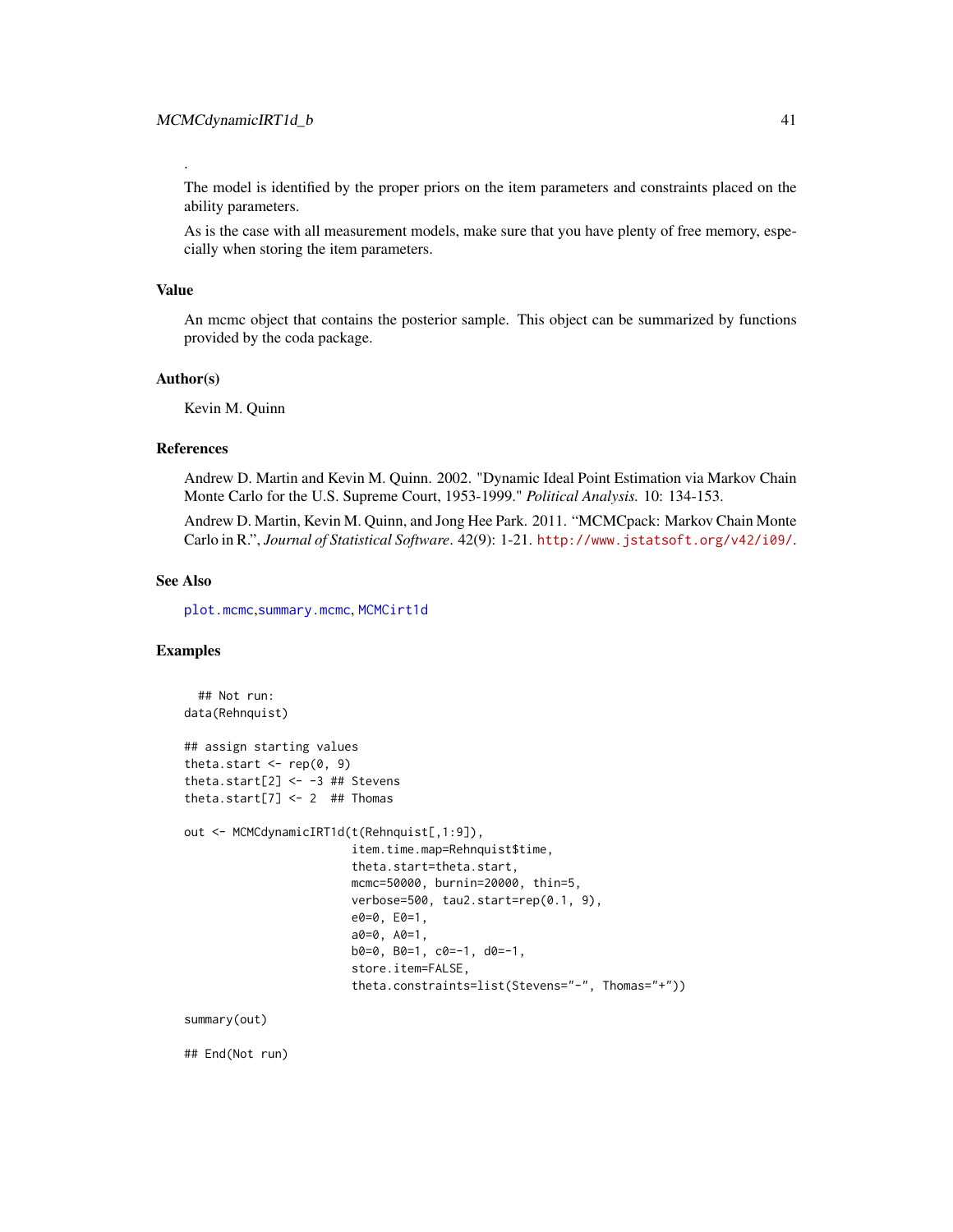.

The model is identified by the proper priors on the item parameters and constraints placed on the ability parameters.

As is the case with all measurement models, make sure that you have plenty of free memory, especially when storing the item parameters.

## Value

An mcmc object that contains the posterior sample. This object can be summarized by functions provided by the coda package.

## Author(s)

Kevin M. Quinn

## References

Andrew D. Martin and Kevin M. Quinn. 2002. "Dynamic Ideal Point Estimation via Markov Chain Monte Carlo for the U.S. Supreme Court, 1953-1999." *Political Analysis.* 10: 134-153.

Andrew D. Martin, Kevin M. Quinn, and Jong Hee Park. 2011. "MCMCpack: Markov Chain Monte Carlo in R.", *Journal of Statistical Software*. 42(9): 1-21. http://www.jstatsoft.org/v42/i09/.

## See Also

plot.mcmc, summary.mcmc, MCMCirt1d

## Examples

```
  ## Not run:
data(Rehnquist)

## assign starting values
theta.start <- rep(0, 9)
theta.start[2] <- -3 ## Stevens
theta.start[7] <- 2  ## Thomas

out <- MCMCdynamicIRT1d(t(Rehnquist[,1:9]),
                        item.time.map=Rehnquist$time,
                        theta.start=theta.start,
                        mcmc=50000, burnin=20000, thin=5,
                        verbose=500, tau2.start=rep(0.1, 9),
                        e0=0, E0=1,
                        a0=0, A0=1,
                        b0=0, B0=1, c0=-1, d0=-1,
                        store.item=FALSE,
                        theta.constraints=list(Stevens="-", Thomas="+"))

summary(out)

## End(Not run)
```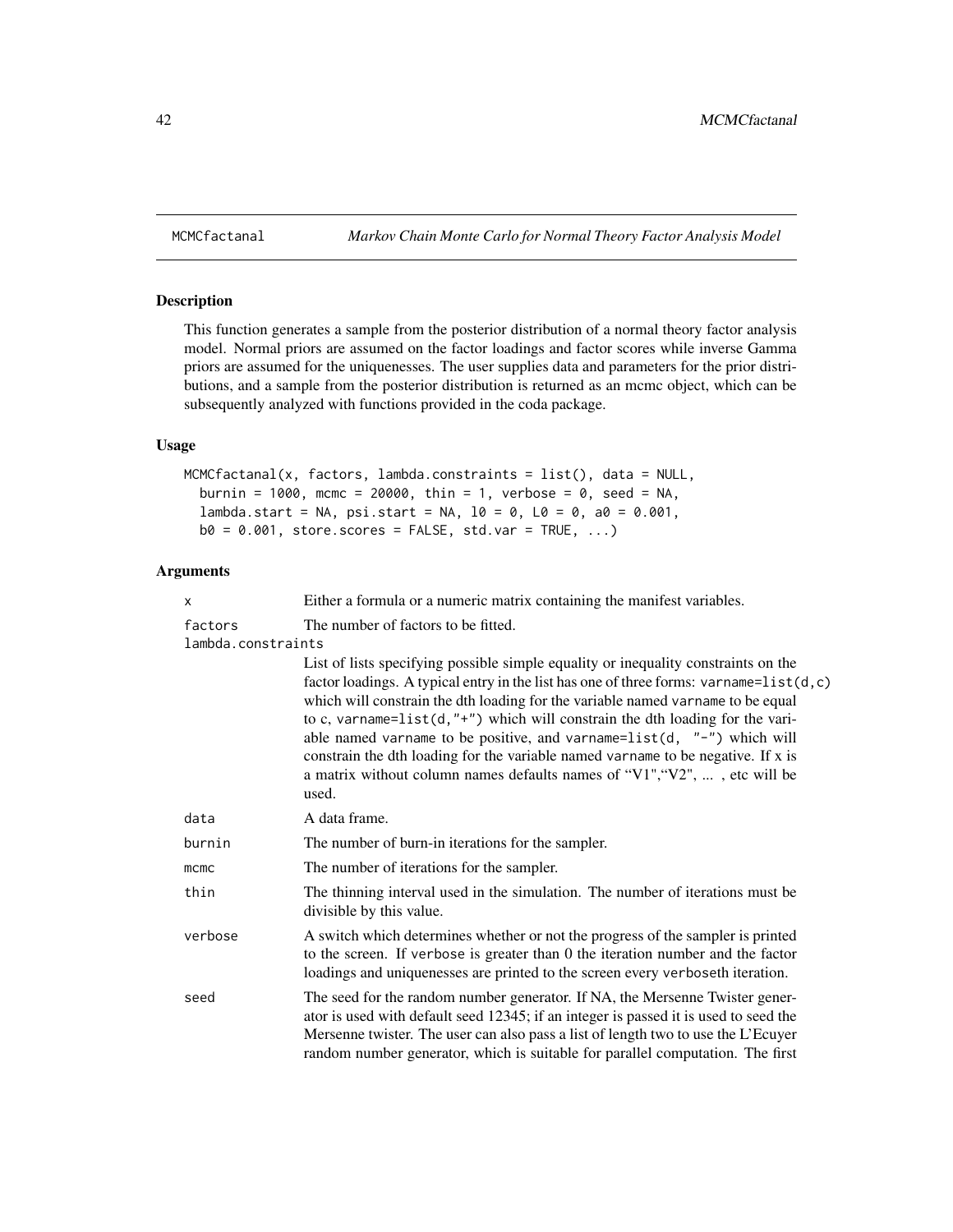MCMCfactanal — *Markov Chain Monte Carlo for Normal Theory Factor Analysis Model*

## Description

This function generates a sample from the posterior distribution of a normal theory factor analysis model. Normal priors are assumed on the factor loadings and factor scores while inverse Gamma priors are assumed for the uniquenesses. The user supplies data and parameters for the prior distributions, and a sample from the posterior distribution is returned as an mcmc object, which can be subsequently analyzed with functions provided in the coda package.

## Usage

```
MCMCfactanal(x, factors, lambda.constraints = list(), data = NULL,
  burnin = 1000, mcmc = 20000, thin = 1, verbose = 0, seed = NA,
  lambda.start = NA, psi.start = NA, l0 = 0, L0 = 0, a0 = 0.001,
  b0 = 0.001, store.scores = FALSE, std.var = TRUE, ...)
```

## Arguments

| | |
|---|---|
| `x` | Either a formula or a numeric matrix containing the manifest variables. |
| `factors` | The number of factors to be fitted. |
| `lambda.constraints` | List of lists specifying possible simple equality or inequality constraints on the factor loadings. A typical entry in the list has one of three forms: `varname=list(d,c)` which will constrain the dth loading for the variable named `varname` to be equal to c, `varname=list(d,"+")` which will constrain the dth loading for the variable named `varname` to be positive, and `varname=list(d, "-")` which will constrain the dth loading for the variable named `varname` to be negative. If x is a matrix without column names defaults names of "V1","V2", ... , etc will be used. |
| `data` | A data frame. |
| `burnin` | The number of burn-in iterations for the sampler. |
| `mcmc` | The number of iterations for the sampler. |
| `thin` | The thinning interval used in the simulation. The number of iterations must be divisible by this value. |
| `verbose` | A switch which determines whether or not the progress of the sampler is printed to the screen. If `verbose` is greater than 0 the iteration number and the factor loadings and uniquenesses are printed to the screen every `verbose`th iteration. |
| `seed` | The seed for the random number generator. If NA, the Mersenne Twister generator is used with default seed 12345; if an integer is passed it is used to seed the Mersenne twister. The user can also pass a list of length two to use the L'Ecuyer random number generator, which is suitable for parallel computation. The first |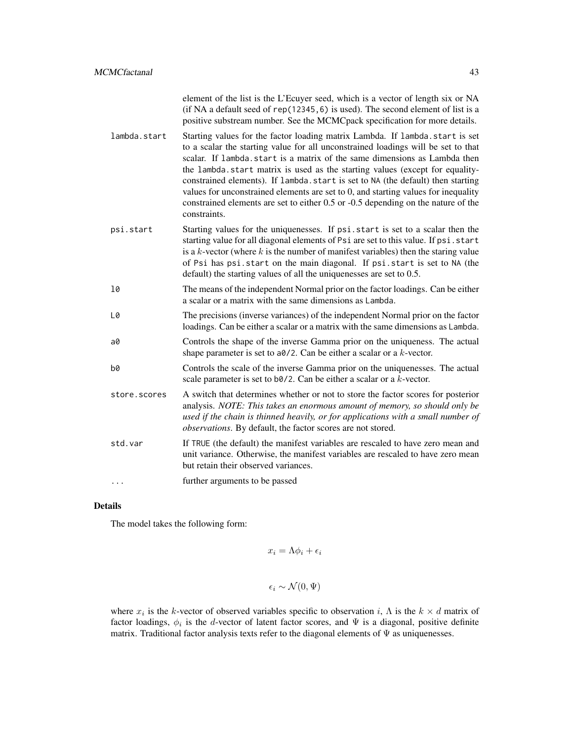element of the list is the L'Ecuyer seed, which is a vector of length six or NA (if NA a default seed of `rep(12345,6)` is used). The second element of list is a positive substream number. See the MCMCpack specification for more details.

`lambda.start`
: Starting values for the factor loading matrix Lambda. If `lambda.start` is set to a scalar the starting value for all unconstrained loadings will be set to that scalar. If `lambda.start` is a matrix of the same dimensions as Lambda then the `lambda.start` matrix is used as the starting values (except for equality-constrained elements). If `lambda.start` is set to `NA` (the default) then starting values for unconstrained elements are set to 0, and starting values for inequality constrained elements are set to either 0.5 or -0.5 depending on the nature of the constraints.

`psi.start`
: Starting values for the uniquenesses. If `psi.start` is set to a scalar then the starting value for all diagonal elements of `Psi` are set to this value. If `psi.start` is a $k$-vector (where $k$ is the number of manifest variables) then the staring value of `Psi` has `psi.start` on the main diagonal. If `psi.start` is set to `NA` (the default) the starting values of all the uniquenesses are set to 0.5.

`l0`
: The means of the independent Normal prior on the factor loadings. Can be either a scalar or a matrix with the same dimensions as `Lambda`.

`L0`
: The precisions (inverse variances) of the independent Normal prior on the factor loadings. Can be either a scalar or a matrix with the same dimensions as `Lambda`.

`a0`
: Controls the shape of the inverse Gamma prior on the uniqueness. The actual shape parameter is set to `a0/2`. Can be either a scalar or a $k$-vector.

`b0`
: Controls the scale of the inverse Gamma prior on the uniquenesses. The actual scale parameter is set to `b0/2`. Can be either a scalar or a $k$-vector.

`store.scores`
: A switch that determines whether or not to store the factor scores for posterior analysis. *NOTE: This takes an enormous amount of memory, so should only be used if the chain is thinned heavily, or for applications with a small number of observations*. By default, the factor scores are not stored.

`std.var`
: If `TRUE` (the default) the manifest variables are rescaled to have zero mean and unit variance. Otherwise, the manifest variables are rescaled to have zero mean but retain their observed variances.

`...`
: further arguments to be passed

## Details

The model takes the following form:

$$x_i = \Lambda \phi_i + \epsilon_i$$

$$\epsilon_i \sim \mathcal{N}(0, \Psi)$$

where $x_i$ is the $k$-vector of observed variables specific to observation $i$, $\Lambda$ is the $k \times d$ matrix of factor loadings, $\phi_i$ is the $d$-vector of latent factor scores, and $\Psi$ is a diagonal, positive definite matrix. Traditional factor analysis texts refer to the diagonal elements of $\Psi$ as uniquenesses.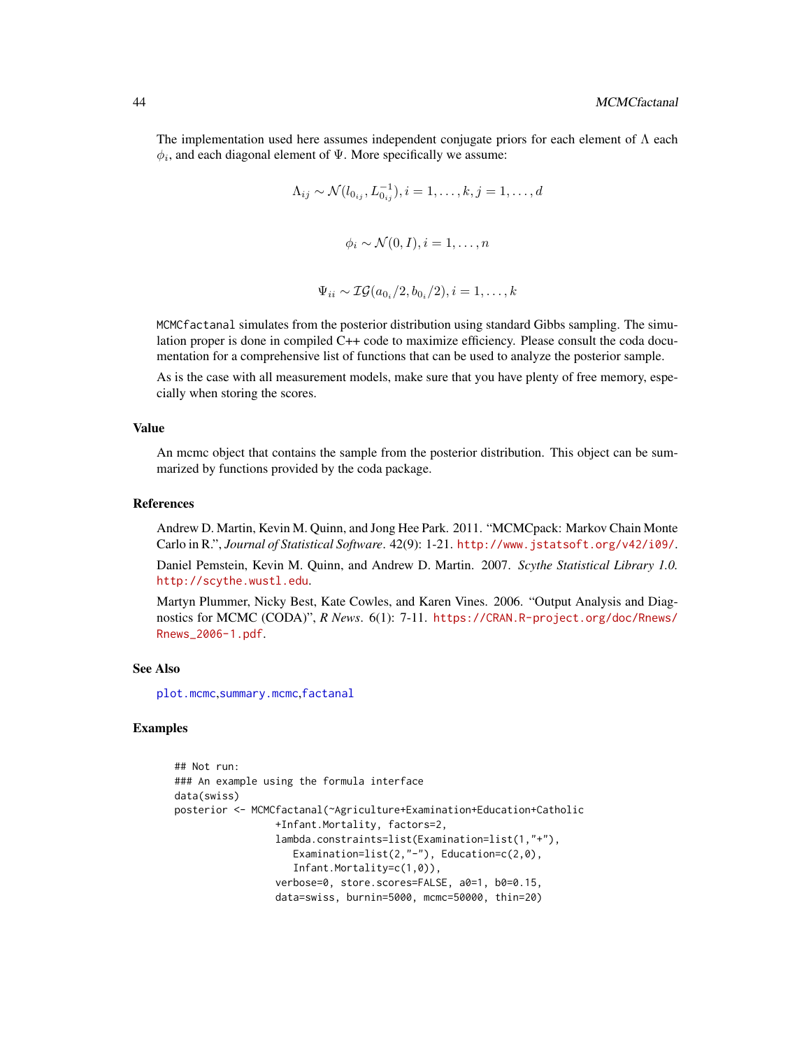The implementation used here assumes independent conjugate priors for each element of $\Lambda$ each $\phi_i$, and each diagonal element of $\Psi$. More specifically we assume:

$$\Lambda_{ij} \sim \mathcal{N}(l_{0_{ij}}, L_{0_{ij}}^{-1}), i = 1, \ldots, k, j = 1, \ldots, d$$

$$\phi_i \sim \mathcal{N}(0, I), i = 1, \ldots, n$$

$$\Psi_{ii} \sim \mathcal{IG}(a_{0_i}/2, b_{0_i}/2), i = 1, \ldots, k$$

`MCMCfactanal` simulates from the posterior distribution using standard Gibbs sampling. The simulation proper is done in compiled C++ code to maximize efficiency. Please consult the coda documentation for a comprehensive list of functions that can be used to analyze the posterior sample.

As is the case with all measurement models, make sure that you have plenty of free memory, especially when storing the scores.

## Value

An mcmc object that contains the sample from the posterior distribution. This object can be summarized by functions provided by the coda package.

## References

Andrew D. Martin, Kevin M. Quinn, and Jong Hee Park. 2011. "MCMCpack: Markov Chain Monte Carlo in R.", *Journal of Statistical Software*. 42(9): 1-21. http://www.jstatsoft.org/v42/i09/.

Daniel Pemstein, Kevin M. Quinn, and Andrew D. Martin. 2007. *Scythe Statistical Library 1.0.* http://scythe.wustl.edu.

Martyn Plummer, Nicky Best, Kate Cowles, and Karen Vines. 2006. "Output Analysis and Diagnostics for MCMC (CODA)", *R News*. 6(1): 7-11. https://CRAN.R-project.org/doc/Rnews/Rnews_2006-1.pdf.

## See Also

plot.mcmc,summary.mcmc,factanal

## Examples

```
## Not run:
### An example using the formula interface
data(swiss)
posterior <- MCMCfactanal(~Agriculture+Examination+Education+Catholic
                  +Infant.Mortality, factors=2,
                  lambda.constraints=list(Examination=list(1,"+"),
                     Examination=list(2,"-"), Education=c(2,0),
                     Infant.Mortality=c(1,0)),
                  verbose=0, store.scores=FALSE, a0=1, b0=0.15,
                  data=swiss, burnin=5000, mcmc=50000, thin=20)
```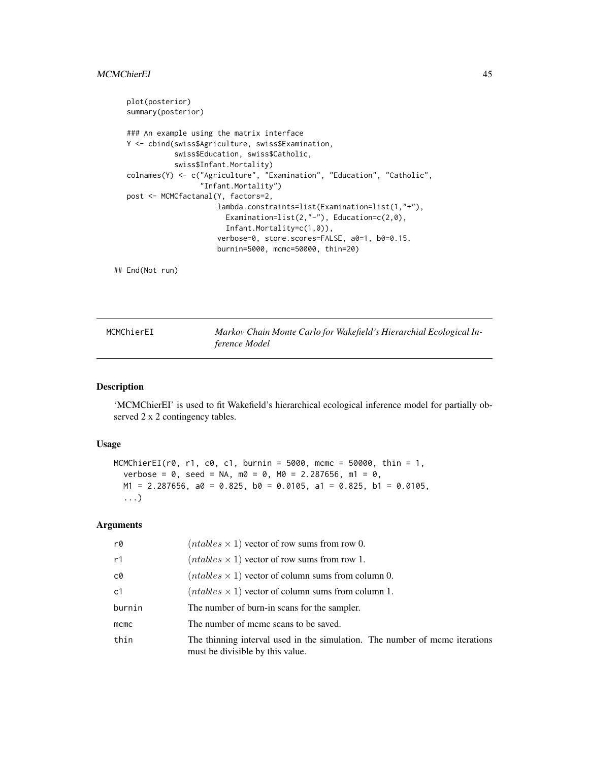```
plot(posterior)
summary(posterior)

### An example using the matrix interface
Y <- cbind(swiss$Agriculture, swiss$Examination,
           swiss$Education, swiss$Catholic,
           swiss$Infant.Mortality)
colnames(Y) <- c("Agriculture", "Examination", "Education", "Catholic",
                 "Infant.Mortality")
post <- MCMCfactanal(Y, factors=2,
                     lambda.constraints=list(Examination=list(1,"+"),
                       Examination=list(2,"-"), Education=c(2,0),
                       Infant.Mortality=c(1,0)),
                     verbose=0, store.scores=FALSE, a0=1, b0=0.15,
                     burnin=5000, mcmc=50000, thin=20)

## End(Not run)
```

## MCMChierEI — *Markov Chain Monte Carlo for Wakefield's Hierarchial Ecological Inference Model*

### Description

'MCMChierEI' is used to fit Wakefield's hierarchical ecological inference model for partially observed 2 x 2 contingency tables.

### Usage

```
MCMChierEI(r0, r1, c0, c1, burnin = 5000, mcmc = 50000, thin = 1,
  verbose = 0, seed = NA, m0 = 0, M0 = 2.287656, m1 = 0,
  M1 = 2.287656, a0 = 0.825, b0 = 0.0105, a1 = 0.825, b1 = 0.0105,
  ...)
```

### Arguments

| | |
|---|---|
| r0 | $(ntables \times 1)$ vector of row sums from row 0. |
| r1 | $(ntables \times 1)$ vector of row sums from row 1. |
| c0 | $(ntables \times 1)$ vector of column sums from column 0. |
| c1 | $(ntables \times 1)$ vector of column sums from column 1. |
| burnin | The number of burn-in scans for the sampler. |
| mcmc | The number of mcmc scans to be saved. |
| thin | The thinning interval used in the simulation. The number of mcmc iterations must be divisible by this value. |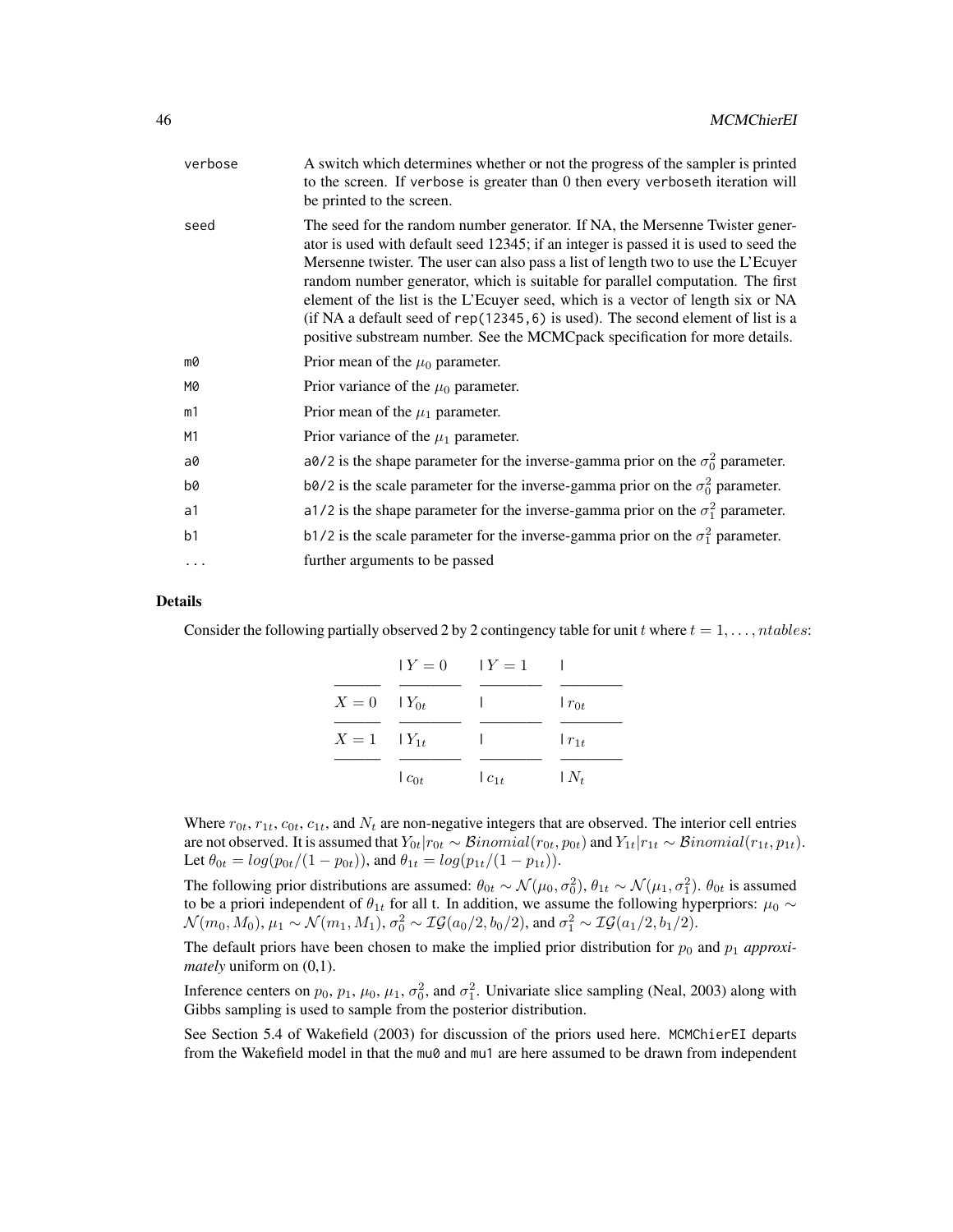| | |
|---|---|
| `verbose` | A switch which determines whether or not the progress of the sampler is printed to the screen. If `verbose` is greater than 0 then every `verbose`th iteration will be printed to the screen. |
| `seed` | The seed for the random number generator. If NA, the Mersenne Twister generator is used with default seed 12345; if an integer is passed it is used to seed the Mersenne twister. The user can also pass a list of length two to use the L'Ecuyer random number generator, which is suitable for parallel computation. The first element of the list is the L'Ecuyer seed, which is a vector of length six or NA (if NA a default seed of `rep(12345,6)` is used). The second element of list is a positive substream number. See the MCMCpack specification for more details. |
| `m0` | Prior mean of the $\mu_0$ parameter. |
| `M0` | Prior variance of the $\mu_0$ parameter. |
| `m1` | Prior mean of the $\mu_1$ parameter. |
| `M1` | Prior variance of the $\mu_1$ parameter. |
| `a0` | `a0/2` is the shape parameter for the inverse-gamma prior on the $\sigma_0^2$ parameter. |
| `b0` | `b0/2` is the scale parameter for the inverse-gamma prior on the $\sigma_0^2$ parameter. |
| `a1` | `a1/2` is the shape parameter for the inverse-gamma prior on the $\sigma_1^2$ parameter. |
| `b1` | `b1/2` is the scale parameter for the inverse-gamma prior on the $\sigma_1^2$ parameter. |
| `...` | further arguments to be passed |

## Details

Consider the following partially observed 2 by 2 contingency table for unit $t$ where $t = 1, \ldots, ntables$:

| | $Y = 0$ | $Y = 1$ | |
|---|---|---|---|
| $X = 0$ | $Y_{0t}$ | | $r_{0t}$ |
| $X = 1$ | $Y_{1t}$ | | $r_{1t}$ |
| | $c_{0t}$ | $c_{1t}$ | $N_t$ |

Where $r_{0t}$, $r_{1t}$, $c_{0t}$, $c_{1t}$, and $N_t$ are non-negative integers that are observed. The interior cell entries are not observed. It is assumed that $Y_{0t}|r_{0t} \sim \mathcal{B}inomial(r_{0t}, p_{0t})$ and $Y_{1t}|r_{1t} \sim \mathcal{B}inomial(r_{1t}, p_{1t})$. Let $\theta_{0t} = log(p_{0t}/(1 - p_{0t}))$, and $\theta_{1t} = log(p_{1t}/(1 - p_{1t}))$.

The following prior distributions are assumed: $\theta_{0t} \sim \mathcal{N}(\mu_0, \sigma_0^2)$, $\theta_{1t} \sim \mathcal{N}(\mu_1, \sigma_1^2)$. $\theta_{0t}$ is assumed to be a priori independent of $\theta_{1t}$ for all t. In addition, we assume the following hyperpriors: $\mu_0 \sim \mathcal{N}(m_0, M_0)$, $\mu_1 \sim \mathcal{N}(m_1, M_1)$, $\sigma_0^2 \sim \mathcal{IG}(a_0/2, b_0/2)$, and $\sigma_1^2 \sim \mathcal{IG}(a_1/2, b_1/2)$.

The default priors have been chosen to make the implied prior distribution for $p_0$ and $p_1$ *approximately* uniform on (0,1).

Inference centers on $p_0$, $p_1$, $\mu_0$, $\mu_1$, $\sigma_0^2$, and $\sigma_1^2$. Univariate slice sampling (Neal, 2003) along with Gibbs sampling is used to sample from the posterior distribution.

See Section 5.4 of Wakefield (2003) for discussion of the priors used here. `MCMChierEI` departs from the Wakefield model in that the `mu0` and `mu1` are here assumed to be drawn from independent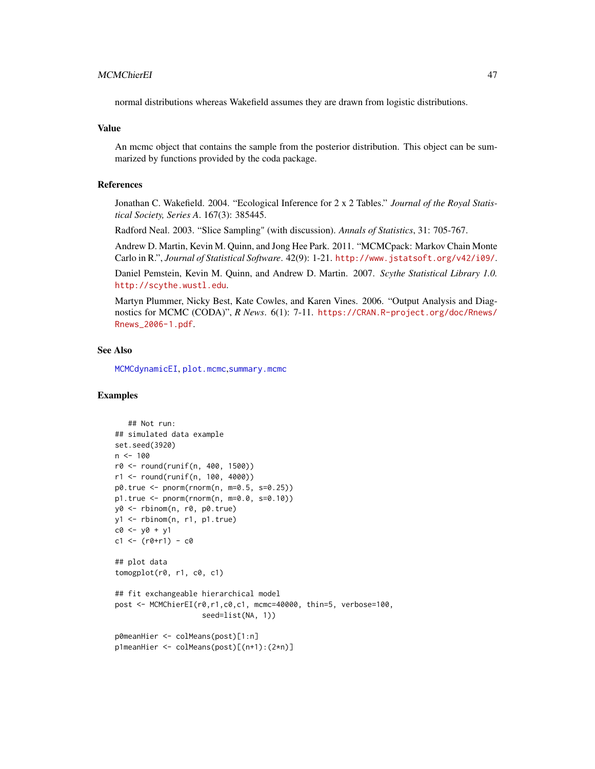normal distributions whereas Wakefield assumes they are drawn from logistic distributions.

## Value

An mcmc object that contains the sample from the posterior distribution. This object can be summarized by functions provided by the coda package.

## References

Jonathan C. Wakefield. 2004. "Ecological Inference for 2 x 2 Tables." *Journal of the Royal Statistical Society, Series A*. 167(3): 385445.

Radford Neal. 2003. "Slice Sampling" (with discussion). *Annals of Statistics*, 31: 705-767.

Andrew D. Martin, Kevin M. Quinn, and Jong Hee Park. 2011. "MCMCpack: Markov Chain Monte Carlo in R.", *Journal of Statistical Software*. 42(9): 1-21. http://www.jstatsoft.org/v42/i09/.

Daniel Pemstein, Kevin M. Quinn, and Andrew D. Martin. 2007. *Scythe Statistical Library 1.0.* http://scythe.wustl.edu.

Martyn Plummer, Nicky Best, Kate Cowles, and Karen Vines. 2006. "Output Analysis and Diagnostics for MCMC (CODA)", *R News*. 6(1): 7-11. https://CRAN.R-project.org/doc/Rnews/Rnews_2006-1.pdf.

## See Also

MCMCdynamicEI, plot.mcmc, summary.mcmc

## Examples

```
   ## Not run:
## simulated data example
set.seed(3920)
n <- 100
r0 <- round(runif(n, 400, 1500))
r1 <- round(runif(n, 100, 4000))
p0.true <- pnorm(rnorm(n, m=0.5, s=0.25))
p1.true <- pnorm(rnorm(n, m=0.0, s=0.10))
y0 <- rbinom(n, r0, p0.true)
y1 <- rbinom(n, r1, p1.true)
c0 <- y0 + y1
c1 <- (r0+r1) - c0

## plot data
tomogplot(r0, r1, c0, c1)

## fit exchangeable hierarchical model
post <- MCMChierEI(r0,r1,c0,c1, mcmc=40000, thin=5, verbose=100,
                   seed=list(NA, 1))

p0meanHier <- colMeans(post)[1:n]
p1meanHier <- colMeans(post)[(n+1):(2*n)]
```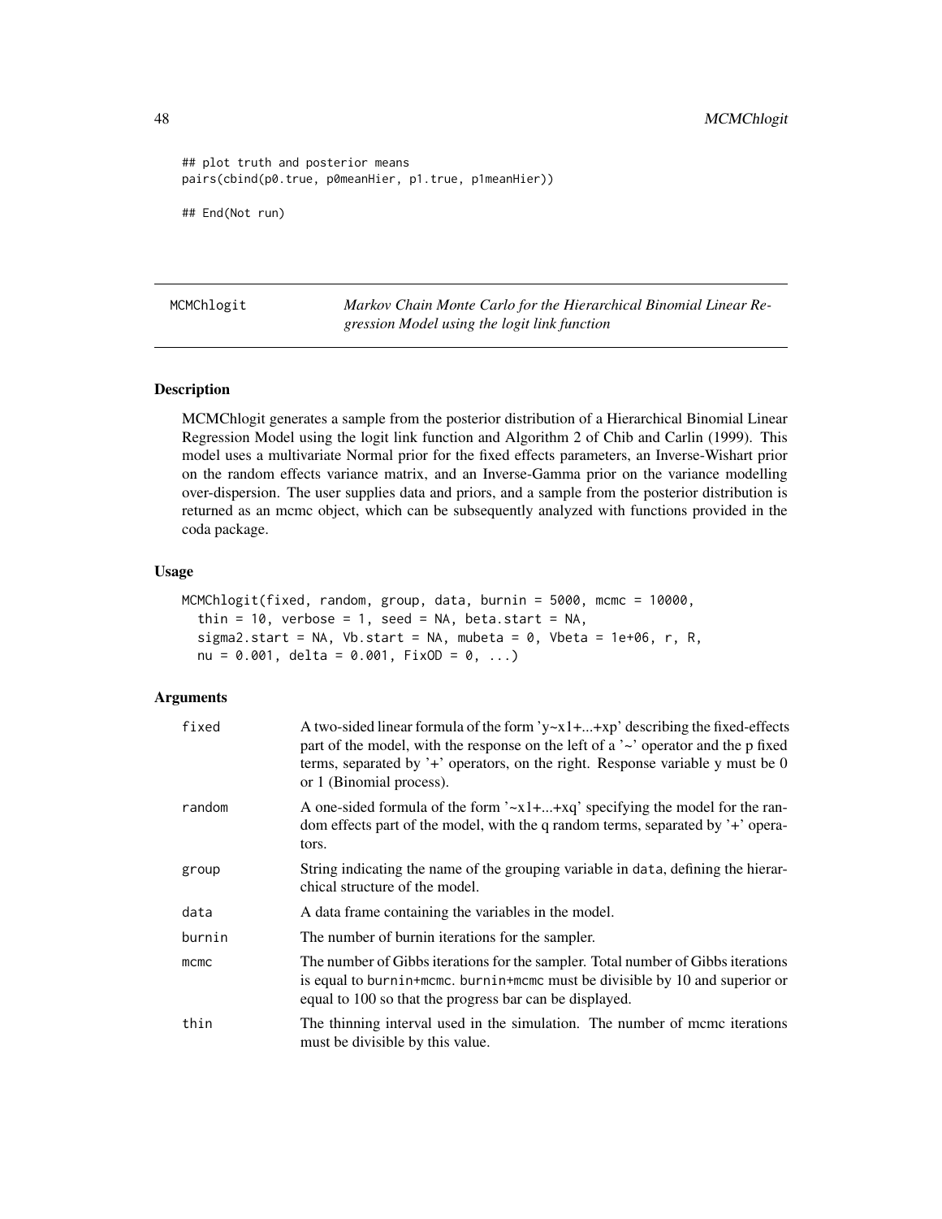```
## plot truth and posterior means
pairs(cbind(p0.true, p0meanHier, p1.true, p1meanHier))

## End(Not run)
```

---

MCMChlogit — *Markov Chain Monte Carlo for the Hierarchical Binomial Linear Regression Model using the logit link function*

---

### Description

MCMChlogit generates a sample from the posterior distribution of a Hierarchical Binomial Linear Regression Model using the logit link function and Algorithm 2 of Chib and Carlin (1999). This model uses a multivariate Normal prior for the fixed effects parameters, an Inverse-Wishart prior on the random effects variance matrix, and an Inverse-Gamma prior on the variance modelling over-dispersion. The user supplies data and priors, and a sample from the posterior distribution is returned as an mcmc object, which can be subsequently analyzed with functions provided in the coda package.

### Usage

```
MCMChlogit(fixed, random, group, data, burnin = 5000, mcmc = 10000,
  thin = 10, verbose = 1, seed = NA, beta.start = NA,
  sigma2.start = NA, Vb.start = NA, mubeta = 0, Vbeta = 1e+06, r, R,
  nu = 0.001, delta = 0.001, FixOD = 0, ...)
```

### Arguments

| | |
|---|---|
| fixed | A two-sided linear formula of the form 'y~x1+...+xp' describing the fixed-effects part of the model, with the response on the left of a '~' operator and the p fixed terms, separated by '+' operators, on the right. Response variable y must be 0 or 1 (Binomial process). |
| random | A one-sided formula of the form '~x1+...+xq' specifying the model for the random effects part of the model, with the q random terms, separated by '+' operators. |
| group | String indicating the name of the grouping variable in data, defining the hierarchical structure of the model. |
| data | A data frame containing the variables in the model. |
| burnin | The number of burnin iterations for the sampler. |
| mcmc | The number of Gibbs iterations for the sampler. Total number of Gibbs iterations is equal to burnin+mcmc. burnin+mcmc must be divisible by 10 and superior or equal to 100 so that the progress bar can be displayed. |
| thin | The thinning interval used in the simulation. The number of mcmc iterations must be divisible by this value. |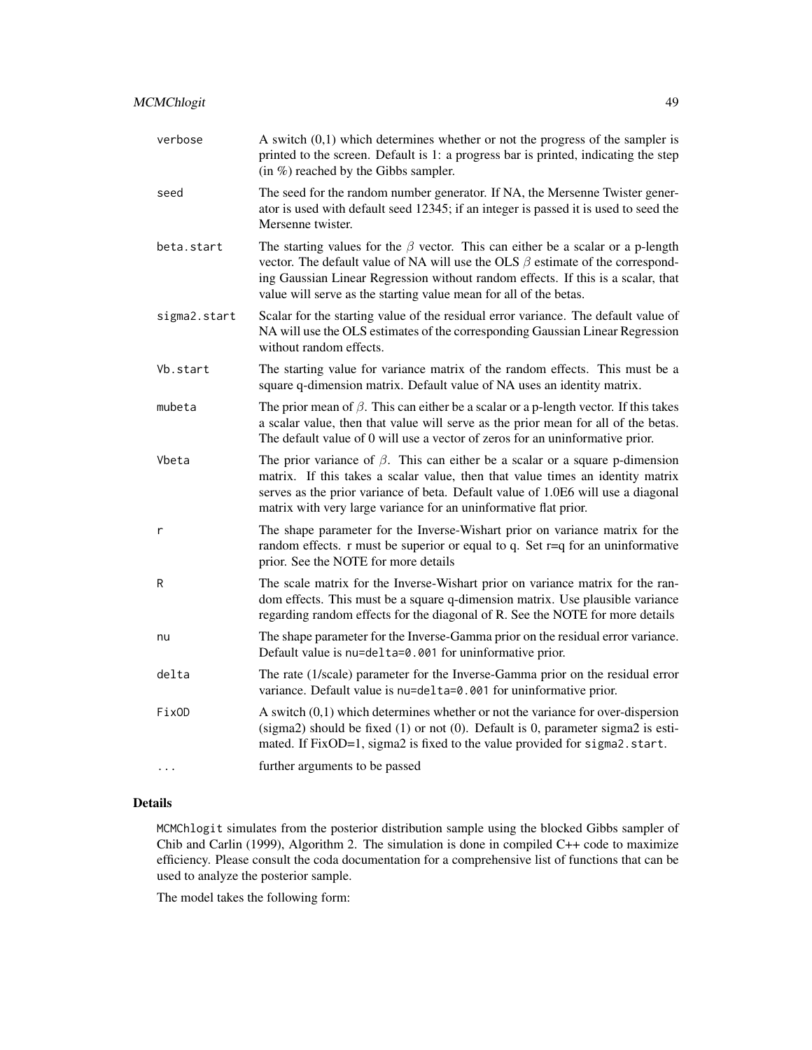| | |
|---|---|
| verbose | A switch (0,1) which determines whether or not the progress of the sampler is printed to the screen. Default is 1: a progress bar is printed, indicating the step (in %) reached by the Gibbs sampler. |
| seed | The seed for the random number generator. If NA, the Mersenne Twister generator is used with default seed 12345; if an integer is passed it is used to seed the Mersenne twister. |
| beta.start | The starting values for the $\beta$ vector. This can either be a scalar or a p-length vector. The default value of NA will use the OLS $\beta$ estimate of the corresponding Gaussian Linear Regression without random effects. If this is a scalar, that value will serve as the starting value mean for all of the betas. |
| sigma2.start | Scalar for the starting value of the residual error variance. The default value of NA will use the OLS estimates of the corresponding Gaussian Linear Regression without random effects. |
| Vb.start | The starting value for variance matrix of the random effects. This must be a square q-dimension matrix. Default value of NA uses an identity matrix. |
| mubeta | The prior mean of $\beta$. This can either be a scalar or a p-length vector. If this takes a scalar value, then that value will serve as the prior mean for all of the betas. The default value of 0 will use a vector of zeros for an uninformative prior. |
| Vbeta | The prior variance of $\beta$. This can either be a scalar or a square p-dimension matrix. If this takes a scalar value, then that value times an identity matrix serves as the prior variance of beta. Default value of 1.0E6 will use a diagonal matrix with very large variance for an uninformative flat prior. |
| r | The shape parameter for the Inverse-Wishart prior on variance matrix for the random effects. r must be superior or equal to q. Set r=q for an uninformative prior. See the NOTE for more details |
| R | The scale matrix for the Inverse-Wishart prior on variance matrix for the random effects. This must be a square q-dimension matrix. Use plausible variance regarding random effects for the diagonal of R. See the NOTE for more details |
| nu | The shape parameter for the Inverse-Gamma prior on the residual error variance. Default value is `nu=delta=0.001` for uninformative prior. |
| delta | The rate (1/scale) parameter for the Inverse-Gamma prior on the residual error variance. Default value is `nu=delta=0.001` for uninformative prior. |
| FixOD | A switch (0,1) which determines whether or not the variance for over-dispersion (sigma2) should be fixed (1) or not (0). Default is 0, parameter sigma2 is estimated. If FixOD=1, sigma2 is fixed to the value provided for `sigma2.start`. |
| ... | further arguments to be passed |

## Details

`MCMChlogit` simulates from the posterior distribution sample using the blocked Gibbs sampler of Chib and Carlin (1999), Algorithm 2. The simulation is done in compiled C++ code to maximize efficiency. Please consult the coda documentation for a comprehensive list of functions that can be used to analyze the posterior sample.

The model takes the following form: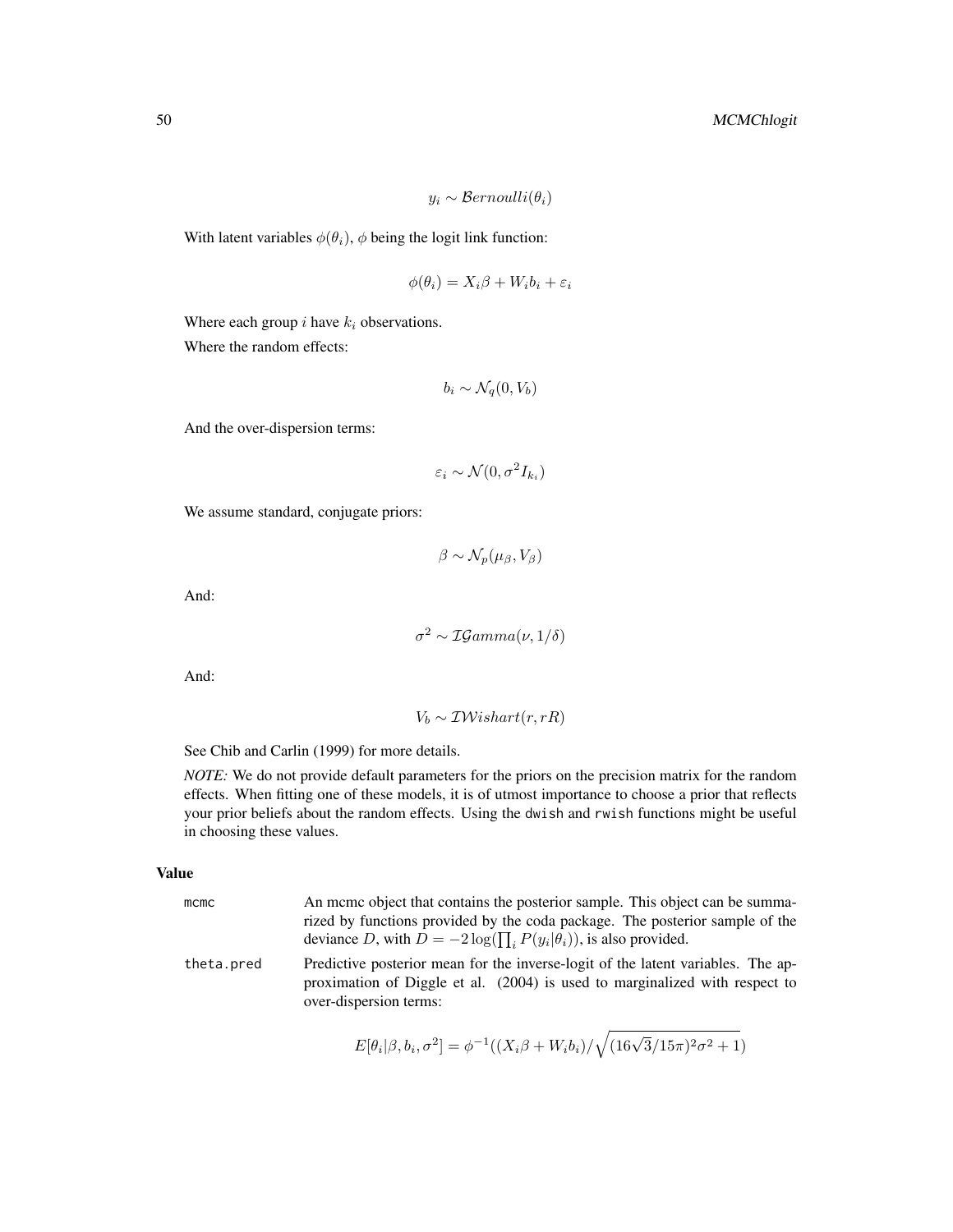$$y_i \sim \mathcal{B}ernoulli(\theta_i)$$

With latent variables $\phi(\theta_i)$, $\phi$ being the logit link function:

$$\phi(\theta_i) = X_i\beta + W_i b_i + \varepsilon_i$$

Where each group $i$ have $k_i$ observations.

Where the random effects:

$$b_i \sim \mathcal{N}_q(0, V_b)$$

And the over-dispersion terms:

$$\varepsilon_i \sim \mathcal{N}(0, \sigma^2 I_{k_i})$$

We assume standard, conjugate priors:

$$\beta \sim \mathcal{N}_p(\mu_\beta, V_\beta)$$

And:

$$\sigma^2 \sim \mathcal{IG}amma(\nu, 1/\delta)$$

And:

$$V_b \sim \mathcal{IW}ishart(r, rR)$$

See Chib and Carlin (1999) for more details.

*NOTE:* We do not provide default parameters for the priors on the precision matrix for the random effects. When fitting one of these models, it is of utmost importance to choose a prior that reflects your prior beliefs about the random effects. Using the dwish and rwish functions might be useful in choosing these values.

## Value

mcmc
: An mcmc object that contains the posterior sample. This object can be summarized by functions provided by the coda package. The posterior sample of the deviance $D$, with $D = -2\log(\prod_i P(y_i|\theta_i))$, is also provided.

theta.pred
: Predictive posterior mean for the inverse-logit of the latent variables. The approximation of Diggle et al. (2004) is used to marginalized with respect to over-dispersion terms:

$$E[\theta_i|\beta, b_i, \sigma^2] = \phi^{-1}((X_i\beta + W_i b_i)/\sqrt{(16\sqrt{3}/15\pi)^2\sigma^2 + 1})$$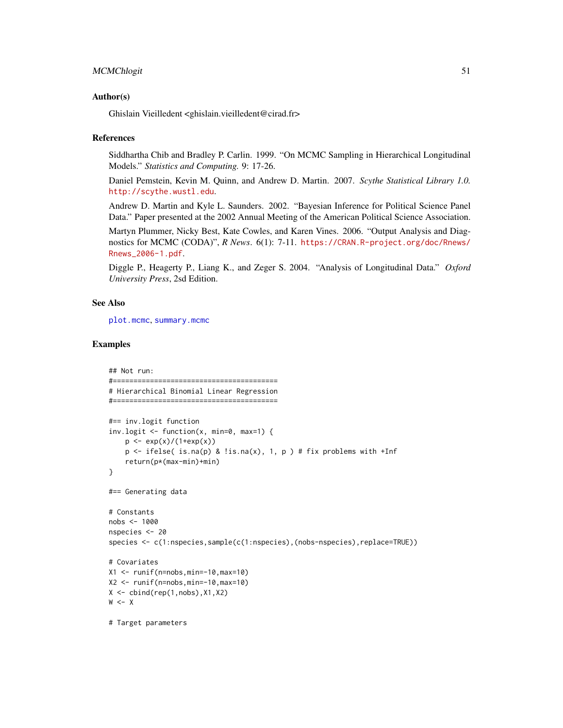## Author(s)

Ghislain Vieilledent <ghislain.vieilledent@cirad.fr>

## References

Siddhartha Chib and Bradley P. Carlin. 1999. "On MCMC Sampling in Hierarchical Longitudinal Models." *Statistics and Computing.* 9: 17-26.

Daniel Pemstein, Kevin M. Quinn, and Andrew D. Martin. 2007. *Scythe Statistical Library 1.0.* http://scythe.wustl.edu.

Andrew D. Martin and Kyle L. Saunders. 2002. "Bayesian Inference for Political Science Panel Data." Paper presented at the 2002 Annual Meeting of the American Political Science Association.

Martyn Plummer, Nicky Best, Kate Cowles, and Karen Vines. 2006. "Output Analysis and Diagnostics for MCMC (CODA)", *R News*. 6(1): 7-11. https://CRAN.R-project.org/doc/Rnews/Rnews_2006-1.pdf.

Diggle P., Heagerty P., Liang K., and Zeger S. 2004. "Analysis of Longitudinal Data." *Oxford University Press*, 2sd Edition.

## See Also

plot.mcmc, summary.mcmc

## Examples

```
## Not run:
#========================================
# Hierarchical Binomial Linear Regression
#========================================

#== inv.logit function
inv.logit <- function(x, min=0, max=1) {
    p <- exp(x)/(1+exp(x))
    p <- ifelse( is.na(p) & !is.na(x), 1, p ) # fix problems with +Inf
    return(p*(max-min)+min)
}

#== Generating data

# Constants
nobs <- 1000
nspecies <- 20
species <- c(1:nspecies,sample(c(1:nspecies),(nobs-nspecies),replace=TRUE))

# Covariates
X1 <- runif(n=nobs,min=-10,max=10)
X2 <- runif(n=nobs,min=-10,max=10)
X <- cbind(rep(1,nobs),X1,X2)
W <- X

# Target parameters
```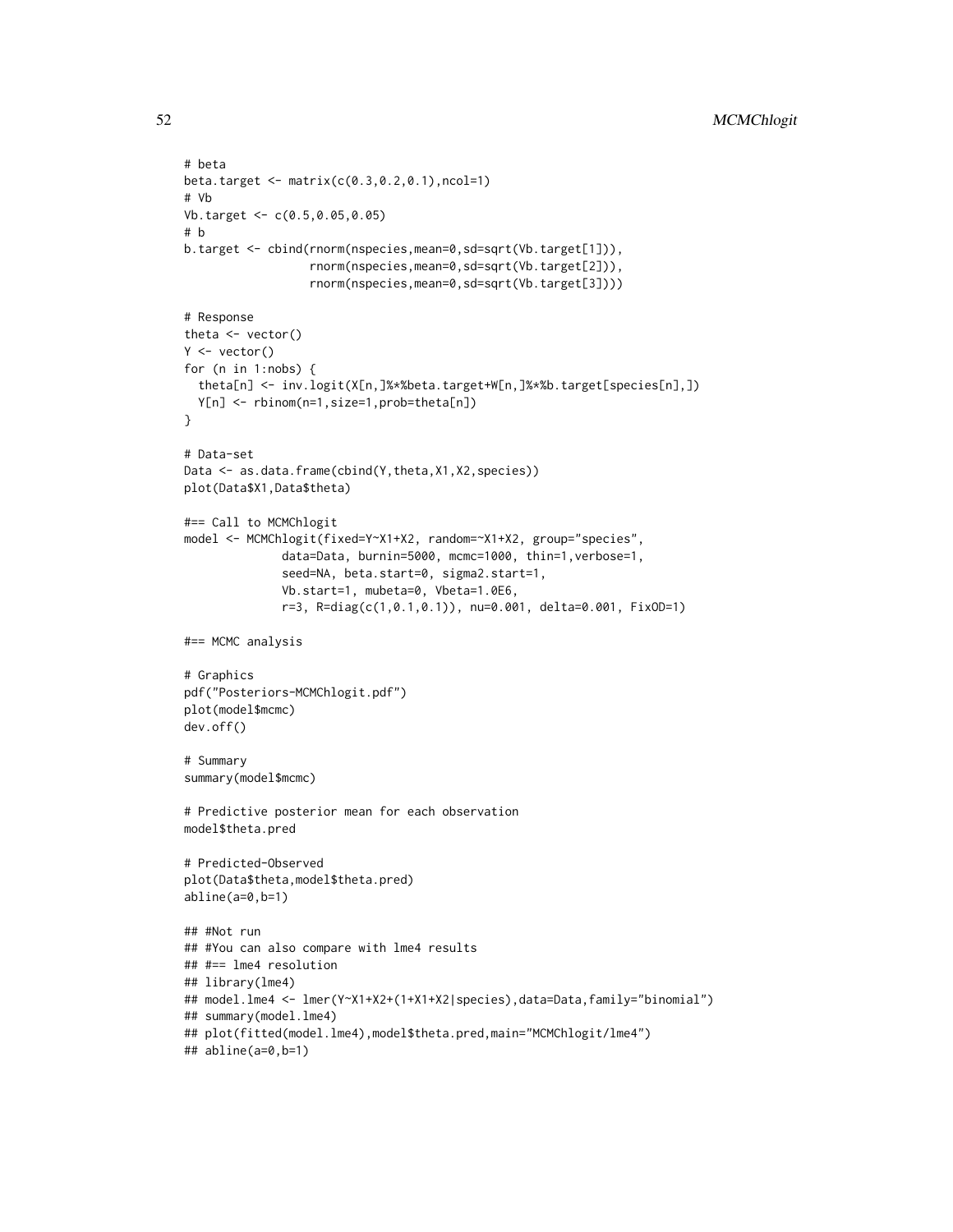```
# beta
beta.target <- matrix(c(0.3,0.2,0.1),ncol=1)
# Vb
Vb.target <- c(0.5,0.05,0.05)
# b
b.target <- cbind(rnorm(nspecies,mean=0,sd=sqrt(Vb.target[1])),
                  rnorm(nspecies,mean=0,sd=sqrt(Vb.target[2])),
                  rnorm(nspecies,mean=0,sd=sqrt(Vb.target[3])))

# Response
theta <- vector()
Y <- vector()
for (n in 1:nobs) {
  theta[n] <- inv.logit(X[n,]%*%beta.target+W[n,]%*%b.target[species[n],])
  Y[n] <- rbinom(n=1,size=1,prob=theta[n])
}

# Data-set
Data <- as.data.frame(cbind(Y,theta,X1,X2,species))
plot(Data$X1,Data$theta)

#== Call to MCMChlogit
model <- MCMChlogit(fixed=Y~X1+X2, random=~X1+X2, group="species",
              data=Data, burnin=5000, mcmc=1000, thin=1,verbose=1,
              seed=NA, beta.start=0, sigma2.start=1,
              Vb.start=1, mubeta=0, Vbeta=1.0E6,
              r=3, R=diag(c(1,0.1,0.1)), nu=0.001, delta=0.001, FixOD=1)

#== MCMC analysis

# Graphics
pdf("Posteriors-MCMChlogit.pdf")
plot(model$mcmc)
dev.off()

# Summary
summary(model$mcmc)

# Predictive posterior mean for each observation
model$theta.pred

# Predicted-Observed
plot(Data$theta,model$theta.pred)
abline(a=0,b=1)

## #Not run
## #You can also compare with lme4 results
## #== lme4 resolution
## library(lme4)
## model.lme4 <- lmer(Y~X1+X2+(1+X1+X2|species),data=Data,family="binomial")
## summary(model.lme4)
## plot(fitted(model.lme4),model$theta.pred,main="MCMChlogit/lme4")
## abline(a=0,b=1)
```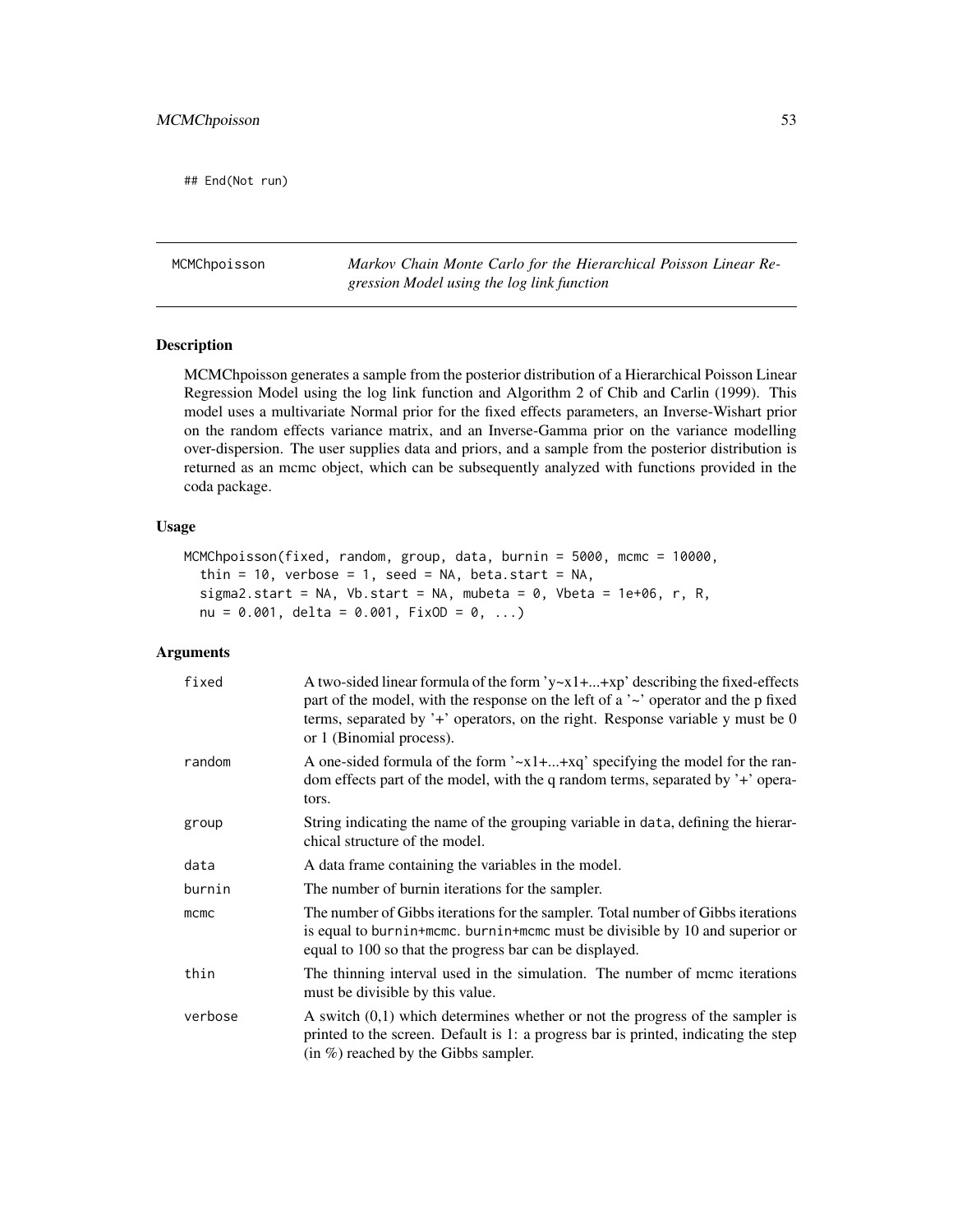```
## End(Not run)
```

---

MCMChpoisson *Markov Chain Monte Carlo for the Hierarchical Poisson Linear Regression Model using the log link function*

---

## Description

MCMChpoisson generates a sample from the posterior distribution of a Hierarchical Poisson Linear Regression Model using the log link function and Algorithm 2 of Chib and Carlin (1999). This model uses a multivariate Normal prior for the fixed effects parameters, an Inverse-Wishart prior on the random effects variance matrix, and an Inverse-Gamma prior on the variance modelling over-dispersion. The user supplies data and priors, and a sample from the posterior distribution is returned as an mcmc object, which can be subsequently analyzed with functions provided in the coda package.

## Usage

```
MCMChpoisson(fixed, random, group, data, burnin = 5000, mcmc = 10000,
  thin = 10, verbose = 1, seed = NA, beta.start = NA,
  sigma2.start = NA, Vb.start = NA, mubeta = 0, Vbeta = 1e+06, r, R,
  nu = 0.001, delta = 0.001, FixOD = 0, ...)
```

## Arguments

| | |
|---|---|
| fixed | A two-sided linear formula of the form 'y~x1+...+xp' describing the fixed-effects part of the model, with the response on the left of a '~' operator and the p fixed terms, separated by '+' operators, on the right. Response variable y must be 0 or 1 (Binomial process). |
| random | A one-sided formula of the form '~x1+...+xq' specifying the model for the random effects part of the model, with the q random terms, separated by '+' operators. |
| group | String indicating the name of the grouping variable in data, defining the hierarchical structure of the model. |
| data | A data frame containing the variables in the model. |
| burnin | The number of burnin iterations for the sampler. |
| mcmc | The number of Gibbs iterations for the sampler. Total number of Gibbs iterations is equal to burnin+mcmc. burnin+mcmc must be divisible by 10 and superior or equal to 100 so that the progress bar can be displayed. |
| thin | The thinning interval used in the simulation. The number of mcmc iterations must be divisible by this value. |
| verbose | A switch (0,1) which determines whether or not the progress of the sampler is printed to the screen. Default is 1: a progress bar is printed, indicating the step (in %) reached by the Gibbs sampler. |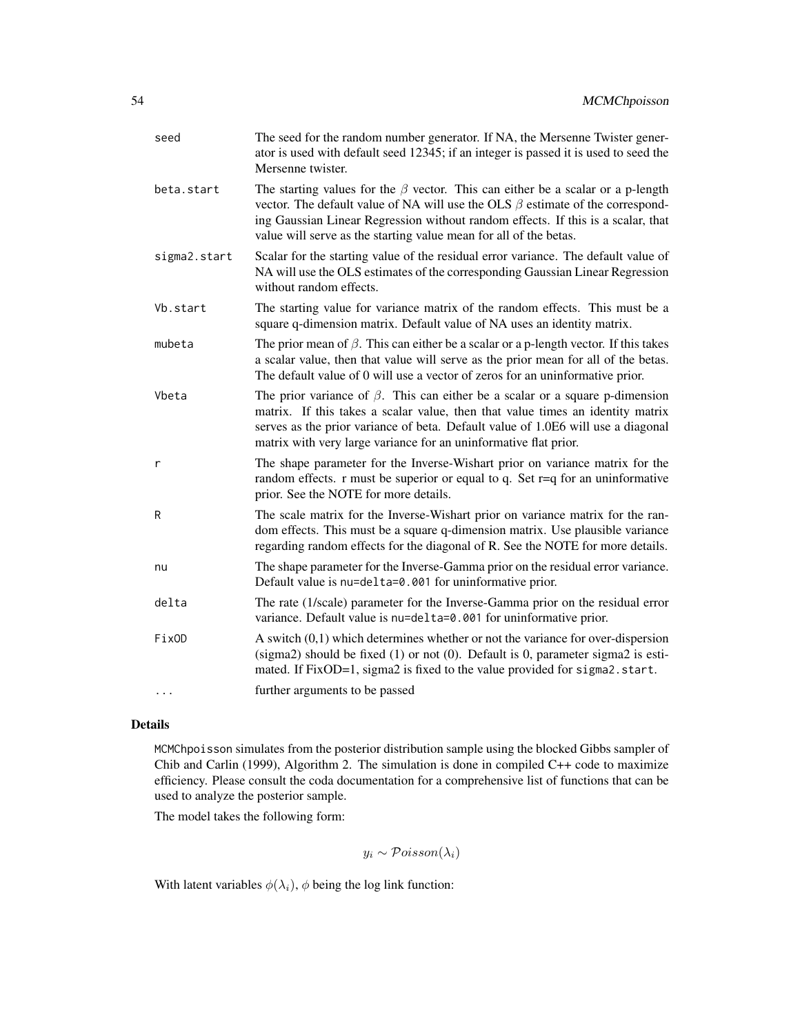| | |
|---|---|
| `seed` | The seed for the random number generator. If NA, the Mersenne Twister generator is used with default seed 12345; if an integer is passed it is used to seed the Mersenne twister. |
| `beta.start` | The starting values for the $\beta$ vector. This can either be a scalar or a p-length vector. The default value of NA will use the OLS $\beta$ estimate of the corresponding Gaussian Linear Regression without random effects. If this is a scalar, that value will serve as the starting value mean for all of the betas. |
| `sigma2.start` | Scalar for the starting value of the residual error variance. The default value of NA will use the OLS estimates of the corresponding Gaussian Linear Regression without random effects. |
| `Vb.start` | The starting value for variance matrix of the random effects. This must be a square q-dimension matrix. Default value of NA uses an identity matrix. |
| `mubeta` | The prior mean of $\beta$. This can either be a scalar or a p-length vector. If this takes a scalar value, then that value will serve as the prior mean for all of the betas. The default value of 0 will use a vector of zeros for an uninformative prior. |
| `Vbeta` | The prior variance of $\beta$. This can either be a scalar or a square p-dimension matrix. If this takes a scalar value, then that value times an identity matrix serves as the prior variance of beta. Default value of 1.0E6 will use a diagonal matrix with very large variance for an uninformative flat prior. |
| `r` | The shape parameter for the Inverse-Wishart prior on variance matrix for the random effects. r must be superior or equal to q. Set r=q for an uninformative prior. See the NOTE for more details. |
| `R` | The scale matrix for the Inverse-Wishart prior on variance matrix for the random effects. This must be a square q-dimension matrix. Use plausible variance regarding random effects for the diagonal of R. See the NOTE for more details. |
| `nu` | The shape parameter for the Inverse-Gamma prior on the residual error variance. Default value is `nu=delta=0.001` for uninformative prior. |
| `delta` | The rate (1/scale) parameter for the Inverse-Gamma prior on the residual error variance. Default value is `nu=delta=0.001` for uninformative prior. |
| `FixOD` | A switch (0,1) which determines whether or not the variance for over-dispersion (sigma2) should be fixed (1) or not (0). Default is 0, parameter sigma2 is estimated. If FixOD=1, sigma2 is fixed to the value provided for `sigma2.start`. |
| `...` | further arguments to be passed |

## Details

`MCMChpoisson` simulates from the posterior distribution sample using the blocked Gibbs sampler of Chib and Carlin (1999), Algorithm 2. The simulation is done in compiled C++ code to maximize efficiency. Please consult the coda documentation for a comprehensive list of functions that can be used to analyze the posterior sample.

The model takes the following form:

$$y_i \sim \mathcal{P}oisson(\lambda_i)$$

With latent variables $\phi(\lambda_i)$, $\phi$ being the log link function: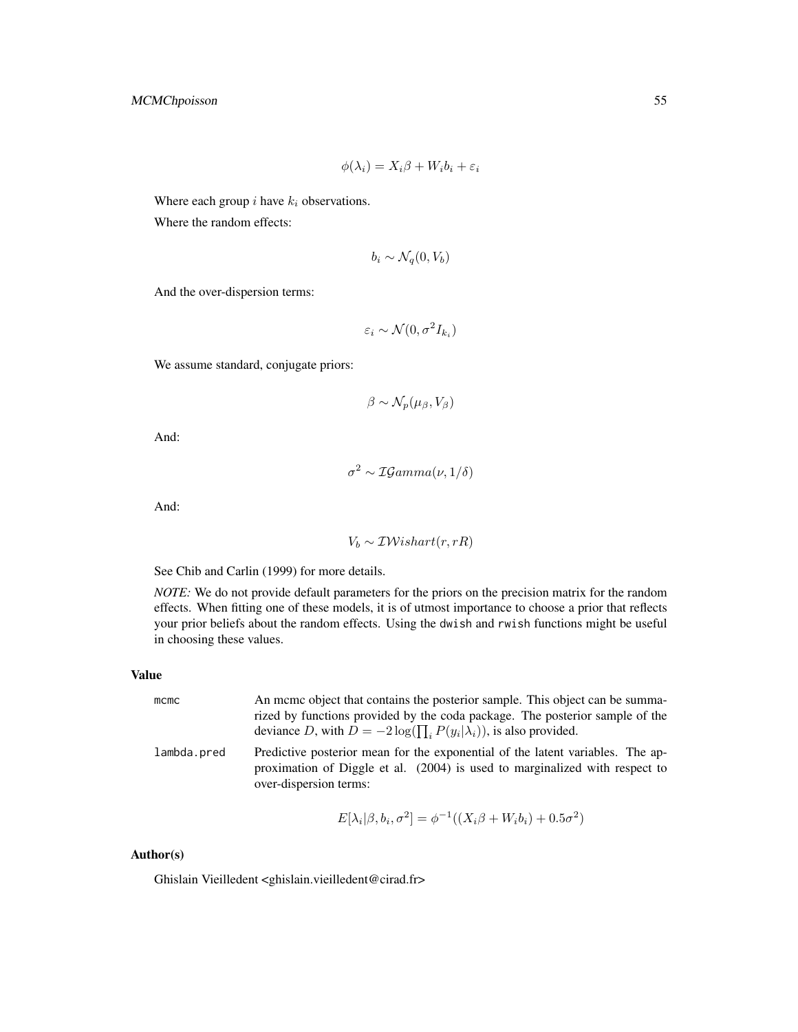$$\phi(\lambda_i) = X_i\beta + W_i b_i + \varepsilon_i$$

Where each group $i$ have $k_i$ observations.

Where the random effects:

$$b_i \sim \mathcal{N}_q(0, V_b)$$

And the over-dispersion terms:

$$\varepsilon_i \sim \mathcal{N}(0, \sigma^2 I_{k_i})$$

We assume standard, conjugate priors:

$$\beta \sim \mathcal{N}_p(\mu_\beta, V_\beta)$$

And:

$$\sigma^2 \sim \mathcal{IG}amma(\nu, 1/\delta)$$

And:

$$V_b \sim \mathcal{IW}ishart(r, rR)$$

See Chib and Carlin (1999) for more details.

*NOTE:* We do not provide default parameters for the priors on the precision matrix for the random effects. When fitting one of these models, it is of utmost importance to choose a prior that reflects your prior beliefs about the random effects. Using the `dwish` and `rwish` functions might be useful in choosing these values.

## Value

`mcmc` An mcmc object that contains the posterior sample. This object can be summarized by functions provided by the coda package. The posterior sample of the deviance $D$, with $D = -2\log(\prod_i P(y_i|\lambda_i))$, is also provided.

`lambda.pred` Predictive posterior mean for the exponential of the latent variables. The approximation of Diggle et al. (2004) is used to marginalized with respect to over-dispersion terms:

$$E[\lambda_i|\beta, b_i, \sigma^2] = \phi^{-1}((X_i\beta + W_i b_i) + 0.5\sigma^2)$$

## Author(s)

Ghislain Vieilledent <ghislain.vieilledent@cirad.fr>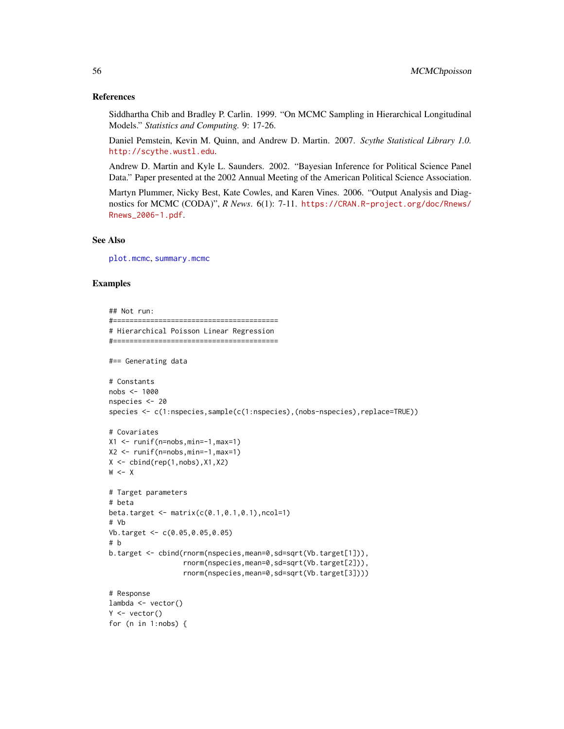## References

Siddhartha Chib and Bradley P. Carlin. 1999. "On MCMC Sampling in Hierarchical Longitudinal Models." *Statistics and Computing.* 9: 17-26.

Daniel Pemstein, Kevin M. Quinn, and Andrew D. Martin. 2007. *Scythe Statistical Library 1.0.* http://scythe.wustl.edu.

Andrew D. Martin and Kyle L. Saunders. 2002. "Bayesian Inference for Political Science Panel Data." Paper presented at the 2002 Annual Meeting of the American Political Science Association.

Martyn Plummer, Nicky Best, Kate Cowles, and Karen Vines. 2006. "Output Analysis and Diagnostics for MCMC (CODA)", *R News*. 6(1): 7-11. https://CRAN.R-project.org/doc/Rnews/Rnews_2006-1.pdf.

## See Also

plot.mcmc, summary.mcmc

## Examples

```
## Not run:
#========================================
# Hierarchical Poisson Linear Regression
#========================================

#== Generating data

# Constants
nobs <- 1000
nspecies <- 20
species <- c(1:nspecies,sample(c(1:nspecies),(nobs-nspecies),replace=TRUE))

# Covariates
X1 <- runif(n=nobs,min=-1,max=1)
X2 <- runif(n=nobs,min=-1,max=1)
X <- cbind(rep(1,nobs),X1,X2)
W <- X

# Target parameters
# beta
beta.target <- matrix(c(0.1,0.1,0.1),ncol=1)
# Vb
Vb.target <- c(0.05,0.05,0.05)
# b
b.target <- cbind(rnorm(nspecies,mean=0,sd=sqrt(Vb.target[1])),
                  rnorm(nspecies,mean=0,sd=sqrt(Vb.target[2])),
                  rnorm(nspecies,mean=0,sd=sqrt(Vb.target[3])))

# Response
lambda <- vector()
Y <- vector()
for (n in 1:nobs) {
```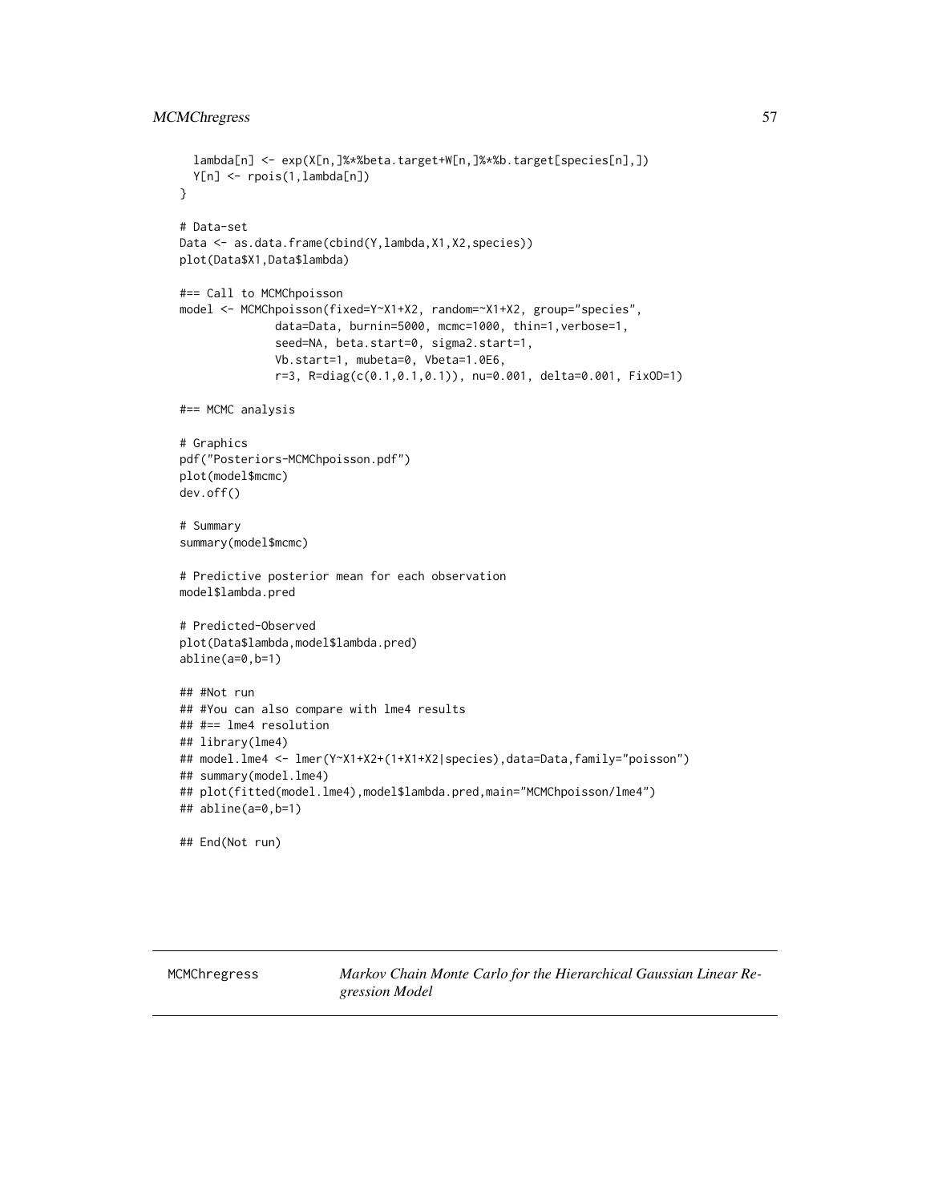```
  lambda[n] <- exp(X[n,]%*%beta.target+W[n,]%*%b.target[species[n],])
  Y[n] <- rpois(1,lambda[n])
}

# Data-set
Data <- as.data.frame(cbind(Y,lambda,X1,X2,species))
plot(Data$X1,Data$lambda)

#== Call to MCMChpoisson
model <- MCMChpoisson(fixed=Y~X1+X2, random=~X1+X2, group="species",
              data=Data, burnin=5000, mcmc=1000, thin=1,verbose=1,
              seed=NA, beta.start=0, sigma2.start=1,
              Vb.start=1, mubeta=0, Vbeta=1.0E6,
              r=3, R=diag(c(0.1,0.1,0.1)), nu=0.001, delta=0.001, FixOD=1)

#== MCMC analysis

# Graphics
pdf("Posteriors-MCMChpoisson.pdf")
plot(model$mcmc)
dev.off()

# Summary
summary(model$mcmc)

# Predictive posterior mean for each observation
model$lambda.pred

# Predicted-Observed
plot(Data$lambda,model$lambda.pred)
abline(a=0,b=1)

## #Not run
## #You can also compare with lme4 results
## #== lme4 resolution
## library(lme4)
## model.lme4 <- lmer(Y~X1+X2+(1+X1+X2|species),data=Data,family="poisson")
## summary(model.lme4)
## plot(fitted(model.lme4),model$lambda.pred,main="MCMChpoisson/lme4")
## abline(a=0,b=1)

## End(Not run)
```

---

MCMChregress    *Markov Chain Monte Carlo for the Hierarchical Gaussian Linear Regression Model*

---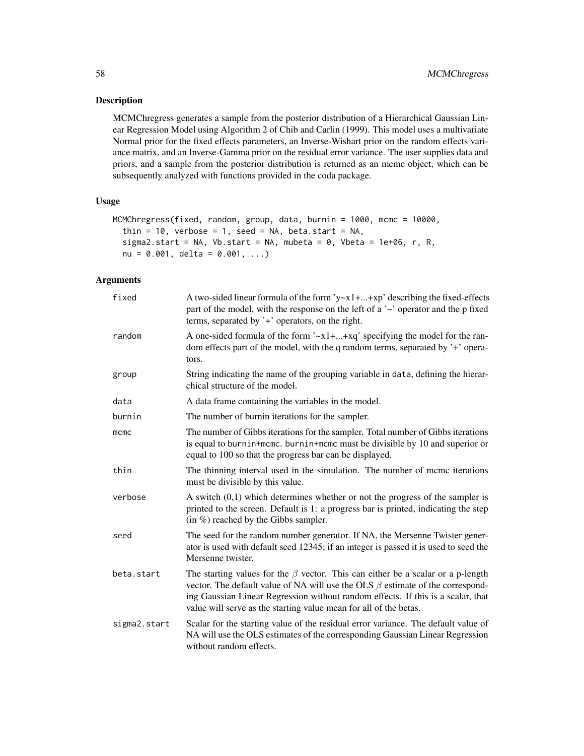## Description

MCMChregress generates a sample from the posterior distribution of a Hierarchical Gaussian Linear Regression Model using Algorithm 2 of Chib and Carlin (1999). This model uses a multivariate Normal prior for the fixed effects parameters, an Inverse-Wishart prior on the random effects variance matrix, and an Inverse-Gamma prior on the residual error variance. The user supplies data and priors, and a sample from the posterior distribution is returned as an mcmc object, which can be subsequently analyzed with functions provided in the coda package.

## Usage

```
MCMChregress(fixed, random, group, data, burnin = 1000, mcmc = 10000,
  thin = 10, verbose = 1, seed = NA, beta.start = NA,
  sigma2.start = NA, Vb.start = NA, mubeta = 0, Vbeta = 1e+06, r, R,
  nu = 0.001, delta = 0.001, ...)
```

## Arguments

| | |
|---|---|
| `fixed` | A two-sided linear formula of the form 'y~x1+...+xp' describing the fixed-effects part of the model, with the response on the left of a '~' operator and the p fixed terms, separated by '+' operators, on the right. |
| `random` | A one-sided formula of the form '~x1+...+xq' specifying the model for the random effects part of the model, with the q random terms, separated by '+' operators. |
| `group` | String indicating the name of the grouping variable in `data`, defining the hierarchical structure of the model. |
| `data` | A data frame containing the variables in the model. |
| `burnin` | The number of burnin iterations for the sampler. |
| `mcmc` | The number of Gibbs iterations for the sampler. Total number of Gibbs iterations is equal to `burnin+mcmc`. `burnin+mcmc` must be divisible by 10 and superior or equal to 100 so that the progress bar can be displayed. |
| `thin` | The thinning interval used in the simulation. The number of mcmc iterations must be divisible by this value. |
| `verbose` | A switch (0,1) which determines whether or not the progress of the sampler is printed to the screen. Default is 1: a progress bar is printed, indicating the step (in %) reached by the Gibbs sampler. |
| `seed` | The seed for the random number generator. If NA, the Mersenne Twister generator is used with default seed 12345; if an integer is passed it is used to seed the Mersenne twister. |
| `beta.start` | The starting values for the $\beta$ vector. This can either be a scalar or a p-length vector. The default value of NA will use the OLS $\beta$ estimate of the corresponding Gaussian Linear Regression without random effects. If this is a scalar, that value will serve as the starting value mean for all of the betas. |
| `sigma2.start` | Scalar for the starting value of the residual error variance. The default value of NA will use the OLS estimates of the corresponding Gaussian Linear Regression without random effects. |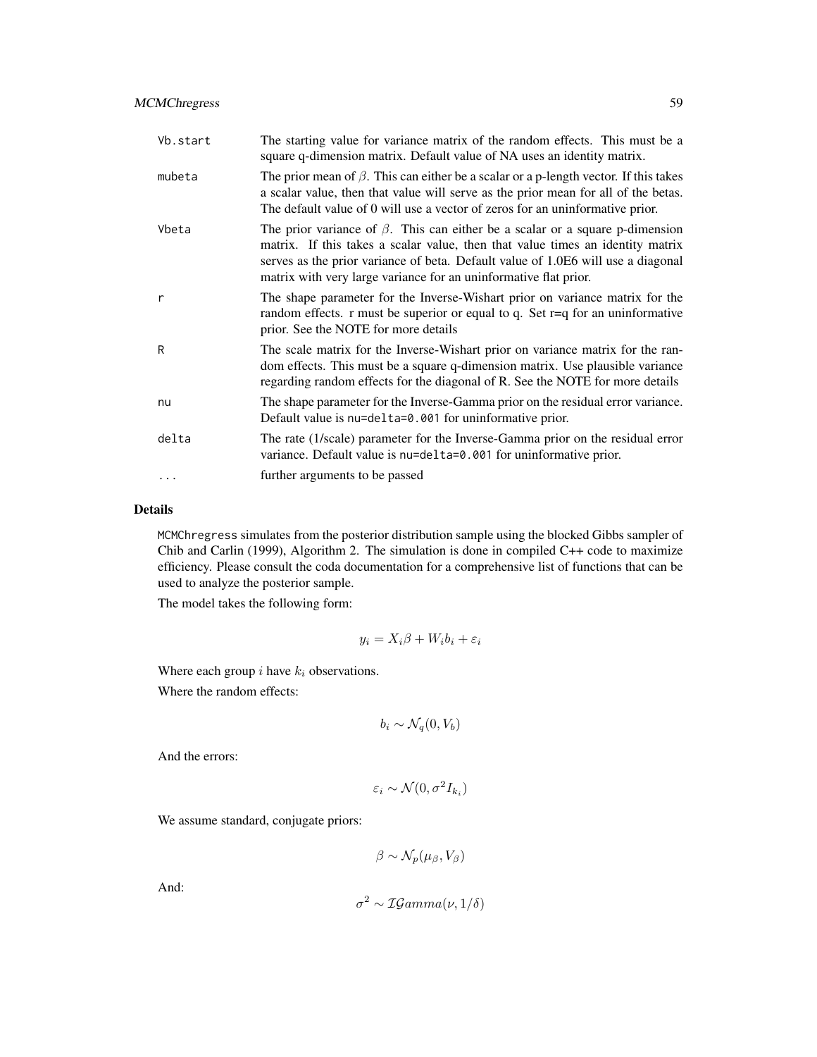| | |
|---|---|
| Vb.start | The starting value for variance matrix of the random effects. This must be a square q-dimension matrix. Default value of NA uses an identity matrix. |
| mubeta | The prior mean of $\beta$. This can either be a scalar or a p-length vector. If this takes a scalar value, then that value will serve as the prior mean for all of the betas. The default value of 0 will use a vector of zeros for an uninformative prior. |
| Vbeta | The prior variance of $\beta$. This can either be a scalar or a square p-dimension matrix. If this takes a scalar value, then that value times an identity matrix serves as the prior variance of beta. Default value of 1.0E6 will use a diagonal matrix with very large variance for an uninformative flat prior. |
| r | The shape parameter for the Inverse-Wishart prior on variance matrix for the random effects. r must be superior or equal to q. Set r=q for an uninformative prior. See the NOTE for more details |
| R | The scale matrix for the Inverse-Wishart prior on variance matrix for the random effects. This must be a square q-dimension matrix. Use plausible variance regarding random effects for the diagonal of R. See the NOTE for more details |
| nu | The shape parameter for the Inverse-Gamma prior on the residual error variance. Default value is `nu=delta=0.001` for uninformative prior. |
| delta | The rate (1/scale) parameter for the Inverse-Gamma prior on the residual error variance. Default value is `nu=delta=0.001` for uninformative prior. |
| ... | further arguments to be passed |

## Details

`MCMChregress` simulates from the posterior distribution sample using the blocked Gibbs sampler of Chib and Carlin (1999), Algorithm 2. The simulation is done in compiled C++ code to maximize efficiency. Please consult the coda documentation for a comprehensive list of functions that can be used to analyze the posterior sample.

The model takes the following form:

$$y_i = X_i\beta + W_i b_i + \varepsilon_i$$

Where each group $i$ have $k_i$ observations.

Where the random effects:

$$b_i \sim \mathcal{N}_q(0, V_b)$$

And the errors:

$$\varepsilon_i \sim \mathcal{N}(0, \sigma^2 I_{k_i})$$

We assume standard, conjugate priors:

$$\beta \sim \mathcal{N}_p(\mu_\beta, V_\beta)$$

And:

$$\sigma^2 \sim \mathcal{IG}amma(\nu, 1/\delta)$$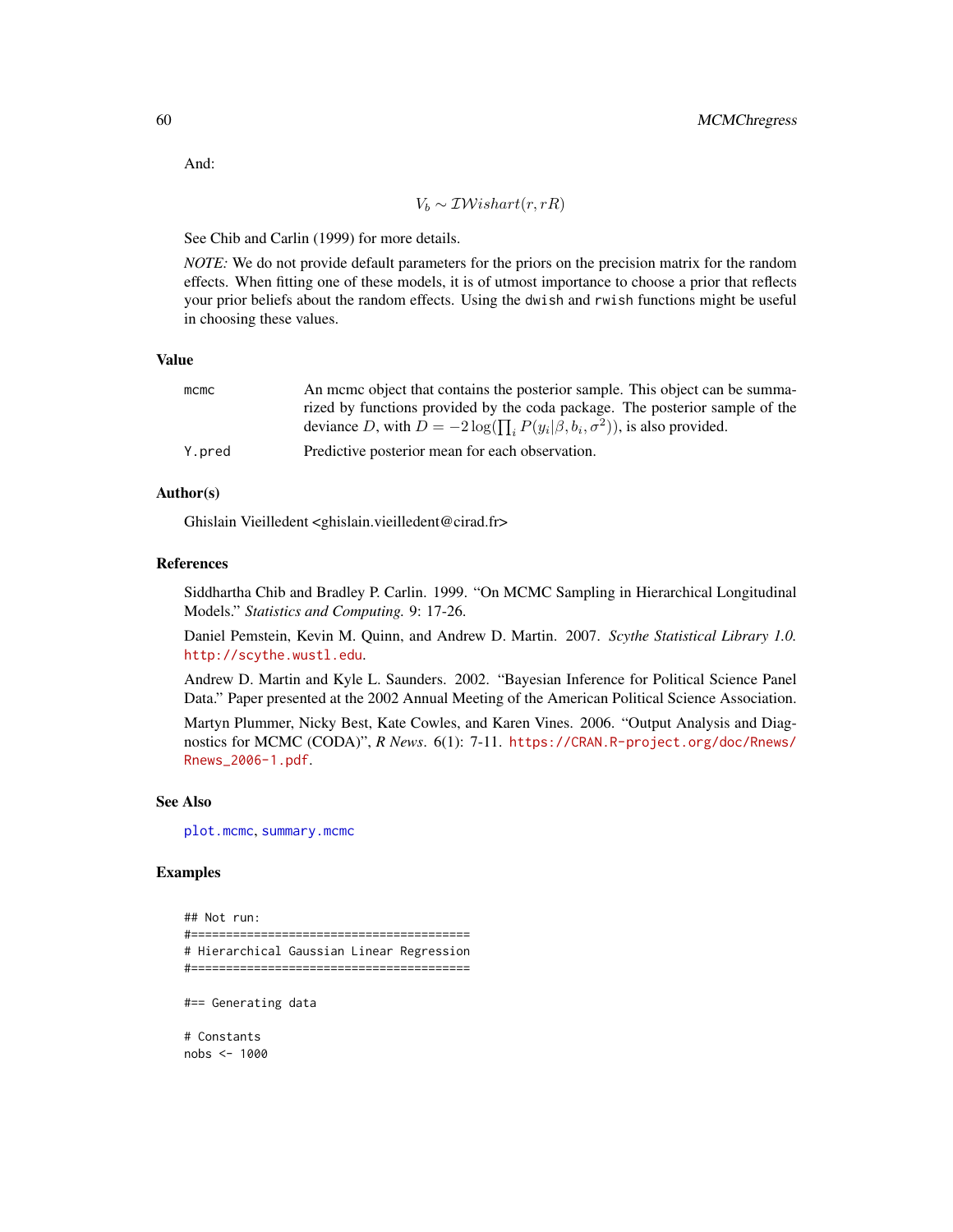And:

$$V_b \sim \mathcal{IW}ishart(r, rR)$$

See Chib and Carlin (1999) for more details.

*NOTE:* We do not provide default parameters for the priors on the precision matrix for the random effects. When fitting one of these models, it is of utmost importance to choose a prior that reflects your prior beliefs about the random effects. Using the `dwish` and `rwish` functions might be useful in choosing these values.

## Value

| | |
|---|---|
| `mcmc` | An mcmc object that contains the posterior sample. This object can be summarized by functions provided by the coda package. The posterior sample of the deviance $D$, with $D = -2\log(\prod_i P(y_i\|\beta, b_i, \sigma^2))$, is also provided. |
| `Y.pred` | Predictive posterior mean for each observation. |

## Author(s)

Ghislain Vieilledent <ghislain.vieilledent@cirad.fr>

## References

Siddhartha Chib and Bradley P. Carlin. 1999. "On MCMC Sampling in Hierarchical Longitudinal Models." *Statistics and Computing.* 9: 17-26.

Daniel Pemstein, Kevin M. Quinn, and Andrew D. Martin. 2007. *Scythe Statistical Library 1.0.* http://scythe.wustl.edu.

Andrew D. Martin and Kyle L. Saunders. 2002. "Bayesian Inference for Political Science Panel Data." Paper presented at the 2002 Annual Meeting of the American Political Science Association.

Martyn Plummer, Nicky Best, Kate Cowles, and Karen Vines. 2006. "Output Analysis and Diagnostics for MCMC (CODA)", *R News*. 6(1): 7-11. https://CRAN.R-project.org/doc/Rnews/Rnews_2006-1.pdf.

## See Also

`plot.mcmc`, `summary.mcmc`

## Examples

```
## Not run:
#========================================
# Hierarchical Gaussian Linear Regression
#========================================

#== Generating data

# Constants
nobs <- 1000
```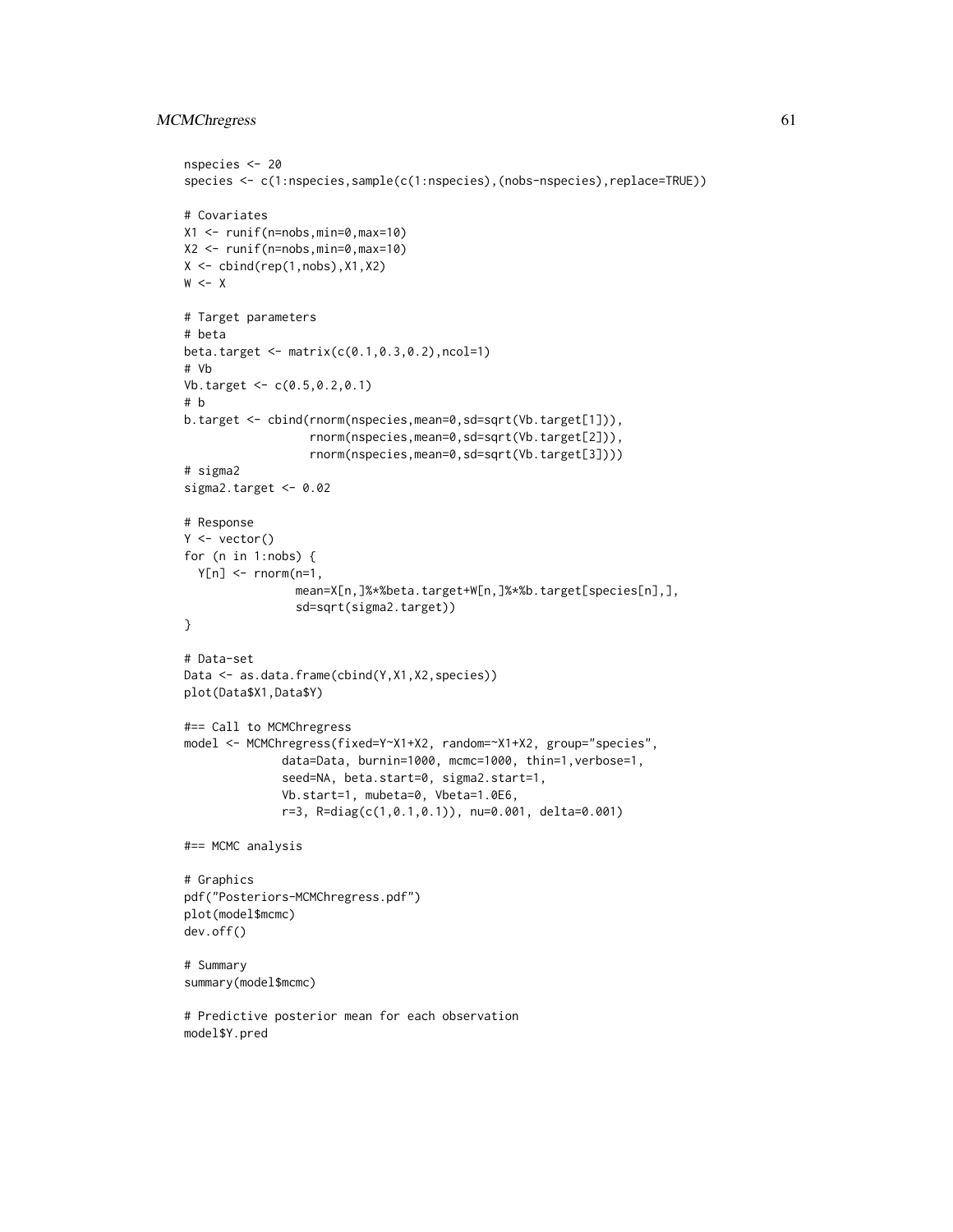```
nspecies <- 20
species <- c(1:nspecies,sample(c(1:nspecies),(nobs-nspecies),replace=TRUE))

# Covariates
X1 <- runif(n=nobs,min=0,max=10)
X2 <- runif(n=nobs,min=0,max=10)
X <- cbind(rep(1,nobs),X1,X2)
W <- X

# Target parameters
# beta
beta.target <- matrix(c(0.1,0.3,0.2),ncol=1)
# Vb
Vb.target <- c(0.5,0.2,0.1)
# b
b.target <- cbind(rnorm(nspecies,mean=0,sd=sqrt(Vb.target[1])),
                  rnorm(nspecies,mean=0,sd=sqrt(Vb.target[2])),
                  rnorm(nspecies,mean=0,sd=sqrt(Vb.target[3])))
# sigma2
sigma2.target <- 0.02

# Response
Y <- vector()
for (n in 1:nobs) {
  Y[n] <- rnorm(n=1,
                mean=X[n,]%*%beta.target+W[n,]%*%b.target[species[n],],
                sd=sqrt(sigma2.target))
}

# Data-set
Data <- as.data.frame(cbind(Y,X1,X2,species))
plot(Data$X1,Data$Y)

#== Call to MCMChregress
model <- MCMChregress(fixed=Y~X1+X2, random=~X1+X2, group="species",
              data=Data, burnin=1000, mcmc=1000, thin=1,verbose=1,
              seed=NA, beta.start=0, sigma2.start=1,
              Vb.start=1, mubeta=0, Vbeta=1.0E6,
              r=3, R=diag(c(1,0.1,0.1)), nu=0.001, delta=0.001)

#== MCMC analysis

# Graphics
pdf("Posteriors-MCMChregress.pdf")
plot(model$mcmc)
dev.off()

# Summary
summary(model$mcmc)

# Predictive posterior mean for each observation
model$Y.pred
```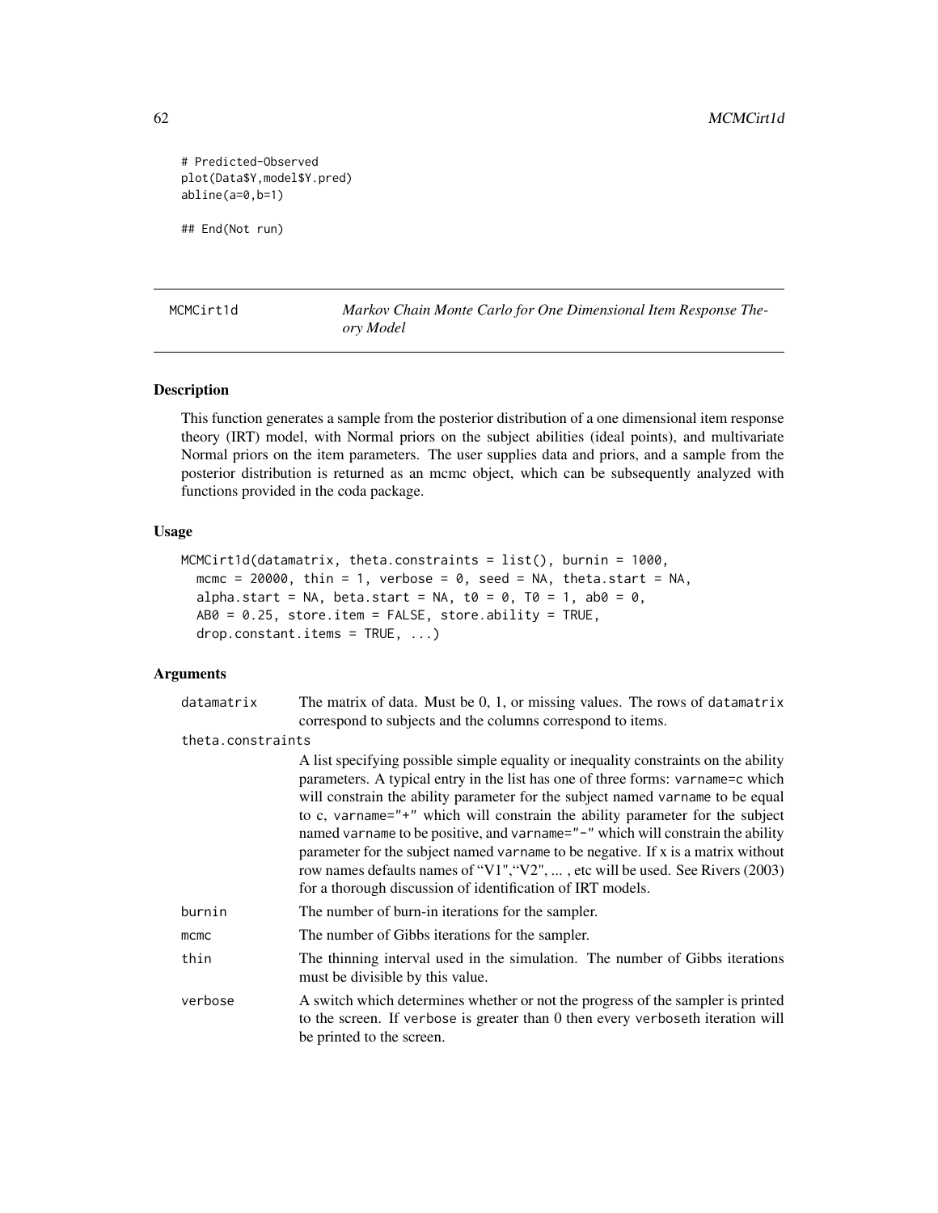```
# Predicted-Observed
plot(Data$Y,model$Y.pred)
abline(a=0,b=1)

## End(Not run)
```

---

MCMCirt1d — *Markov Chain Monte Carlo for One Dimensional Item Response Theory Model*

---

## Description

This function generates a sample from the posterior distribution of a one dimensional item response theory (IRT) model, with Normal priors on the subject abilities (ideal points), and multivariate Normal priors on the item parameters. The user supplies data and priors, and a sample from the posterior distribution is returned as an mcmc object, which can be subsequently analyzed with functions provided in the coda package.

## Usage

```
MCMCirt1d(datamatrix, theta.constraints = list(), burnin = 1000,
  mcmc = 20000, thin = 1, verbose = 0, seed = NA, theta.start = NA,
  alpha.start = NA, beta.start = NA, t0 = 0, T0 = 1, ab0 = 0,
  AB0 = 0.25, store.item = FALSE, store.ability = TRUE,
  drop.constant.items = TRUE, ...)
```

## Arguments

**datamatrix** The matrix of data. Must be 0, 1, or missing values. The rows of datamatrix correspond to subjects and the columns correspond to items.

**theta.constraints** A list specifying possible simple equality or inequality constraints on the ability parameters. A typical entry in the list has one of three forms: varname=c which will constrain the ability parameter for the subject named varname to be equal to c, varname="+" which will constrain the ability parameter for the subject named varname to be positive, and varname="-" which will constrain the ability parameter for the subject named varname to be negative. If x is a matrix without row names defaults names of "V1","V2", ... , etc will be used. See Rivers (2003) for a thorough discussion of identification of IRT models.

**burnin** The number of burn-in iterations for the sampler.

**mcmc** The number of Gibbs iterations for the sampler.

**thin** The thinning interval used in the simulation. The number of Gibbs iterations must be divisible by this value.

**verbose** A switch which determines whether or not the progress of the sampler is printed to the screen. If verbose is greater than 0 then every verboseth iteration will be printed to the screen.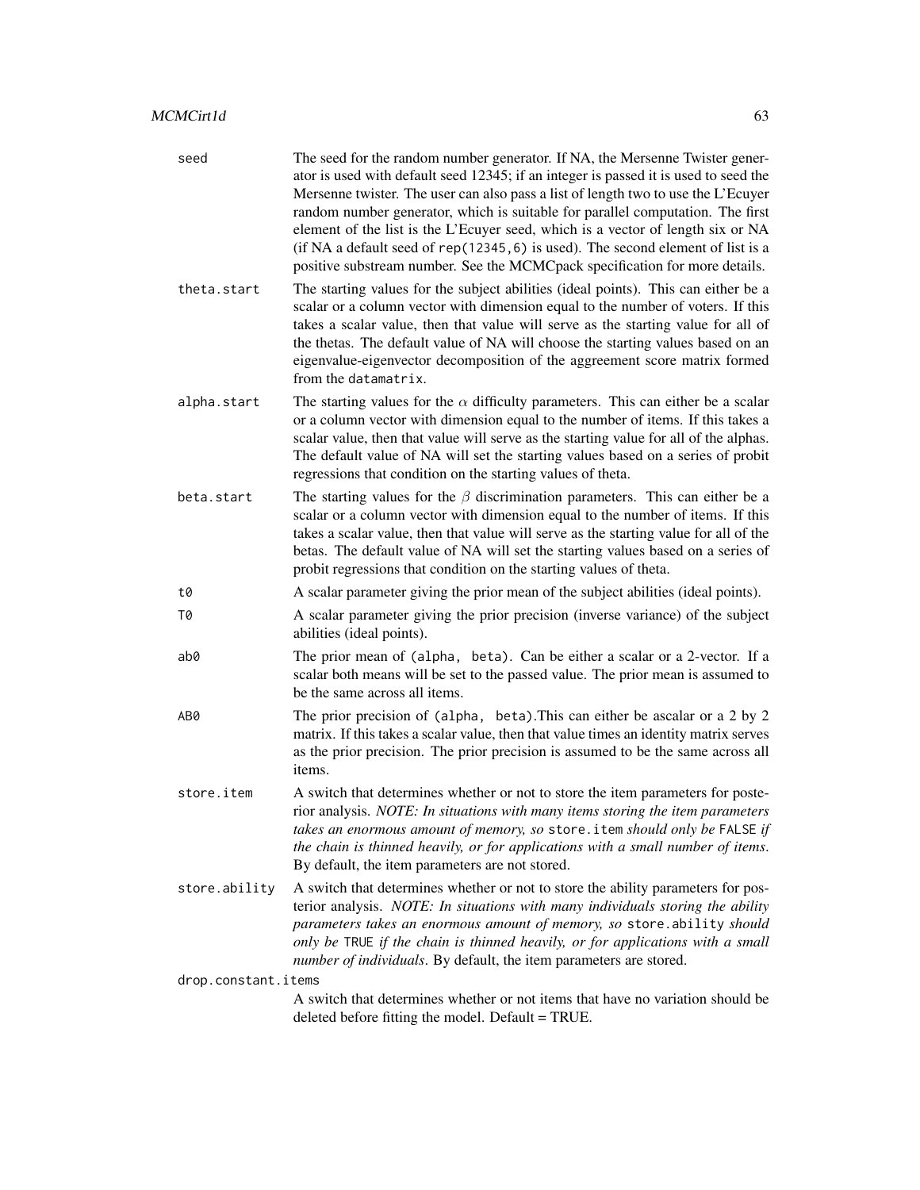seed
: The seed for the random number generator. If NA, the Mersenne Twister generator is used with default seed 12345; if an integer is passed it is used to seed the Mersenne twister. The user can also pass a list of length two to use the L'Ecuyer random number generator, which is suitable for parallel computation. The first element of the list is the L'Ecuyer seed, which is a vector of length six or NA (if NA a default seed of `rep(12345,6)` is used). The second element of list is a positive substream number. See the MCMCpack specification for more details.

theta.start
: The starting values for the subject abilities (ideal points). This can either be a scalar or a column vector with dimension equal to the number of voters. If this takes a scalar value, then that value will serve as the starting value for all of the thetas. The default value of NA will choose the starting values based on an eigenvalue-eigenvector decomposition of the aggreement score matrix formed from the `datamatrix`.

alpha.start
: The starting values for the $\alpha$ difficulty parameters. This can either be a scalar or a column vector with dimension equal to the number of items. If this takes a scalar value, then that value will serve as the starting value for all of the alphas. The default value of NA will set the starting values based on a series of probit regressions that condition on the starting values of theta.

beta.start
: The starting values for the $\beta$ discrimination parameters. This can either be a scalar or a column vector with dimension equal to the number of items. If this takes a scalar value, then that value will serve as the starting value for all of the betas. The default value of NA will set the starting values based on a series of probit regressions that condition on the starting values of theta.

t0
: A scalar parameter giving the prior mean of the subject abilities (ideal points).

T0
: A scalar parameter giving the prior precision (inverse variance) of the subject abilities (ideal points).

ab0
: The prior mean of `(alpha, beta)`. Can be either a scalar or a 2-vector. If a scalar both means will be set to the passed value. The prior mean is assumed to be the same across all items.

AB0
: The prior precision of `(alpha, beta)`.This can either be ascalar or a 2 by 2 matrix. If this takes a scalar value, then that value times an identity matrix serves as the prior precision. The prior precision is assumed to be the same across all items.

store.item
: A switch that determines whether or not to store the item parameters for posterior analysis. *NOTE: In situations with many items storing the item parameters takes an enormous amount of memory, so* `store.item` *should only be* `FALSE` *if the chain is thinned heavily, or for applications with a small number of items*. By default, the item parameters are not stored.

store.ability
: A switch that determines whether or not to store the ability parameters for posterior analysis. *NOTE: In situations with many individuals storing the ability parameters takes an enormous amount of memory, so* `store.ability` *should only be* `TRUE` *if the chain is thinned heavily, or for applications with a small number of individuals*. By default, the item parameters are stored.

drop.constant.items
: A switch that determines whether or not items that have no variation should be deleted before fitting the model. Default = TRUE.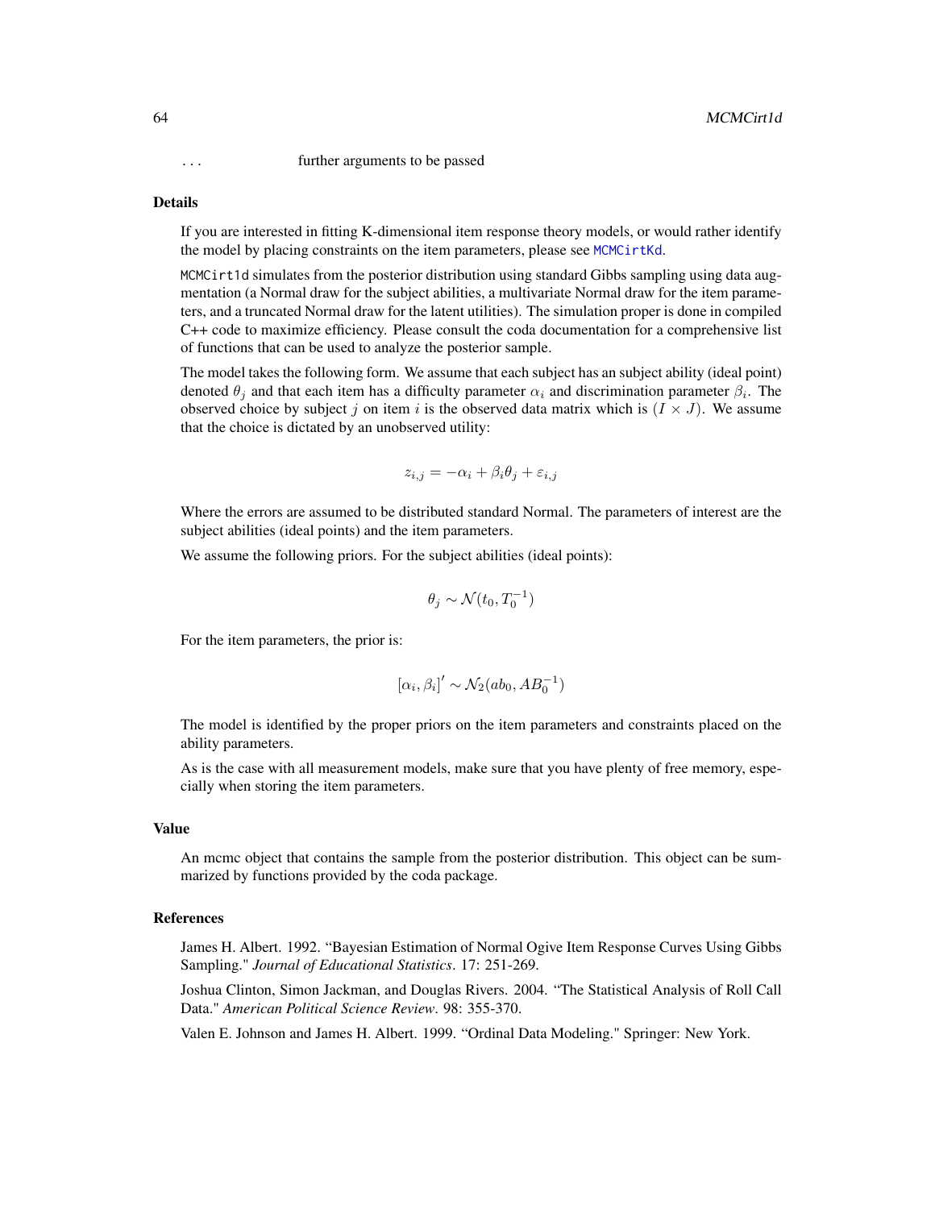... further arguments to be passed

## Details

If you are interested in fitting K-dimensional item response theory models, or would rather identify the model by placing constraints on the item parameters, please see `MCMCirtKd`.

`MCMCirt1d` simulates from the posterior distribution using standard Gibbs sampling using data augmentation (a Normal draw for the subject abilities, a multivariate Normal draw for the item parameters, and a truncated Normal draw for the latent utilities). The simulation proper is done in compiled C++ code to maximize efficiency. Please consult the coda documentation for a comprehensive list of functions that can be used to analyze the posterior sample.

The model takes the following form. We assume that each subject has an subject ability (ideal point) denoted $\theta_j$ and that each item has a difficulty parameter $\alpha_i$ and discrimination parameter $\beta_i$. The observed choice by subject $j$ on item $i$ is the observed data matrix which is $(I \times J)$. We assume that the choice is dictated by an unobserved utility:

$$z_{i,j} = -\alpha_i + \beta_i \theta_j + \varepsilon_{i,j}$$

Where the errors are assumed to be distributed standard Normal. The parameters of interest are the subject abilities (ideal points) and the item parameters.

We assume the following priors. For the subject abilities (ideal points):

$$\theta_j \sim \mathcal{N}(t_0, T_0^{-1})$$

For the item parameters, the prior is:

$$[\alpha_i, \beta_i]' \sim \mathcal{N}_2(ab_0, AB_0^{-1})$$

The model is identified by the proper priors on the item parameters and constraints placed on the ability parameters.

As is the case with all measurement models, make sure that you have plenty of free memory, especially when storing the item parameters.

## Value

An mcmc object that contains the sample from the posterior distribution. This object can be summarized by functions provided by the coda package.

## References

James H. Albert. 1992. "Bayesian Estimation of Normal Ogive Item Response Curves Using Gibbs Sampling." *Journal of Educational Statistics*. 17: 251-269.

Joshua Clinton, Simon Jackman, and Douglas Rivers. 2004. "The Statistical Analysis of Roll Call Data." *American Political Science Review*. 98: 355-370.

Valen E. Johnson and James H. Albert. 1999. "Ordinal Data Modeling." Springer: New York.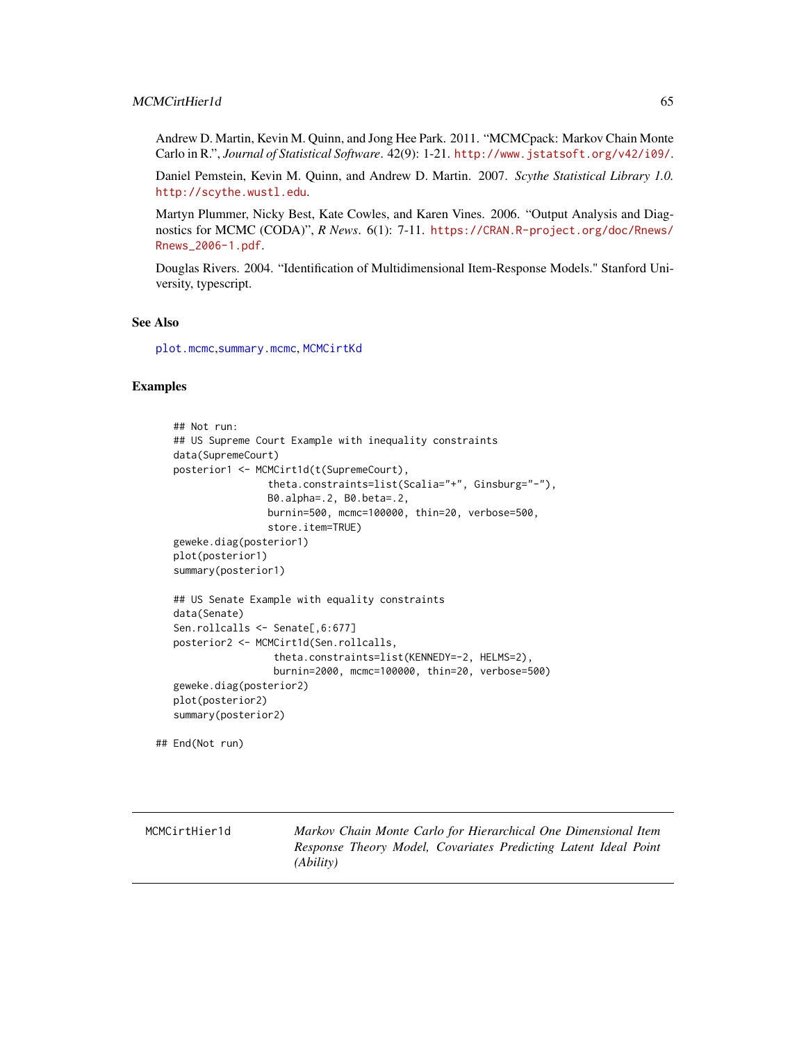Andrew D. Martin, Kevin M. Quinn, and Jong Hee Park. 2011. "MCMCpack: Markov Chain Monte Carlo in R.", *Journal of Statistical Software*. 42(9): 1-21. http://www.jstatsoft.org/v42/i09/.

Daniel Pemstein, Kevin M. Quinn, and Andrew D. Martin. 2007. *Scythe Statistical Library 1.0.* http://scythe.wustl.edu.

Martyn Plummer, Nicky Best, Kate Cowles, and Karen Vines. 2006. "Output Analysis and Diagnostics for MCMC (CODA)", *R News*. 6(1): 7-11. https://CRAN.R-project.org/doc/Rnews/Rnews_2006-1.pdf.

Douglas Rivers. 2004. "Identification of Multidimensional Item-Response Models." Stanford University, typescript.

## See Also

plot.mcmc,summary.mcmc, MCMCirtKd

## Examples

```
    ## Not run:
    ## US Supreme Court Example with inequality constraints
    data(SupremeCourt)
    posterior1 <- MCMCirt1d(t(SupremeCourt),
                   theta.constraints=list(Scalia="+", Ginsburg="-"),
                   B0.alpha=.2, B0.beta=.2,
                   burnin=500, mcmc=100000, thin=20, verbose=500,
                   store.item=TRUE)
    geweke.diag(posterior1)
    plot(posterior1)
    summary(posterior1)

    ## US Senate Example with equality constraints
    data(Senate)
    Sen.rollcalls <- Senate[,6:677]
    posterior2 <- MCMCirt1d(Sen.rollcalls,
                    theta.constraints=list(KENNEDY=-2, HELMS=2),
                    burnin=2000, mcmc=100000, thin=20, verbose=500)
    geweke.diag(posterior2)
    plot(posterior2)
    summary(posterior2)

## End(Not run)
```

---

# MCMCirtHier1d — *Markov Chain Monte Carlo for Hierarchical One Dimensional Item Response Theory Model, Covariates Predicting Latent Ideal Point (Ability)*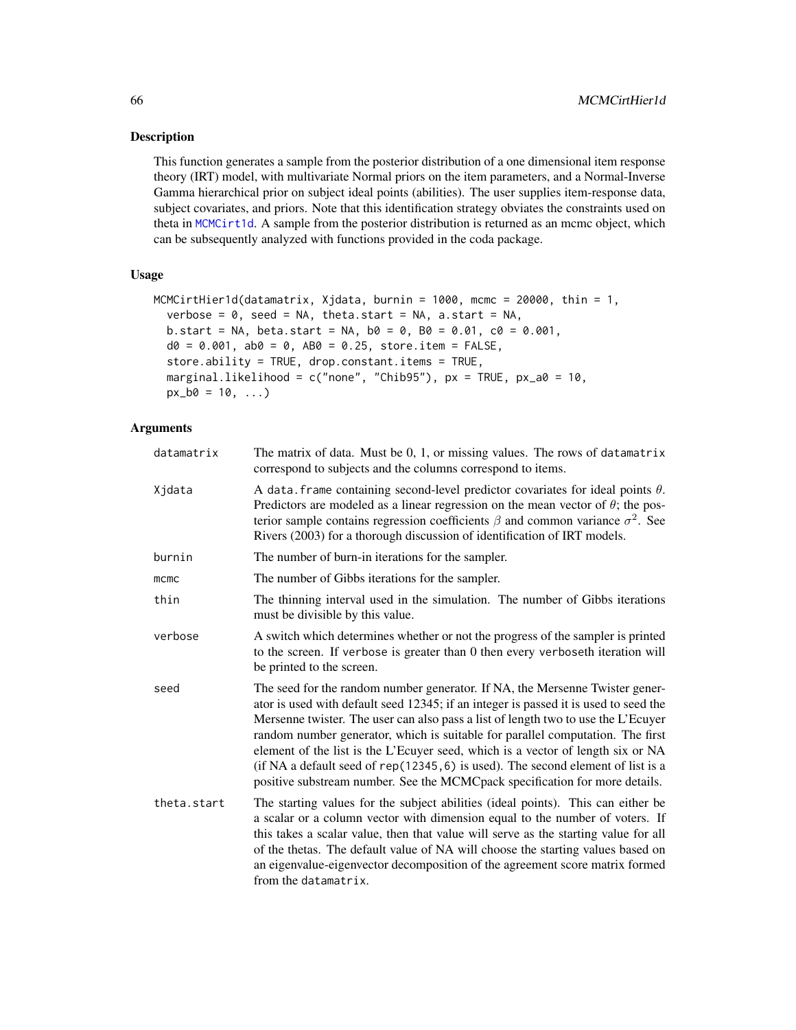## Description

This function generates a sample from the posterior distribution of a one dimensional item response theory (IRT) model, with multivariate Normal priors on the item parameters, and a Normal-Inverse Gamma hierarchical prior on subject ideal points (abilities). The user supplies item-response data, subject covariates, and priors. Note that this identification strategy obviates the constraints used on theta in MCMCirt1d. A sample from the posterior distribution is returned as an mcmc object, which can be subsequently analyzed with functions provided in the coda package.

## Usage

```
MCMCirtHier1d(datamatrix, Xjdata, burnin = 1000, mcmc = 20000, thin = 1,
  verbose = 0, seed = NA, theta.start = NA, a.start = NA,
  b.start = NA, beta.start = NA, b0 = 0, B0 = 0.01, c0 = 0.001,
  d0 = 0.001, ab0 = 0, AB0 = 0.25, store.item = FALSE,
  store.ability = TRUE, drop.constant.items = TRUE,
  marginal.likelihood = c("none", "Chib95"), px = TRUE, px_a0 = 10,
  px_b0 = 10, ...)
```

## Arguments

| | |
|---|---|
| datamatrix | The matrix of data. Must be 0, 1, or missing values. The rows of datamatrix correspond to subjects and the columns correspond to items. |
| Xjdata | A data.frame containing second-level predictor covariates for ideal points $\theta$. Predictors are modeled as a linear regression on the mean vector of $\theta$; the posterior sample contains regression coefficients $\beta$ and common variance $\sigma^2$. See Rivers (2003) for a thorough discussion of identification of IRT models. |
| burnin | The number of burn-in iterations for the sampler. |
| mcmc | The number of Gibbs iterations for the sampler. |
| thin | The thinning interval used in the simulation. The number of Gibbs iterations must be divisible by this value. |
| verbose | A switch which determines whether or not the progress of the sampler is printed to the screen. If verbose is greater than 0 then every verboseth iteration will be printed to the screen. |
| seed | The seed for the random number generator. If NA, the Mersenne Twister generator is used with default seed 12345; if an integer is passed it is used to seed the Mersenne twister. The user can also pass a list of length two to use the L'Ecuyer random number generator, which is suitable for parallel computation. The first element of the list is the L'Ecuyer seed, which is a vector of length six or NA (if NA a default seed of rep(12345,6) is used). The second element of list is a positive substream number. See the MCMCpack specification for more details. |
| theta.start | The starting values for the subject abilities (ideal points). This can either be a scalar or a column vector with dimension equal to the number of voters. If this takes a scalar value, then that value will serve as the starting value for all of the thetas. The default value of NA will choose the starting values based on an eigenvalue-eigenvector decomposition of the agreement score matrix formed from the datamatrix. |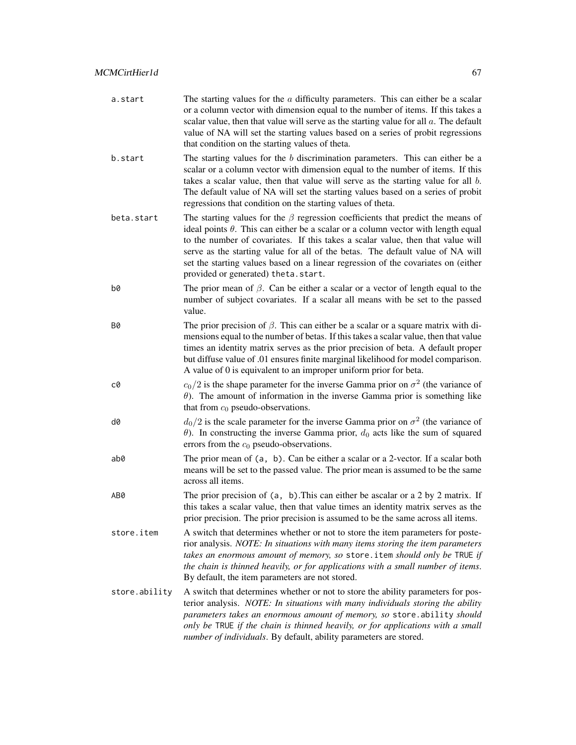`a.start` The starting values for the $a$ difficulty parameters. This can either be a scalar or a column vector with dimension equal to the number of items. If this takes a scalar value, then that value will serve as the starting value for all $a$. The default value of NA will set the starting values based on a series of probit regressions that condition on the starting values of theta.

`b.start` The starting values for the $b$ discrimination parameters. This can either be a scalar or a column vector with dimension equal to the number of items. If this takes a scalar value, then that value will serve as the starting value for all $b$. The default value of NA will set the starting values based on a series of probit regressions that condition on the starting values of theta.

`beta.start` The starting values for the $\beta$ regression coefficients that predict the means of ideal points $\theta$. This can either be a scalar or a column vector with length equal to the number of covariates. If this takes a scalar value, then that value will serve as the starting value for all of the betas. The default value of NA will set the starting values based on a linear regression of the covariates on (either provided or generated) `theta.start`.

`b0` The prior mean of $\beta$. Can be either a scalar or a vector of length equal to the number of subject covariates. If a scalar all means with be set to the passed value.

`B0` The prior precision of $\beta$. This can either be a scalar or a square matrix with dimensions equal to the number of betas. If this takes a scalar value, then that value times an identity matrix serves as the prior precision of beta. A default proper but diffuse value of .01 ensures finite marginal likelihood for model comparison. A value of 0 is equivalent to an improper uniform prior for beta.

`c0` $c_0/2$ is the shape parameter for the inverse Gamma prior on $\sigma^2$ (the variance of $\theta$). The amount of information in the inverse Gamma prior is something like that from $c_0$ pseudo-observations.

`d0` $d_0/2$ is the scale parameter for the inverse Gamma prior on $\sigma^2$ (the variance of $\theta$). In constructing the inverse Gamma prior, $d_0$ acts like the sum of squared errors from the $c_0$ pseudo-observations.

`ab0` The prior mean of `(a, b)`. Can be either a scalar or a 2-vector. If a scalar both means will be set to the passed value. The prior mean is assumed to be the same across all items.

`AB0` The prior precision of `(a, b)`.This can either be ascalar or a 2 by 2 matrix. If this takes a scalar value, then that value times an identity matrix serves as the prior precision. The prior precision is assumed to be the same across all items.

`store.item` A switch that determines whether or not to store the item parameters for posterior analysis. *NOTE: In situations with many items storing the item parameters takes an enormous amount of memory, so* `store.item` *should only be* `TRUE` *if the chain is thinned heavily, or for applications with a small number of items*. By default, the item parameters are not stored.

`store.ability` A switch that determines whether or not to store the ability parameters for posterior analysis. *NOTE: In situations with many individuals storing the ability parameters takes an enormous amount of memory, so* `store.ability` *should only be* `TRUE` *if the chain is thinned heavily, or for applications with a small number of individuals*. By default, ability parameters are stored.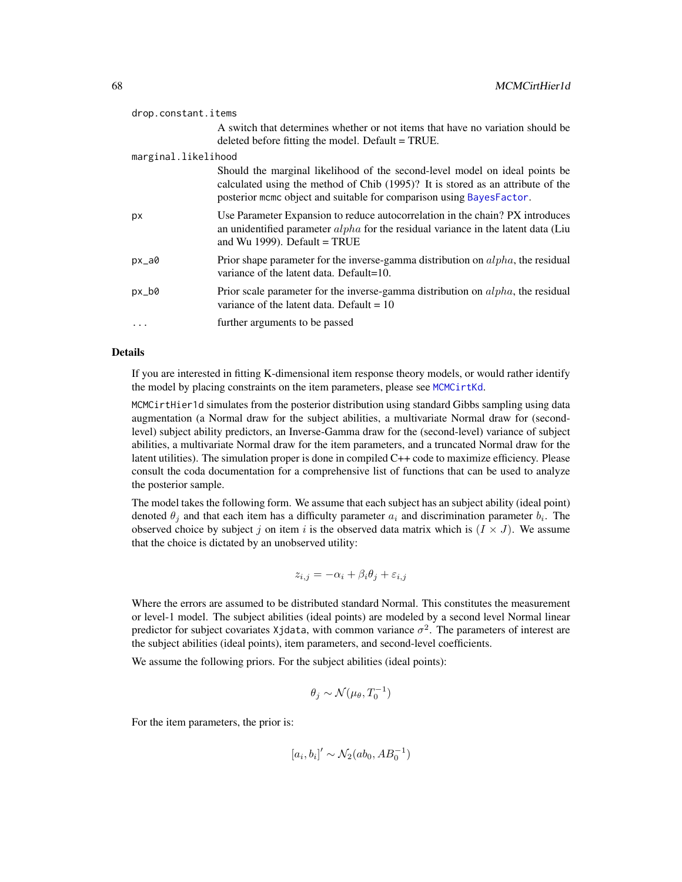drop.constant.items

A switch that determines whether or not items that have no variation should be deleted before fitting the model. Default = TRUE.

marginal.likelihood

Should the marginal likelihood of the second-level model on ideal points be calculated using the method of Chib (1995)? It is stored as an attribute of the posterior mcmc object and suitable for comparison using BayesFactor.

px
Use Parameter Expansion to reduce autocorrelation in the chain? PX introduces an unidentified parameter $alpha$ for the residual variance in the latent data (Liu and Wu 1999). Default = TRUE

px_a0
Prior shape parameter for the inverse-gamma distribution on $alpha$, the residual variance of the latent data. Default=10.

px_b0
Prior scale parameter for the inverse-gamma distribution on $alpha$, the residual variance of the latent data. Default = 10

...
further arguments to be passed

## Details

If you are interested in fitting K-dimensional item response theory models, or would rather identify the model by placing constraints on the item parameters, please see MCMCirtKd.

MCMCirtHier1d simulates from the posterior distribution using standard Gibbs sampling using data augmentation (a Normal draw for the subject abilities, a multivariate Normal draw for (second-level) subject ability predictors, an Inverse-Gamma draw for the (second-level) variance of subject abilities, a multivariate Normal draw for the item parameters, and a truncated Normal draw for the latent utilities). The simulation proper is done in compiled C++ code to maximize efficiency. Please consult the coda documentation for a comprehensive list of functions that can be used to analyze the posterior sample.

The model takes the following form. We assume that each subject has an subject ability (ideal point) denoted $\theta_j$ and that each item has a difficulty parameter $a_i$ and discrimination parameter $b_i$. The observed choice by subject $j$ on item $i$ is the observed data matrix which is $(I \times J)$. We assume that the choice is dictated by an unobserved utility:

$$z_{i,j} = -\alpha_i + \beta_i \theta_j + \varepsilon_{i,j}$$

Where the errors are assumed to be distributed standard Normal. This constitutes the measurement or level-1 model. The subject abilities (ideal points) are modeled by a second level Normal linear predictor for subject covariates Xjdata, with common variance $\sigma^2$. The parameters of interest are the subject abilities (ideal points), item parameters, and second-level coefficients.

We assume the following priors. For the subject abilities (ideal points):

$$\theta_j \sim \mathcal{N}(\mu_\theta, T_0^{-1})$$

For the item parameters, the prior is:

$$[a_i, b_i]' \sim \mathcal{N}_2(ab_0, AB_0^{-1})$$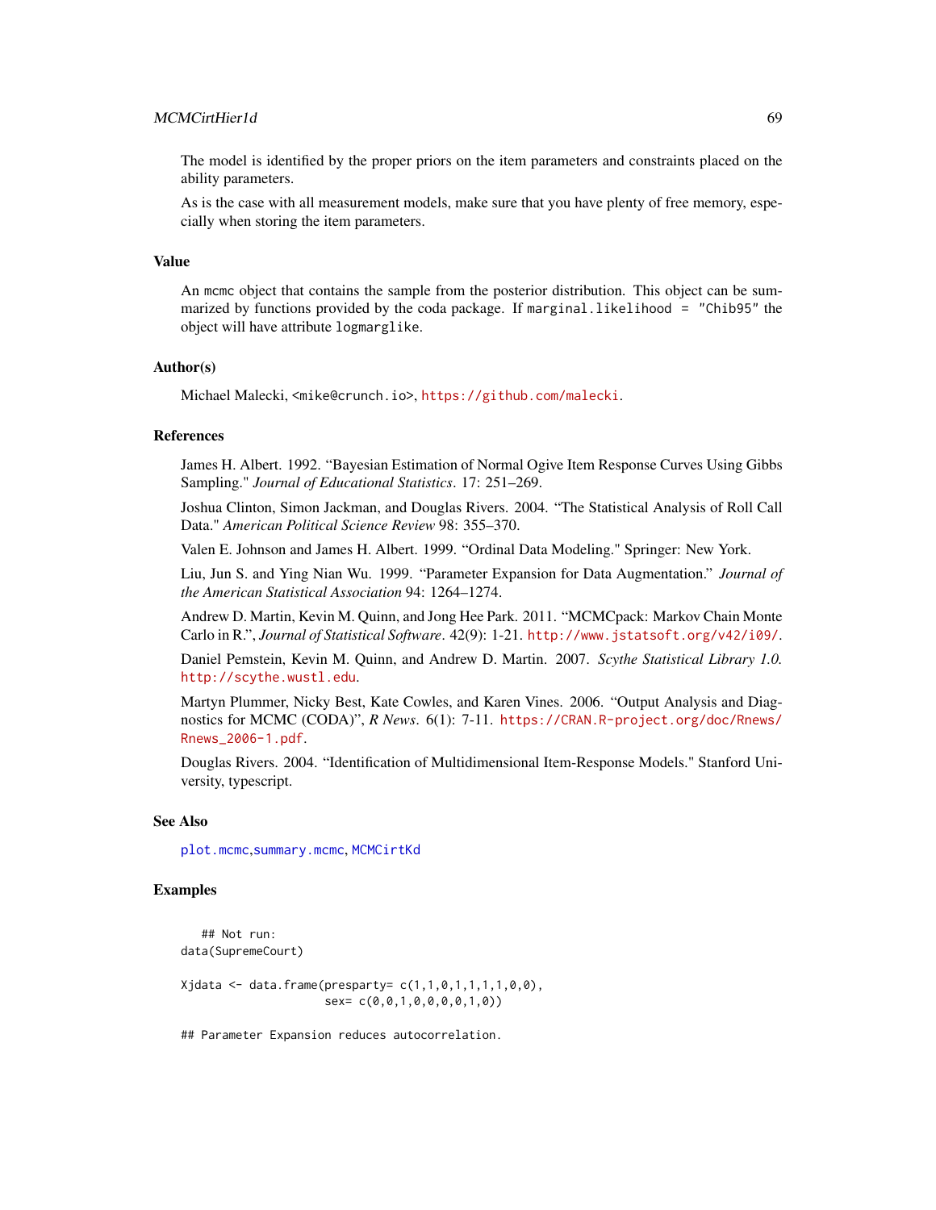The model is identified by the proper priors on the item parameters and constraints placed on the ability parameters.

As is the case with all measurement models, make sure that you have plenty of free memory, especially when storing the item parameters.

## Value

An mcmc object that contains the sample from the posterior distribution. This object can be summarized by functions provided by the coda package. If marginal.likelihood = "Chib95" the object will have attribute logmarglike.

## Author(s)

Michael Malecki, <mike@crunch.io>, https://github.com/malecki.

## References

James H. Albert. 1992. "Bayesian Estimation of Normal Ogive Item Response Curves Using Gibbs Sampling." *Journal of Educational Statistics*. 17: 251–269.

Joshua Clinton, Simon Jackman, and Douglas Rivers. 2004. "The Statistical Analysis of Roll Call Data." *American Political Science Review* 98: 355–370.

Valen E. Johnson and James H. Albert. 1999. "Ordinal Data Modeling." Springer: New York.

Liu, Jun S. and Ying Nian Wu. 1999. "Parameter Expansion for Data Augmentation." *Journal of the American Statistical Association* 94: 1264–1274.

Andrew D. Martin, Kevin M. Quinn, and Jong Hee Park. 2011. "MCMCpack: Markov Chain Monte Carlo in R.", *Journal of Statistical Software*. 42(9): 1-21. http://www.jstatsoft.org/v42/i09/.

Daniel Pemstein, Kevin M. Quinn, and Andrew D. Martin. 2007. *Scythe Statistical Library 1.0.* http://scythe.wustl.edu.

Martyn Plummer, Nicky Best, Kate Cowles, and Karen Vines. 2006. "Output Analysis and Diagnostics for MCMC (CODA)", *R News*. 6(1): 7-11. https://CRAN.R-project.org/doc/Rnews/Rnews_2006-1.pdf.

Douglas Rivers. 2004. "Identification of Multidimensional Item-Response Models." Stanford University, typescript.

## See Also

plot.mcmc,summary.mcmc, MCMCirtKd

## Examples

```
   ## Not run:
data(SupremeCourt)

Xjdata <- data.frame(presparty= c(1,1,0,1,1,1,1,0,0),
                     sex= c(0,0,1,0,0,0,0,1,0))

## Parameter Expansion reduces autocorrelation.
```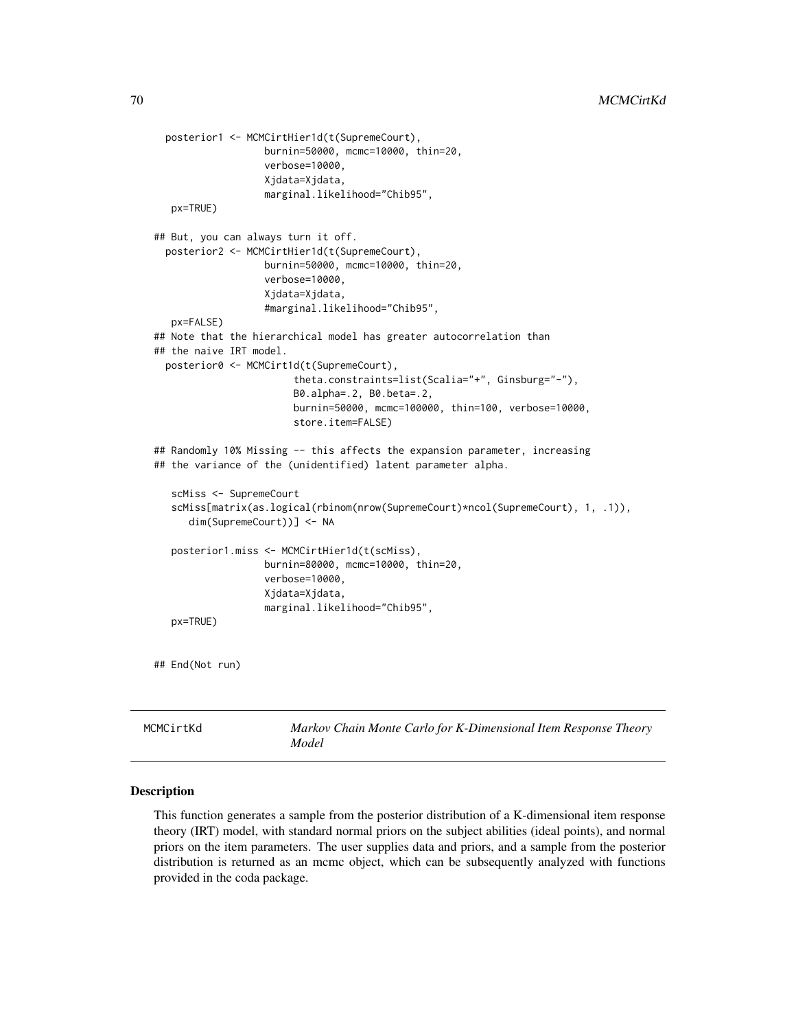```
  posterior1 <- MCMCirtHier1d(t(SupremeCourt),
                   burnin=50000, mcmc=10000, thin=20,
                   verbose=10000,
                   Xjdata=Xjdata,
                   marginal.likelihood="Chib95",
   px=TRUE)

## But, you can always turn it off.
  posterior2 <- MCMCirtHier1d(t(SupremeCourt),
                   burnin=50000, mcmc=10000, thin=20,
                   verbose=10000,
                   Xjdata=Xjdata,
                   #marginal.likelihood="Chib95",
   px=FALSE)
## Note that the hierarchical model has greater autocorrelation than
## the naive IRT model.
  posterior0 <- MCMCirt1d(t(SupremeCourt),
                        theta.constraints=list(Scalia="+", Ginsburg="-"),
                        B0.alpha=.2, B0.beta=.2,
                        burnin=50000, mcmc=100000, thin=100, verbose=10000,
                        store.item=FALSE)

## Randomly 10% Missing -- this affects the expansion parameter, increasing
## the variance of the (unidentified) latent parameter alpha.

   scMiss <- SupremeCourt
   scMiss[matrix(as.logical(rbinom(nrow(SupremeCourt)*ncol(SupremeCourt), 1, .1)),
      dim(SupremeCourt))] <- NA

   posterior1.miss <- MCMCirtHier1d(t(scMiss),
                   burnin=80000, mcmc=10000, thin=20,
                   verbose=10000,
                   Xjdata=Xjdata,
                   marginal.likelihood="Chib95",
   px=TRUE)


## End(Not run)
```

## MCMCirtKd — *Markov Chain Monte Carlo for K-Dimensional Item Response Theory Model*

### Description

This function generates a sample from the posterior distribution of a K-dimensional item response theory (IRT) model, with standard normal priors on the subject abilities (ideal points), and normal priors on the item parameters. The user supplies data and priors, and a sample from the posterior distribution is returned as an mcmc object, which can be subsequently analyzed with functions provided in the coda package.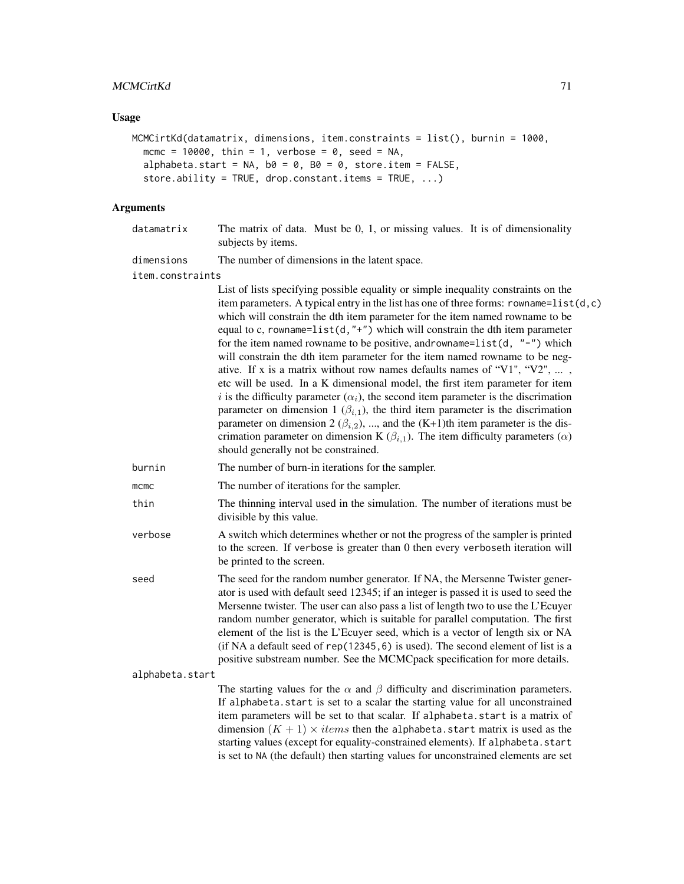## Usage

```
MCMCirtKd(datamatrix, dimensions, item.constraints = list(), burnin = 1000,
  mcmc = 10000, thin = 1, verbose = 0, seed = NA,
  alphabeta.start = NA, b0 = 0, B0 = 0, store.item = FALSE,
  store.ability = TRUE, drop.constant.items = TRUE, ...)
```

## Arguments

`datamatrix` The matrix of data. Must be 0, 1, or missing values. It is of dimensionality subjects by items.

`dimensions` The number of dimensions in the latent space.

`item.constraints` List of lists specifying possible equality or simple inequality constraints on the item parameters. A typical entry in the list has one of three forms: `rowname=list(d,c)` which will constrain the dth item parameter for the item named rowname to be equal to c, `rowname=list(d,"+")` which will constrain the dth item parameter for the item named rowname to be positive, and`rowname=list(d, "-")` which will constrain the dth item parameter for the item named rowname to be negative. If x is a matrix without row names defaults names of "V1", "V2", ... , etc will be used. In a K dimensional model, the first item parameter for item $i$ is the difficulty parameter ($\alpha_i$), the second item parameter is the discrimation parameter on dimension 1 ($\beta_{i,1}$), the third item parameter is the discrimation parameter on dimension 2 ($\beta_{i,2}$), ..., and the (K+1)th item parameter is the discrimation parameter on dimension K ($\beta_{i,1}$). The item difficulty parameters ($\alpha$) should generally not be constrained.

`burnin` The number of burn-in iterations for the sampler.

`mcmc` The number of iterations for the sampler.

`thin` The thinning interval used in the simulation. The number of iterations must be divisible by this value.

`verbose` A switch which determines whether or not the progress of the sampler is printed to the screen. If `verbose` is greater than 0 then every `verbose`th iteration will be printed to the screen.

`seed` The seed for the random number generator. If NA, the Mersenne Twister generator is used with default seed 12345; if an integer is passed it is used to seed the Mersenne twister. The user can also pass a list of length two to use the L'Ecuyer random number generator, which is suitable for parallel computation. The first element of the list is the L'Ecuyer seed, which is a vector of length six or NA (if NA a default seed of `rep(12345,6)` is used). The second element of list is a positive substream number. See the MCMCpack specification for more details.

`alphabeta.start` The starting values for the $\alpha$ and $\beta$ difficulty and discrimination parameters. If `alphabeta.start` is set to a scalar the starting value for all unconstrained item parameters will be set to that scalar. If `alphabeta.start` is a matrix of dimension $(K + 1) \times items$ then the `alphabeta.start` matrix is used as the starting values (except for equality-constrained elements). If `alphabeta.start` is set to `NA` (the default) then starting values for unconstrained elements are set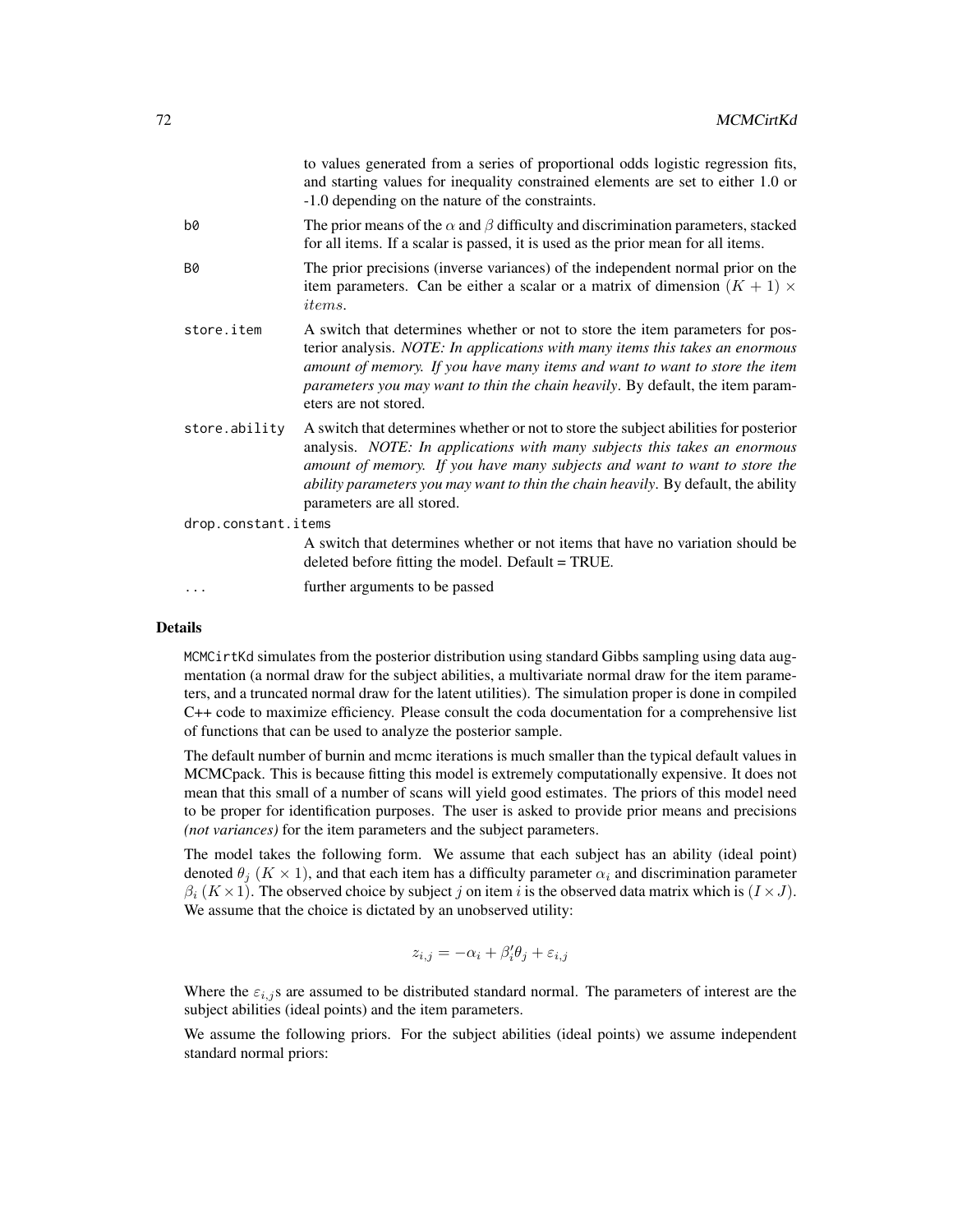to values generated from a series of proportional odds logistic regression fits, and starting values for inequality constrained elements are set to either 1.0 or -1.0 depending on the nature of the constraints.

`b0` The prior means of the $\alpha$ and $\beta$ difficulty and discrimination parameters, stacked for all items. If a scalar is passed, it is used as the prior mean for all items.

`B0` The prior precisions (inverse variances) of the independent normal prior on the item parameters. Can be either a scalar or a matrix of dimension $(K+1) \times items$.

`store.item` A switch that determines whether or not to store the item parameters for posterior analysis. *NOTE: In applications with many items this takes an enormous amount of memory. If you have many items and want to want to store the item parameters you may want to thin the chain heavily*. By default, the item parameters are not stored.

`store.ability` A switch that determines whether or not to store the subject abilities for posterior analysis. *NOTE: In applications with many subjects this takes an enormous amount of memory. If you have many subjects and want to want to store the ability parameters you may want to thin the chain heavily*. By default, the ability parameters are all stored.

`drop.constant.items` A switch that determines whether or not items that have no variation should be deleted before fitting the model. Default = TRUE.

`...` further arguments to be passed

## Details

`MCMCirtKd` simulates from the posterior distribution using standard Gibbs sampling using data augmentation (a normal draw for the subject abilities, a multivariate normal draw for the item parameters, and a truncated normal draw for the latent utilities). The simulation proper is done in compiled C++ code to maximize efficiency. Please consult the coda documentation for a comprehensive list of functions that can be used to analyze the posterior sample.

The default number of burnin and mcmc iterations is much smaller than the typical default values in MCMCpack. This is because fitting this model is extremely computationally expensive. It does not mean that this small of a number of scans will yield good estimates. The priors of this model need to be proper for identification purposes. The user is asked to provide prior means and precisions *(not variances)* for the item parameters and the subject parameters.

The model takes the following form. We assume that each subject has an ability (ideal point) denoted $\theta_j$ $(K \times 1)$, and that each item has a difficulty parameter $\alpha_i$ and discrimination parameter $\beta_i$ $(K \times 1)$. The observed choice by subject $j$ on item $i$ is the observed data matrix which is $(I \times J)$. We assume that the choice is dictated by an unobserved utility:

$$z_{i,j} = -\alpha_i + \beta_i' \theta_j + \varepsilon_{i,j}$$

Where the $\varepsilon_{i,j}$s are assumed to be distributed standard normal. The parameters of interest are the subject abilities (ideal points) and the item parameters.

We assume the following priors. For the subject abilities (ideal points) we assume independent standard normal priors: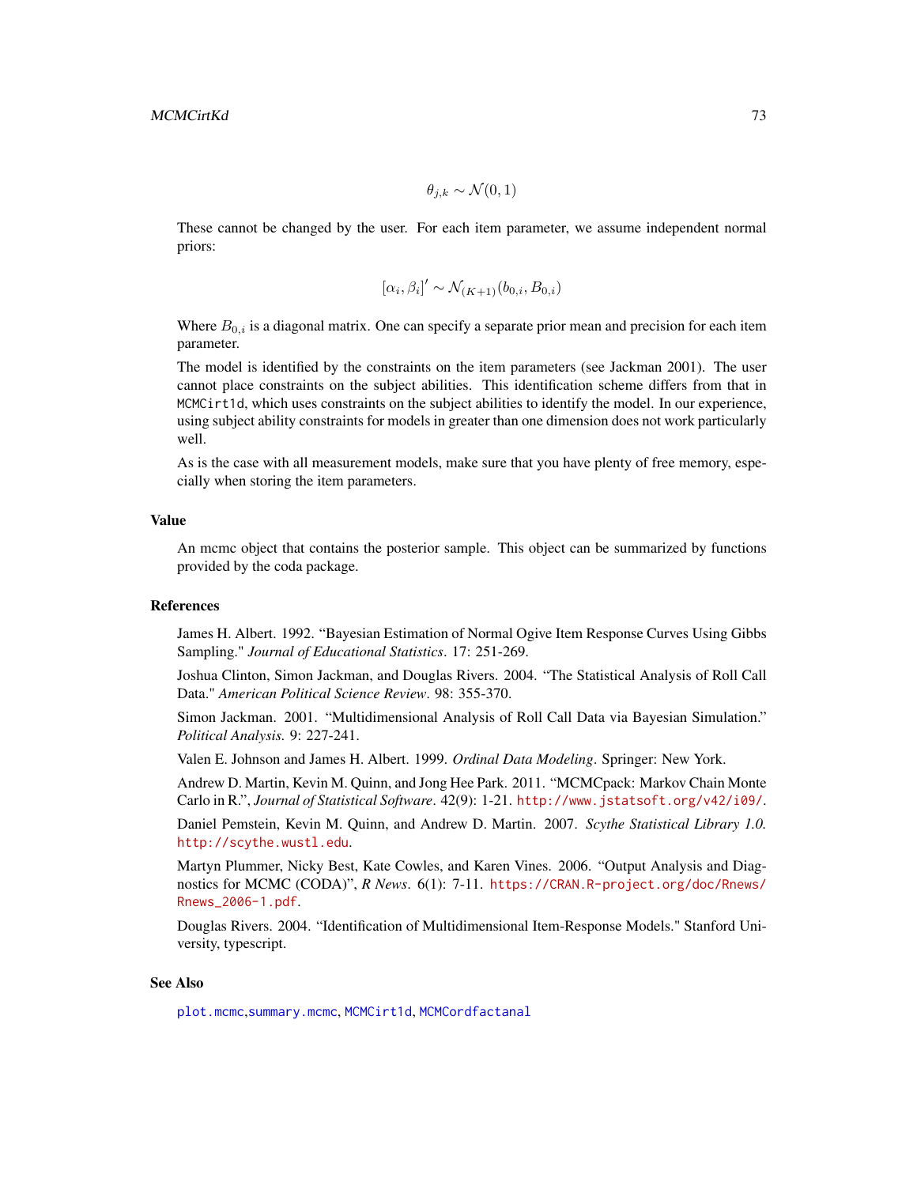$$\theta_{j,k} \sim \mathcal{N}(0, 1)$$

These cannot be changed by the user. For each item parameter, we assume independent normal priors:

$$[\alpha_i, \beta_i]' \sim \mathcal{N}_{(K+1)}(b_{0,i}, B_{0,i})$$

Where $B_{0,i}$ is a diagonal matrix. One can specify a separate prior mean and precision for each item parameter.

The model is identified by the constraints on the item parameters (see Jackman 2001). The user cannot place constraints on the subject abilities. This identification scheme differs from that in `MCMCirt1d`, which uses constraints on the subject abilities to identify the model. In our experience, using subject ability constraints for models in greater than one dimension does not work particularly well.

As is the case with all measurement models, make sure that you have plenty of free memory, especially when storing the item parameters.

## Value

An mcmc object that contains the posterior sample. This object can be summarized by functions provided by the coda package.

## References

James H. Albert. 1992. "Bayesian Estimation of Normal Ogive Item Response Curves Using Gibbs Sampling." *Journal of Educational Statistics*. 17: 251-269.

Joshua Clinton, Simon Jackman, and Douglas Rivers. 2004. "The Statistical Analysis of Roll Call Data." *American Political Science Review*. 98: 355-370.

Simon Jackman. 2001. "Multidimensional Analysis of Roll Call Data via Bayesian Simulation." *Political Analysis.* 9: 227-241.

Valen E. Johnson and James H. Albert. 1999. *Ordinal Data Modeling*. Springer: New York.

Andrew D. Martin, Kevin M. Quinn, and Jong Hee Park. 2011. "MCMCpack: Markov Chain Monte Carlo in R.", *Journal of Statistical Software*. 42(9): 1-21. http://www.jstatsoft.org/v42/i09/.

Daniel Pemstein, Kevin M. Quinn, and Andrew D. Martin. 2007. *Scythe Statistical Library 1.0.* http://scythe.wustl.edu.

Martyn Plummer, Nicky Best, Kate Cowles, and Karen Vines. 2006. "Output Analysis and Diagnostics for MCMC (CODA)", *R News*. 6(1): 7-11. https://CRAN.R-project.org/doc/Rnews/Rnews_2006-1.pdf.

Douglas Rivers. 2004. "Identification of Multidimensional Item-Response Models." Stanford University, typescript.

## See Also

`plot.mcmc`, `summary.mcmc`, `MCMCirt1d`, `MCMCordfactanal`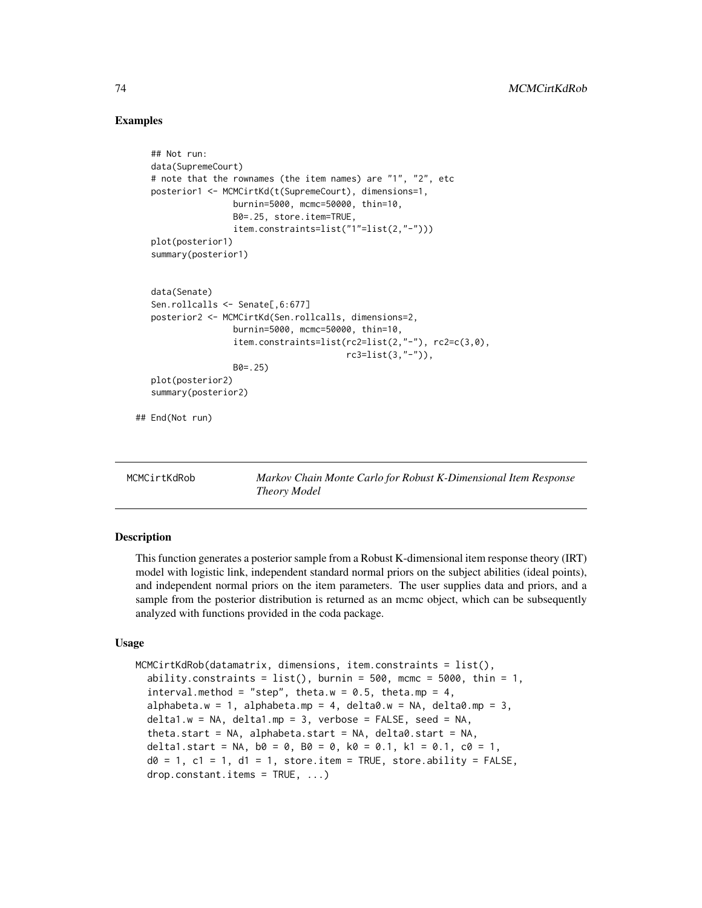## Examples

```
    ## Not run:
    data(SupremeCourt)
    # note that the rownames (the item names) are "1", "2", etc
    posterior1 <- MCMCirtKd(t(SupremeCourt), dimensions=1,
                    burnin=5000, mcmc=50000, thin=10,
                    B0=.25, store.item=TRUE,
                    item.constraints=list("1"=list(2,"-")))
    plot(posterior1)
    summary(posterior1)


    data(Senate)
    Sen.rollcalls <- Senate[,6:677]
    posterior2 <- MCMCirtKd(Sen.rollcalls, dimensions=2,
                    burnin=5000, mcmc=50000, thin=10,
                    item.constraints=list(rc2=list(2,"-"), rc2=c(3,0),
                                          rc3=list(3,"-")),
                    B0=.25)
    plot(posterior2)
    summary(posterior2)

## End(Not run)
```

---

MCMCirtKdRob — *Markov Chain Monte Carlo for Robust K-Dimensional Item Response Theory Model*

---

### Description

This function generates a posterior sample from a Robust K-dimensional item response theory (IRT) model with logistic link, independent standard normal priors on the subject abilities (ideal points), and independent normal priors on the item parameters. The user supplies data and priors, and a sample from the posterior distribution is returned as an mcmc object, which can be subsequently analyzed with functions provided in the coda package.

### Usage

```
MCMCirtKdRob(datamatrix, dimensions, item.constraints = list(),
  ability.constraints = list(), burnin = 500, mcmc = 5000, thin = 1,
  interval.method = "step", theta.w = 0.5, theta.mp = 4,
  alphabeta.w = 1, alphabeta.mp = 4, delta0.w = NA, delta0.mp = 3,
  delta1.w = NA, delta1.mp = 3, verbose = FALSE, seed = NA,
  theta.start = NA, alphabeta.start = NA, delta0.start = NA,
  delta1.start = NA, b0 = 0, B0 = 0, k0 = 0.1, k1 = 0.1, c0 = 1,
  d0 = 1, c1 = 1, d1 = 1, store.item = TRUE, store.ability = FALSE,
  drop.constant.items = TRUE, ...)
```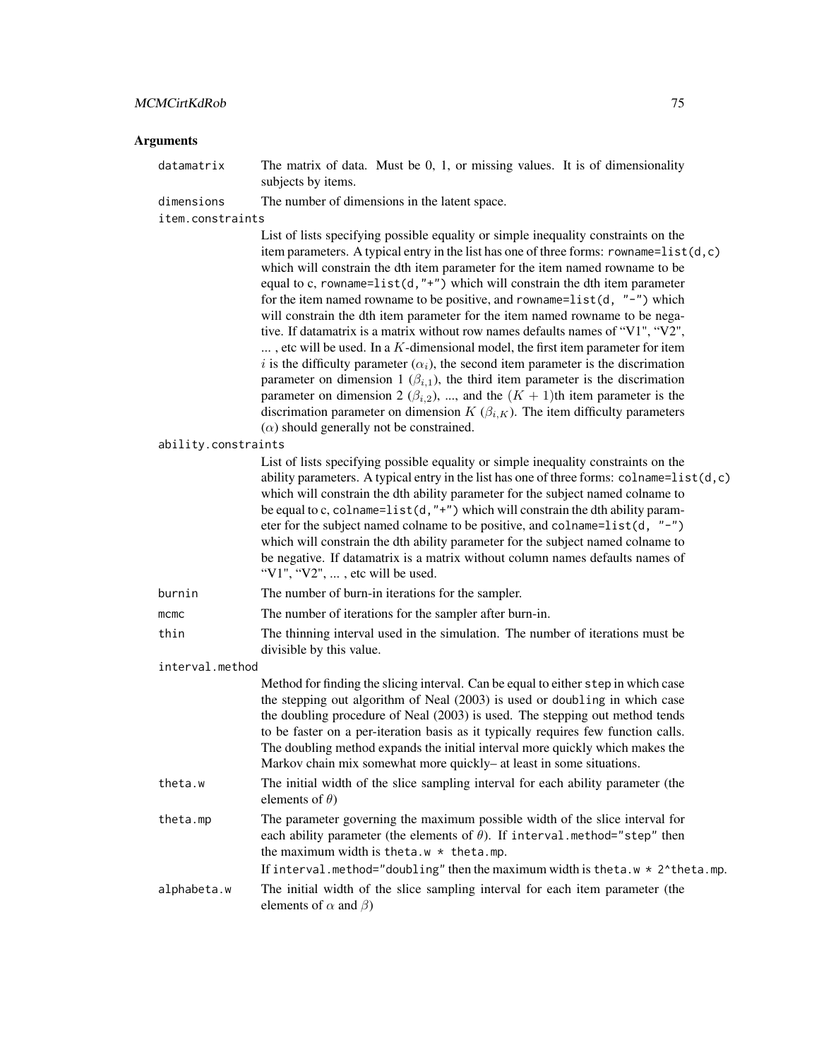## Arguments

`datamatrix` The matrix of data. Must be 0, 1, or missing values. It is of dimensionality subjects by items.

`dimensions` The number of dimensions in the latent space.

`item.constraints` List of lists specifying possible equality or simple inequality constraints on the item parameters. A typical entry in the list has one of three forms: `rowname=list(d,c)` which will constrain the dth item parameter for the item named rowname to be equal to c, `rowname=list(d,"+")` which will constrain the dth item parameter for the item named rowname to be positive, and `rowname=list(d, "-")` which will constrain the dth item parameter for the item named rowname to be negative. If datamatrix is a matrix without row names defaults names of "V1", "V2", ... , etc will be used. In a $K$-dimensional model, the first item parameter for item $i$ is the difficulty parameter ($\alpha_i$), the second item parameter is the discrimation parameter on dimension 1 ($\beta_{i,1}$), the third item parameter is the discrimation parameter on dimension 2 ($\beta_{i,2}$), ..., and the $(K+1)$th item parameter is the discrimation parameter on dimension $K$ ($\beta_{i,K}$). The item difficulty parameters ($\alpha$) should generally not be constrained.

`ability.constraints` List of lists specifying possible equality or simple inequality constraints on the ability parameters. A typical entry in the list has one of three forms: `colname=list(d,c)` which will constrain the dth ability parameter for the subject named colname to be equal to c, `colname=list(d,"+")` which will constrain the dth ability parameter for the subject named colname to be positive, and `colname=list(d, "-")` which will constrain the dth ability parameter for the subject named colname to be negative. If datamatrix is a matrix without column names defaults names of "V1", "V2", ... , etc will be used.

`burnin` The number of burn-in iterations for the sampler.

`mcmc` The number of iterations for the sampler after burn-in.

`thin` The thinning interval used in the simulation. The number of iterations must be divisible by this value.

`interval.method` Method for finding the slicing interval. Can be equal to either `step` in which case the stepping out algorithm of Neal (2003) is used or `doubling` in which case the doubling procedure of Neal (2003) is used. The stepping out method tends to be faster on a per-iteration basis as it typically requires few function calls. The doubling method expands the initial interval more quickly which makes the Markov chain mix somewhat more quickly– at least in some situations.

`theta.w` The initial width of the slice sampling interval for each ability parameter (the elements of $\theta$)

`theta.mp` The parameter governing the maximum possible width of the slice interval for each ability parameter (the elements of $\theta$). If `interval.method="step"` then the maximum width is `theta.w * theta.mp`.
If `interval.method="doubling"` then the maximum width is `theta.w * 2^theta.mp`.

`alphabeta.w` The initial width of the slice sampling interval for each item parameter (the elements of $\alpha$ and $\beta$)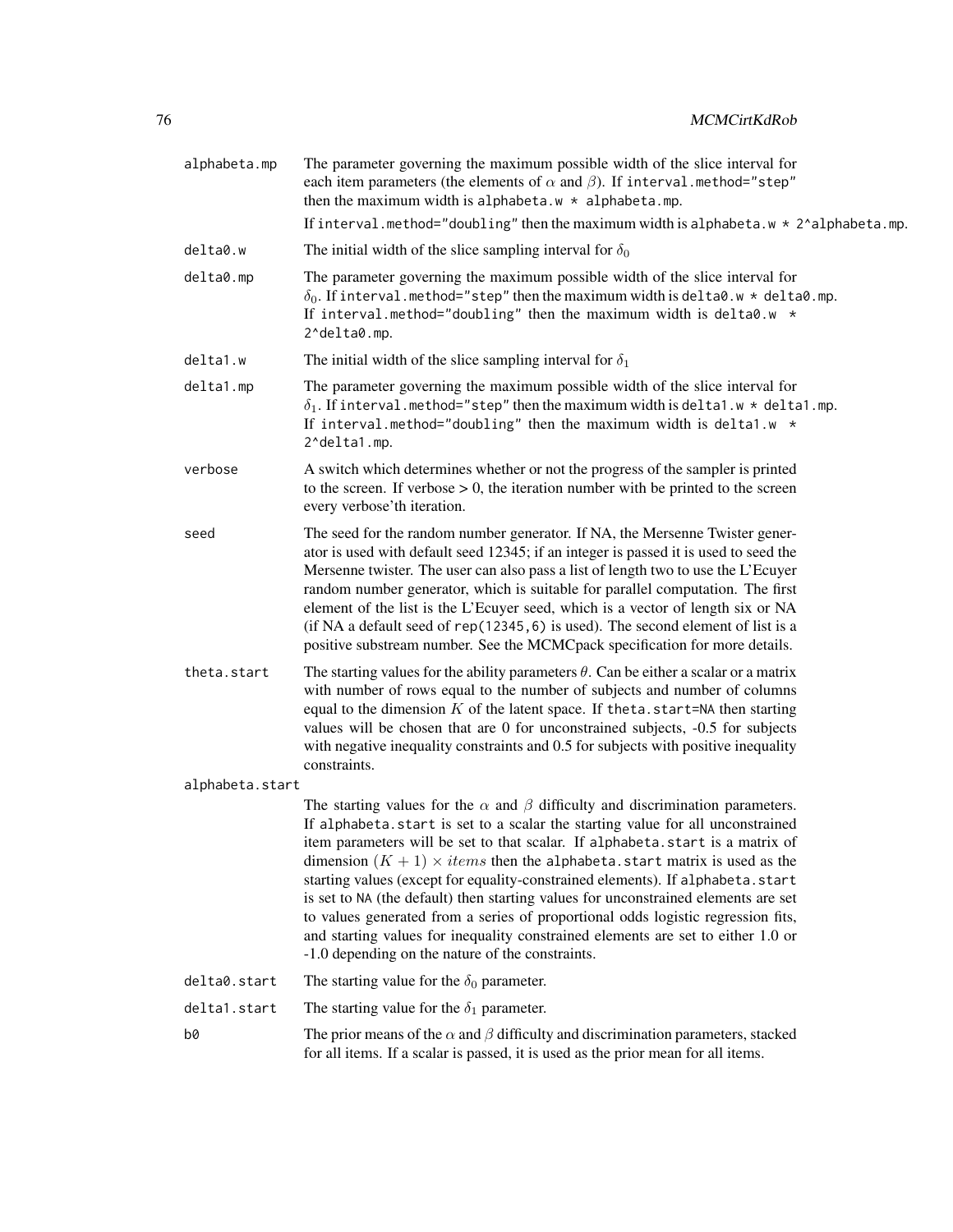**alphabeta.mp** The parameter governing the maximum possible width of the slice interval for each item parameters (the elements of $\alpha$ and $\beta$). If `interval.method="step"` then the maximum width is `alphabeta.w * alphabeta.mp`.

If `interval.method="doubling"` then the maximum width is `alphabeta.w * 2^alphabeta.mp`.

**delta0.w** The initial width of the slice sampling interval for $\delta_0$

**delta0.mp** The parameter governing the maximum possible width of the slice interval for $\delta_0$. If `interval.method="step"` then the maximum width is `delta0.w * delta0.mp`. If `interval.method="doubling"` then the maximum width is `delta0.w * 2^delta0.mp`.

**delta1.w** The initial width of the slice sampling interval for $\delta_1$

**delta1.mp** The parameter governing the maximum possible width of the slice interval for $\delta_1$. If `interval.method="step"` then the maximum width is `delta1.w * delta1.mp`. If `interval.method="doubling"` then the maximum width is `delta1.w * 2^delta1.mp`.

**verbose** A switch which determines whether or not the progress of the sampler is printed to the screen. If verbose > 0, the iteration number with be printed to the screen every verbose'th iteration.

**seed** The seed for the random number generator. If NA, the Mersenne Twister generator is used with default seed 12345; if an integer is passed it is used to seed the Mersenne twister. The user can also pass a list of length two to use the L'Ecuyer random number generator, which is suitable for parallel computation. The first element of the list is the L'Ecuyer seed, which is a vector of length six or NA (if NA a default seed of `rep(12345,6)` is used). The second element of list is a positive substream number. See the MCMCpack specification for more details.

**theta.start** The starting values for the ability parameters $\theta$. Can be either a scalar or a matrix with number of rows equal to the number of subjects and number of columns equal to the dimension $K$ of the latent space. If `theta.start=NA` then starting values will be chosen that are 0 for unconstrained subjects, -0.5 for subjects with negative inequality constraints and 0.5 for subjects with positive inequality constraints.

**alphabeta.start** The starting values for the $\alpha$ and $\beta$ difficulty and discrimination parameters. If `alphabeta.start` is set to a scalar the starting value for all unconstrained item parameters will be set to that scalar. If `alphabeta.start` is a matrix of dimension $(K+1) \times items$ then the `alphabeta.start` matrix is used as the starting values (except for equality-constrained elements). If `alphabeta.start` is set to `NA` (the default) then starting values for unconstrained elements are set to values generated from a series of proportional odds logistic regression fits, and starting values for inequality constrained elements are set to either 1.0 or -1.0 depending on the nature of the constraints.

**delta0.start** The starting value for the $\delta_0$ parameter.

**delta1.start** The starting value for the $\delta_1$ parameter.

**b0** The prior means of the $\alpha$ and $\beta$ difficulty and discrimination parameters, stacked for all items. If a scalar is passed, it is used as the prior mean for all items.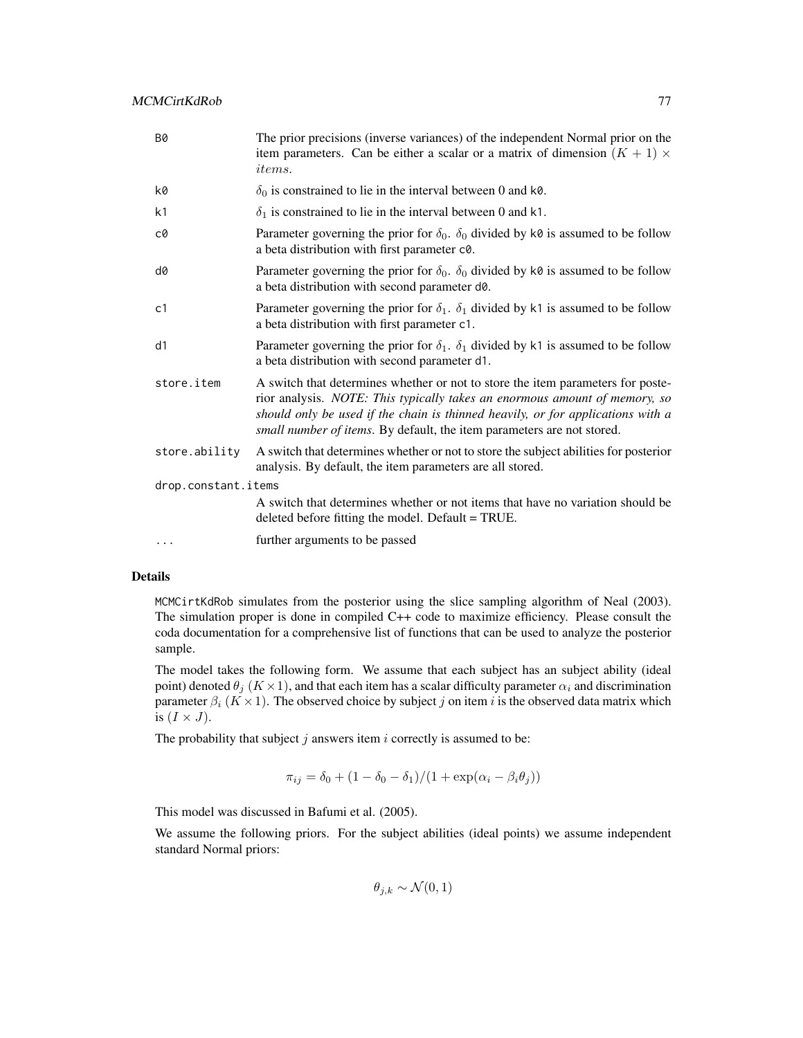| | |
|---|---|
| B0 | The prior precisions (inverse variances) of the independent Normal prior on the item parameters. Can be either a scalar or a matrix of dimension $(K+1) \times items$. |
| k0 | $\delta_0$ is constrained to lie in the interval between 0 and k0. |
| k1 | $\delta_1$ is constrained to lie in the interval between 0 and k1. |
| c0 | Parameter governing the prior for $\delta_0$. $\delta_0$ divided by k0 is assumed to be follow a beta distribution with first parameter c0. |
| d0 | Parameter governing the prior for $\delta_0$. $\delta_0$ divided by k0 is assumed to be follow a beta distribution with second parameter d0. |
| c1 | Parameter governing the prior for $\delta_1$. $\delta_1$ divided by k1 is assumed to be follow a beta distribution with first parameter c1. |
| d1 | Parameter governing the prior for $\delta_1$. $\delta_1$ divided by k1 is assumed to be follow a beta distribution with second parameter d1. |
| store.item | A switch that determines whether or not to store the item parameters for posterior analysis. *NOTE: This typically takes an enormous amount of memory, so should only be used if the chain is thinned heavily, or for applications with a small number of items*. By default, the item parameters are not stored. |
| store.ability | A switch that determines whether or not to store the subject abilities for posterior analysis. By default, the item parameters are all stored. |
| drop.constant.items | A switch that determines whether or not items that have no variation should be deleted before fitting the model. Default = TRUE. |
| ... | further arguments to be passed |

## Details

MCMCirtKdRob simulates from the posterior using the slice sampling algorithm of Neal (2003). The simulation proper is done in compiled C++ code to maximize efficiency. Please consult the coda documentation for a comprehensive list of functions that can be used to analyze the posterior sample.

The model takes the following form. We assume that each subject has an subject ability (ideal point) denoted $\theta_j$ $(K \times 1)$, and that each item has a scalar difficulty parameter $\alpha_i$ and discrimination parameter $\beta_i$ $(K \times 1)$. The observed choice by subject $j$ on item $i$ is the observed data matrix which is $(I \times J)$.

The probability that subject $j$ answers item $i$ correctly is assumed to be:

$$\pi_{ij} = \delta_0 + (1 - \delta_0 - \delta_1)/(1 + \exp(\alpha_i - \beta_i \theta_j))$$

This model was discussed in Bafumi et al. (2005).

We assume the following priors. For the subject abilities (ideal points) we assume independent standard Normal priors:

$$\theta_{j,k} \sim \mathcal{N}(0, 1)$$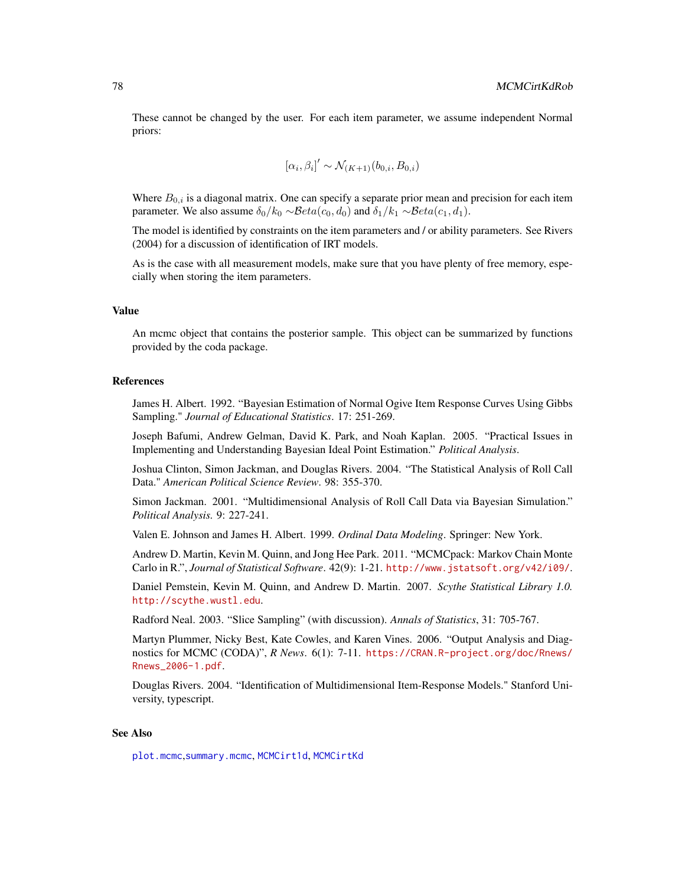These cannot be changed by the user. For each item parameter, we assume independent Normal priors:

$$[\alpha_i, \beta_i]' \sim \mathcal{N}_{(K+1)}(b_{0,i}, B_{0,i})$$

Where $B_{0,i}$ is a diagonal matrix. One can specify a separate prior mean and precision for each item parameter. We also assume $\delta_0/k_0 \sim \mathcal{B}eta(c_0, d_0)$ and $\delta_1/k_1 \sim \mathcal{B}eta(c_1, d_1)$.

The model is identified by constraints on the item parameters and / or ability parameters. See Rivers (2004) for a discussion of identification of IRT models.

As is the case with all measurement models, make sure that you have plenty of free memory, especially when storing the item parameters.

## Value

An mcmc object that contains the posterior sample. This object can be summarized by functions provided by the coda package.

## References

James H. Albert. 1992. "Bayesian Estimation of Normal Ogive Item Response Curves Using Gibbs Sampling." *Journal of Educational Statistics*. 17: 251-269.

Joseph Bafumi, Andrew Gelman, David K. Park, and Noah Kaplan. 2005. "Practical Issues in Implementing and Understanding Bayesian Ideal Point Estimation." *Political Analysis*.

Joshua Clinton, Simon Jackman, and Douglas Rivers. 2004. "The Statistical Analysis of Roll Call Data." *American Political Science Review*. 98: 355-370.

Simon Jackman. 2001. "Multidimensional Analysis of Roll Call Data via Bayesian Simulation." *Political Analysis.* 9: 227-241.

Valen E. Johnson and James H. Albert. 1999. *Ordinal Data Modeling*. Springer: New York.

Andrew D. Martin, Kevin M. Quinn, and Jong Hee Park. 2011. "MCMCpack: Markov Chain Monte Carlo in R.", *Journal of Statistical Software*. 42(9): 1-21. http://www.jstatsoft.org/v42/i09/.

Daniel Pemstein, Kevin M. Quinn, and Andrew D. Martin. 2007. *Scythe Statistical Library 1.0.* http://scythe.wustl.edu.

Radford Neal. 2003. "Slice Sampling" (with discussion). *Annals of Statistics*, 31: 705-767.

Martyn Plummer, Nicky Best, Kate Cowles, and Karen Vines. 2006. "Output Analysis and Diagnostics for MCMC (CODA)", *R News*. 6(1): 7-11. https://CRAN.R-project.org/doc/Rnews/Rnews_2006-1.pdf.

Douglas Rivers. 2004. "Identification of Multidimensional Item-Response Models." Stanford University, typescript.

## See Also

plot.mcmc,summary.mcmc, MCMCirt1d, MCMCirtKd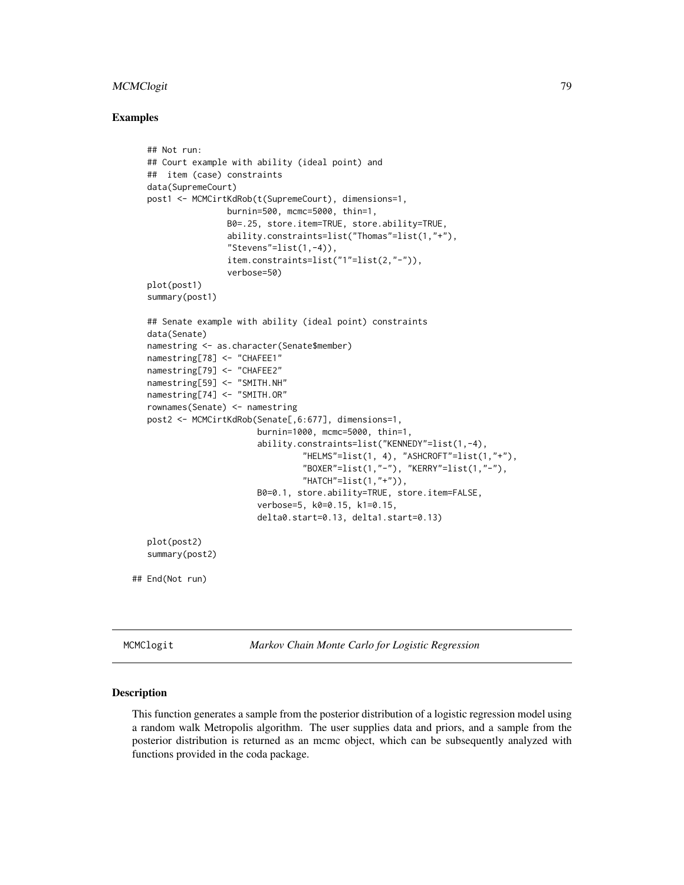## Examples

```
## Not run:
## Court example with ability (ideal point) and
##  item (case) constraints
data(SupremeCourt)
post1 <- MCMCirtKdRob(t(SupremeCourt), dimensions=1,
                burnin=500, mcmc=5000, thin=1,
                B0=.25, store.item=TRUE, store.ability=TRUE,
                ability.constraints=list("Thomas"=list(1,"+"),
                "Stevens"=list(1,-4)),
                item.constraints=list("1"=list(2,"-")),
                verbose=50)
plot(post1)
summary(post1)

## Senate example with ability (ideal point) constraints
data(Senate)
namestring <- as.character(Senate$member)
namestring[78] <- "CHAFEE1"
namestring[79] <- "CHAFEE2"
namestring[59] <- "SMITH.NH"
namestring[74] <- "SMITH.OR"
rownames(Senate) <- namestring
post2 <- MCMCirtKdRob(Senate[,6:677], dimensions=1,
                    burnin=1000, mcmc=5000, thin=1,
                    ability.constraints=list("KENNEDY"=list(1,-4),
                            "HELMS"=list(1, 4), "ASHCROFT"=list(1,"+"),
                            "BOXER"=list(1,"-"), "KERRY"=list(1,"-"),
                            "HATCH"=list(1,"+")),
                    B0=0.1, store.ability=TRUE, store.item=FALSE,
                    verbose=5, k0=0.15, k1=0.15,
                    delta0.start=0.13, delta1.start=0.13)

plot(post2)
summary(post2)

## End(Not run)
```

---

MCMClogit — *Markov Chain Monte Carlo for Logistic Regression*

---

## Description

This function generates a sample from the posterior distribution of a logistic regression model using a random walk Metropolis algorithm. The user supplies data and priors, and a sample from the posterior distribution is returned as an mcmc object, which can be subsequently analyzed with functions provided in the coda package.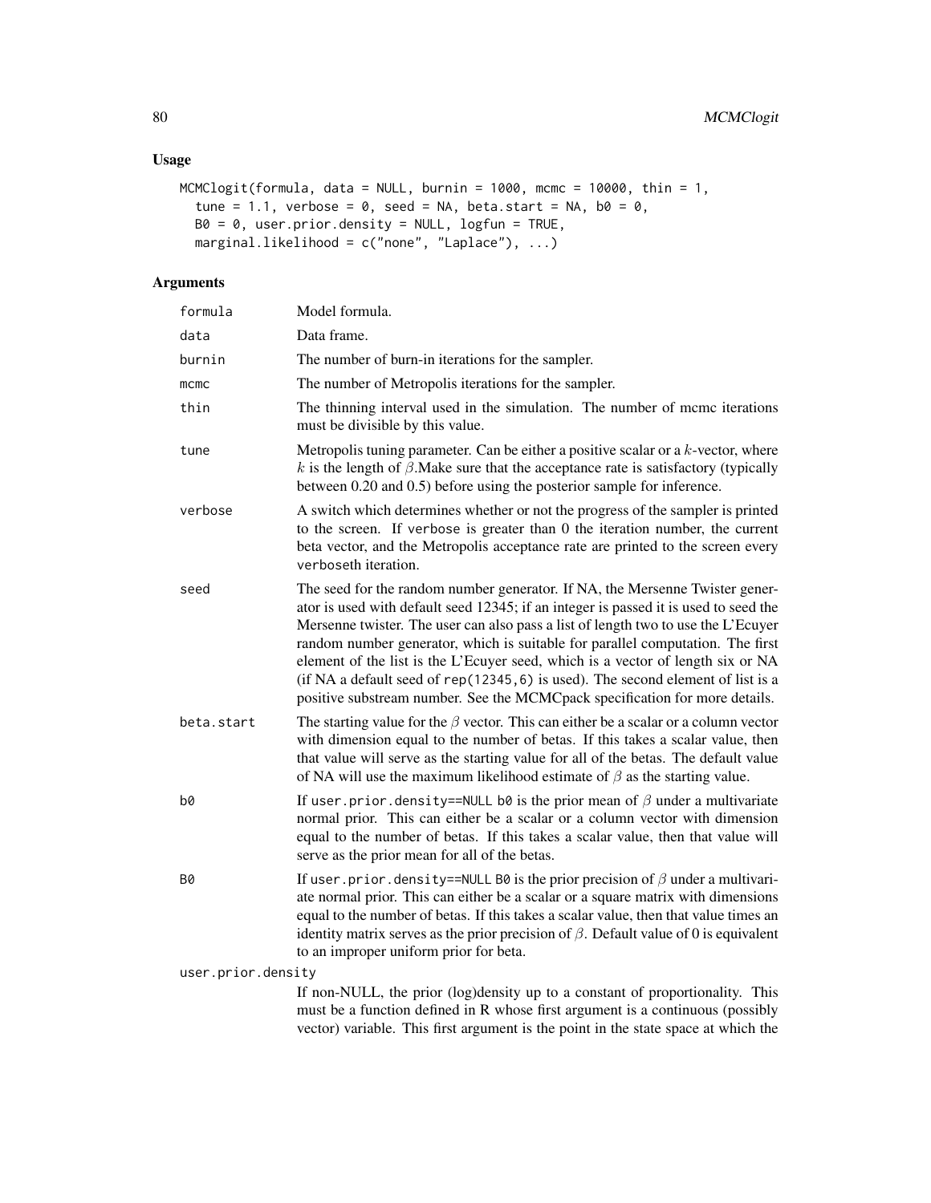## Usage

```
MCMClogit(formula, data = NULL, burnin = 1000, mcmc = 10000, thin = 1,
  tune = 1.1, verbose = 0, seed = NA, beta.start = NA, b0 = 0,
  B0 = 0, user.prior.density = NULL, logfun = TRUE,
  marginal.likelihood = c("none", "Laplace"), ...)
```

## Arguments

| | |
|---|---|
| formula | Model formula. |
| data | Data frame. |
| burnin | The number of burn-in iterations for the sampler. |
| mcmc | The number of Metropolis iterations for the sampler. |
| thin | The thinning interval used in the simulation. The number of mcmc iterations must be divisible by this value. |
| tune | Metropolis tuning parameter. Can be either a positive scalar or a $k$-vector, where $k$ is the length of $\beta$.Make sure that the acceptance rate is satisfactory (typically between 0.20 and 0.5) before using the posterior sample for inference. |
| verbose | A switch which determines whether or not the progress of the sampler is printed to the screen. If verbose is greater than 0 the iteration number, the current beta vector, and the Metropolis acceptance rate are printed to the screen every verboseth iteration. |
| seed | The seed for the random number generator. If NA, the Mersenne Twister generator is used with default seed 12345; if an integer is passed it is used to seed the Mersenne twister. The user can also pass a list of length two to use the L'Ecuyer random number generator, which is suitable for parallel computation. The first element of the list is the L'Ecuyer seed, which is a vector of length six or NA (if NA a default seed of rep(12345,6) is used). The second element of list is a positive substream number. See the MCMCpack specification for more details. |
| beta.start | The starting value for the $\beta$ vector. This can either be a scalar or a column vector with dimension equal to the number of betas. If this takes a scalar value, then that value will serve as the starting value for all of the betas. The default value of NA will use the maximum likelihood estimate of $\beta$ as the starting value. |
| b0 | If user.prior.density==NULL b0 is the prior mean of $\beta$ under a multivariate normal prior. This can either be a scalar or a column vector with dimension equal to the number of betas. If this takes a scalar value, then that value will serve as the prior mean for all of the betas. |
| B0 | If user.prior.density==NULL B0 is the prior precision of $\beta$ under a multivariate normal prior. This can either be a scalar or a square matrix with dimensions equal to the number of betas. If this takes a scalar value, then that value times an identity matrix serves as the prior precision of $\beta$. Default value of 0 is equivalent to an improper uniform prior for beta. |
| user.prior.density | If non-NULL, the prior (log)density up to a constant of proportionality. This must be a function defined in R whose first argument is a continuous (possibly vector) variable. This first argument is the point in the state space at which the |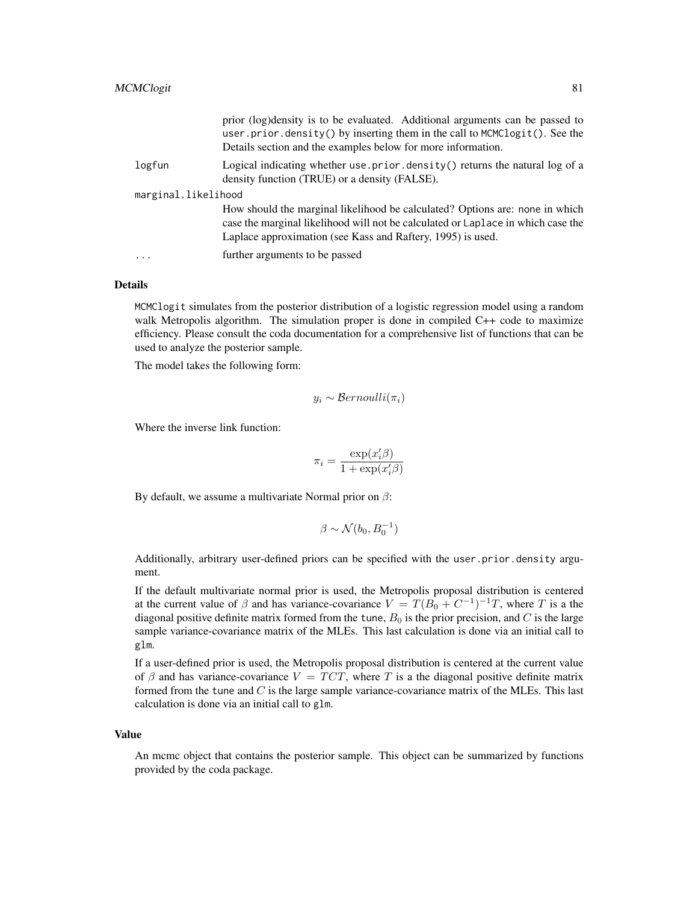prior (log)density is to be evaluated. Additional arguments can be passed to `user.prior.density()` by inserting them in the call to `MCMClogit()`. See the Details section and the examples below for more information.

`logfun` Logical indicating whether `use.prior.density()` returns the natural log of a density function (TRUE) or a density (FALSE).

`marginal.likelihood`
How should the marginal likelihood be calculated? Options are: `none` in which case the marginal likelihood will not be calculated or `Laplace` in which case the Laplace approximation (see Kass and Raftery, 1995) is used.

`...` further arguments to be passed

## Details

`MCMClogit` simulates from the posterior distribution of a logistic regression model using a random walk Metropolis algorithm. The simulation proper is done in compiled C++ code to maximize efficiency. Please consult the coda documentation for a comprehensive list of functions that can be used to analyze the posterior sample.

The model takes the following form:

$$y_i \sim \mathcal{B}ernoulli(\pi_i)$$

Where the inverse link function:

$$\pi_i = \frac{\exp(x_i'\beta)}{1 + \exp(x_i'\beta)}$$

By default, we assume a multivariate Normal prior on $\beta$:

$$\beta \sim \mathcal{N}(b_0, B_0^{-1})$$

Additionally, arbitrary user-defined priors can be specified with the `user.prior.density` argument.

If the default multivariate normal prior is used, the Metropolis proposal distribution is centered at the current value of $\beta$ and has variance-covariance $V = T(B_0 + C^{-1})^{-1}T$, where $T$ is a the diagonal positive definite matrix formed from the `tune`, $B_0$ is the prior precision, and $C$ is the large sample variance-covariance matrix of the MLEs. This last calculation is done via an initial call to `glm`.

If a user-defined prior is used, the Metropolis proposal distribution is centered at the current value of $\beta$ and has variance-covariance $V = TCT$, where $T$ is a the diagonal positive definite matrix formed from the `tune` and $C$ is the large sample variance-covariance matrix of the MLEs. This last calculation is done via an initial call to `glm`.

## Value

An mcmc object that contains the posterior sample. This object can be summarized by functions provided by the coda package.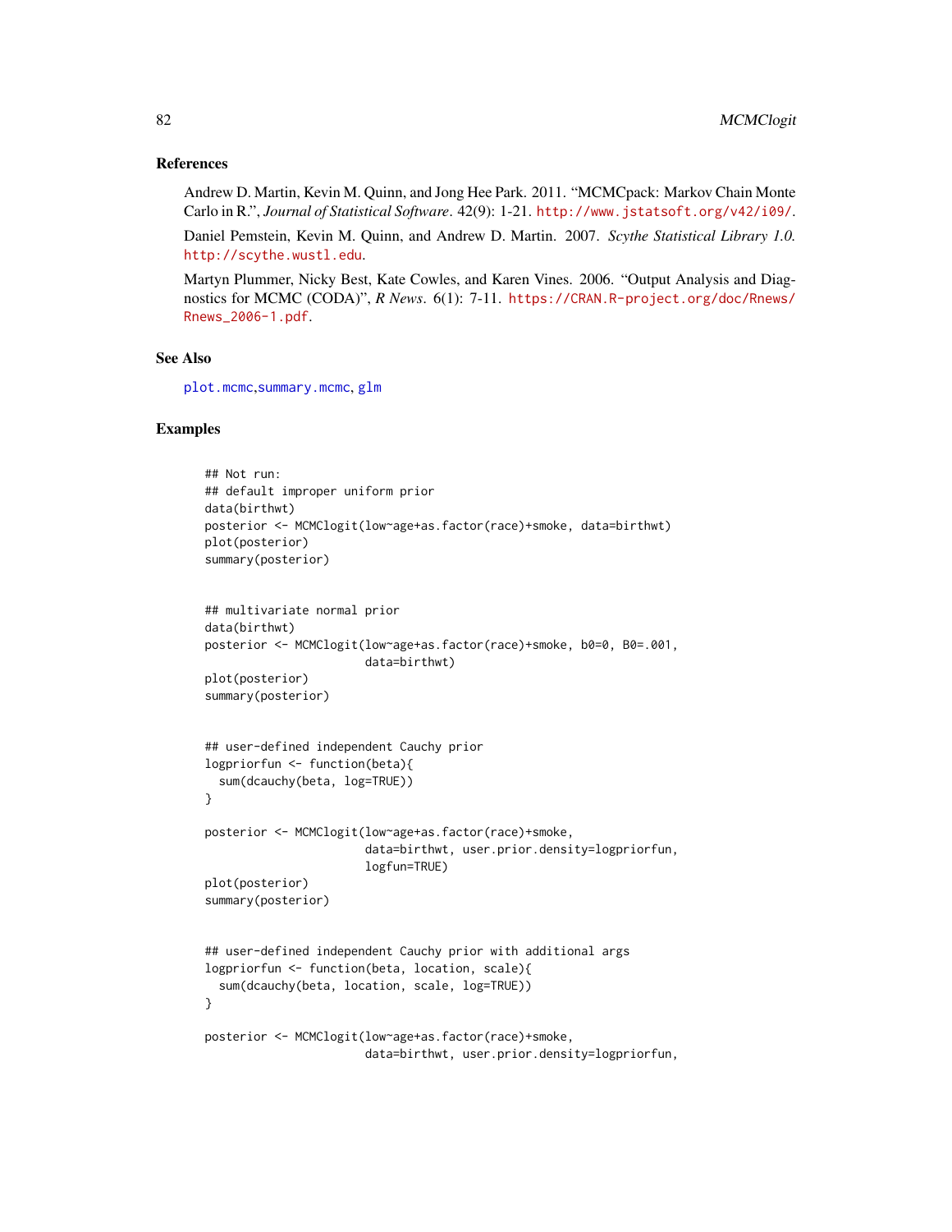## References

Andrew D. Martin, Kevin M. Quinn, and Jong Hee Park. 2011. "MCMCpack: Markov Chain Monte Carlo in R.", *Journal of Statistical Software*. 42(9): 1-21. http://www.jstatsoft.org/v42/i09/.

Daniel Pemstein, Kevin M. Quinn, and Andrew D. Martin. 2007. *Scythe Statistical Library 1.0.* http://scythe.wustl.edu.

Martyn Plummer, Nicky Best, Kate Cowles, and Karen Vines. 2006. "Output Analysis and Diagnostics for MCMC (CODA)", *R News*. 6(1): 7-11. https://CRAN.R-project.org/doc/Rnews/Rnews_2006-1.pdf.

## See Also

plot.mcmc,summary.mcmc, glm

## Examples

```
## Not run:
## default improper uniform prior
data(birthwt)
posterior <- MCMClogit(low~age+as.factor(race)+smoke, data=birthwt)
plot(posterior)
summary(posterior)


## multivariate normal prior
data(birthwt)
posterior <- MCMClogit(low~age+as.factor(race)+smoke, b0=0, B0=.001,
                       data=birthwt)
plot(posterior)
summary(posterior)


## user-defined independent Cauchy prior
logpriorfun <- function(beta){
  sum(dcauchy(beta, log=TRUE))
}

posterior <- MCMClogit(low~age+as.factor(race)+smoke,
                       data=birthwt, user.prior.density=logpriorfun,
                       logfun=TRUE)
plot(posterior)
summary(posterior)


## user-defined independent Cauchy prior with additional args
logpriorfun <- function(beta, location, scale){
  sum(dcauchy(beta, location, scale, log=TRUE))
}

posterior <- MCMClogit(low~age+as.factor(race)+smoke,
                       data=birthwt, user.prior.density=logpriorfun,
```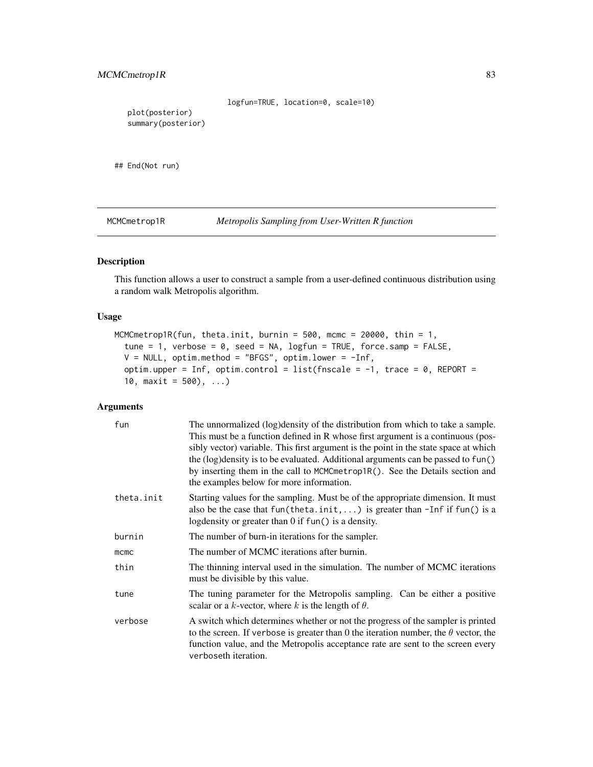```
                          logfun=TRUE, location=0, scale=10)
    plot(posterior)
    summary(posterior)


## End(Not run)
```

## MCMCmetrop1R — *Metropolis Sampling from User-Written R function*

### Description

This function allows a user to construct a sample from a user-defined continuous distribution using a random walk Metropolis algorithm.

### Usage

```
MCMCmetrop1R(fun, theta.init, burnin = 500, mcmc = 20000, thin = 1,
  tune = 1, verbose = 0, seed = NA, logfun = TRUE, force.samp = FALSE,
  V = NULL, optim.method = "BFGS", optim.lower = -Inf,
  optim.upper = Inf, optim.control = list(fnscale = -1, trace = 0, REPORT =
  10, maxit = 500), ...)
```

### Arguments

| | |
|---|---|
| `fun` | The unnormalized (log)density of the distribution from which to take a sample. This must be a function defined in R whose first argument is a continuous (possibly vector) variable. This first argument is the point in the state space at which the (log)density is to be evaluated. Additional arguments can be passed to `fun()` by inserting them in the call to `MCMCmetrop1R()`. See the Details section and the examples below for more information. |
| `theta.init` | Starting values for the sampling. Must be of the appropriate dimension. It must also be the case that `fun(theta.init,...)` is greater than `-Inf` if `fun()` is a logdensity or greater than 0 if `fun()` is a density. |
| `burnin` | The number of burn-in iterations for the sampler. |
| `mcmc` | The number of MCMC iterations after burnin. |
| `thin` | The thinning interval used in the simulation. The number of MCMC iterations must be divisible by this value. |
| `tune` | The tuning parameter for the Metropolis sampling. Can be either a positive scalar or a $k$-vector, where $k$ is the length of $\theta$. |
| `verbose` | A switch which determines whether or not the progress of the sampler is printed to the screen. If `verbose` is greater than 0 the iteration number, the $\theta$ vector, the function value, and the Metropolis acceptance rate are sent to the screen every `verbose`th iteration. |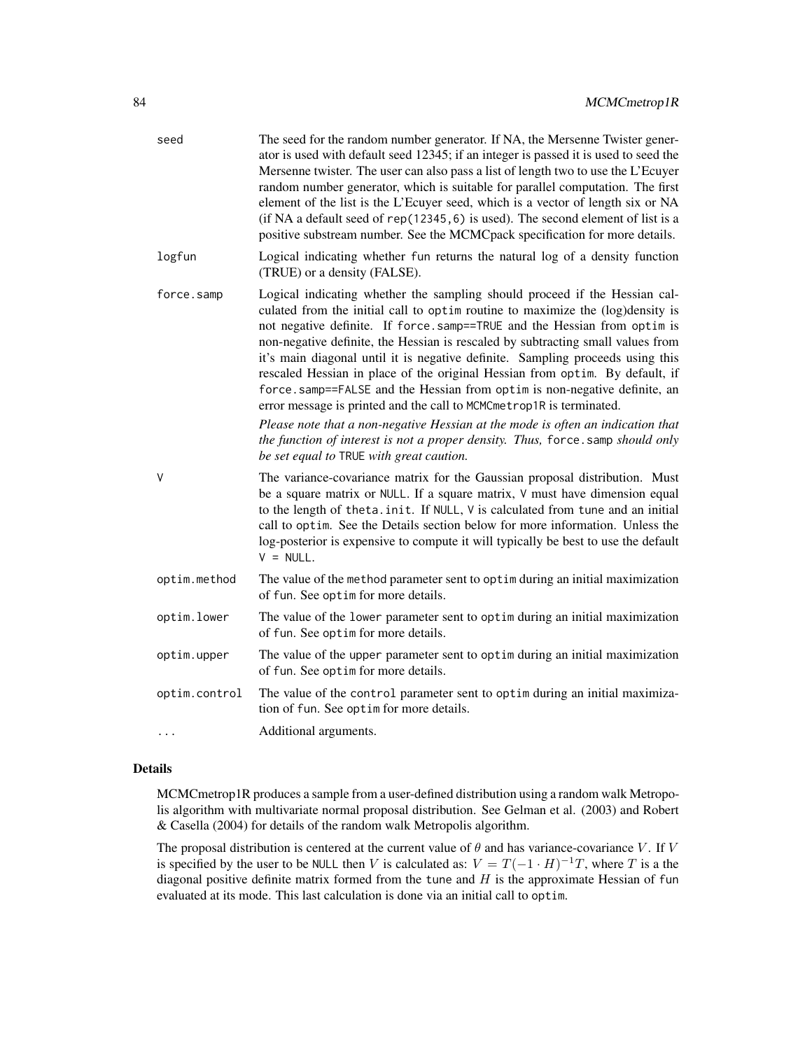| | |
|---|---|
| seed | The seed for the random number generator. If NA, the Mersenne Twister generator is used with default seed 12345; if an integer is passed it is used to seed the Mersenne twister. The user can also pass a list of length two to use the L'Ecuyer random number generator, which is suitable for parallel computation. The first element of the list is the L'Ecuyer seed, which is a vector of length six or NA (if NA a default seed of `rep(12345,6)` is used). The second element of list is a positive substream number. See the MCMCpack specification for more details. |
| logfun | Logical indicating whether `fun` returns the natural log of a density function (TRUE) or a density (FALSE). |
| force.samp | Logical indicating whether the sampling should proceed if the Hessian calculated from the initial call to `optim` routine to maximize the (log)density is not negative definite. If `force.samp==TRUE` and the Hessian from `optim` is non-negative definite, the Hessian is rescaled by subtracting small values from it's main diagonal until it is negative definite. Sampling proceeds using this rescaled Hessian in place of the original Hessian from `optim`. By default, if `force.samp==FALSE` and the Hessian from `optim` is non-negative definite, an error message is printed and the call to `MCMCmetrop1R` is terminated.<br><br>*Please note that a non-negative Hessian at the mode is often an indication that the function of interest is not a proper density. Thus,* `force.samp` *should only be set equal to* `TRUE` *with great caution.* |
| V | The variance-covariance matrix for the Gaussian proposal distribution. Must be a square matrix or `NULL`. If a square matrix, `V` must have dimension equal to the length of `theta.init`. If `NULL`, `V` is calculated from `tune` and an initial call to `optim`. See the Details section below for more information. Unless the log-posterior is expensive to compute it will typically be best to use the default `V = NULL`. |
| optim.method | The value of the `method` parameter sent to `optim` during an initial maximization of `fun`. See `optim` for more details. |
| optim.lower | The value of the `lower` parameter sent to `optim` during an initial maximization of `fun`. See `optim` for more details. |
| optim.upper | The value of the `upper` parameter sent to `optim` during an initial maximization of `fun`. See `optim` for more details. |
| optim.control | The value of the `control` parameter sent to `optim` during an initial maximization of `fun`. See `optim` for more details. |
| ... | Additional arguments. |

## Details

MCMCmetrop1R produces a sample from a user-defined distribution using a random walk Metropolis algorithm with multivariate normal proposal distribution. See Gelman et al. (2003) and Robert & Casella (2004) for details of the random walk Metropolis algorithm.

The proposal distribution is centered at the current value of $\theta$ and has variance-covariance $V$. If $V$ is specified by the user to be `NULL` then $V$ is calculated as: $V = T(-1 \cdot H)^{-1}T$, where $T$ is a the diagonal positive definite matrix formed from the `tune` and $H$ is the approximate Hessian of `fun` evaluated at its mode. This last calculation is done via an initial call to `optim`.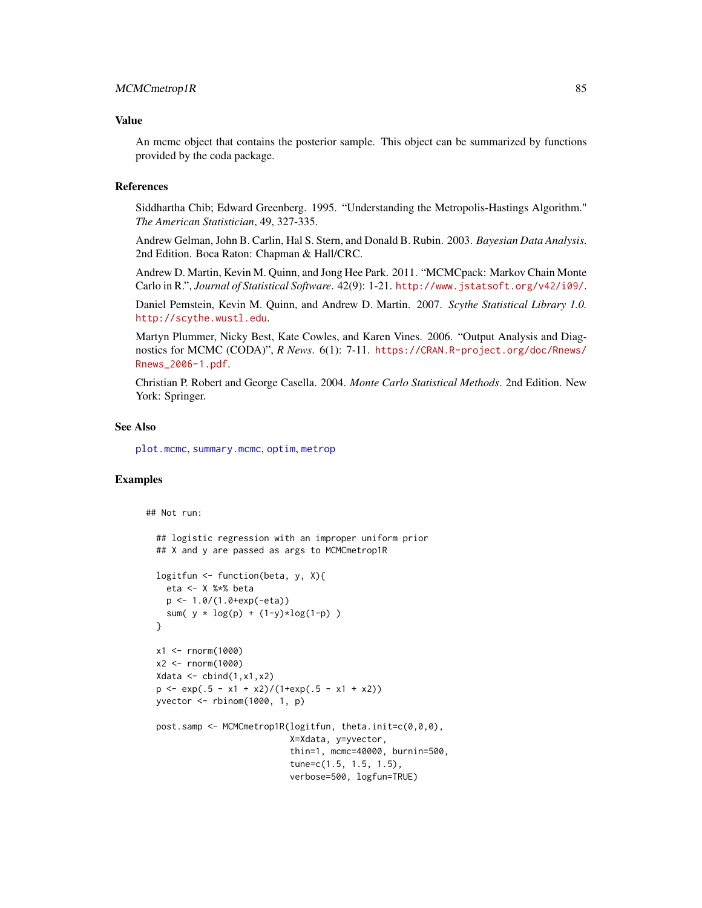## Value

An mcmc object that contains the posterior sample. This object can be summarized by functions provided by the coda package.

## References

Siddhartha Chib; Edward Greenberg. 1995. "Understanding the Metropolis-Hastings Algorithm." *The American Statistician*, 49, 327-335.

Andrew Gelman, John B. Carlin, Hal S. Stern, and Donald B. Rubin. 2003. *Bayesian Data Analysis*. 2nd Edition. Boca Raton: Chapman & Hall/CRC.

Andrew D. Martin, Kevin M. Quinn, and Jong Hee Park. 2011. "MCMCpack: Markov Chain Monte Carlo in R.", *Journal of Statistical Software*. 42(9): 1-21. http://www.jstatsoft.org/v42/i09/.

Daniel Pemstein, Kevin M. Quinn, and Andrew D. Martin. 2007. *Scythe Statistical Library 1.0.* http://scythe.wustl.edu.

Martyn Plummer, Nicky Best, Kate Cowles, and Karen Vines. 2006. "Output Analysis and Diagnostics for MCMC (CODA)", *R News*. 6(1): 7-11. https://CRAN.R-project.org/doc/Rnews/Rnews_2006-1.pdf.

Christian P. Robert and George Casella. 2004. *Monte Carlo Statistical Methods*. 2nd Edition. New York: Springer.

## See Also

plot.mcmc, summary.mcmc, optim, metrop

## Examples

```
## Not run:

  ## logistic regression with an improper uniform prior
  ## X and y are passed as args to MCMCmetrop1R

  logitfun <- function(beta, y, X){
    eta <- X %*% beta
    p <- 1.0/(1.0+exp(-eta))
    sum( y * log(p) + (1-y)*log(1-p) )
  }

  x1 <- rnorm(1000)
  x2 <- rnorm(1000)
  Xdata <- cbind(1,x1,x2)
  p <- exp(.5 - x1 + x2)/(1+exp(.5 - x1 + x2))
  yvector <- rbinom(1000, 1, p)

  post.samp <- MCMCmetrop1R(logitfun, theta.init=c(0,0,0),
                            X=Xdata, y=yvector,
                            thin=1, mcmc=40000, burnin=500,
                            tune=c(1.5, 1.5, 1.5),
                            verbose=500, logfun=TRUE)
```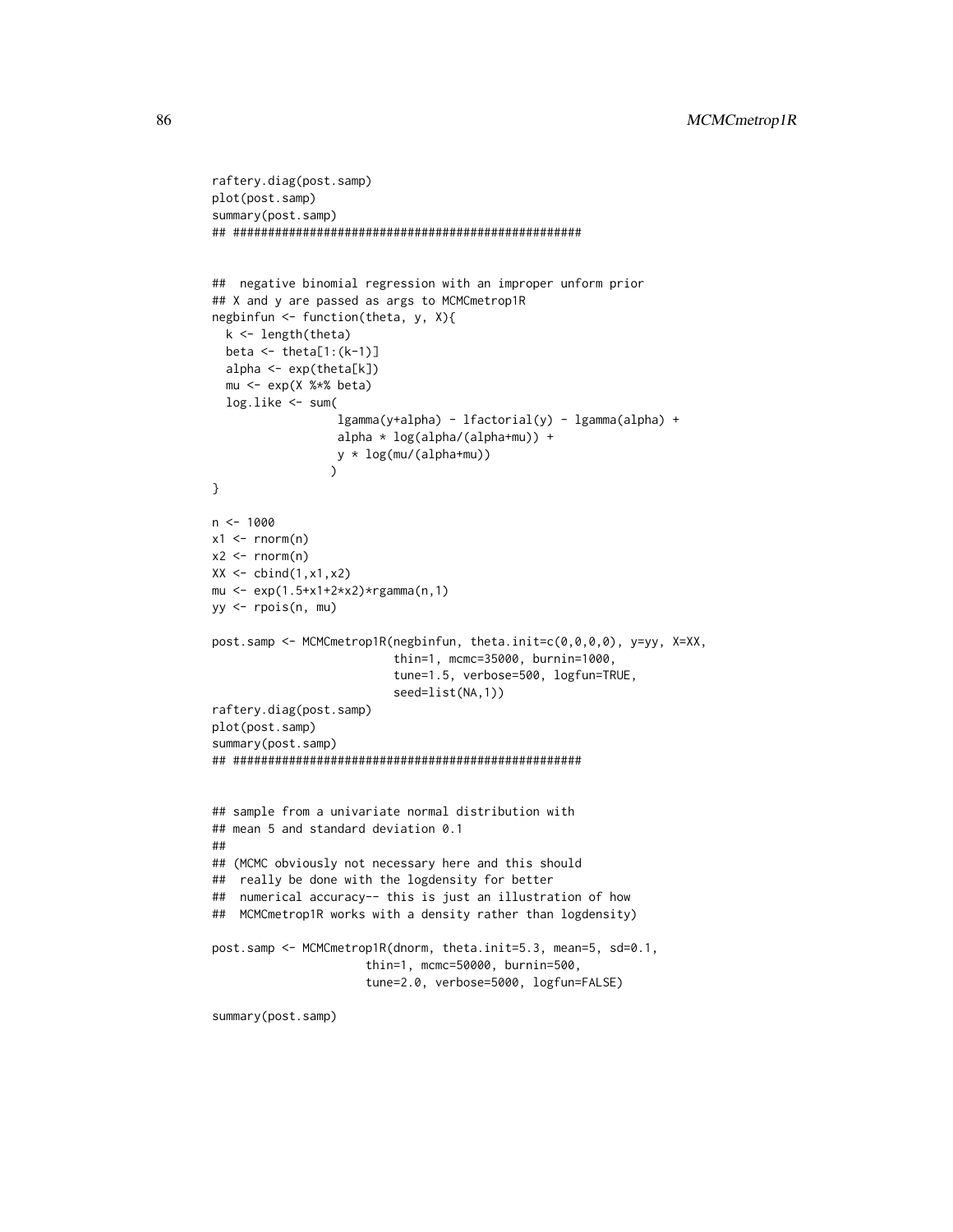```
raftery.diag(post.samp)
plot(post.samp)
summary(post.samp)
## ##################################################


##  negative binomial regression with an improper unform prior
## X and y are passed as args to MCMCmetrop1R
negbinfun <- function(theta, y, X){
  k <- length(theta)
  beta <- theta[1:(k-1)]
  alpha <- exp(theta[k])
  mu <- exp(X %*% beta)
  log.like <- sum(
                  lgamma(y+alpha) - lfactorial(y) - lgamma(alpha) +
                  alpha * log(alpha/(alpha+mu)) +
                  y * log(mu/(alpha+mu))
                 )
}

n <- 1000
x1 <- rnorm(n)
x2 <- rnorm(n)
XX <- cbind(1,x1,x2)
mu <- exp(1.5+x1+2*x2)*rgamma(n,1)
yy <- rpois(n, mu)

post.samp <- MCMCmetrop1R(negbinfun, theta.init=c(0,0,0,0), y=yy, X=XX,
                          thin=1, mcmc=35000, burnin=1000,
                          tune=1.5, verbose=500, logfun=TRUE,
                          seed=list(NA,1))
raftery.diag(post.samp)
plot(post.samp)
summary(post.samp)
## ##################################################


## sample from a univariate normal distribution with
## mean 5 and standard deviation 0.1
##
## (MCMC obviously not necessary here and this should
##  really be done with the logdensity for better
##  numerical accuracy-- this is just an illustration of how
##  MCMCmetrop1R works with a density rather than logdensity)

post.samp <- MCMCmetrop1R(dnorm, theta.init=5.3, mean=5, sd=0.1,
                      thin=1, mcmc=50000, burnin=500,
                      tune=2.0, verbose=5000, logfun=FALSE)

summary(post.samp)
```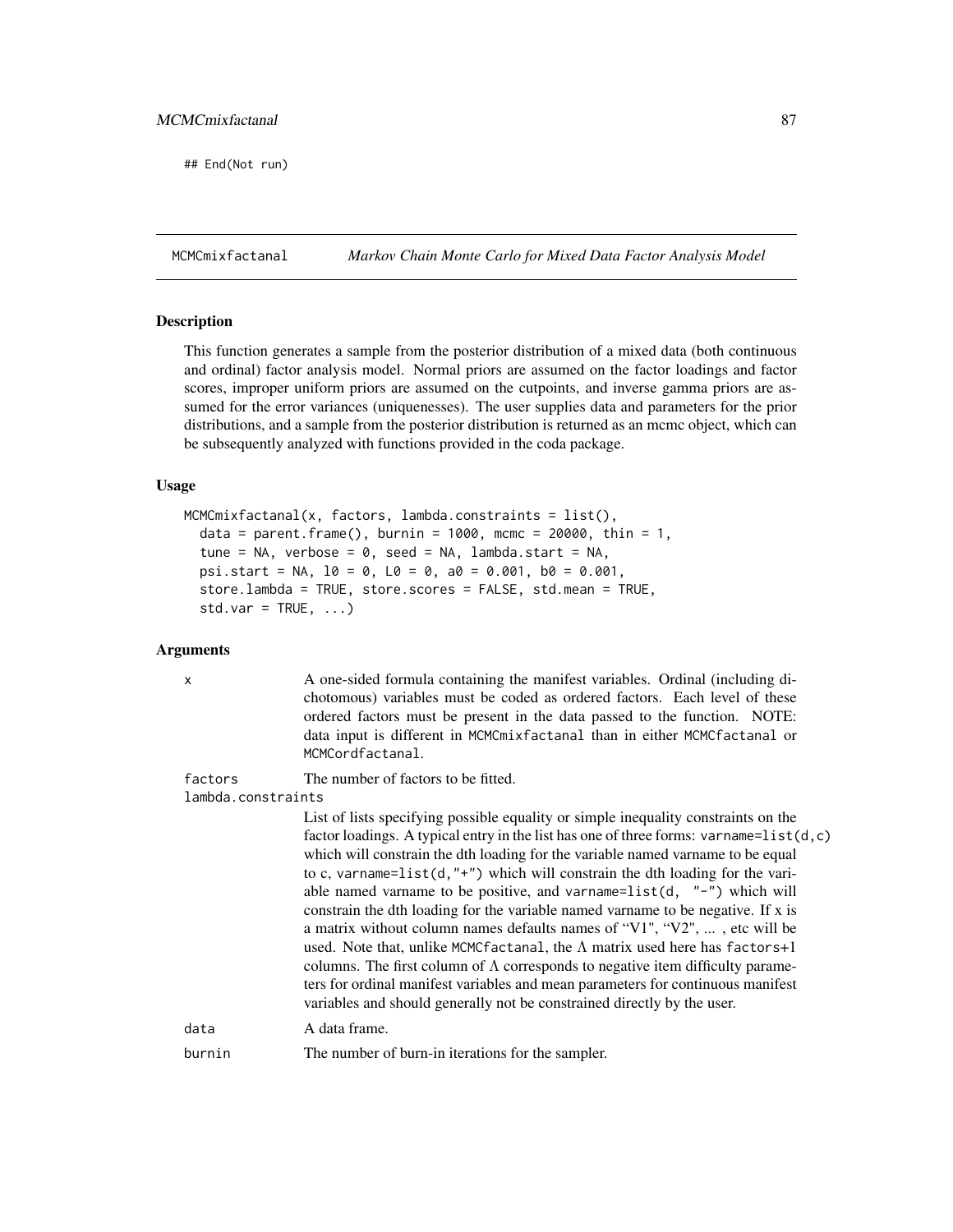```
## End(Not run)
```

## MCMCmixfactanal — *Markov Chain Monte Carlo for Mixed Data Factor Analysis Model*

### Description

This function generates a sample from the posterior distribution of a mixed data (both continuous and ordinal) factor analysis model. Normal priors are assumed on the factor loadings and factor scores, improper uniform priors are assumed on the cutpoints, and inverse gamma priors are assumed for the error variances (uniquenesses). The user supplies data and parameters for the prior distributions, and a sample from the posterior distribution is returned as an mcmc object, which can be subsequently analyzed with functions provided in the coda package.

### Usage

```
MCMCmixfactanal(x, factors, lambda.constraints = list(),
  data = parent.frame(), burnin = 1000, mcmc = 20000, thin = 1,
  tune = NA, verbose = 0, seed = NA, lambda.start = NA,
  psi.start = NA, l0 = 0, L0 = 0, a0 = 0.001, b0 = 0.001,
  store.lambda = TRUE, store.scores = FALSE, std.mean = TRUE,
  std.var = TRUE, ...)
```

### Arguments

**x** — A one-sided formula containing the manifest variables. Ordinal (including dichotomous) variables must be coded as ordered factors. Each level of these ordered factors must be present in the data passed to the function. NOTE: data input is different in `MCMCmixfactanal` than in either `MCMCfactanal` or `MCMCordfactanal`.

**factors** — The number of factors to be fitted.

**lambda.constraints** — List of lists specifying possible equality or simple inequality constraints on the factor loadings. A typical entry in the list has one of three forms: `varname=list(d,c)` which will constrain the dth loading for the variable named varname to be equal to c, `varname=list(d,"+")` which will constrain the dth loading for the variable named varname to be positive, and `varname=list(d, "-")` which will constrain the dth loading for the variable named varname to be negative. If x is a matrix without column names defaults names of "V1", "V2", ... , etc will be used. Note that, unlike `MCMCfactanal`, the $\Lambda$ matrix used here has `factors+1` columns. The first column of $\Lambda$ corresponds to negative item difficulty parameters for ordinal manifest variables and mean parameters for continuous manifest variables and should generally not be constrained directly by the user.

**data** — A data frame.

**burnin** — The number of burn-in iterations for the sampler.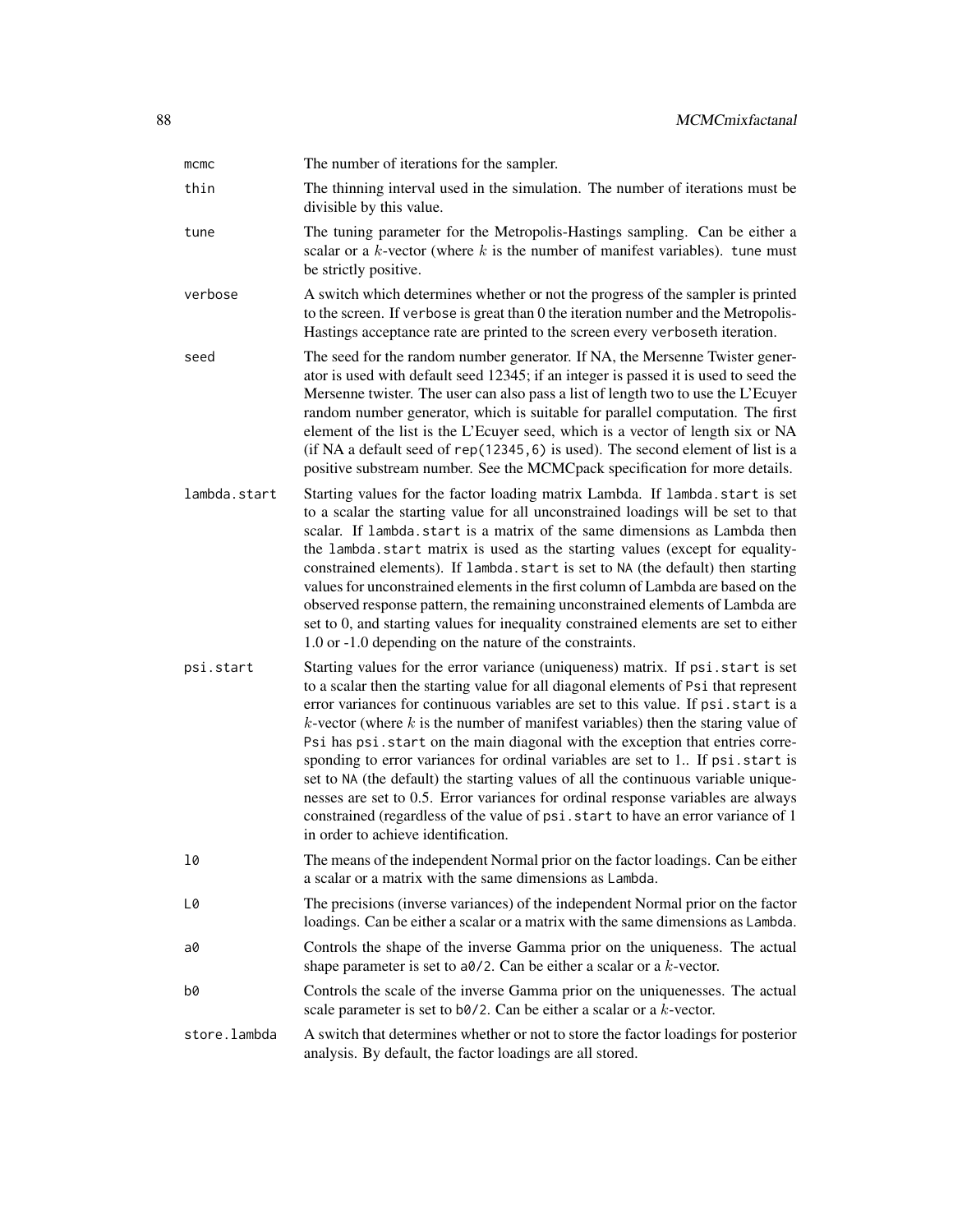| | |
|---|---|
| `mcmc` | The number of iterations for the sampler. |
| `thin` | The thinning interval used in the simulation. The number of iterations must be divisible by this value. |
| `tune` | The tuning parameter for the Metropolis-Hastings sampling. Can be either a scalar or a $k$-vector (where $k$ is the number of manifest variables). `tune` must be strictly positive. |
| `verbose` | A switch which determines whether or not the progress of the sampler is printed to the screen. If `verbose` is great than 0 the iteration number and the Metropolis-Hastings acceptance rate are printed to the screen every `verbose`th iteration. |
| `seed` | The seed for the random number generator. If NA, the Mersenne Twister generator is used with default seed 12345; if an integer is passed it is used to seed the Mersenne twister. The user can also pass a list of length two to use the L'Ecuyer random number generator, which is suitable for parallel computation. The first element of the list is the L'Ecuyer seed, which is a vector of length six or NA (if NA a default seed of `rep(12345,6)` is used). The second element of list is a positive substream number. See the MCMCpack specification for more details. |
| `lambda.start` | Starting values for the factor loading matrix Lambda. If `lambda.start` is set to a scalar the starting value for all unconstrained loadings will be set to that scalar. If `lambda.start` is a matrix of the same dimensions as Lambda then the `lambda.start` matrix is used as the starting values (except for equality-constrained elements). If `lambda.start` is set to `NA` (the default) then starting values for unconstrained elements in the first column of Lambda are based on the observed response pattern, the remaining unconstrained elements of Lambda are set to 0, and starting values for inequality constrained elements are set to either 1.0 or -1.0 depending on the nature of the constraints. |
| `psi.start` | Starting values for the error variance (uniqueness) matrix. If `psi.start` is set to a scalar then the starting value for all diagonal elements of `Psi` that represent error variances for continuous variables are set to this value. If `psi.start` is a $k$-vector (where $k$ is the number of manifest variables) then the staring value of `Psi` has `psi.start` on the main diagonal with the exception that entries corresponding to error variances for ordinal variables are set to 1.. If `psi.start` is set to `NA` (the default) the starting values of all the continuous variable uniquenesses are set to 0.5. Error variances for ordinal response variables are always constrained (regardless of the value of `psi.start` to have an error variance of 1 in order to achieve identification. |
| `l0` | The means of the independent Normal prior on the factor loadings. Can be either a scalar or a matrix with the same dimensions as `Lambda`. |
| `L0` | The precisions (inverse variances) of the independent Normal prior on the factor loadings. Can be either a scalar or a matrix with the same dimensions as `Lambda`. |
| `a0` | Controls the shape of the inverse Gamma prior on the uniqueness. The actual shape parameter is set to `a0/2`. Can be either a scalar or a $k$-vector. |
| `b0` | Controls the scale of the inverse Gamma prior on the uniquenesses. The actual scale parameter is set to `b0/2`. Can be either a scalar or a $k$-vector. |
| `store.lambda` | A switch that determines whether or not to store the factor loadings for posterior analysis. By default, the factor loadings are all stored. |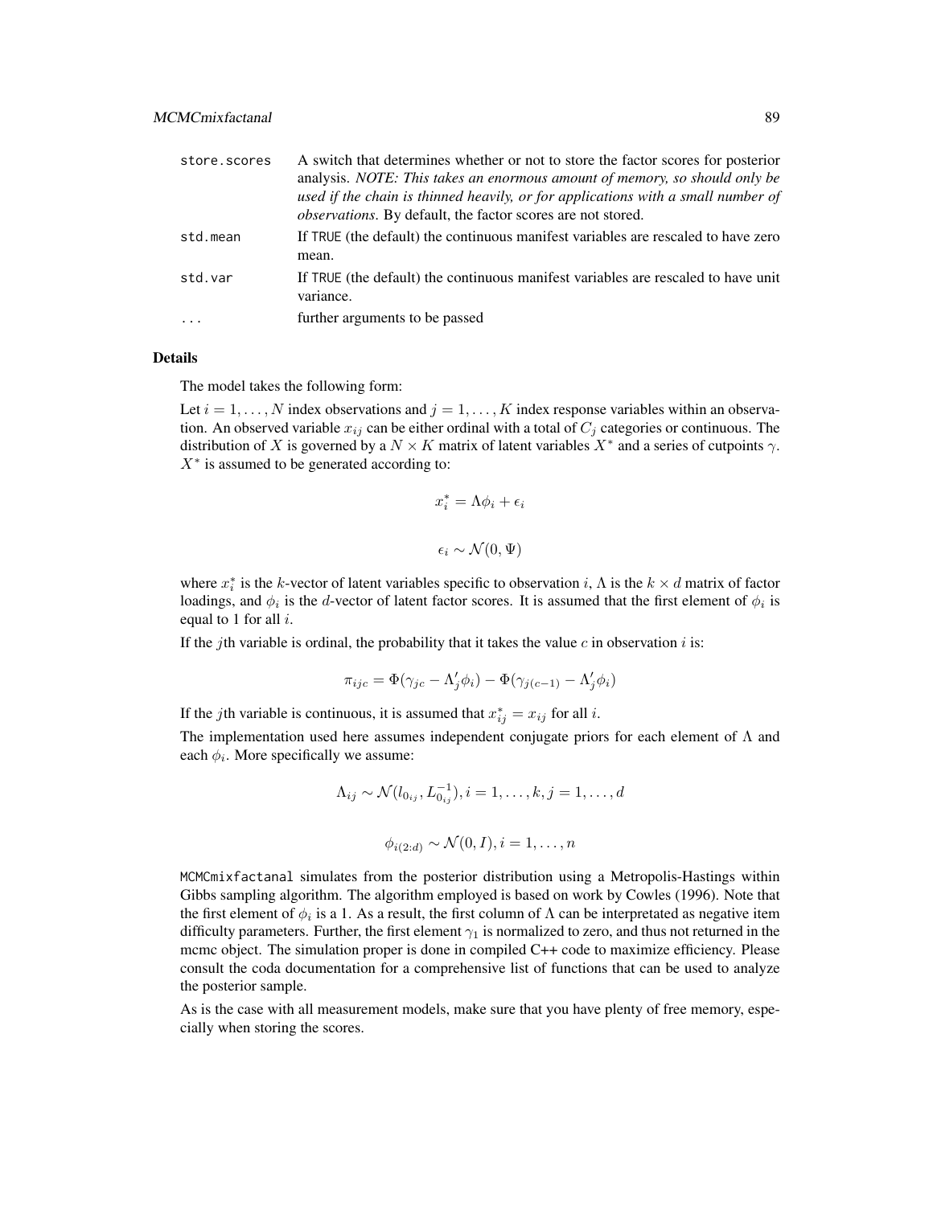| | |
|---|---|
| store.scores | A switch that determines whether or not to store the factor scores for posterior analysis. *NOTE: This takes an enormous amount of memory, so should only be used if the chain is thinned heavily, or for applications with a small number of observations*. By default, the factor scores are not stored. |
| std.mean | If TRUE (the default) the continuous manifest variables are rescaled to have zero mean. |
| std.var | If TRUE (the default) the continuous manifest variables are rescaled to have unit variance. |
| ... | further arguments to be passed |

## Details

The model takes the following form:

Let $i = 1, \ldots, N$ index observations and $j = 1, \ldots, K$ index response variables within an observation. An observed variable $x_{ij}$ can be either ordinal with a total of $C_j$ categories or continuous. The distribution of $X$ is governed by a $N \times K$ matrix of latent variables $X^*$ and a series of cutpoints $\gamma$. $X^*$ is assumed to be generated according to:

$$x_i^* = \Lambda \phi_i + \epsilon_i$$

$$\epsilon_i \sim \mathcal{N}(0, \Psi)$$

where $x_i^*$ is the $k$-vector of latent variables specific to observation $i$, $\Lambda$ is the $k \times d$ matrix of factor loadings, and $\phi_i$ is the $d$-vector of latent factor scores. It is assumed that the first element of $\phi_i$ is equal to 1 for all $i$.

If the $j$th variable is ordinal, the probability that it takes the value $c$ in observation $i$ is:

$$\pi_{ijc} = \Phi(\gamma_{jc} - \Lambda_j' \phi_i) - \Phi(\gamma_{j(c-1)} - \Lambda_j' \phi_i)$$

If the $j$th variable is continuous, it is assumed that $x_{ij}^* = x_{ij}$ for all $i$.

The implementation used here assumes independent conjugate priors for each element of $\Lambda$ and each $\phi_i$. More specifically we assume:

$$\Lambda_{ij} \sim \mathcal{N}(l_{0_{ij}}, L_{0_{ij}}^{-1}), i = 1, \ldots, k, j = 1, \ldots, d$$

$$\phi_{i(2:d)} \sim \mathcal{N}(0, I), i = 1, \ldots, n$$

MCMCmixfactanal simulates from the posterior distribution using a Metropolis-Hastings within Gibbs sampling algorithm. The algorithm employed is based on work by Cowles (1996). Note that the first element of $\phi_i$ is a 1. As a result, the first column of $\Lambda$ can be interpretated as negative item difficulty parameters. Further, the first element $\gamma_1$ is normalized to zero, and thus not returned in the mcmc object. The simulation proper is done in compiled C++ code to maximize efficiency. Please consult the coda documentation for a comprehensive list of functions that can be used to analyze the posterior sample.

As is the case with all measurement models, make sure that you have plenty of free memory, especially when storing the scores.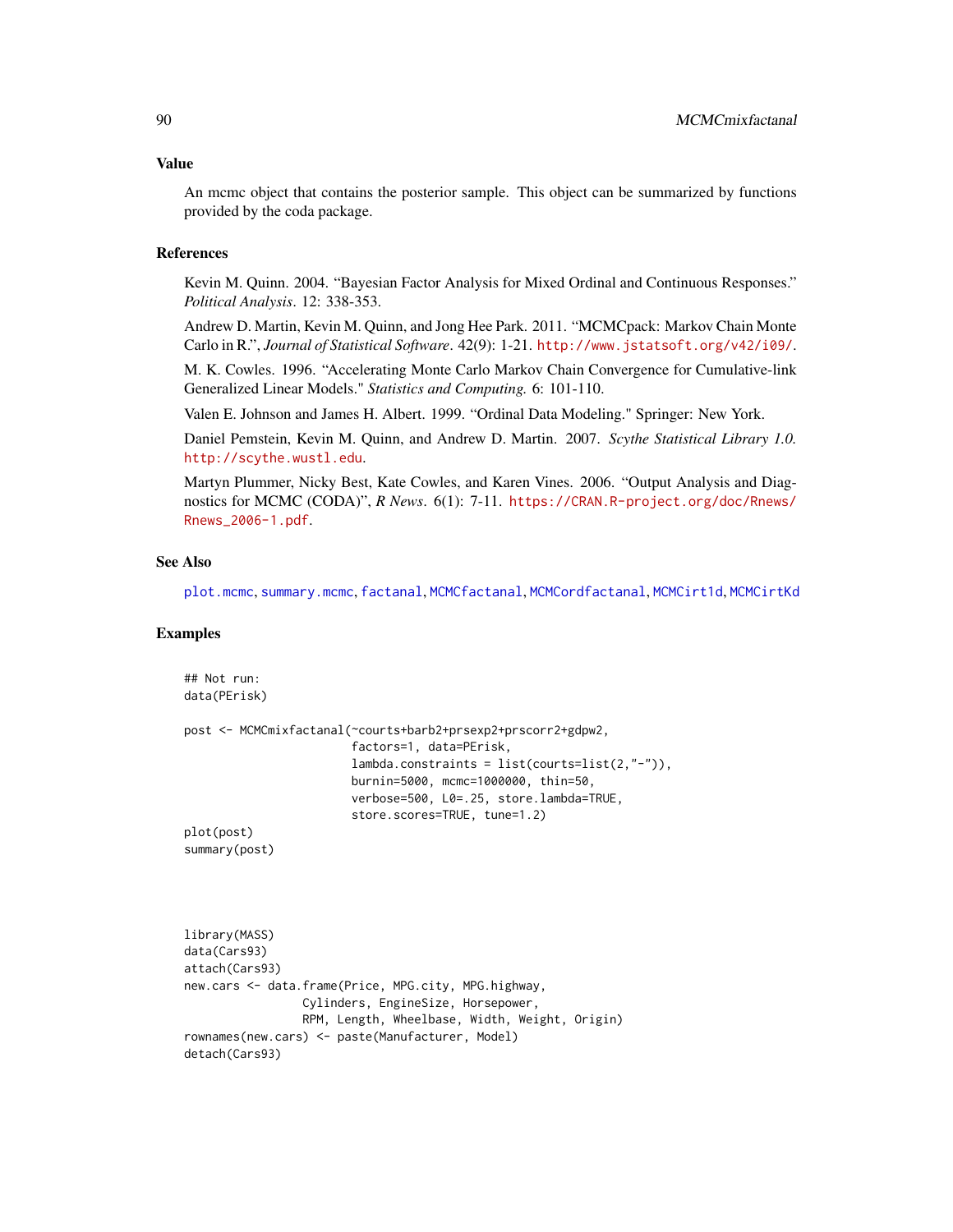## Value

An mcmc object that contains the posterior sample. This object can be summarized by functions provided by the coda package.

## References

Kevin M. Quinn. 2004. "Bayesian Factor Analysis for Mixed Ordinal and Continuous Responses." *Political Analysis*. 12: 338-353.

Andrew D. Martin, Kevin M. Quinn, and Jong Hee Park. 2011. "MCMCpack: Markov Chain Monte Carlo in R.", *Journal of Statistical Software*. 42(9): 1-21. http://www.jstatsoft.org/v42/i09/.

M. K. Cowles. 1996. "Accelerating Monte Carlo Markov Chain Convergence for Cumulative-link Generalized Linear Models." *Statistics and Computing.* 6: 101-110.

Valen E. Johnson and James H. Albert. 1999. "Ordinal Data Modeling." Springer: New York.

Daniel Pemstein, Kevin M. Quinn, and Andrew D. Martin. 2007. *Scythe Statistical Library 1.0.* http://scythe.wustl.edu.

Martyn Plummer, Nicky Best, Kate Cowles, and Karen Vines. 2006. "Output Analysis and Diagnostics for MCMC (CODA)", *R News*. 6(1): 7-11. https://CRAN.R-project.org/doc/Rnews/Rnews_2006-1.pdf.

## See Also

plot.mcmc, summary.mcmc, factanal, MCMCfactanal, MCMCordfactanal, MCMCirt1d, MCMCirtKd

## Examples

```
## Not run:
data(PErisk)

post <- MCMCmixfactanal(~courts+barb2+prsexp2+prscorr2+gdpw2,
                        factors=1, data=PErisk,
                        lambda.constraints = list(courts=list(2,"-")),
                        burnin=5000, mcmc=1000000, thin=50,
                        verbose=500, L0=.25, store.lambda=TRUE,
                        store.scores=TRUE, tune=1.2)
plot(post)
summary(post)




library(MASS)
data(Cars93)
attach(Cars93)
new.cars <- data.frame(Price, MPG.city, MPG.highway,
                Cylinders, EngineSize, Horsepower,
                RPM, Length, Wheelbase, Width, Weight, Origin)
rownames(new.cars) <- paste(Manufacturer, Model)
detach(Cars93)
```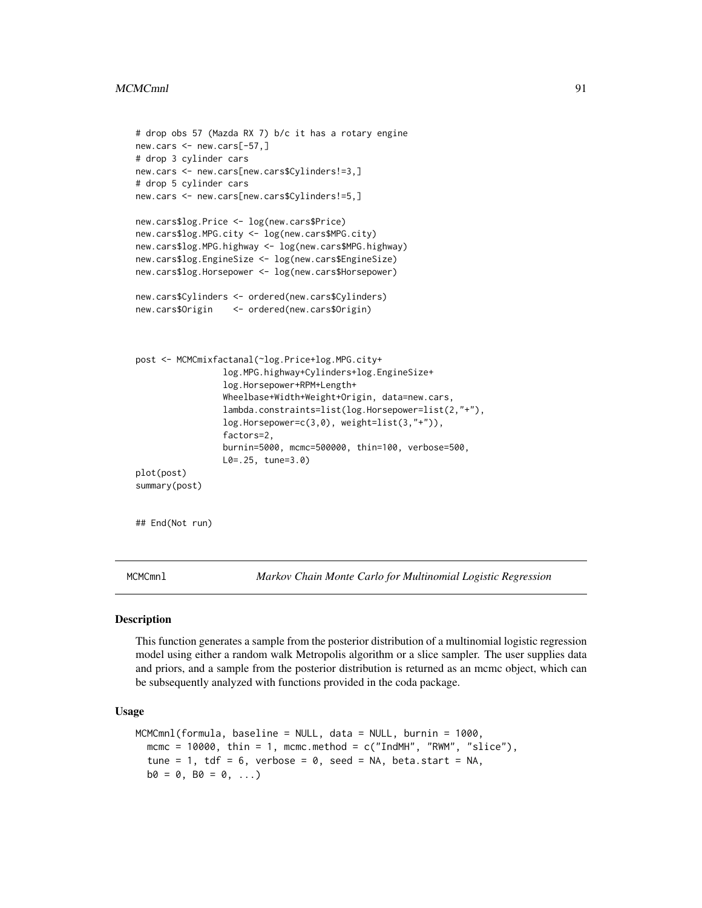```
# drop obs 57 (Mazda RX 7) b/c it has a rotary engine
new.cars <- new.cars[-57,]
# drop 3 cylinder cars
new.cars <- new.cars[new.cars$Cylinders!=3,]
# drop 5 cylinder cars
new.cars <- new.cars[new.cars$Cylinders!=5,]

new.cars$log.Price <- log(new.cars$Price)
new.cars$log.MPG.city <- log(new.cars$MPG.city)
new.cars$log.MPG.highway <- log(new.cars$MPG.highway)
new.cars$log.EngineSize <- log(new.cars$EngineSize)
new.cars$log.Horsepower <- log(new.cars$Horsepower)

new.cars$Cylinders <- ordered(new.cars$Cylinders)
new.cars$Origin    <- ordered(new.cars$Origin)



post <- MCMCmixfactanal(~log.Price+log.MPG.city+
                 log.MPG.highway+Cylinders+log.EngineSize+
                 log.Horsepower+RPM+Length+
                 Wheelbase+Width+Weight+Origin, data=new.cars,
                 lambda.constraints=list(log.Horsepower=list(2,"+"),
                 log.Horsepower=c(3,0), weight=list(3,"+")),
                 factors=2,
                 burnin=5000, mcmc=500000, thin=100, verbose=500,
                 L0=.25, tune=3.0)
plot(post)
summary(post)


## End(Not run)
```

---

MCMCmnl *Markov Chain Monte Carlo for Multinomial Logistic Regression*

---

## Description

This function generates a sample from the posterior distribution of a multinomial logistic regression model using either a random walk Metropolis algorithm or a slice sampler. The user supplies data and priors, and a sample from the posterior distribution is returned as an mcmc object, which can be subsequently analyzed with functions provided in the coda package.

## Usage

```
MCMCmnl(formula, baseline = NULL, data = NULL, burnin = 1000,
  mcmc = 10000, thin = 1, mcmc.method = c("IndMH", "RWM", "slice"),
  tune = 1, tdf = 6, verbose = 0, seed = NA, beta.start = NA,
  b0 = 0, B0 = 0, ...)
```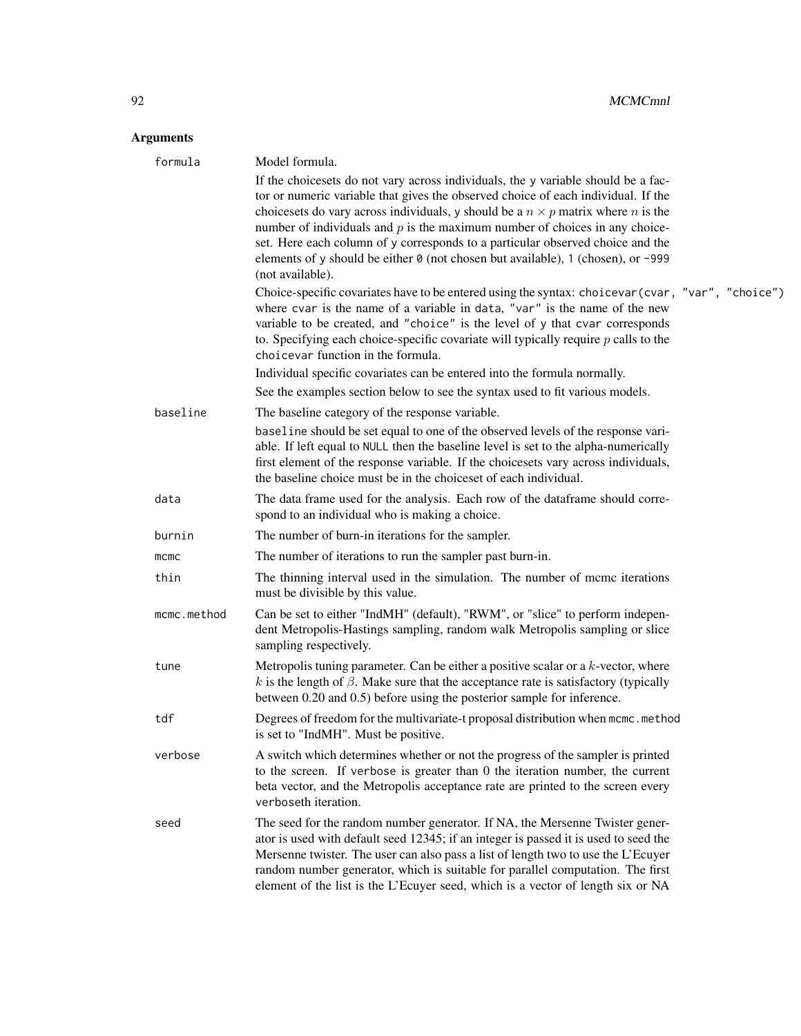## Arguments

**formula** Model formula.

If the choicesets do not vary across individuals, the `y` variable should be a factor or numeric variable that gives the observed choice of each individual. If the choicesets do vary across individuals, `y` should be a $n \times p$ matrix where $n$ is the number of individuals and $p$ is the maximum number of choices in any choiceset. Here each column of `y` corresponds to a particular observed choice and the elements of `y` should be either `0` (not chosen but available), `1` (chosen), or `-999` (not available).

Choice-specific covariates have to be entered using the syntax: `choicevar(cvar, "var", "choice")` where `cvar` is the name of a variable in `data`, `"var"` is the name of the new variable to be created, and `"choice"` is the level of `y` that `cvar` corresponds to. Specifying each choice-specific covariate will typically require $p$ calls to the `choicevar` function in the formula.

Individual specific covariates can be entered into the formula normally.

See the examples section below to see the syntax used to fit various models.

**baseline** The baseline category of the response variable.

`baseline` should be set equal to one of the observed levels of the response variable. If left equal to `NULL` then the baseline level is set to the alpha-numerically first element of the response variable. If the choicesets vary across individuals, the baseline choice must be in the choiceset of each individual.

**data** The data frame used for the analysis. Each row of the dataframe should correspond to an individual who is making a choice.

**burnin** The number of burn-in iterations for the sampler.

**mcmc** The number of iterations to run the sampler past burn-in.

**thin** The thinning interval used in the simulation. The number of mcmc iterations must be divisible by this value.

**mcmc.method** Can be set to either "IndMH" (default), "RWM", or "slice" to perform independent Metropolis-Hastings sampling, random walk Metropolis sampling or slice sampling respectively.

**tune** Metropolis tuning parameter. Can be either a positive scalar or a $k$-vector, where $k$ is the length of $\beta$. Make sure that the acceptance rate is satisfactory (typically between 0.20 and 0.5) before using the posterior sample for inference.

**tdf** Degrees of freedom for the multivariate-t proposal distribution when `mcmc.method` is set to "IndMH". Must be positive.

**verbose** A switch which determines whether or not the progress of the sampler is printed to the screen. If `verbose` is greater than 0 the iteration number, the current beta vector, and the Metropolis acceptance rate are printed to the screen every `verbose`th iteration.

**seed** The seed for the random number generator. If NA, the Mersenne Twister generator is used with default seed 12345; if an integer is passed it is used to seed the Mersenne twister. The user can also pass a list of length two to use the L'Ecuyer random number generator, which is suitable for parallel computation. The first element of the list is the L'Ecuyer seed, which is a vector of length six or NA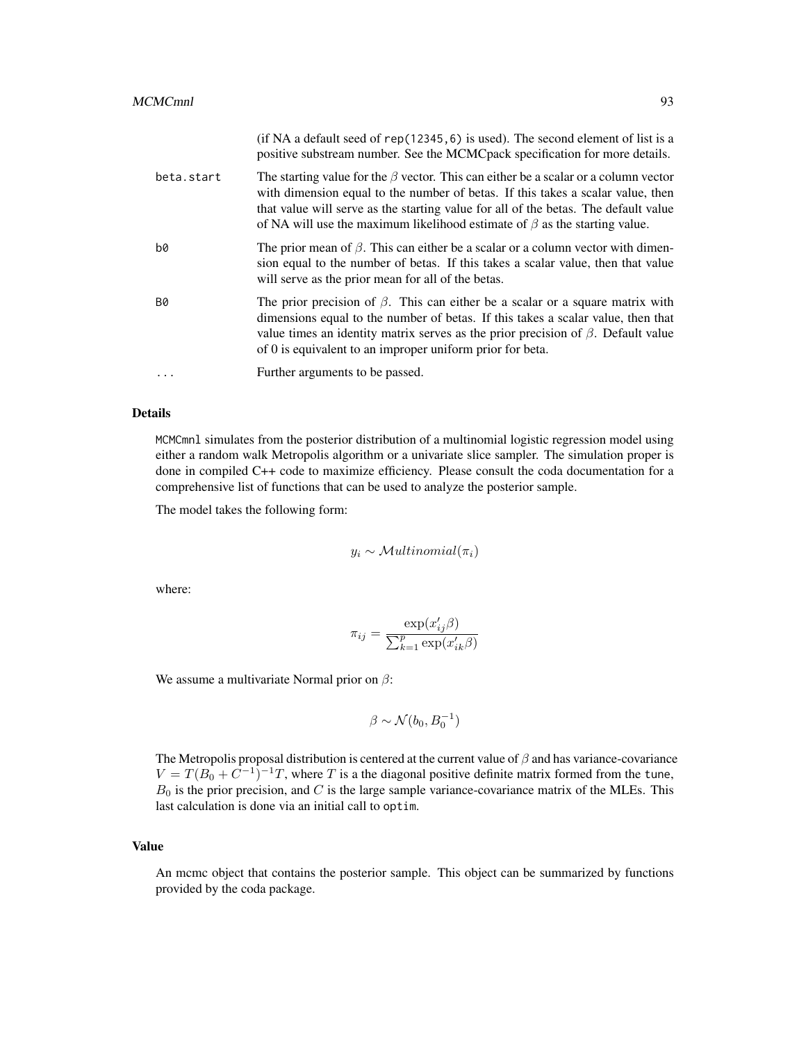(if NA a default seed of `rep(12345,6)` is used). The second element of list is a positive substream number. See the MCMCpack specification for more details.

`beta.start` The starting value for the $\beta$ vector. This can either be a scalar or a column vector with dimension equal to the number of betas. If this takes a scalar value, then that value will serve as the starting value for all of the betas. The default value of NA will use the maximum likelihood estimate of $\beta$ as the starting value.

`b0` The prior mean of $\beta$. This can either be a scalar or a column vector with dimension equal to the number of betas. If this takes a scalar value, then that value will serve as the prior mean for all of the betas.

`B0` The prior precision of $\beta$. This can either be a scalar or a square matrix with dimensions equal to the number of betas. If this takes a scalar value, then that value times an identity matrix serves as the prior precision of $\beta$. Default value of 0 is equivalent to an improper uniform prior for beta.

`...` Further arguments to be passed.

### Details

`MCMCmnl` simulates from the posterior distribution of a multinomial logistic regression model using either a random walk Metropolis algorithm or a univariate slice sampler. The simulation proper is done in compiled C++ code to maximize efficiency. Please consult the coda documentation for a comprehensive list of functions that can be used to analyze the posterior sample.

The model takes the following form:

$$y_i \sim \mathcal{M}ultinomial(\pi_i)$$

where:

$$\pi_{ij} = \frac{\exp(x_{ij}'\beta)}{\sum_{k=1}^{p} \exp(x_{ik}'\beta)}$$

We assume a multivariate Normal prior on $\beta$:

$$\beta \sim \mathcal{N}(b_0, B_0^{-1})$$

The Metropolis proposal distribution is centered at the current value of $\beta$ and has variance-covariance $V = T(B_0 + C^{-1})^{-1}T$, where $T$ is a the diagonal positive definite matrix formed from the `tune`, $B_0$ is the prior precision, and $C$ is the large sample variance-covariance matrix of the MLEs. This last calculation is done via an initial call to `optim`.

### Value

An mcmc object that contains the posterior sample. This object can be summarized by functions provided by the coda package.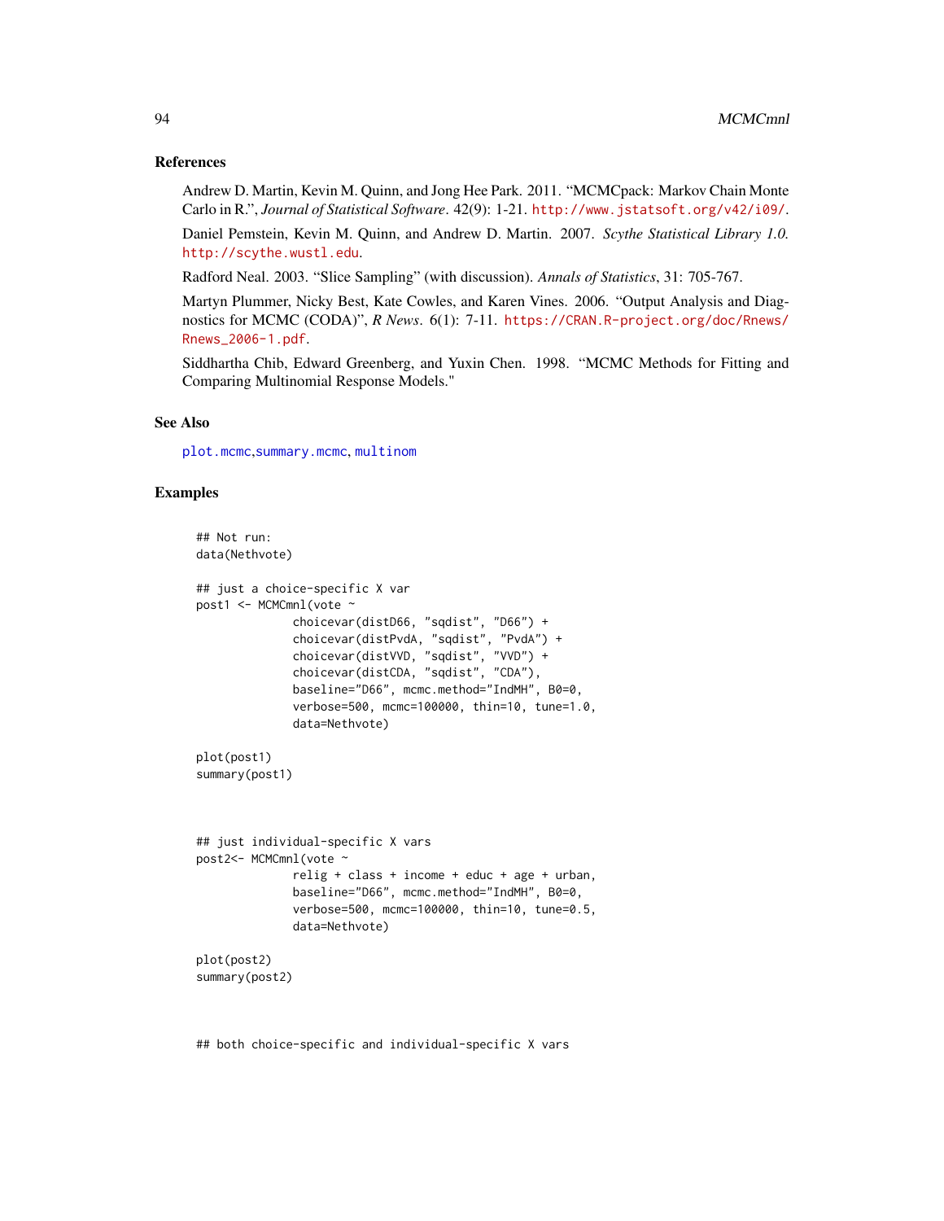## References

Andrew D. Martin, Kevin M. Quinn, and Jong Hee Park. 2011. "MCMCpack: Markov Chain Monte Carlo in R.", *Journal of Statistical Software*. 42(9): 1-21. http://www.jstatsoft.org/v42/i09/.

Daniel Pemstein, Kevin M. Quinn, and Andrew D. Martin. 2007. *Scythe Statistical Library 1.0.* http://scythe.wustl.edu.

Radford Neal. 2003. "Slice Sampling" (with discussion). *Annals of Statistics*, 31: 705-767.

Martyn Plummer, Nicky Best, Kate Cowles, and Karen Vines. 2006. "Output Analysis and Diagnostics for MCMC (CODA)", *R News*. 6(1): 7-11. https://CRAN.R-project.org/doc/Rnews/Rnews_2006-1.pdf.

Siddhartha Chib, Edward Greenberg, and Yuxin Chen. 1998. "MCMC Methods for Fitting and Comparing Multinomial Response Models."

## See Also

plot.mcmc, summary.mcmc, multinom

## Examples

```
## Not run:
data(Nethvote)

## just a choice-specific X var
post1 <- MCMCmnl(vote ~
              choicevar(distD66, "sqdist", "D66") +
              choicevar(distPvdA, "sqdist", "PvdA") +
              choicevar(distVVD, "sqdist", "VVD") +
              choicevar(distCDA, "sqdist", "CDA"),
              baseline="D66", mcmc.method="IndMH", B0=0,
              verbose=500, mcmc=100000, thin=10, tune=1.0,
              data=Nethvote)

plot(post1)
summary(post1)



## just individual-specific X vars
post2<- MCMCmnl(vote ~
              relig + class + income + educ + age + urban,
              baseline="D66", mcmc.method="IndMH", B0=0,
              verbose=500, mcmc=100000, thin=10, tune=0.5,
              data=Nethvote)

plot(post2)
summary(post2)



## both choice-specific and individual-specific X vars
```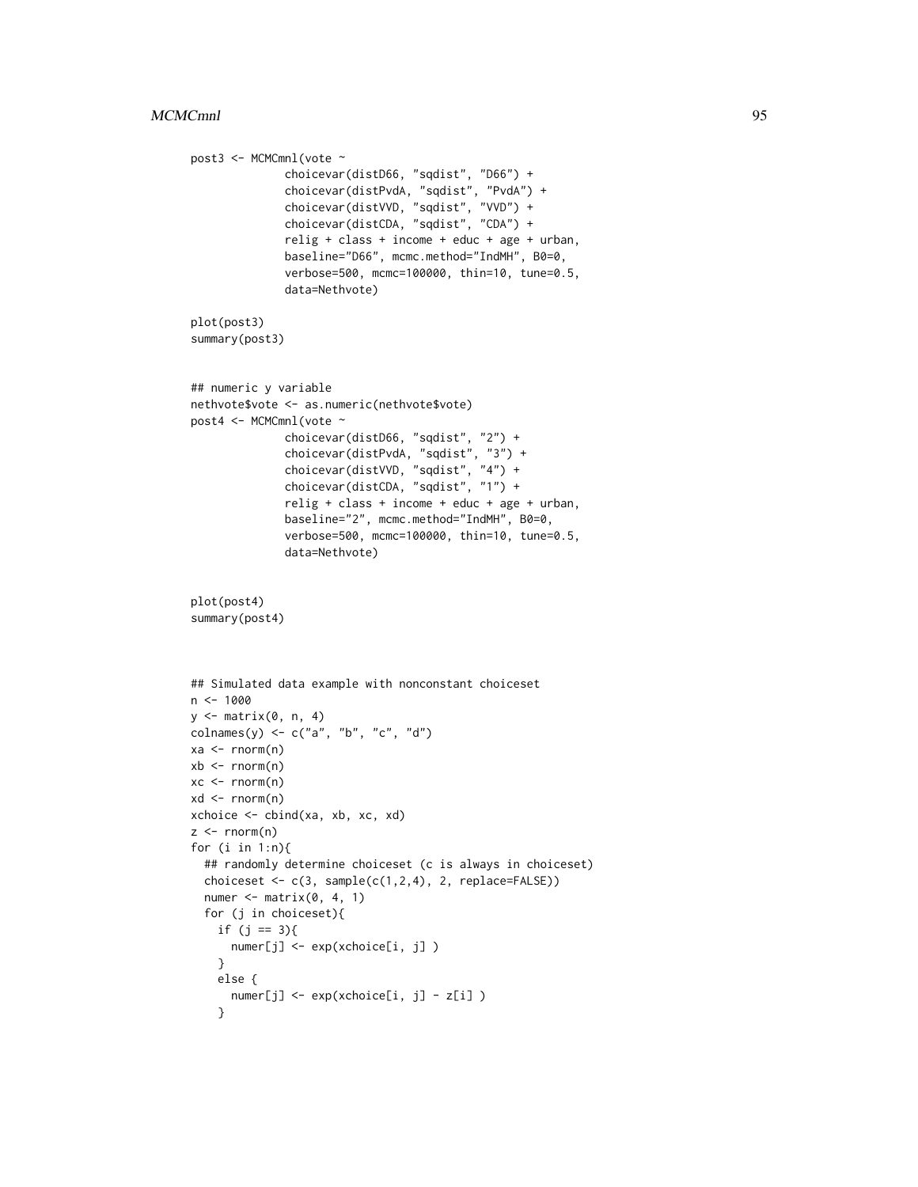```
post3 <- MCMCmnl(vote ~
              choicevar(distD66, "sqdist", "D66") +
              choicevar(distPvdA, "sqdist", "PvdA") +
              choicevar(distVVD, "sqdist", "VVD") +
              choicevar(distCDA, "sqdist", "CDA") +
              relig + class + income + educ + age + urban,
              baseline="D66", mcmc.method="IndMH", B0=0,
              verbose=500, mcmc=100000, thin=10, tune=0.5,
              data=Nethvote)

plot(post3)
summary(post3)


## numeric y variable
nethvote$vote <- as.numeric(nethvote$vote)
post4 <- MCMCmnl(vote ~
              choicevar(distD66, "sqdist", "2") +
              choicevar(distPvdA, "sqdist", "3") +
              choicevar(distVVD, "sqdist", "4") +
              choicevar(distCDA, "sqdist", "1") +
              relig + class + income + educ + age + urban,
              baseline="2", mcmc.method="IndMH", B0=0,
              verbose=500, mcmc=100000, thin=10, tune=0.5,
              data=Nethvote)


plot(post4)
summary(post4)



## Simulated data example with nonconstant choiceset
n <- 1000
y <- matrix(0, n, 4)
colnames(y) <- c("a", "b", "c", "d")
xa <- rnorm(n)
xb <- rnorm(n)
xc <- rnorm(n)
xd <- rnorm(n)
xchoice <- cbind(xa, xb, xc, xd)
z <- rnorm(n)
for (i in 1:n){
  ## randomly determine choiceset (c is always in choiceset)
  choiceset <- c(3, sample(c(1,2,4), 2, replace=FALSE))
  numer <- matrix(0, 4, 1)
  for (j in choiceset){
    if (j == 3){
      numer[j] <- exp(xchoice[i, j] )
    }
    else {
      numer[j] <- exp(xchoice[i, j] - z[i] )
    }
```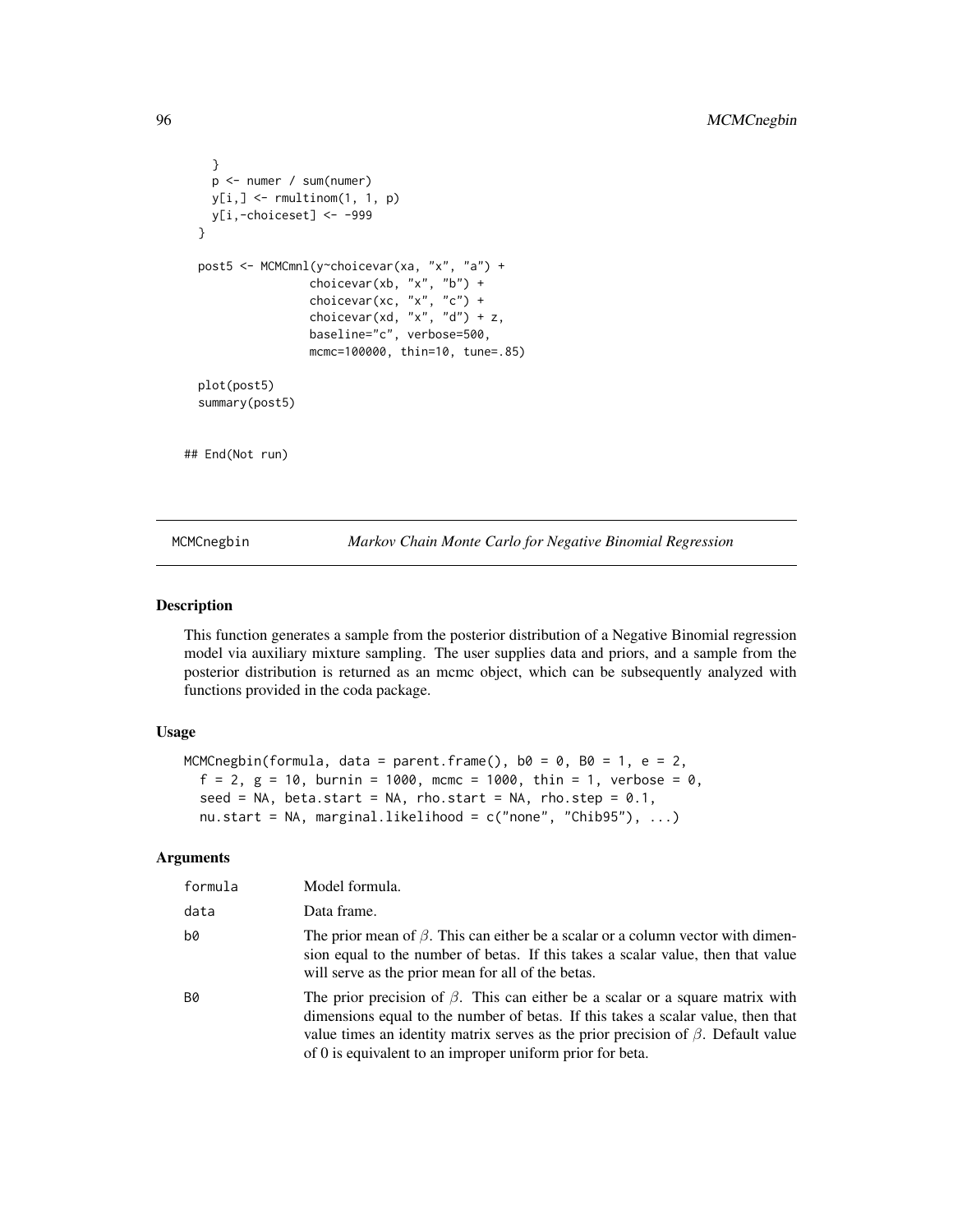```
    }
    p <- numer / sum(numer)
    y[i,] <- rmultinom(1, 1, p)
    y[i,-choiceset] <- -999
  }

  post5 <- MCMCmnl(y~choicevar(xa, "x", "a") +
                  choicevar(xb, "x", "b") +
                  choicevar(xc, "x", "c") +
                  choicevar(xd, "x", "d") + z,
                  baseline="c", verbose=500,
                  mcmc=100000, thin=10, tune=.85)

  plot(post5)
  summary(post5)


## End(Not run)
```

---

MCMCnegbin — *Markov Chain Monte Carlo for Negative Binomial Regression*

---

## Description

This function generates a sample from the posterior distribution of a Negative Binomial regression model via auxiliary mixture sampling. The user supplies data and priors, and a sample from the posterior distribution is returned as an mcmc object, which can be subsequently analyzed with functions provided in the coda package.

## Usage

```
MCMCnegbin(formula, data = parent.frame(), b0 = 0, B0 = 1, e = 2,
  f = 2, g = 10, burnin = 1000, mcmc = 1000, thin = 1, verbose = 0,
  seed = NA, beta.start = NA, rho.start = NA, rho.step = 0.1,
  nu.start = NA, marginal.likelihood = c("none", "Chib95"), ...)
```

## Arguments

| | |
|---|---|
| formula | Model formula. |
| data | Data frame. |
| b0 | The prior mean of $\beta$. This can either be a scalar or a column vector with dimension equal to the number of betas. If this takes a scalar value, then that value will serve as the prior mean for all of the betas. |
| B0 | The prior precision of $\beta$. This can either be a scalar or a square matrix with dimensions equal to the number of betas. If this takes a scalar value, then that value times an identity matrix serves as the prior precision of $\beta$. Default value of 0 is equivalent to an improper uniform prior for beta. |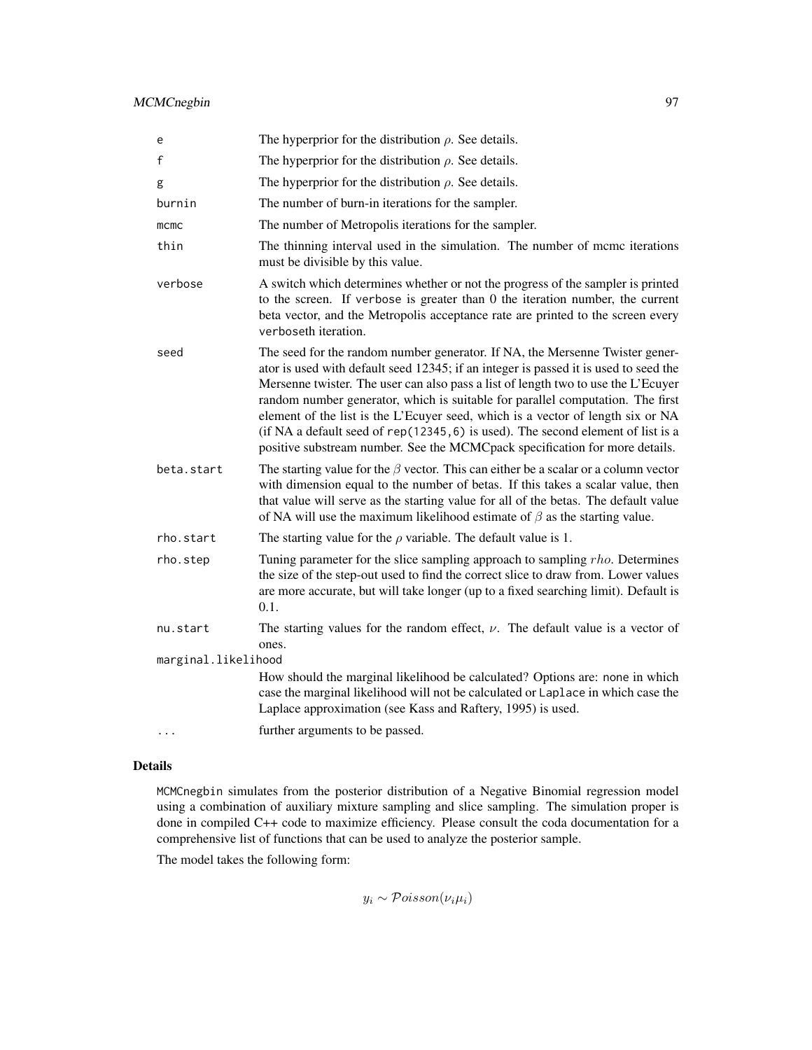| | |
|---|---|
| e | The hyperprior for the distribution $\rho$. See details. |
| f | The hyperprior for the distribution $\rho$. See details. |
| g | The hyperprior for the distribution $\rho$. See details. |
| burnin | The number of burn-in iterations for the sampler. |
| mcmc | The number of Metropolis iterations for the sampler. |
| thin | The thinning interval used in the simulation. The number of mcmc iterations must be divisible by this value. |
| verbose | A switch which determines whether or not the progress of the sampler is printed to the screen. If verbose is greater than 0 the iteration number, the current beta vector, and the Metropolis acceptance rate are printed to the screen every verboseth iteration. |
| seed | The seed for the random number generator. If NA, the Mersenne Twister generator is used with default seed 12345; if an integer is passed it is used to seed the Mersenne twister. The user can also pass a list of length two to use the L'Ecuyer random number generator, which is suitable for parallel computation. The first element of the list is the L'Ecuyer seed, which is a vector of length six or NA (if NA a default seed of rep(12345,6) is used). The second element of list is a positive substream number. See the MCMCpack specification for more details. |
| beta.start | The starting value for the $\beta$ vector. This can either be a scalar or a column vector with dimension equal to the number of betas. If this takes a scalar value, then that value will serve as the starting value for all of the betas. The default value of NA will use the maximum likelihood estimate of $\beta$ as the starting value. |
| rho.start | The starting value for the $\rho$ variable. The default value is 1. |
| rho.step | Tuning parameter for the slice sampling approach to sampling $rho$. Determines the size of the step-out used to find the correct slice to draw from. Lower values are more accurate, but will take longer (up to a fixed searching limit). Default is 0.1. |
| nu.start | The starting values for the random effect, $\nu$. The default value is a vector of ones. |
| marginal.likelihood | How should the marginal likelihood be calculated? Options are: none in which case the marginal likelihood will not be calculated or Laplace in which case the Laplace approximation (see Kass and Raftery, 1995) is used. |
| ... | further arguments to be passed. |

## Details

MCMCnegbin simulates from the posterior distribution of a Negative Binomial regression model using a combination of auxiliary mixture sampling and slice sampling. The simulation proper is done in compiled C++ code to maximize efficiency. Please consult the coda documentation for a comprehensive list of functions that can be used to analyze the posterior sample.

The model takes the following form:

$$y_i \sim \mathcal{P}oisson(\nu_i \mu_i)$$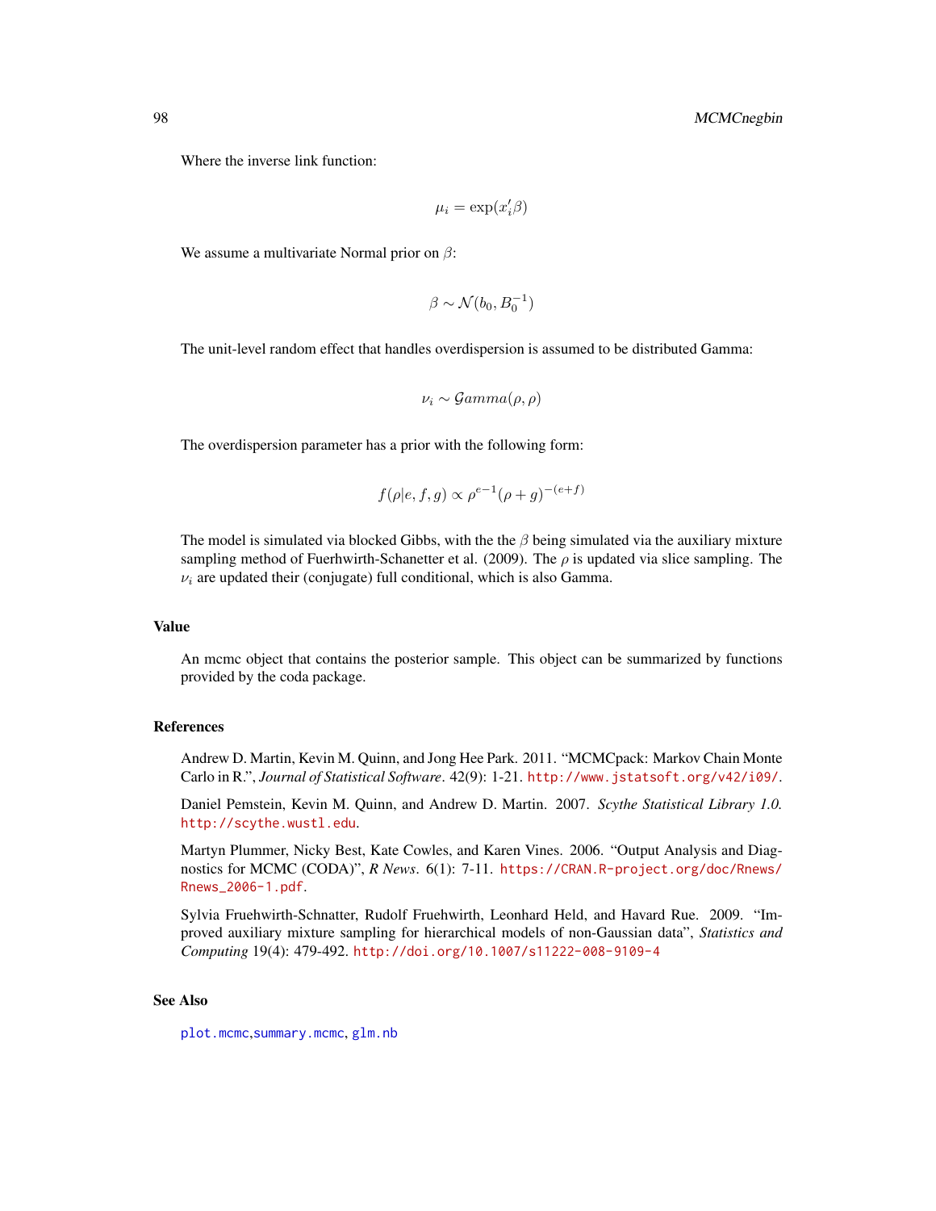Where the inverse link function:

$$\mu_i = \exp(x_i'\beta)$$

We assume a multivariate Normal prior on $\beta$:

$$\beta \sim \mathcal{N}(b_0, B_0^{-1})$$

The unit-level random effect that handles overdispersion is assumed to be distributed Gamma:

$$\nu_i \sim \mathcal{G}amma(\rho, \rho)$$

The overdispersion parameter has a prior with the following form:

$$f(\rho|e, f, g) \propto \rho^{e-1}(\rho + g)^{-(e+f)}$$

The model is simulated via blocked Gibbs, with the the $\beta$ being simulated via the auxiliary mixture sampling method of Fuerhwirth-Schanetter et al. (2009). The $\rho$ is updated via slice sampling. The $\nu_i$ are updated their (conjugate) full conditional, which is also Gamma.

## Value

An mcmc object that contains the posterior sample. This object can be summarized by functions provided by the coda package.

## References

Andrew D. Martin, Kevin M. Quinn, and Jong Hee Park. 2011. "MCMCpack: Markov Chain Monte Carlo in R.", *Journal of Statistical Software*. 42(9): 1-21. http://www.jstatsoft.org/v42/i09/.

Daniel Pemstein, Kevin M. Quinn, and Andrew D. Martin. 2007. *Scythe Statistical Library 1.0.* http://scythe.wustl.edu.

Martyn Plummer, Nicky Best, Kate Cowles, and Karen Vines. 2006. "Output Analysis and Diagnostics for MCMC (CODA)", *R News*. 6(1): 7-11. https://CRAN.R-project.org/doc/Rnews/Rnews_2006-1.pdf.

Sylvia Fruehwirth-Schnatter, Rudolf Fruehwirth, Leonhard Held, and Havard Rue. 2009. "Improved auxiliary mixture sampling for hierarchical models of non-Gaussian data", *Statistics and Computing* 19(4): 479-492. http://doi.org/10.1007/s11222-008-9109-4

## See Also

plot.mcmc,summary.mcmc, glm.nb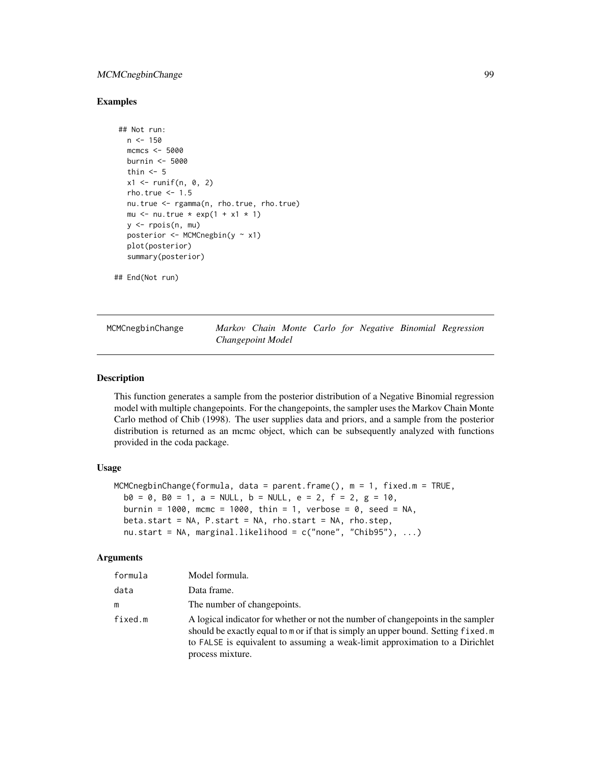## Examples

```
 ## Not run:
   n <- 150
   mcmcs <- 5000
   burnin <- 5000
   thin <- 5
   x1 <- runif(n, 0, 2)
   rho.true <- 1.5
   nu.true <- rgamma(n, rho.true, rho.true)
   mu <- nu.true * exp(1 + x1 * 1)
   y <- rpois(n, mu)
   posterior <- MCMCnegbin(y ~ x1)
   plot(posterior)
   summary(posterior)

## End(Not run)
```

---

# MCMCnegbinChange — *Markov Chain Monte Carlo for Negative Binomial Regression Changepoint Model*

---

## Description

This function generates a sample from the posterior distribution of a Negative Binomial regression model with multiple changepoints. For the changepoints, the sampler uses the Markov Chain Monte Carlo method of Chib (1998). The user supplies data and priors, and a sample from the posterior distribution is returned as an mcmc object, which can be subsequently analyzed with functions provided in the coda package.

## Usage

```
MCMCnegbinChange(formula, data = parent.frame(), m = 1, fixed.m = TRUE,
  b0 = 0, B0 = 1, a = NULL, b = NULL, e = 2, f = 2, g = 10,
  burnin = 1000, mcmc = 1000, thin = 1, verbose = 0, seed = NA,
  beta.start = NA, P.start = NA, rho.start = NA, rho.step,
  nu.start = NA, marginal.likelihood = c("none", "Chib95"), ...)
```

## Arguments

| | |
|---|---|
| formula | Model formula. |
| data | Data frame. |
| m | The number of changepoints. |
| fixed.m | A logical indicator for whether or not the number of changepoints in the sampler should be exactly equal to m or if that is simply an upper bound. Setting fixed.m to FALSE is equivalent to assuming a weak-limit approximation to a Dirichlet process mixture. |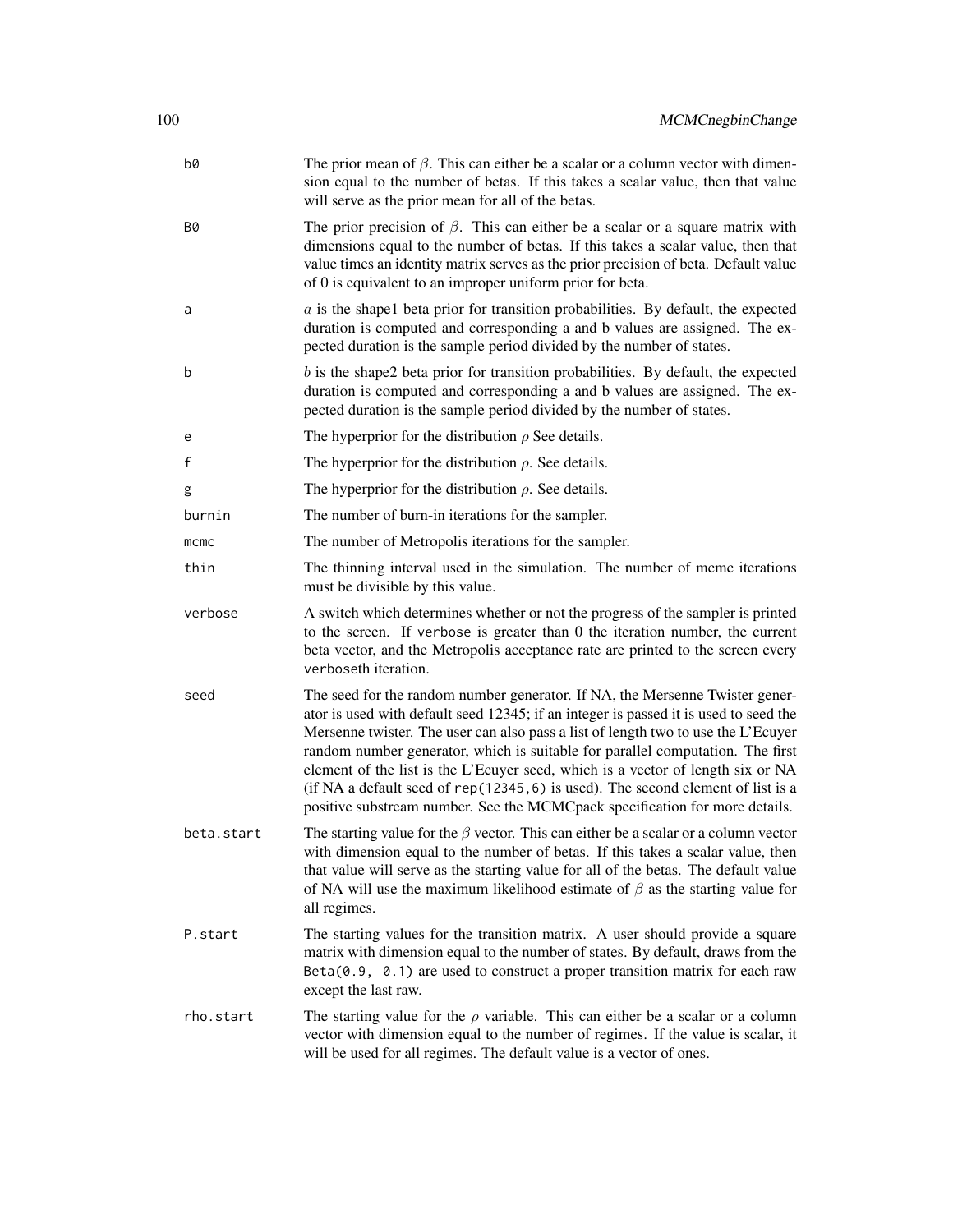| | |
|---|---|
| `b0` | The prior mean of $\beta$. This can either be a scalar or a column vector with dimension equal to the number of betas. If this takes a scalar value, then that value will serve as the prior mean for all of the betas. |
| `B0` | The prior precision of $\beta$. This can either be a scalar or a square matrix with dimensions equal to the number of betas. If this takes a scalar value, then that value times an identity matrix serves as the prior precision of beta. Default value of 0 is equivalent to an improper uniform prior for beta. |
| `a` | $a$ is the shape1 beta prior for transition probabilities. By default, the expected duration is computed and corresponding a and b values are assigned. The expected duration is the sample period divided by the number of states. |
| `b` | $b$ is the shape2 beta prior for transition probabilities. By default, the expected duration is computed and corresponding a and b values are assigned. The expected duration is the sample period divided by the number of states. |
| `e` | The hyperprior for the distribution $\rho$ See details. |
| `f` | The hyperprior for the distribution $\rho$. See details. |
| `g` | The hyperprior for the distribution $\rho$. See details. |
| `burnin` | The number of burn-in iterations for the sampler. |
| `mcmc` | The number of Metropolis iterations for the sampler. |
| `thin` | The thinning interval used in the simulation. The number of mcmc iterations must be divisible by this value. |
| `verbose` | A switch which determines whether or not the progress of the sampler is printed to the screen. If `verbose` is greater than 0 the iteration number, the current beta vector, and the Metropolis acceptance rate are printed to the screen every `verbose`th iteration. |
| `seed` | The seed for the random number generator. If NA, the Mersenne Twister generator is used with default seed 12345; if an integer is passed it is used to seed the Mersenne twister. The user can also pass a list of length two to use the L'Ecuyer random number generator, which is suitable for parallel computation. The first element of the list is the L'Ecuyer seed, which is a vector of length six or NA (if NA a default seed of `rep(12345,6)` is used). The second element of list is a positive substream number. See the MCMCpack specification for more details. |
| `beta.start` | The starting value for the $\beta$ vector. This can either be a scalar or a column vector with dimension equal to the number of betas. If this takes a scalar value, then that value will serve as the starting value for all of the betas. The default value of NA will use the maximum likelihood estimate of $\beta$ as the starting value for all regimes. |
| `P.start` | The starting values for the transition matrix. A user should provide a square matrix with dimension equal to the number of states. By default, draws from the `Beta(0.9, 0.1)` are used to construct a proper transition matrix for each raw except the last raw. |
| `rho.start` | The starting value for the $\rho$ variable. This can either be a scalar or a column vector with dimension equal to the number of regimes. If the value is scalar, it will be used for all regimes. The default value is a vector of ones. |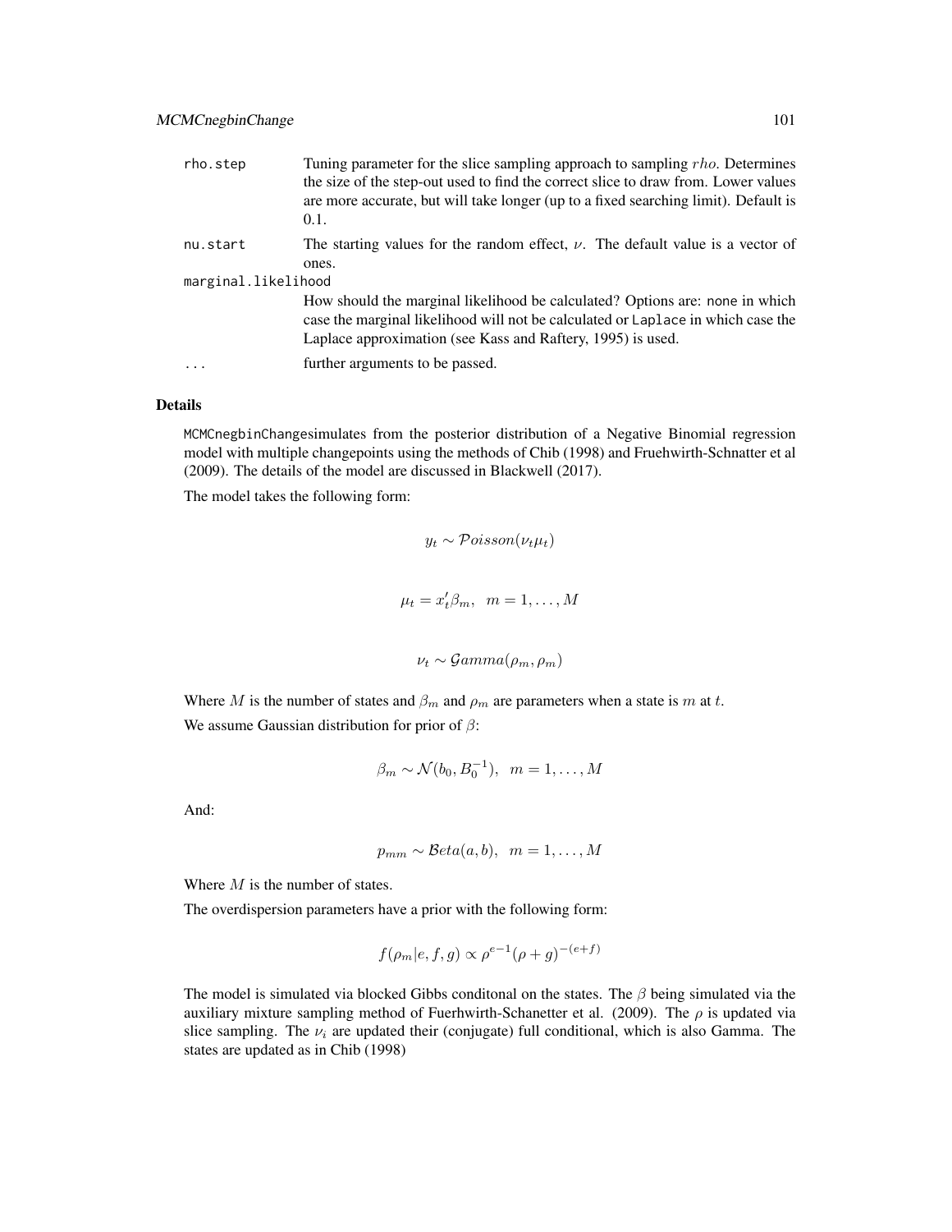rho.step
: Tuning parameter for the slice sampling approach to sampling $rho$. Determines the size of the step-out used to find the correct slice to draw from. Lower values are more accurate, but will take longer (up to a fixed searching limit). Default is 0.1.

nu.start
: The starting values for the random effect, $\nu$. The default value is a vector of ones.

marginal.likelihood
: How should the marginal likelihood be calculated? Options are: none in which case the marginal likelihood will not be calculated or Laplace in which case the Laplace approximation (see Kass and Raftery, 1995) is used.

...
: further arguments to be passed.

## Details

MCMCnegbinChangesimulates from the posterior distribution of a Negative Binomial regression model with multiple changepoints using the methods of Chib (1998) and Fruehwirth-Schnatter et al (2009). The details of the model are discussed in Blackwell (2017).

The model takes the following form:

$$y_t \sim \mathcal{P}oisson(\nu_t \mu_t)$$

$$\mu_t = x_t' \beta_m, \quad m = 1, \ldots, M$$

$$\nu_t \sim \mathcal{G}amma(\rho_m, \rho_m)$$

Where $M$ is the number of states and $\beta_m$ and $\rho_m$ are parameters when a state is $m$ at $t$.

We assume Gaussian distribution for prior of $\beta$:

$$\beta_m \sim \mathcal{N}(b_0, B_0^{-1}), \quad m = 1, \ldots, M$$

And:

$$p_{mm} \sim \mathcal{B}eta(a, b), \quad m = 1, \ldots, M$$

Where $M$ is the number of states.

The overdispersion parameters have a prior with the following form:

$$f(\rho_m | e, f, g) \propto \rho^{e-1}(\rho + g)^{-(e+f)}$$

The model is simulated via blocked Gibbs conditonal on the states. The $\beta$ being simulated via the auxiliary mixture sampling method of Fuerhwirth-Schanetter et al. (2009). The $\rho$ is updated via slice sampling. The $\nu_i$ are updated their (conjugate) full conditional, which is also Gamma. The states are updated as in Chib (1998)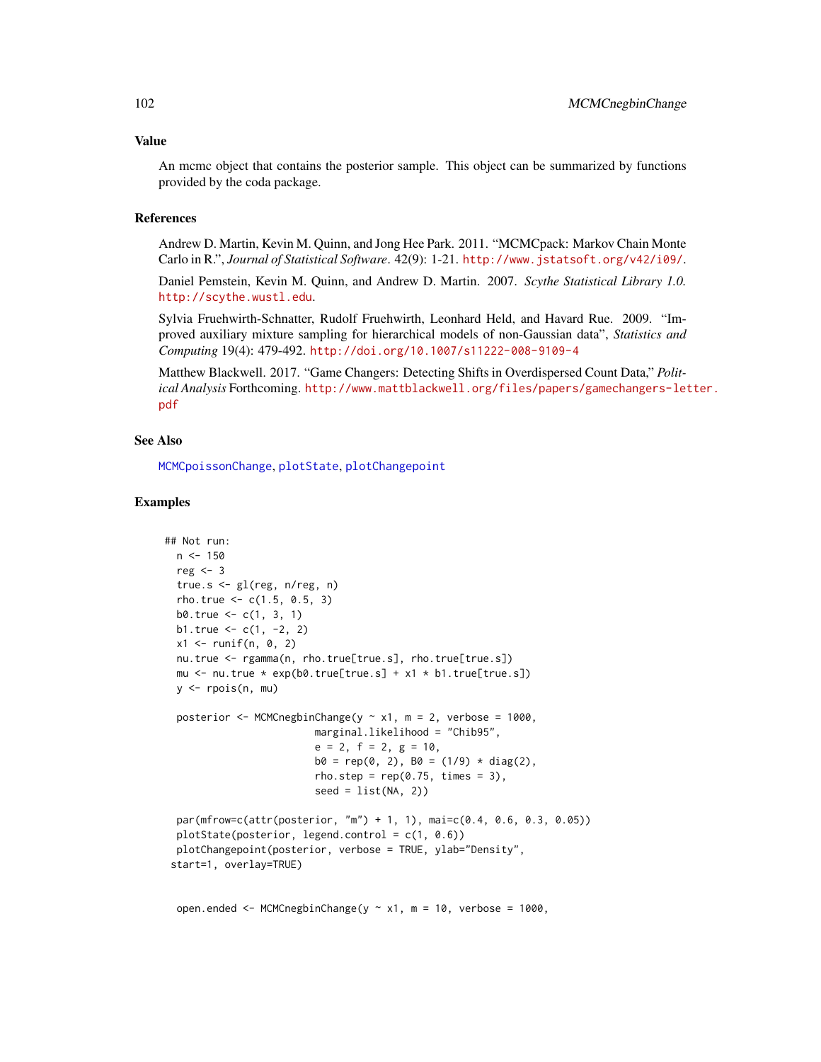## Value

An mcmc object that contains the posterior sample. This object can be summarized by functions provided by the coda package.

## References

Andrew D. Martin, Kevin M. Quinn, and Jong Hee Park. 2011. "MCMCpack: Markov Chain Monte Carlo in R.", *Journal of Statistical Software*. 42(9): 1-21. http://www.jstatsoft.org/v42/i09/.

Daniel Pemstein, Kevin M. Quinn, and Andrew D. Martin. 2007. *Scythe Statistical Library 1.0.* http://scythe.wustl.edu.

Sylvia Fruehwirth-Schnatter, Rudolf Fruehwirth, Leonhard Held, and Havard Rue. 2009. "Improved auxiliary mixture sampling for hierarchical models of non-Gaussian data", *Statistics and Computing* 19(4): 479-492. http://doi.org/10.1007/s11222-008-9109-4

Matthew Blackwell. 2017. "Game Changers: Detecting Shifts in Overdispersed Count Data," *Political Analysis* Forthcoming. http://www.mattblackwell.org/files/papers/gamechangers-letter.pdf

## See Also

MCMCpoissonChange, plotState, plotChangepoint

## Examples

```
## Not run:
  n <- 150
  reg <- 3
  true.s <- gl(reg, n/reg, n)
  rho.true <- c(1.5, 0.5, 3)
  b0.true <- c(1, 3, 1)
  b1.true <- c(1, -2, 2)
  x1 <- runif(n, 0, 2)
  nu.true <- rgamma(n, rho.true[true.s], rho.true[true.s])
  mu <- nu.true * exp(b0.true[true.s] + x1 * b1.true[true.s])
  y <- rpois(n, mu)

  posterior <- MCMCnegbinChange(y ~ x1, m = 2, verbose = 1000,
                         marginal.likelihood = "Chib95",
                         e = 2, f = 2, g = 10,
                         b0 = rep(0, 2), B0 = (1/9) * diag(2),
                         rho.step = rep(0.75, times = 3),
                         seed = list(NA, 2))

  par(mfrow=c(attr(posterior, "m") + 1, 1), mai=c(0.4, 0.6, 0.3, 0.05))
  plotState(posterior, legend.control = c(1, 0.6))
  plotChangepoint(posterior, verbose = TRUE, ylab="Density",
 start=1, overlay=TRUE)


  open.ended <- MCMCnegbinChange(y ~ x1, m = 10, verbose = 1000,
```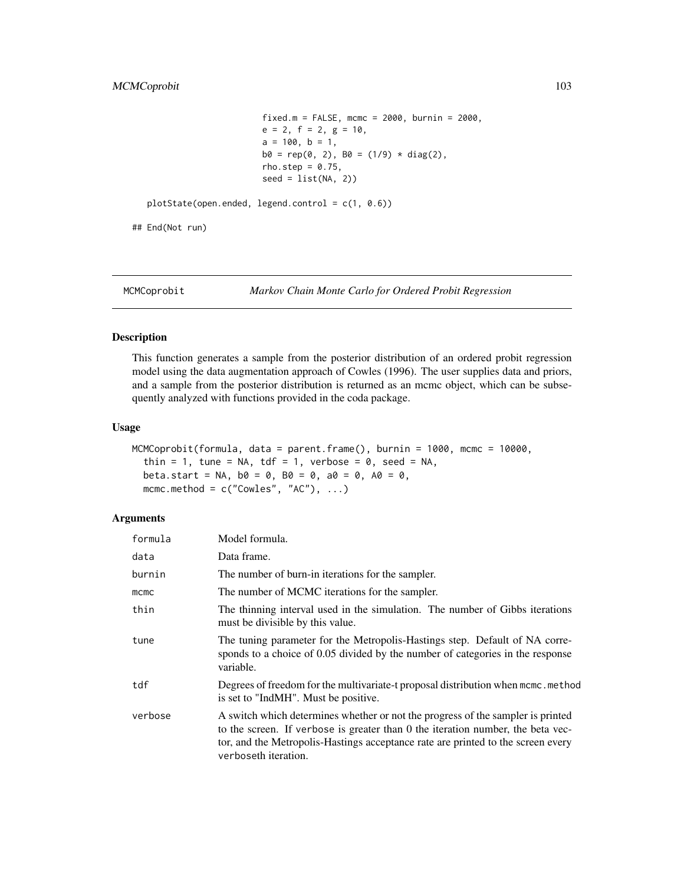```
                          fixed.m = FALSE, mcmc = 2000, burnin = 2000,
                          e = 2, f = 2, g = 10,
                          a = 100, b = 1,
                          b0 = rep(0, 2), B0 = (1/9) * diag(2),
                          rho.step = 0.75,
                          seed = list(NA, 2))

   plotState(open.ended, legend.control = c(1, 0.6))

## End(Not run)
```

---

## MCMCoprobit — *Markov Chain Monte Carlo for Ordered Probit Regression*

### Description

This function generates a sample from the posterior distribution of an ordered probit regression model using the data augmentation approach of Cowles (1996). The user supplies data and priors, and a sample from the posterior distribution is returned as an mcmc object, which can be subsequently analyzed with functions provided in the coda package.

### Usage

```
MCMCoprobit(formula, data = parent.frame(), burnin = 1000, mcmc = 10000,
  thin = 1, tune = NA, tdf = 1, verbose = 0, seed = NA,
  beta.start = NA, b0 = 0, B0 = 0, a0 = 0, A0 = 0,
  mcmc.method = c("Cowles", "AC"), ...)
```

### Arguments

| | |
|---|---|
| `formula` | Model formula. |
| `data` | Data frame. |
| `burnin` | The number of burn-in iterations for the sampler. |
| `mcmc` | The number of MCMC iterations for the sampler. |
| `thin` | The thinning interval used in the simulation. The number of Gibbs iterations must be divisible by this value. |
| `tune` | The tuning parameter for the Metropolis-Hastings step. Default of NA corresponds to a choice of 0.05 divided by the number of categories in the response variable. |
| `tdf` | Degrees of freedom for the multivariate-t proposal distribution when `mcmc.method` is set to "IndMH". Must be positive. |
| `verbose` | A switch which determines whether or not the progress of the sampler is printed to the screen. If `verbose` is greater than 0 the iteration number, the beta vector, and the Metropolis-Hastings acceptance rate are printed to the screen every `verbose`th iteration. |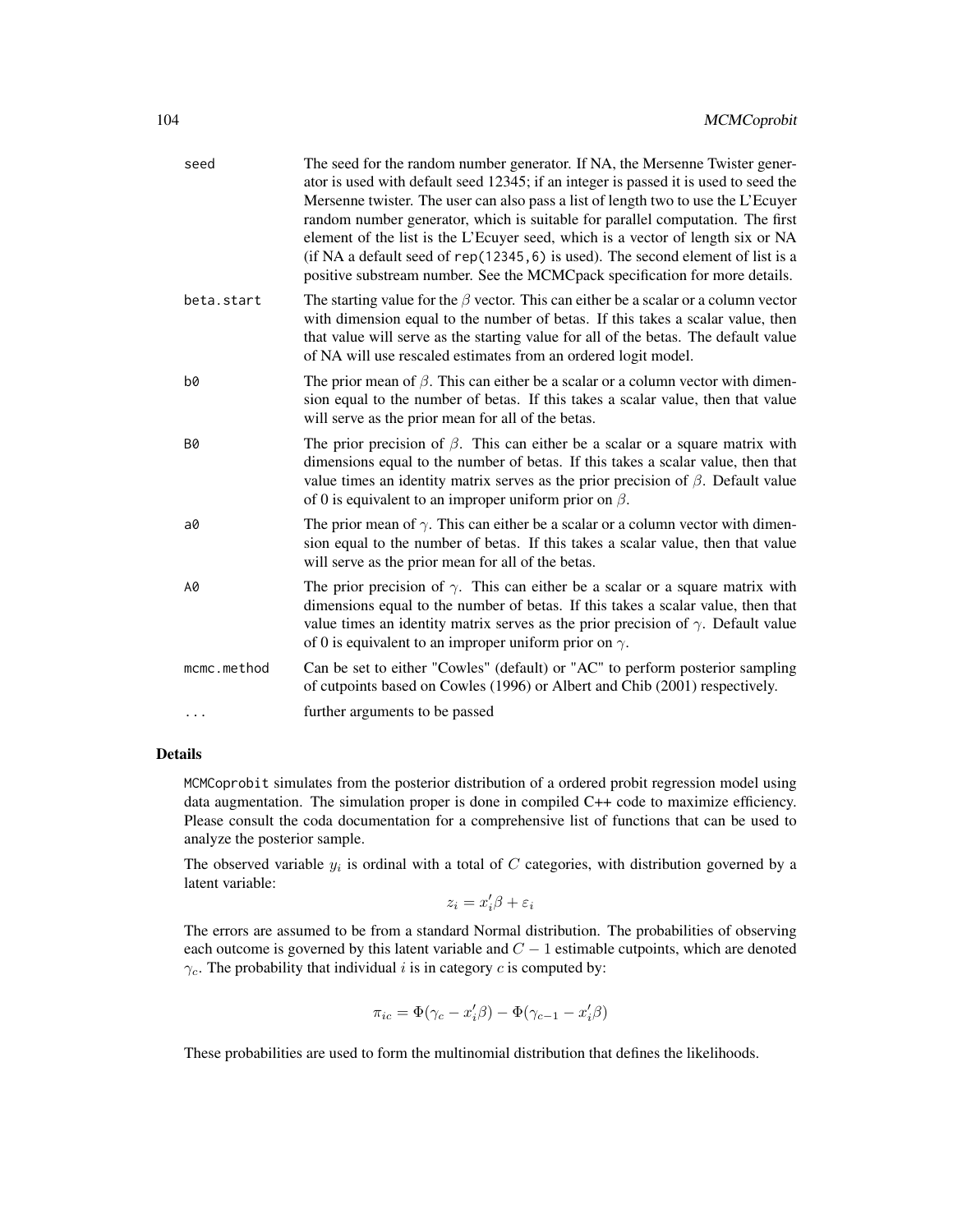| | |
|---|---|
| seed | The seed for the random number generator. If NA, the Mersenne Twister generator is used with default seed 12345; if an integer is passed it is used to seed the Mersenne twister. The user can also pass a list of length two to use the L'Ecuyer random number generator, which is suitable for parallel computation. The first element of the list is the L'Ecuyer seed, which is a vector of length six or NA (if NA a default seed of `rep(12345,6)` is used). The second element of list is a positive substream number. See the MCMCpack specification for more details. |
| beta.start | The starting value for the $\beta$ vector. This can either be a scalar or a column vector with dimension equal to the number of betas. If this takes a scalar value, then that value will serve as the starting value for all of the betas. The default value of NA will use rescaled estimates from an ordered logit model. |
| b0 | The prior mean of $\beta$. This can either be a scalar or a column vector with dimension equal to the number of betas. If this takes a scalar value, then that value will serve as the prior mean for all of the betas. |
| B0 | The prior precision of $\beta$. This can either be a scalar or a square matrix with dimensions equal to the number of betas. If this takes a scalar value, then that value times an identity matrix serves as the prior precision of $\beta$. Default value of 0 is equivalent to an improper uniform prior on $\beta$. |
| a0 | The prior mean of $\gamma$. This can either be a scalar or a column vector with dimension equal to the number of betas. If this takes a scalar value, then that value will serve as the prior mean for all of the betas. |
| A0 | The prior precision of $\gamma$. This can either be a scalar or a square matrix with dimensions equal to the number of betas. If this takes a scalar value, then that value times an identity matrix serves as the prior precision of $\gamma$. Default value of 0 is equivalent to an improper uniform prior on $\gamma$. |
| mcmc.method | Can be set to either "Cowles" (default) or "AC" to perform posterior sampling of cutpoints based on Cowles (1996) or Albert and Chib (2001) respectively. |
| ... | further arguments to be passed |

## Details

`MCMCoprobit` simulates from the posterior distribution of a ordered probit regression model using data augmentation. The simulation proper is done in compiled C++ code to maximize efficiency. Please consult the coda documentation for a comprehensive list of functions that can be used to analyze the posterior sample.

The observed variable $y_i$ is ordinal with a total of $C$ categories, with distribution governed by a latent variable:

$$z_i = x_i'\beta + \varepsilon_i$$

The errors are assumed to be from a standard Normal distribution. The probabilities of observing each outcome is governed by this latent variable and $C - 1$ estimable cutpoints, which are denoted $\gamma_c$. The probability that individual $i$ is in category $c$ is computed by:

$$\pi_{ic} = \Phi(\gamma_c - x_i'\beta) - \Phi(\gamma_{c-1} - x_i'\beta)$$

These probabilities are used to form the multinomial distribution that defines the likelihoods.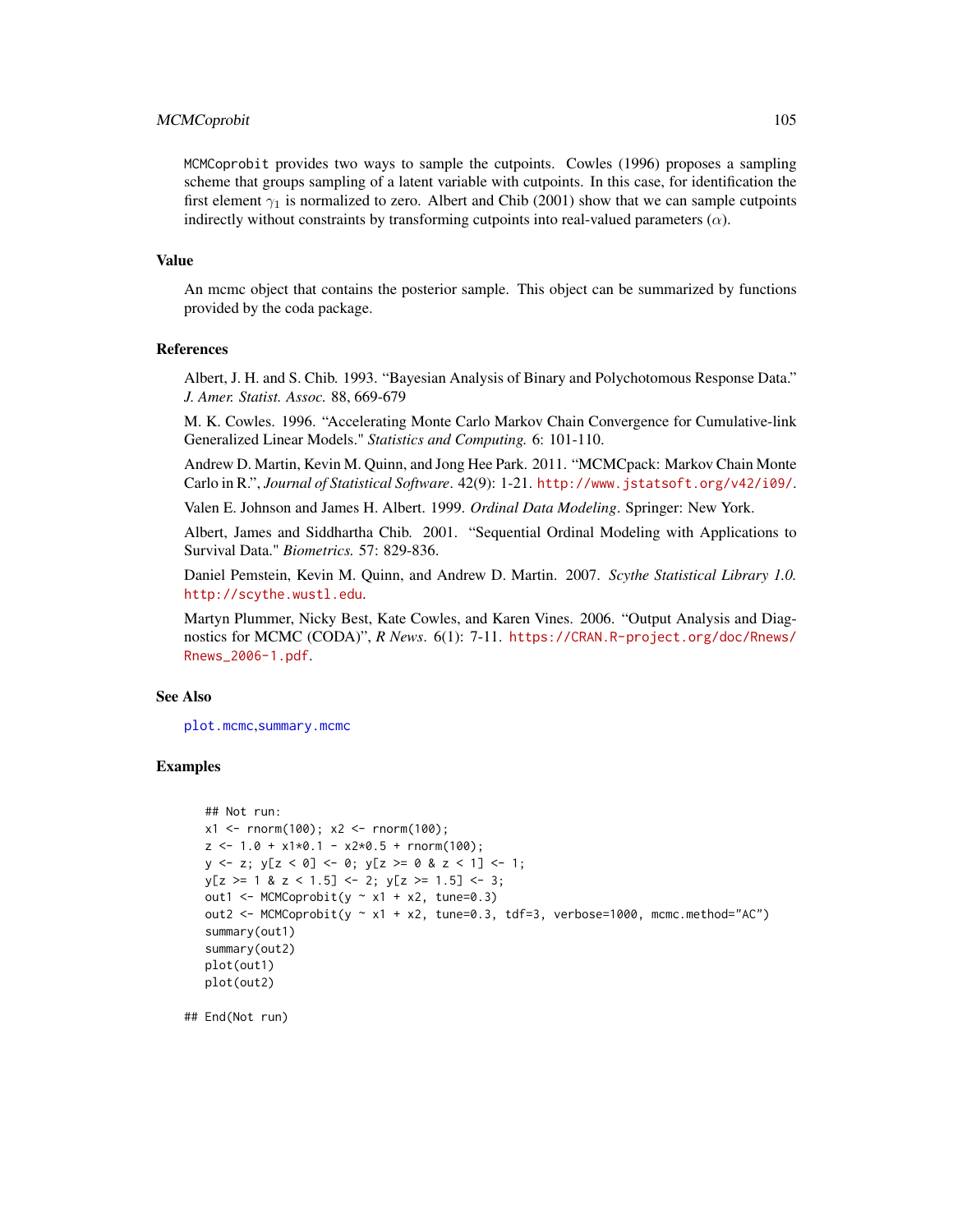`MCMCoprobit` provides two ways to sample the cutpoints. Cowles (1996) proposes a sampling scheme that groups sampling of a latent variable with cutpoints. In this case, for identification the first element $\gamma_1$ is normalized to zero. Albert and Chib (2001) show that we can sample cutpoints indirectly without constraints by transforming cutpoints into real-valued parameters ($\alpha$).

## Value

An mcmc object that contains the posterior sample. This object can be summarized by functions provided by the coda package.

## References

Albert, J. H. and S. Chib. 1993. "Bayesian Analysis of Binary and Polychotomous Response Data." *J. Amer. Statist. Assoc.* 88, 669-679

M. K. Cowles. 1996. "Accelerating Monte Carlo Markov Chain Convergence for Cumulative-link Generalized Linear Models." *Statistics and Computing.* 6: 101-110.

Andrew D. Martin, Kevin M. Quinn, and Jong Hee Park. 2011. "MCMCpack: Markov Chain Monte Carlo in R.", *Journal of Statistical Software*. 42(9): 1-21. http://www.jstatsoft.org/v42/i09/.

Valen E. Johnson and James H. Albert. 1999. *Ordinal Data Modeling*. Springer: New York.

Albert, James and Siddhartha Chib. 2001. "Sequential Ordinal Modeling with Applications to Survival Data." *Biometrics.* 57: 829-836.

Daniel Pemstein, Kevin M. Quinn, and Andrew D. Martin. 2007. *Scythe Statistical Library 1.0.* http://scythe.wustl.edu.

Martyn Plummer, Nicky Best, Kate Cowles, and Karen Vines. 2006. "Output Analysis and Diagnostics for MCMC (CODA)", *R News*. 6(1): 7-11. https://CRAN.R-project.org/doc/Rnews/Rnews_2006-1.pdf.

## See Also

plot.mcmc,summary.mcmc

## Examples

```
## Not run:
x1 <- rnorm(100); x2 <- rnorm(100);
z <- 1.0 + x1*0.1 - x2*0.5 + rnorm(100);
y <- z; y[z < 0] <- 0; y[z >= 0 & z < 1] <- 1;
y[z >= 1 & z < 1.5] <- 2; y[z >= 1.5] <- 3;
out1 <- MCMCoprobit(y ~ x1 + x2, tune=0.3)
out2 <- MCMCoprobit(y ~ x1 + x2, tune=0.3, tdf=3, verbose=1000, mcmc.method="AC")
summary(out1)
summary(out2)
plot(out1)
plot(out2)

## End(Not run)
```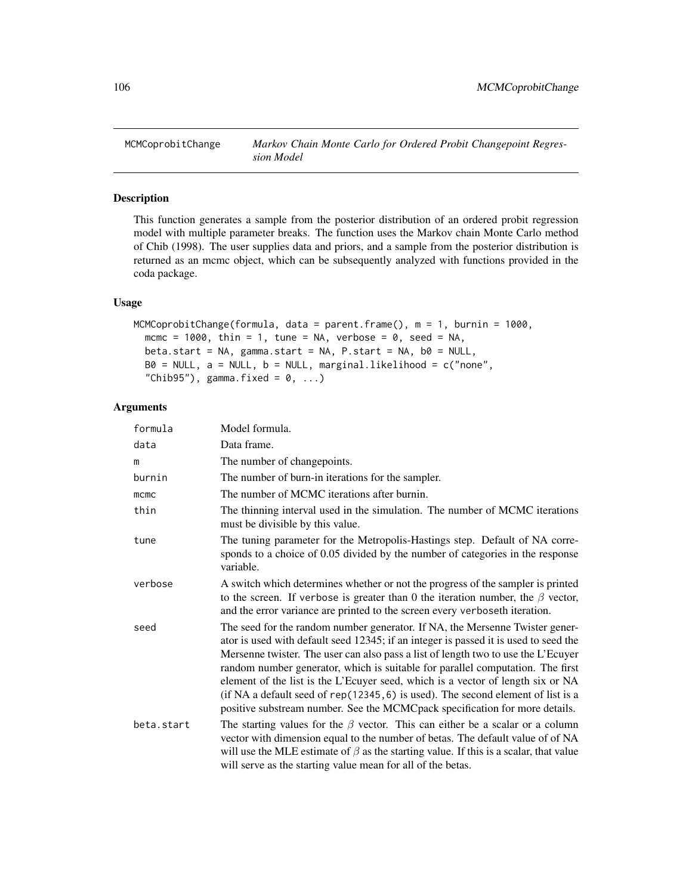MCMCoprobitChange — *Markov Chain Monte Carlo for Ordered Probit Changepoint Regression Model*

## Description

This function generates a sample from the posterior distribution of an ordered probit regression model with multiple parameter breaks. The function uses the Markov chain Monte Carlo method of Chib (1998). The user supplies data and priors, and a sample from the posterior distribution is returned as an mcmc object, which can be subsequently analyzed with functions provided in the coda package.

## Usage

```
MCMCoprobitChange(formula, data = parent.frame(), m = 1, burnin = 1000,
  mcmc = 1000, thin = 1, tune = NA, verbose = 0, seed = NA,
  beta.start = NA, gamma.start = NA, P.start = NA, b0 = NULL,
  B0 = NULL, a = NULL, b = NULL, marginal.likelihood = c("none",
  "Chib95"), gamma.fixed = 0, ...)
```

## Arguments

| Argument | Description |
|---|---|
| formula | Model formula. |
| data | Data frame. |
| m | The number of changepoints. |
| burnin | The number of burn-in iterations for the sampler. |
| mcmc | The number of MCMC iterations after burnin. |
| thin | The thinning interval used in the simulation. The number of MCMC iterations must be divisible by this value. |
| tune | The tuning parameter for the Metropolis-Hastings step. Default of NA corresponds to a choice of 0.05 divided by the number of categories in the response variable. |
| verbose | A switch which determines whether or not the progress of the sampler is printed to the screen. If verbose is greater than 0 the iteration number, the $\beta$ vector, and the error variance are printed to the screen every verboseth iteration. |
| seed | The seed for the random number generator. If NA, the Mersenne Twister generator is used with default seed 12345; if an integer is passed it is used to seed the Mersenne twister. The user can also pass a list of length two to use the L'Ecuyer random number generator, which is suitable for parallel computation. The first element of the list is the L'Ecuyer seed, which is a vector of length six or NA (if NA a default seed of rep(12345,6) is used). The second element of list is a positive substream number. See the MCMCpack specification for more details. |
| beta.start | The starting values for the $\beta$ vector. This can either be a scalar or a column vector with dimension equal to the number of betas. The default value of of NA will use the MLE estimate of $\beta$ as the starting value. If this is a scalar, that value will serve as the starting value mean for all of the betas. |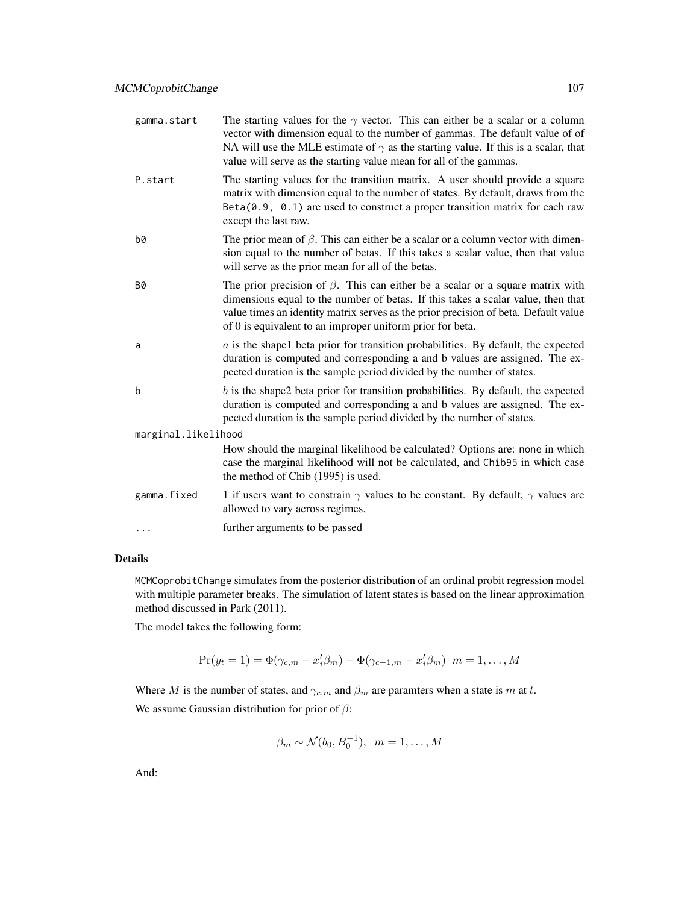gamma.start
: The starting values for the $\gamma$ vector. This can either be a scalar or a column vector with dimension equal to the number of gammas. The default value of of NA will use the MLE estimate of $\gamma$ as the starting value. If this is a scalar, that value will serve as the starting value mean for all of the gammas.

P.start
: The starting values for the transition matrix. A user should provide a square matrix with dimension equal to the number of states. By default, draws from the `Beta(0.9, 0.1)` are used to construct a proper transition matrix for each raw except the last raw.

b0
: The prior mean of $\beta$. This can either be a scalar or a column vector with dimension equal to the number of betas. If this takes a scalar value, then that value will serve as the prior mean for all of the betas.

B0
: The prior precision of $\beta$. This can either be a scalar or a square matrix with dimensions equal to the number of betas. If this takes a scalar value, then that value times an identity matrix serves as the prior precision of beta. Default value of 0 is equivalent to an improper uniform prior for beta.

a
: $a$ is the shape1 beta prior for transition probabilities. By default, the expected duration is computed and corresponding a and b values are assigned. The expected duration is the sample period divided by the number of states.

b
: $b$ is the shape2 beta prior for transition probabilities. By default, the expected duration is computed and corresponding a and b values are assigned. The expected duration is the sample period divided by the number of states.

marginal.likelihood
: How should the marginal likelihood be calculated? Options are: `none` in which case the marginal likelihood will not be calculated, and `Chib95` in which case the method of Chib (1995) is used.

gamma.fixed
: 1 if users want to constrain $\gamma$ values to be constant. By default, $\gamma$ values are allowed to vary across regimes.

...
: further arguments to be passed

## Details

`MCMCoprobitChange` simulates from the posterior distribution of an ordinal probit regression model with multiple parameter breaks. The simulation of latent states is based on the linear approximation method discussed in Park (2011).

The model takes the following form:

$$\Pr(y_t = 1) = \Phi(\gamma_{c,m} - x_i'\beta_m) - \Phi(\gamma_{c-1,m} - x_i'\beta_m) \;\; m = 1, \ldots, M$$

Where $M$ is the number of states, and $\gamma_{c,m}$ and $\beta_m$ are paramters when a state is $m$ at $t$.

We assume Gaussian distribution for prior of $\beta$:

$$\beta_m \sim \mathcal{N}(b_0, B_0^{-1}), \;\; m = 1, \ldots, M$$

And: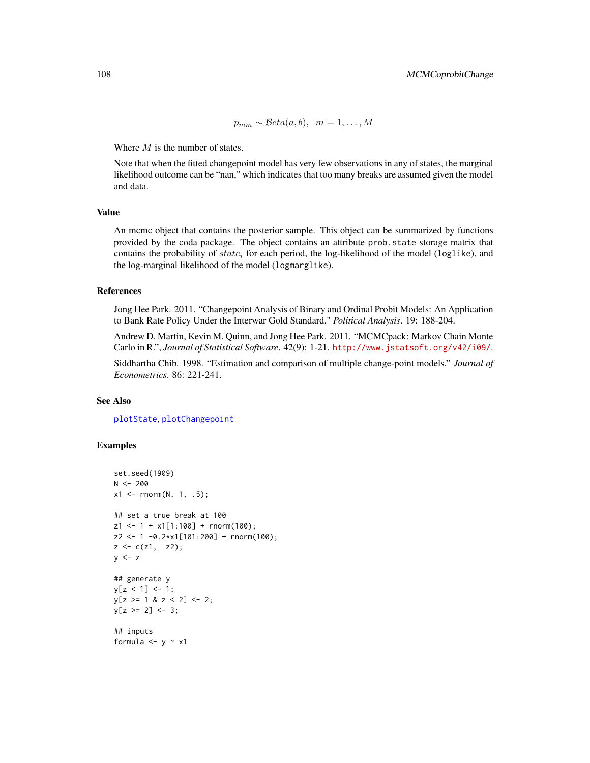$$p_{mm} \sim \mathcal{B}eta(a, b), \quad m = 1, \ldots, M$$

Where $M$ is the number of states.

Note that when the fitted changepoint model has very few observations in any of states, the marginal likelihood outcome can be "nan," which indicates that too many breaks are assumed given the model and data.

## Value

An mcmc object that contains the posterior sample. This object can be summarized by functions provided by the coda package. The object contains an attribute `prob.state` storage matrix that contains the probability of $state_i$ for each period, the log-likelihood of the model (`loglike`), and the log-marginal likelihood of the model (`logmarglike`).

## References

Jong Hee Park. 2011. "Changepoint Analysis of Binary and Ordinal Probit Models: An Application to Bank Rate Policy Under the Interwar Gold Standard." *Political Analysis*. 19: 188-204.

Andrew D. Martin, Kevin M. Quinn, and Jong Hee Park. 2011. "MCMCpack: Markov Chain Monte Carlo in R.", *Journal of Statistical Software*. 42(9): 1-21. http://www.jstatsoft.org/v42/i09/.

Siddhartha Chib. 1998. "Estimation and comparison of multiple change-point models." *Journal of Econometrics*. 86: 221-241.

## See Also

plotState, plotChangepoint

## Examples

```
set.seed(1909)
N <- 200
x1 <- rnorm(N, 1, .5);

## set a true break at 100
z1 <- 1 + x1[1:100] + rnorm(100);
z2 <- 1 -0.2*x1[101:200] + rnorm(100);
z <- c(z1,  z2);
y <- z

## generate y
y[z < 1] <- 1;
y[z >= 1 & z < 2] <- 2;
y[z >= 2] <- 3;

## inputs
formula <- y ~ x1
```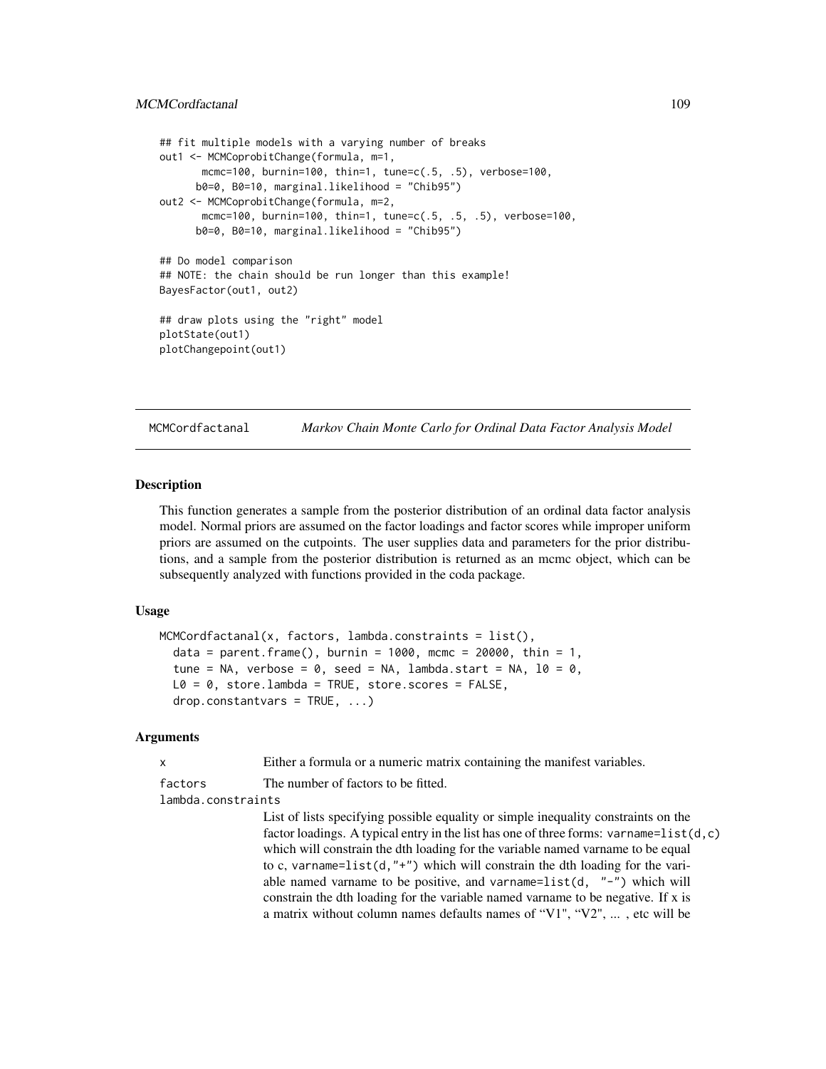```
## fit multiple models with a varying number of breaks
out1 <- MCMCoprobitChange(formula, m=1,
       mcmc=100, burnin=100, thin=1, tune=c(.5, .5), verbose=100,
      b0=0, B0=10, marginal.likelihood = "Chib95")
out2 <- MCMCoprobitChange(formula, m=2,
       mcmc=100, burnin=100, thin=1, tune=c(.5, .5, .5), verbose=100,
      b0=0, B0=10, marginal.likelihood = "Chib95")

## Do model comparison
## NOTE: the chain should be run longer than this example!
BayesFactor(out1, out2)

## draw plots using the "right" model
plotState(out1)
plotChangepoint(out1)
```

## MCMCordfactanal — *Markov Chain Monte Carlo for Ordinal Data Factor Analysis Model*

### Description

This function generates a sample from the posterior distribution of an ordinal data factor analysis model. Normal priors are assumed on the factor loadings and factor scores while improper uniform priors are assumed on the cutpoints. The user supplies data and parameters for the prior distributions, and a sample from the posterior distribution is returned as an mcmc object, which can be subsequently analyzed with functions provided in the coda package.

### Usage

```
MCMCordfactanal(x, factors, lambda.constraints = list(),
  data = parent.frame(), burnin = 1000, mcmc = 20000, thin = 1,
  tune = NA, verbose = 0, seed = NA, lambda.start = NA, l0 = 0,
  L0 = 0, store.lambda = TRUE, store.scores = FALSE,
  drop.constantvars = TRUE, ...)
```

### Arguments

`x` Either a formula or a numeric matrix containing the manifest variables.

`factors` The number of factors to be fitted.

`lambda.constraints` List of lists specifying possible equality or simple inequality constraints on the factor loadings. A typical entry in the list has one of three forms: `varname=list(d,c)` which will constrain the dth loading for the variable named varname to be equal to c, `varname=list(d,"+")` which will constrain the dth loading for the variable named varname to be positive, and `varname=list(d, "-")` which will constrain the dth loading for the variable named varname to be negative. If x is a matrix without column names defaults names of "V1", "V2", ... , etc will be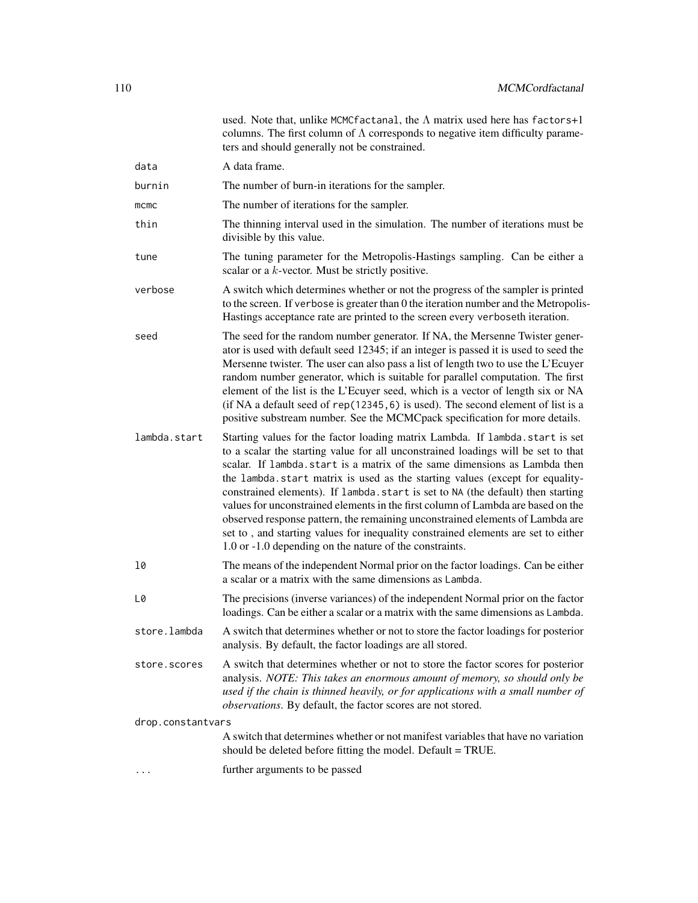used. Note that, unlike `MCMCfactanal`, the $\Lambda$ matrix used here has `factors+1` columns. The first column of $\Lambda$ corresponds to negative item difficulty parameters and should generally not be constrained.

| | |
|---|---|
| `data` | A data frame. |
| `burnin` | The number of burn-in iterations for the sampler. |
| `mcmc` | The number of iterations for the sampler. |
| `thin` | The thinning interval used in the simulation. The number of iterations must be divisible by this value. |
| `tune` | The tuning parameter for the Metropolis-Hastings sampling. Can be either a scalar or a $k$-vector. Must be strictly positive. |
| `verbose` | A switch which determines whether or not the progress of the sampler is printed to the screen. If `verbose` is greater than 0 the iteration number and the Metropolis-Hastings acceptance rate are printed to the screen every `verbose`th iteration. |
| `seed` | The seed for the random number generator. If NA, the Mersenne Twister generator is used with default seed 12345; if an integer is passed it is used to seed the Mersenne twister. The user can also pass a list of length two to use the L'Ecuyer random number generator, which is suitable for parallel computation. The first element of the list is the L'Ecuyer seed, which is a vector of length six or NA (if NA a default seed of `rep(12345,6)` is used). The second element of list is a positive substream number. See the MCMCpack specification for more details. |
| `lambda.start` | Starting values for the factor loading matrix Lambda. If `lambda.start` is set to a scalar the starting value for all unconstrained loadings will be set to that scalar. If `lambda.start` is a matrix of the same dimensions as Lambda then the `lambda.start` matrix is used as the starting values (except for equality-constrained elements). If `lambda.start` is set to `NA` (the default) then starting values for unconstrained elements in the first column of Lambda are based on the observed response pattern, the remaining unconstrained elements of Lambda are set to , and starting values for inequality constrained elements are set to either 1.0 or -1.0 depending on the nature of the constraints. |
| `l0` | The means of the independent Normal prior on the factor loadings. Can be either a scalar or a matrix with the same dimensions as `Lambda`. |
| `L0` | The precisions (inverse variances) of the independent Normal prior on the factor loadings. Can be either a scalar or a matrix with the same dimensions as `Lambda`. |
| `store.lambda` | A switch that determines whether or not to store the factor loadings for posterior analysis. By default, the factor loadings are all stored. |
| `store.scores` | A switch that determines whether or not to store the factor scores for posterior analysis. *NOTE: This takes an enormous amount of memory, so should only be used if the chain is thinned heavily, or for applications with a small number of observations*. By default, the factor scores are not stored. |
| `drop.constantvars` | A switch that determines whether or not manifest variables that have no variation should be deleted before fitting the model. Default = TRUE. |
| `...` | further arguments to be passed |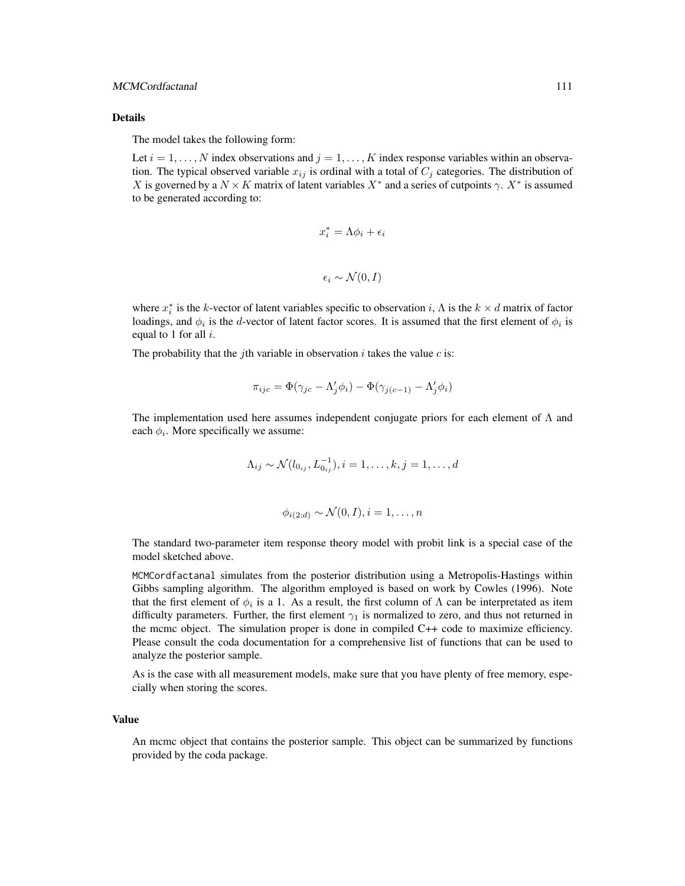## Details

The model takes the following form:

Let $i = 1, \ldots, N$ index observations and $j = 1, \ldots, K$ index response variables within an observation. The typical observed variable $x_{ij}$ is ordinal with a total of $C_j$ categories. The distribution of $X$ is governed by a $N \times K$ matrix of latent variables $X^*$ and a series of cutpoints $\gamma$. $X^*$ is assumed to be generated according to:

$$x_i^* = \Lambda \phi_i + \epsilon_i$$

$$\epsilon_i \sim \mathcal{N}(0, I)$$

where $x_i^*$ is the $k$-vector of latent variables specific to observation $i$, $\Lambda$ is the $k \times d$ matrix of factor loadings, and $\phi_i$ is the $d$-vector of latent factor scores. It is assumed that the first element of $\phi_i$ is equal to 1 for all $i$.

The probability that the $j$th variable in observation $i$ takes the value $c$ is:

$$\pi_{ijc} = \Phi(\gamma_{jc} - \Lambda_j' \phi_i) - \Phi(\gamma_{j(c-1)} - \Lambda_j' \phi_i)$$

The implementation used here assumes independent conjugate priors for each element of $\Lambda$ and each $\phi_i$. More specifically we assume:

$$\Lambda_{ij} \sim \mathcal{N}(l_{0_{ij}}, L_{0_{ij}}^{-1}), i = 1, \ldots, k, j = 1, \ldots, d$$

$$\phi_{i(2:d)} \sim \mathcal{N}(0, I), i = 1, \ldots, n$$

The standard two-parameter item response theory model with probit link is a special case of the model sketched above.

MCMCordfactanal simulates from the posterior distribution using a Metropolis-Hastings within Gibbs sampling algorithm. The algorithm employed is based on work by Cowles (1996). Note that the first element of $\phi_i$ is a 1. As a result, the first column of $\Lambda$ can be interpretated as item difficulty parameters. Further, the first element $\gamma_1$ is normalized to zero, and thus not returned in the mcmc object. The simulation proper is done in compiled C++ code to maximize efficiency. Please consult the coda documentation for a comprehensive list of functions that can be used to analyze the posterior sample.

As is the case with all measurement models, make sure that you have plenty of free memory, especially when storing the scores.

## Value

An mcmc object that contains the posterior sample. This object can be summarized by functions provided by the coda package.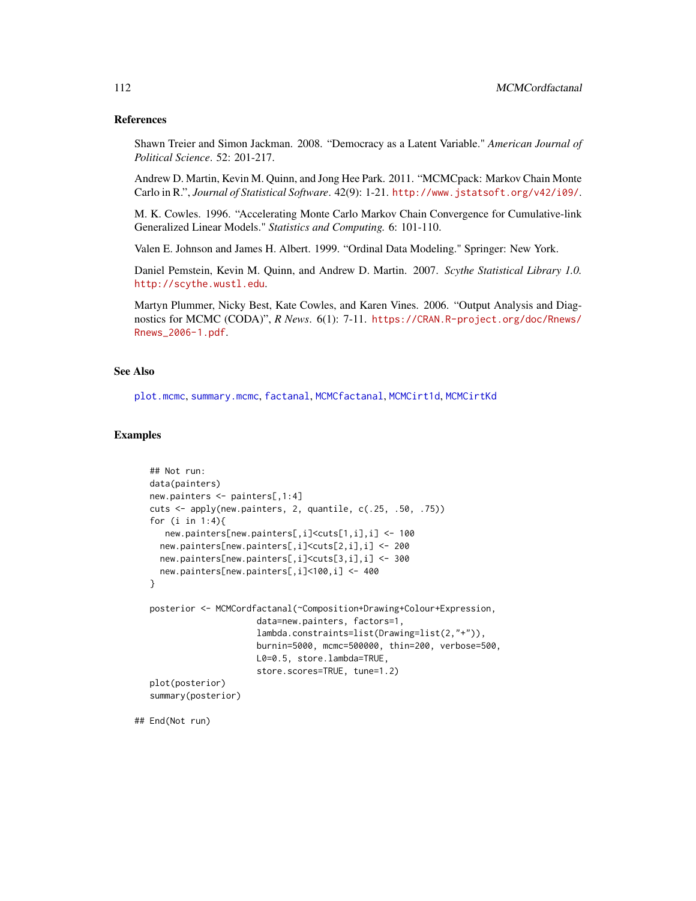## References

Shawn Treier and Simon Jackman. 2008. "Democracy as a Latent Variable." *American Journal of Political Science*. 52: 201-217.

Andrew D. Martin, Kevin M. Quinn, and Jong Hee Park. 2011. "MCMCpack: Markov Chain Monte Carlo in R.", *Journal of Statistical Software*. 42(9): 1-21. http://www.jstatsoft.org/v42/i09/.

M. K. Cowles. 1996. "Accelerating Monte Carlo Markov Chain Convergence for Cumulative-link Generalized Linear Models." *Statistics and Computing.* 6: 101-110.

Valen E. Johnson and James H. Albert. 1999. "Ordinal Data Modeling." Springer: New York.

Daniel Pemstein, Kevin M. Quinn, and Andrew D. Martin. 2007. *Scythe Statistical Library 1.0.* http://scythe.wustl.edu.

Martyn Plummer, Nicky Best, Kate Cowles, and Karen Vines. 2006. "Output Analysis and Diagnostics for MCMC (CODA)", *R News*. 6(1): 7-11. https://CRAN.R-project.org/doc/Rnews/Rnews_2006-1.pdf.

## See Also

plot.mcmc, summary.mcmc, factanal, MCMCfactanal, MCMCirt1d, MCMCirtKd

## Examples

```
## Not run:
data(painters)
new.painters <- painters[,1:4]
cuts <- apply(new.painters, 2, quantile, c(.25, .50, .75))
for (i in 1:4){
   new.painters[new.painters[,i]<cuts[1,i],i] <- 100
  new.painters[new.painters[,i]<cuts[2,i],i] <- 200
  new.painters[new.painters[,i]<cuts[3,i],i] <- 300
  new.painters[new.painters[,i]<100,i] <- 400
}

posterior <- MCMCordfactanal(~Composition+Drawing+Colour+Expression,
                    data=new.painters, factors=1,
                    lambda.constraints=list(Drawing=list(2,"+")),
                    burnin=5000, mcmc=500000, thin=200, verbose=500,
                    L0=0.5, store.lambda=TRUE,
                    store.scores=TRUE, tune=1.2)
plot(posterior)
summary(posterior)

## End(Not run)
```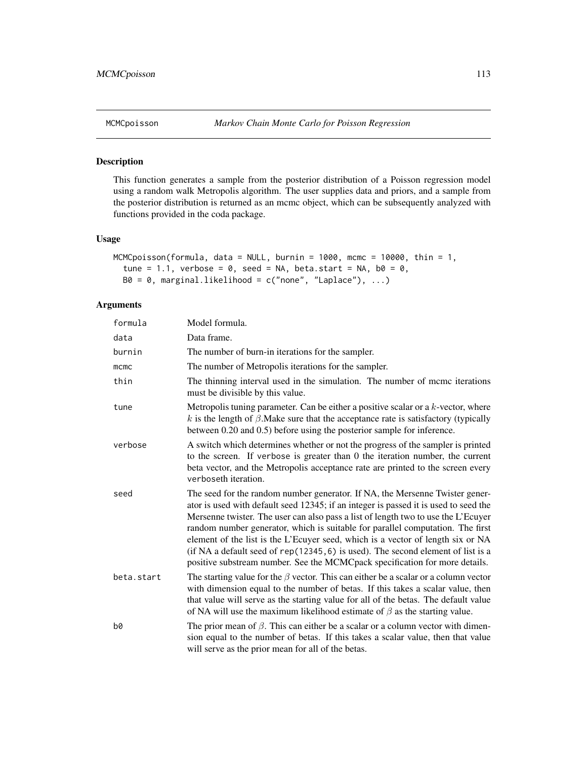## MCMCpoisson *Markov Chain Monte Carlo for Poisson Regression*

### Description

This function generates a sample from the posterior distribution of a Poisson regression model using a random walk Metropolis algorithm. The user supplies data and priors, and a sample from the posterior distribution is returned as an mcmc object, which can be subsequently analyzed with functions provided in the coda package.

### Usage

```
MCMCpoisson(formula, data = NULL, burnin = 1000, mcmc = 10000, thin = 1,
  tune = 1.1, verbose = 0, seed = NA, beta.start = NA, b0 = 0,
  B0 = 0, marginal.likelihood = c("none", "Laplace"), ...)
```

### Arguments

| | |
|---|---|
| `formula` | Model formula. |
| `data` | Data frame. |
| `burnin` | The number of burn-in iterations for the sampler. |
| `mcmc` | The number of Metropolis iterations for the sampler. |
| `thin` | The thinning interval used in the simulation. The number of mcmc iterations must be divisible by this value. |
| `tune` | Metropolis tuning parameter. Can be either a positive scalar or a $k$-vector, where $k$ is the length of $\beta$.Make sure that the acceptance rate is satisfactory (typically between 0.20 and 0.5) before using the posterior sample for inference. |
| `verbose` | A switch which determines whether or not the progress of the sampler is printed to the screen. If `verbose` is greater than 0 the iteration number, the current beta vector, and the Metropolis acceptance rate are printed to the screen every `verbose`th iteration. |
| `seed` | The seed for the random number generator. If NA, the Mersenne Twister generator is used with default seed 12345; if an integer is passed it is used to seed the Mersenne twister. The user can also pass a list of length two to use the L'Ecuyer random number generator, which is suitable for parallel computation. The first element of the list is the L'Ecuyer seed, which is a vector of length six or NA (if NA a default seed of `rep(12345,6)` is used). The second element of list is a positive substream number. See the MCMCpack specification for more details. |
| `beta.start` | The starting value for the $\beta$ vector. This can either be a scalar or a column vector with dimension equal to the number of betas. If this takes a scalar value, then that value will serve as the starting value for all of the betas. The default value of NA will use the maximum likelihood estimate of $\beta$ as the starting value. |
| `b0` | The prior mean of $\beta$. This can either be a scalar or a column vector with dimension equal to the number of betas. If this takes a scalar value, then that value will serve as the prior mean for all of the betas. |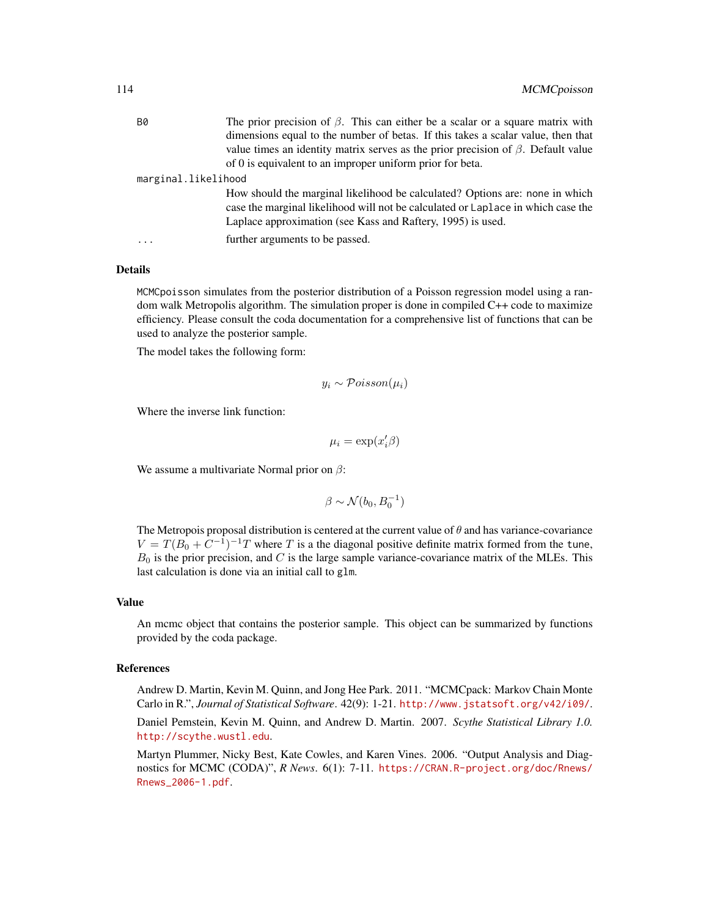B0	The prior precision of $\beta$. This can either be a scalar or a square matrix with dimensions equal to the number of betas. If this takes a scalar value, then that value times an identity matrix serves as the prior precision of $\beta$. Default value of 0 is equivalent to an improper uniform prior for beta.

marginal.likelihood
	How should the marginal likelihood be calculated? Options are: `none` in which case the marginal likelihood will not be calculated or `Laplace` in which case the Laplace approximation (see Kass and Raftery, 1995) is used.

...	further arguments to be passed.

## Details

`MCMCpoisson` simulates from the posterior distribution of a Poisson regression model using a random walk Metropolis algorithm. The simulation proper is done in compiled C++ code to maximize efficiency. Please consult the coda documentation for a comprehensive list of functions that can be used to analyze the posterior sample.

The model takes the following form:

$$y_i \sim \mathcal{P}oisson(\mu_i)$$

Where the inverse link function:

$$\mu_i = \exp(x_i'\beta)$$

We assume a multivariate Normal prior on $\beta$:

$$\beta \sim \mathcal{N}(b_0, B_0^{-1})$$

The Metropois proposal distribution is centered at the current value of $\theta$ and has variance-covariance $V = T(B_0 + C^{-1})^{-1}T$ where $T$ is a the diagonal positive definite matrix formed from the `tune`, $B_0$ is the prior precision, and $C$ is the large sample variance-covariance matrix of the MLEs. This last calculation is done via an initial call to `glm`.

## Value

An mcmc object that contains the posterior sample. This object can be summarized by functions provided by the coda package.

## References

Andrew D. Martin, Kevin M. Quinn, and Jong Hee Park. 2011. "MCMCpack: Markov Chain Monte Carlo in R.", *Journal of Statistical Software*. 42(9): 1-21. http://www.jstatsoft.org/v42/i09/.

Daniel Pemstein, Kevin M. Quinn, and Andrew D. Martin. 2007. *Scythe Statistical Library 1.0.* http://scythe.wustl.edu.

Martyn Plummer, Nicky Best, Kate Cowles, and Karen Vines. 2006. "Output Analysis and Diagnostics for MCMC (CODA)", *R News*. 6(1): 7-11. https://CRAN.R-project.org/doc/Rnews/Rnews_2006-1.pdf.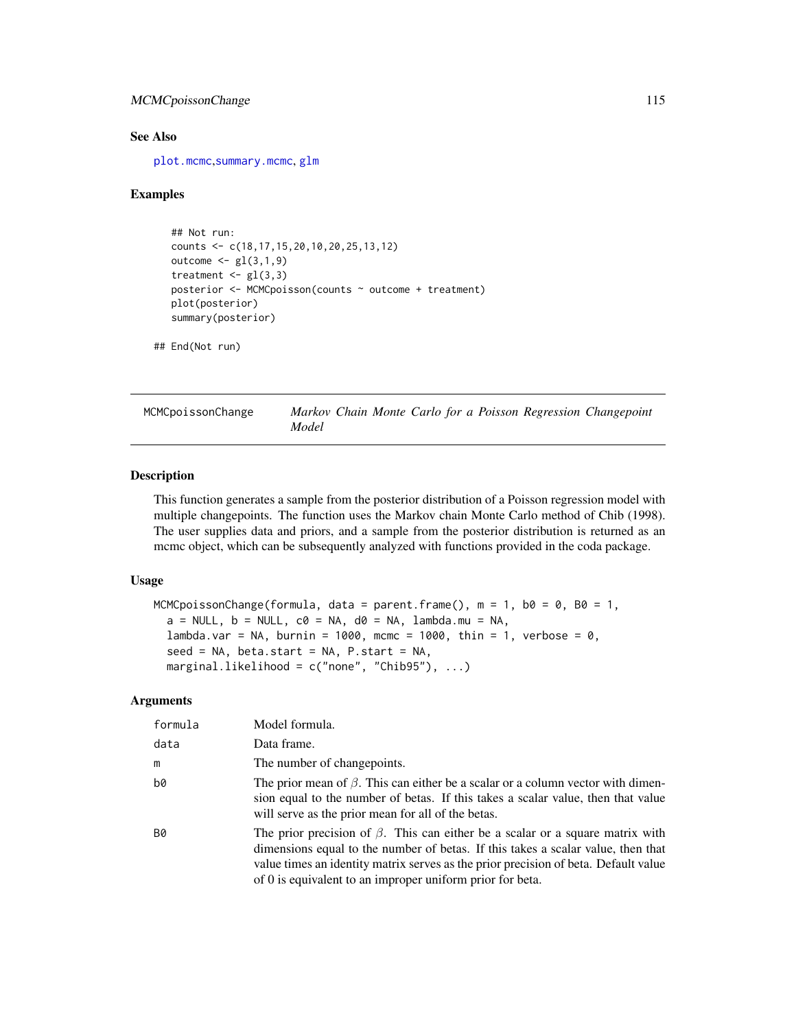## See Also

plot.mcmc,summary.mcmc, glm

## Examples

```
    ## Not run:
    counts <- c(18,17,15,20,10,20,25,13,12)
    outcome <- gl(3,1,9)
    treatment <- gl(3,3)
    posterior <- MCMCpoisson(counts ~ outcome + treatment)
    plot(posterior)
    summary(posterior)

## End(Not run)
```

---

MCMCpoissonChange *Markov Chain Monte Carlo for a Poisson Regression Changepoint Model*

---

## Description

This function generates a sample from the posterior distribution of a Poisson regression model with multiple changepoints. The function uses the Markov chain Monte Carlo method of Chib (1998). The user supplies data and priors, and a sample from the posterior distribution is returned as an mcmc object, which can be subsequently analyzed with functions provided in the coda package.

## Usage

```
MCMCpoissonChange(formula, data = parent.frame(), m = 1, b0 = 0, B0 = 1,
  a = NULL, b = NULL, c0 = NA, d0 = NA, lambda.mu = NA,
  lambda.var = NA, burnin = 1000, mcmc = 1000, thin = 1, verbose = 0,
  seed = NA, beta.start = NA, P.start = NA,
  marginal.likelihood = c("none", "Chib95"), ...)
```

## Arguments

| | |
|---|---|
| formula | Model formula. |
| data | Data frame. |
| m | The number of changepoints. |
| b0 | The prior mean of $\beta$. This can either be a scalar or a column vector with dimension equal to the number of betas. If this takes a scalar value, then that value will serve as the prior mean for all of the betas. |
| B0 | The prior precision of $\beta$. This can either be a scalar or a square matrix with dimensions equal to the number of betas. If this takes a scalar value, then that value times an identity matrix serves as the prior precision of beta. Default value of 0 is equivalent to an improper uniform prior for beta. |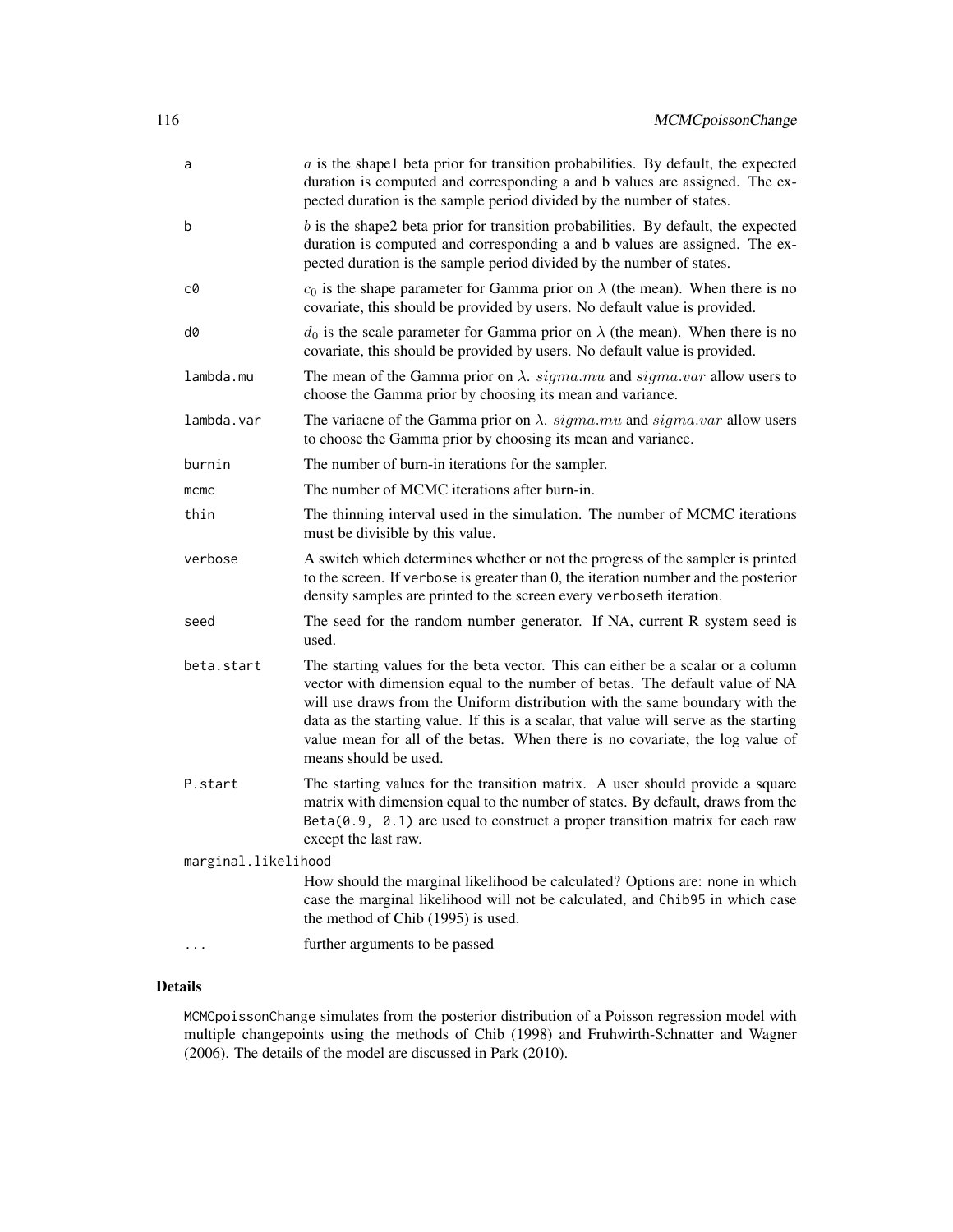| | |
|---|---|
| a | $a$ is the shape1 beta prior for transition probabilities. By default, the expected duration is computed and corresponding a and b values are assigned. The expected duration is the sample period divided by the number of states. |
| b | $b$ is the shape2 beta prior for transition probabilities. By default, the expected duration is computed and corresponding a and b values are assigned. The expected duration is the sample period divided by the number of states. |
| c0 | $c_0$ is the shape parameter for Gamma prior on $\lambda$ (the mean). When there is no covariate, this should be provided by users. No default value is provided. |
| d0 | $d_0$ is the scale parameter for Gamma prior on $\lambda$ (the mean). When there is no covariate, this should be provided by users. No default value is provided. |
| lambda.mu | The mean of the Gamma prior on $\lambda$. $sigma.mu$ and $sigma.var$ allow users to choose the Gamma prior by choosing its mean and variance. |
| lambda.var | The variacne of the Gamma prior on $\lambda$. $sigma.mu$ and $sigma.var$ allow users to choose the Gamma prior by choosing its mean and variance. |
| burnin | The number of burn-in iterations for the sampler. |
| mcmc | The number of MCMC iterations after burn-in. |
| thin | The thinning interval used in the simulation. The number of MCMC iterations must be divisible by this value. |
| verbose | A switch which determines whether or not the progress of the sampler is printed to the screen. If `verbose` is greater than 0, the iteration number and the posterior density samples are printed to the screen every `verbose`th iteration. |
| seed | The seed for the random number generator. If NA, current R system seed is used. |
| beta.start | The starting values for the beta vector. This can either be a scalar or a column vector with dimension equal to the number of betas. The default value of NA will use draws from the Uniform distribution with the same boundary with the data as the starting value. If this is a scalar, that value will serve as the starting value mean for all of the betas. When there is no covariate, the log value of means should be used. |
| P.start | The starting values for the transition matrix. A user should provide a square matrix with dimension equal to the number of states. By default, draws from the `Beta(0.9, 0.1)` are used to construct a proper transition matrix for each raw except the last raw. |
| marginal.likelihood | How should the marginal likelihood be calculated? Options are: `none` in which case the marginal likelihood will not be calculated, and `Chib95` in which case the method of Chib (1995) is used. |
| ... | further arguments to be passed |

## Details

`MCMCpoissonChange` simulates from the posterior distribution of a Poisson regression model with multiple changepoints using the methods of Chib (1998) and Fruhwirth-Schnatter and Wagner (2006). The details of the model are discussed in Park (2010).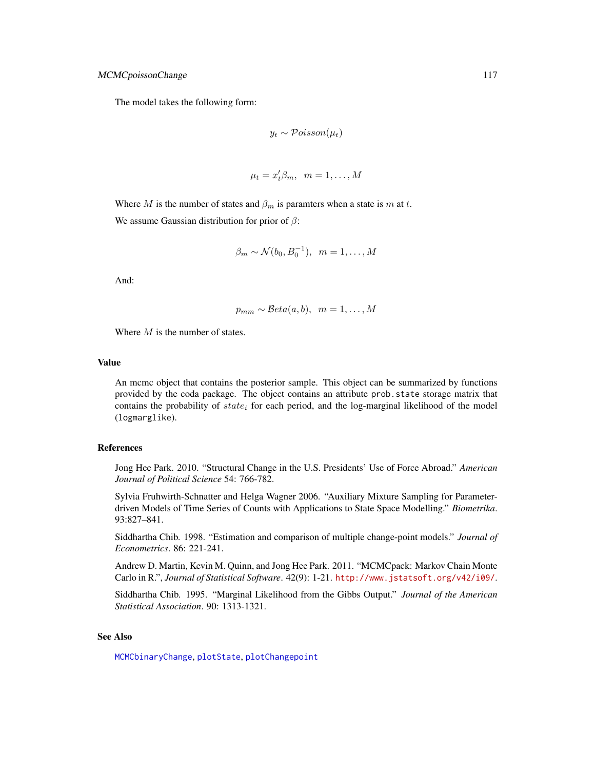The model takes the following form:

$$y_t \sim \mathcal{P}oisson(\mu_t)$$

$$\mu_t = x_t'\beta_m, \quad m = 1, \ldots, M$$

Where $M$ is the number of states and $\beta_m$ is paramters when a state is $m$ at $t$.

We assume Gaussian distribution for prior of $\beta$:

$$\beta_m \sim \mathcal{N}(b_0, B_0^{-1}), \quad m = 1, \ldots, M$$

And:

$$p_{mm} \sim \mathcal{B}eta(a, b), \quad m = 1, \ldots, M$$

Where $M$ is the number of states.

## Value

An mcmc object that contains the posterior sample. This object can be summarized by functions provided by the coda package. The object contains an attribute `prob.state` storage matrix that contains the probability of $state_i$ for each period, and the log-marginal likelihood of the model (`logmarglike`).

## References

Jong Hee Park. 2010. "Structural Change in the U.S. Presidents' Use of Force Abroad." *American Journal of Political Science* 54: 766-782.

Sylvia Fruhwirth-Schnatter and Helga Wagner 2006. "Auxiliary Mixture Sampling for Parameter-driven Models of Time Series of Counts with Applications to State Space Modelling." *Biometrika*. 93:827–841.

Siddhartha Chib. 1998. "Estimation and comparison of multiple change-point models." *Journal of Econometrics*. 86: 221-241.

Andrew D. Martin, Kevin M. Quinn, and Jong Hee Park. 2011. "MCMCpack: Markov Chain Monte Carlo in R.", *Journal of Statistical Software*. 42(9): 1-21. http://www.jstatsoft.org/v42/i09/.

Siddhartha Chib. 1995. "Marginal Likelihood from the Gibbs Output." *Journal of the American Statistical Association*. 90: 1313-1321.

## See Also

`MCMCbinaryChange`, `plotState`, `plotChangepoint`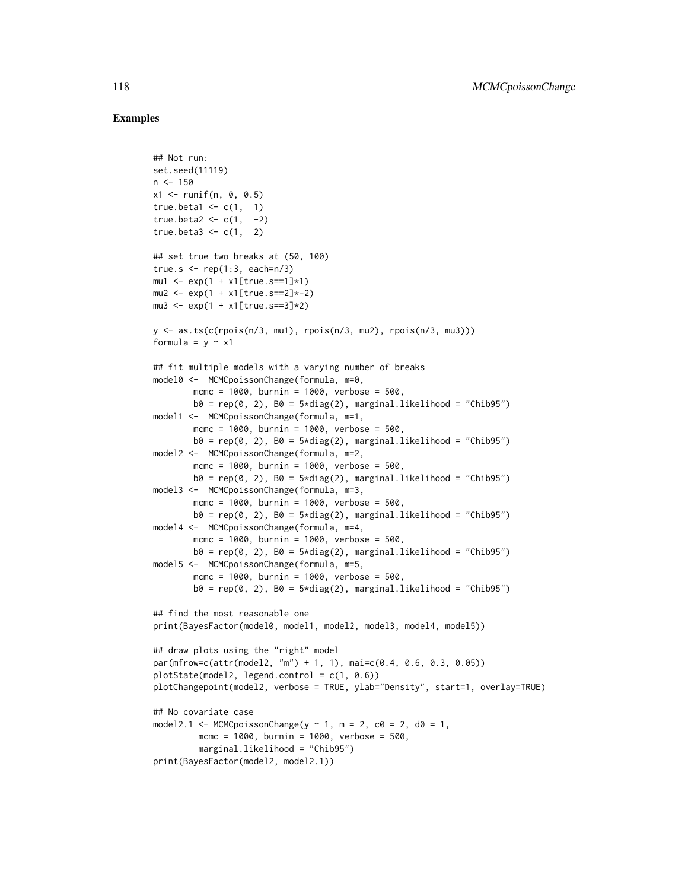## Examples

```
## Not run:
set.seed(11119)
n <- 150
x1 <- runif(n, 0, 0.5)
true.beta1 <- c(1,  1)
true.beta2 <- c(1,  -2)
true.beta3 <- c(1,  2)

## set true two breaks at (50, 100)
true.s <- rep(1:3, each=n/3)
mu1 <- exp(1 + x1[true.s==1]*1)
mu2 <- exp(1 + x1[true.s==2]*-2)
mu3 <- exp(1 + x1[true.s==3]*2)

y <- as.ts(c(rpois(n/3, mu1), rpois(n/3, mu2), rpois(n/3, mu3)))
formula = y ~ x1

## fit multiple models with a varying number of breaks
model0 <-  MCMCpoissonChange(formula, m=0,
        mcmc = 1000, burnin = 1000, verbose = 500,
        b0 = rep(0, 2), B0 = 5*diag(2), marginal.likelihood = "Chib95")
model1 <-  MCMCpoissonChange(formula, m=1,
        mcmc = 1000, burnin = 1000, verbose = 500,
        b0 = rep(0, 2), B0 = 5*diag(2), marginal.likelihood = "Chib95")
model2 <-  MCMCpoissonChange(formula, m=2,
        mcmc = 1000, burnin = 1000, verbose = 500,
        b0 = rep(0, 2), B0 = 5*diag(2), marginal.likelihood = "Chib95")
model3 <-  MCMCpoissonChange(formula, m=3,
        mcmc = 1000, burnin = 1000, verbose = 500,
        b0 = rep(0, 2), B0 = 5*diag(2), marginal.likelihood = "Chib95")
model4 <-  MCMCpoissonChange(formula, m=4,
        mcmc = 1000, burnin = 1000, verbose = 500,
        b0 = rep(0, 2), B0 = 5*diag(2), marginal.likelihood = "Chib95")
model5 <-  MCMCpoissonChange(formula, m=5,
        mcmc = 1000, burnin = 1000, verbose = 500,
        b0 = rep(0, 2), B0 = 5*diag(2), marginal.likelihood = "Chib95")

## find the most reasonable one
print(BayesFactor(model0, model1, model2, model3, model4, model5))

## draw plots using the "right" model
par(mfrow=c(attr(model2, "m") + 1, 1), mai=c(0.4, 0.6, 0.3, 0.05))
plotState(model2, legend.control = c(1, 0.6))
plotChangepoint(model2, verbose = TRUE, ylab="Density", start=1, overlay=TRUE)

## No covariate case
model2.1 <- MCMCpoissonChange(y ~ 1, m = 2, c0 = 2, d0 = 1,
         mcmc = 1000, burnin = 1000, verbose = 500,
         marginal.likelihood = "Chib95")
print(BayesFactor(model2, model2.1))
```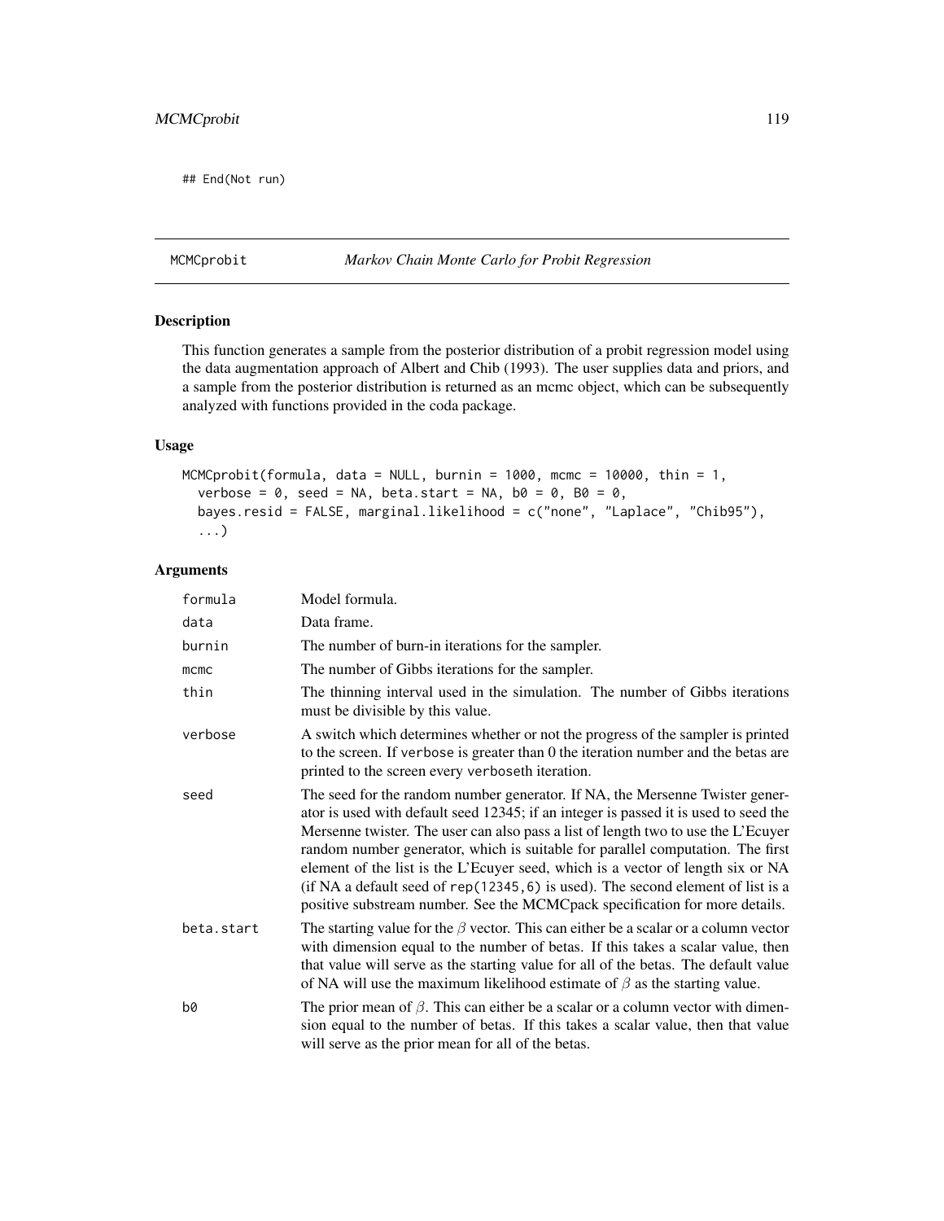```
## End(Not run)
```

## MCMCprobit *Markov Chain Monte Carlo for Probit Regression*

### Description

This function generates a sample from the posterior distribution of a probit regression model using the data augmentation approach of Albert and Chib (1993). The user supplies data and priors, and a sample from the posterior distribution is returned as an mcmc object, which can be subsequently analyzed with functions provided in the coda package.

### Usage

```
MCMCprobit(formula, data = NULL, burnin = 1000, mcmc = 10000, thin = 1,
  verbose = 0, seed = NA, beta.start = NA, b0 = 0, B0 = 0,
  bayes.resid = FALSE, marginal.likelihood = c("none", "Laplace", "Chib95"),
  ...)
```

### Arguments

| | |
|---|---|
| `formula` | Model formula. |
| `data` | Data frame. |
| `burnin` | The number of burn-in iterations for the sampler. |
| `mcmc` | The number of Gibbs iterations for the sampler. |
| `thin` | The thinning interval used in the simulation. The number of Gibbs iterations must be divisible by this value. |
| `verbose` | A switch which determines whether or not the progress of the sampler is printed to the screen. If `verbose` is greater than 0 the iteration number and the betas are printed to the screen every `verbose`th iteration. |
| `seed` | The seed for the random number generator. If NA, the Mersenne Twister generator is used with default seed 12345; if an integer is passed it is used to seed the Mersenne twister. The user can also pass a list of length two to use the L'Ecuyer random number generator, which is suitable for parallel computation. The first element of the list is the L'Ecuyer seed, which is a vector of length six or NA (if NA a default seed of `rep(12345,6)` is used). The second element of list is a positive substream number. See the MCMCpack specification for more details. |
| `beta.start` | The starting value for the $\beta$ vector. This can either be a scalar or a column vector with dimension equal to the number of betas. If this takes a scalar value, then that value will serve as the starting value for all of the betas. The default value of NA will use the maximum likelihood estimate of $\beta$ as the starting value. |
| `b0` | The prior mean of $\beta$. This can either be a scalar or a column vector with dimension equal to the number of betas. If this takes a scalar value, then that value will serve as the prior mean for all of the betas. |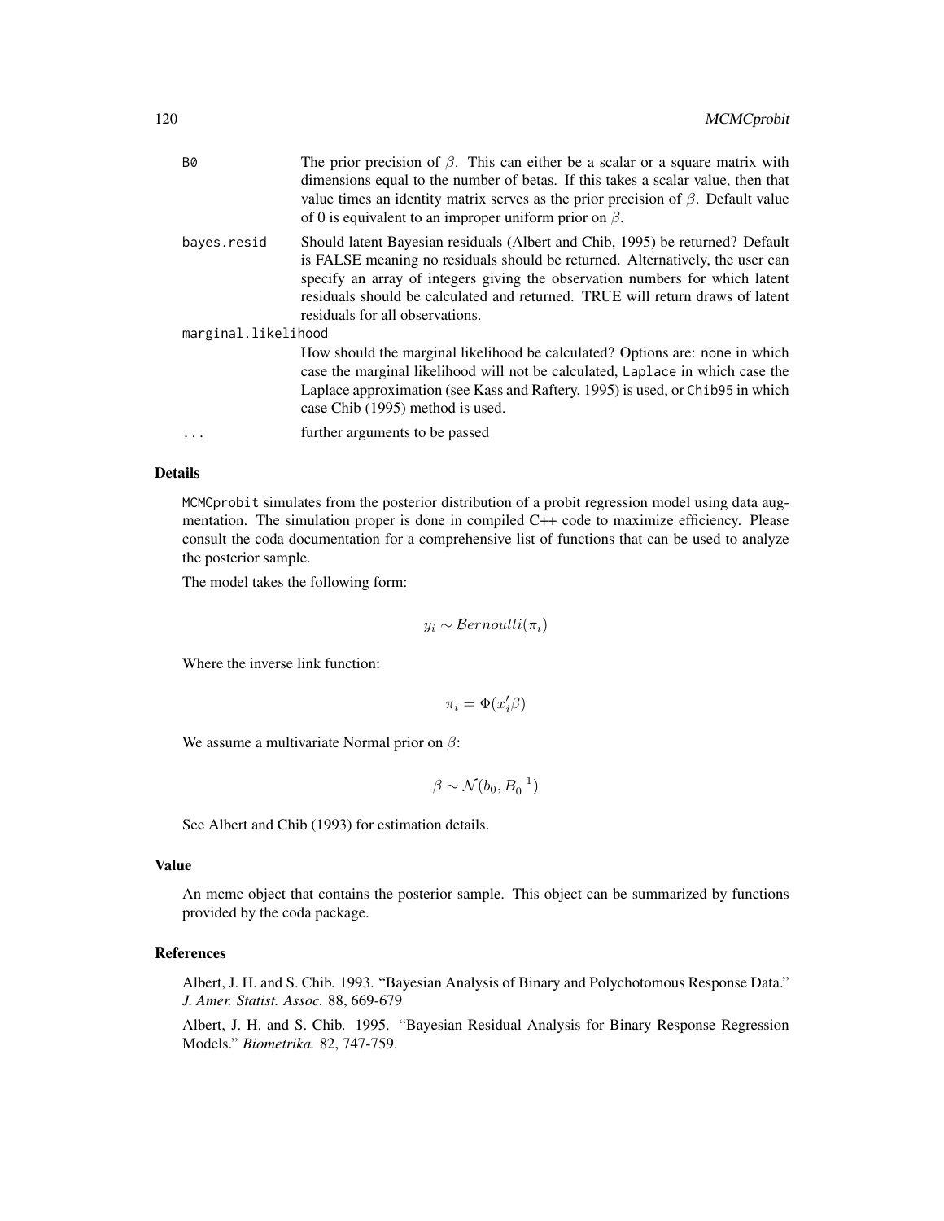B0
: The prior precision of $\beta$. This can either be a scalar or a square matrix with dimensions equal to the number of betas. If this takes a scalar value, then that value times an identity matrix serves as the prior precision of $\beta$. Default value of 0 is equivalent to an improper uniform prior on $\beta$.

bayes.resid
: Should latent Bayesian residuals (Albert and Chib, 1995) be returned? Default is FALSE meaning no residuals should be returned. Alternatively, the user can specify an array of integers giving the observation numbers for which latent residuals should be calculated and returned. TRUE will return draws of latent residuals for all observations.

marginal.likelihood
: How should the marginal likelihood be calculated? Options are: none in which case the marginal likelihood will not be calculated, Laplace in which case the Laplace approximation (see Kass and Raftery, 1995) is used, or Chib95 in which case Chib (1995) method is used.

...
: further arguments to be passed

## Details

MCMCprobit simulates from the posterior distribution of a probit regression model using data augmentation. The simulation proper is done in compiled C++ code to maximize efficiency. Please consult the coda documentation for a comprehensive list of functions that can be used to analyze the posterior sample.

The model takes the following form:

$$y_i \sim \mathcal{B}ernoulli(\pi_i)$$

Where the inverse link function:

$$\pi_i = \Phi(x_i'\beta)$$

We assume a multivariate Normal prior on $\beta$:

$$\beta \sim \mathcal{N}(b_0, B_0^{-1})$$

See Albert and Chib (1993) for estimation details.

## Value

An mcmc object that contains the posterior sample. This object can be summarized by functions provided by the coda package.

## References

Albert, J. H. and S. Chib. 1993. "Bayesian Analysis of Binary and Polychotomous Response Data." *J. Amer. Statist. Assoc.* 88, 669-679

Albert, J. H. and S. Chib. 1995. "Bayesian Residual Analysis for Binary Response Regression Models." *Biometrika.* 82, 747-759.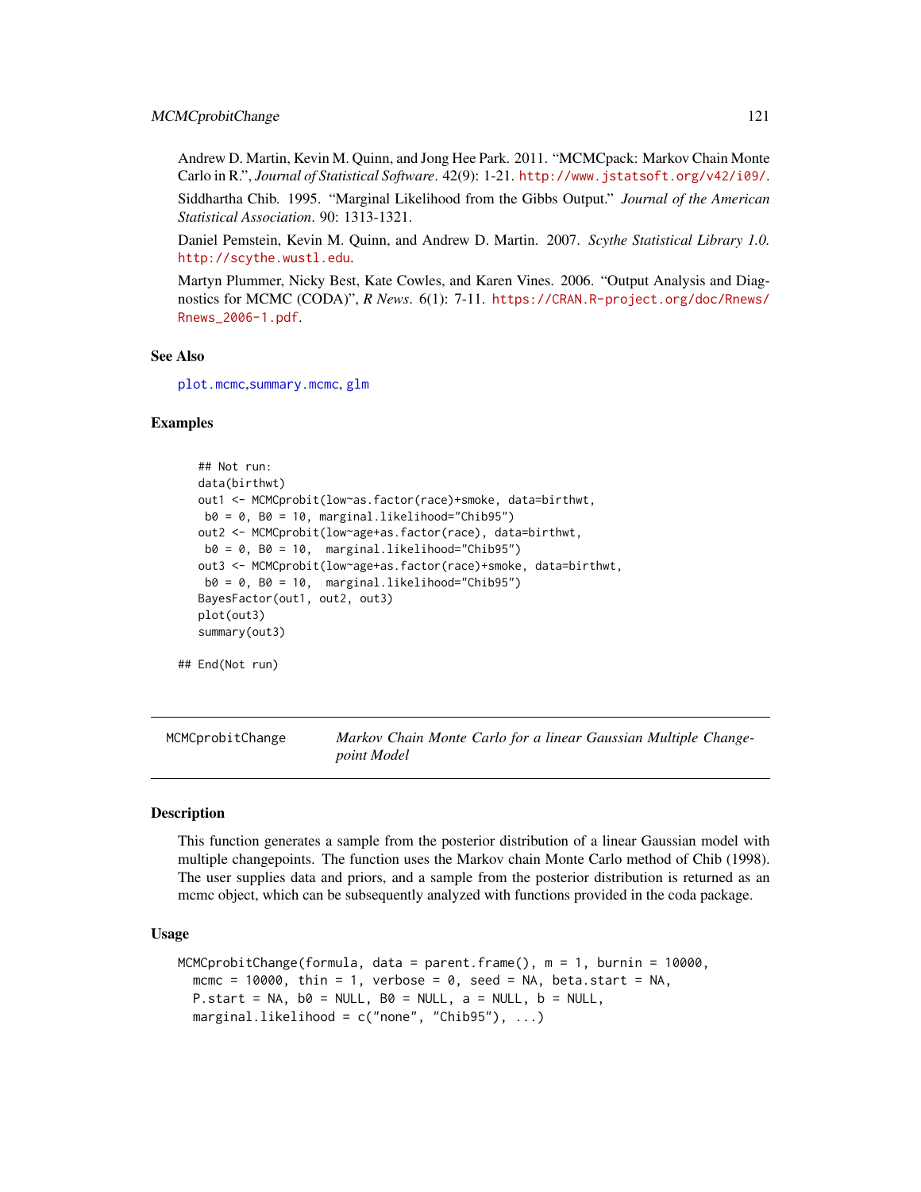Andrew D. Martin, Kevin M. Quinn, and Jong Hee Park. 2011. "MCMCpack: Markov Chain Monte Carlo in R.", *Journal of Statistical Software*. 42(9): 1-21. http://www.jstatsoft.org/v42/i09/.

Siddhartha Chib. 1995. "Marginal Likelihood from the Gibbs Output." *Journal of the American Statistical Association*. 90: 1313-1321.

Daniel Pemstein, Kevin M. Quinn, and Andrew D. Martin. 2007. *Scythe Statistical Library 1.0.* http://scythe.wustl.edu.

Martyn Plummer, Nicky Best, Kate Cowles, and Karen Vines. 2006. "Output Analysis and Diagnostics for MCMC (CODA)", *R News*. 6(1): 7-11. https://CRAN.R-project.org/doc/Rnews/Rnews_2006-1.pdf.

### See Also

plot.mcmc,summary.mcmc, glm

### Examples

```
    ## Not run:
    data(birthwt)
    out1 <- MCMCprobit(low~as.factor(race)+smoke, data=birthwt,
     b0 = 0, B0 = 10, marginal.likelihood="Chib95")
    out2 <- MCMCprobit(low~age+as.factor(race), data=birthwt,
     b0 = 0, B0 = 10,  marginal.likelihood="Chib95")
    out3 <- MCMCprobit(low~age+as.factor(race)+smoke, data=birthwt,
     b0 = 0, B0 = 10,  marginal.likelihood="Chib95")
    BayesFactor(out1, out2, out3)
    plot(out3)
    summary(out3)

## End(Not run)
```

---

## MCMCprobitChange — *Markov Chain Monte Carlo for a linear Gaussian Multiple Changepoint Model*

### Description

This function generates a sample from the posterior distribution of a linear Gaussian model with multiple changepoints. The function uses the Markov chain Monte Carlo method of Chib (1998). The user supplies data and priors, and a sample from the posterior distribution is returned as an mcmc object, which can be subsequently analyzed with functions provided in the coda package.

### Usage

```
MCMCprobitChange(formula, data = parent.frame(), m = 1, burnin = 10000,
  mcmc = 10000, thin = 1, verbose = 0, seed = NA, beta.start = NA,
  P.start = NA, b0 = NULL, B0 = NULL, a = NULL, b = NULL,
  marginal.likelihood = c("none", "Chib95"), ...)
```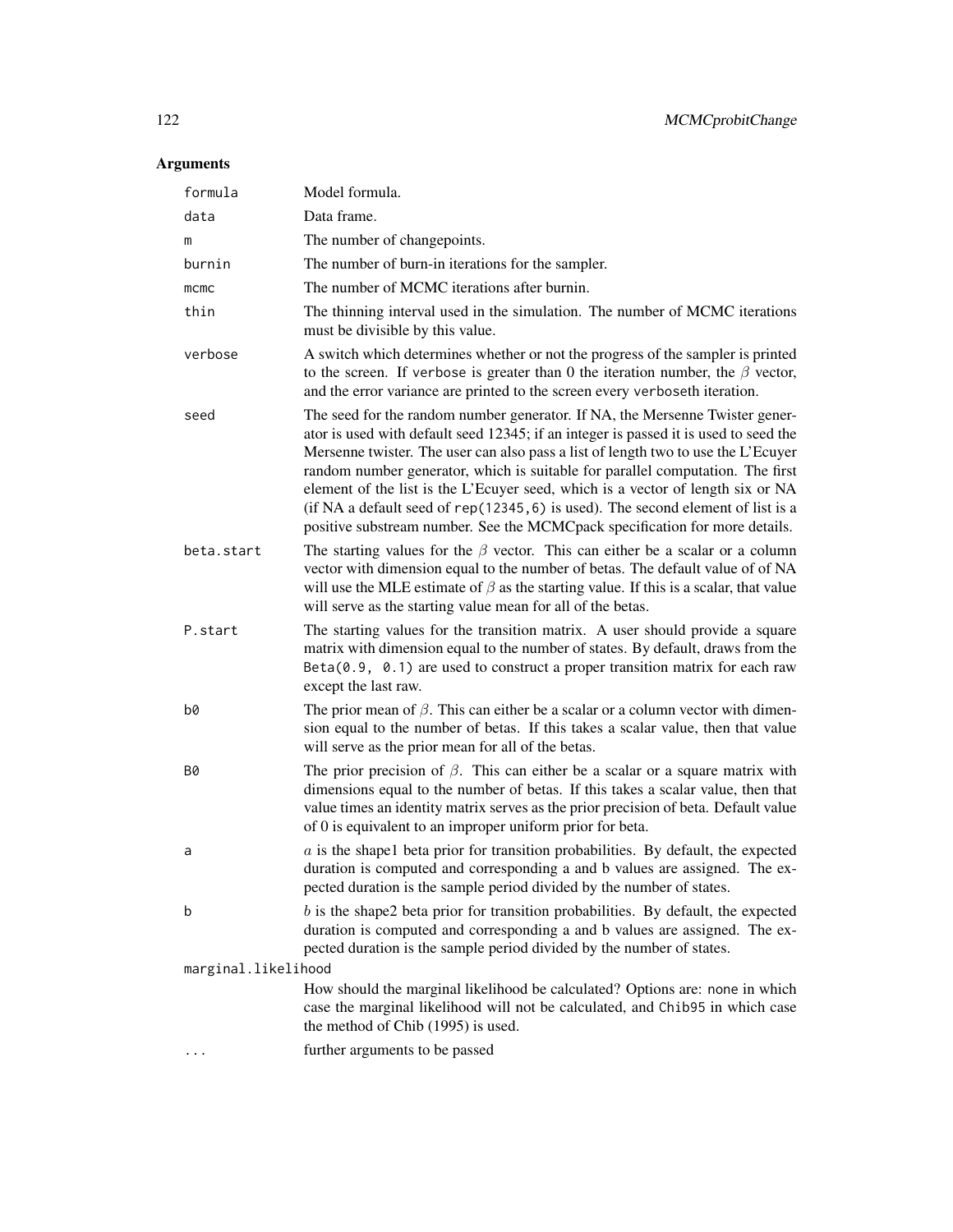## Arguments

| | |
|---|---|
| `formula` | Model formula. |
| `data` | Data frame. |
| `m` | The number of changepoints. |
| `burnin` | The number of burn-in iterations for the sampler. |
| `mcmc` | The number of MCMC iterations after burnin. |
| `thin` | The thinning interval used in the simulation. The number of MCMC iterations must be divisible by this value. |
| `verbose` | A switch which determines whether or not the progress of the sampler is printed to the screen. If `verbose` is greater than 0 the iteration number, the $\beta$ vector, and the error variance are printed to the screen every `verbose`th iteration. |
| `seed` | The seed for the random number generator. If NA, the Mersenne Twister generator is used with default seed 12345; if an integer is passed it is used to seed the Mersenne twister. The user can also pass a list of length two to use the L'Ecuyer random number generator, which is suitable for parallel computation. The first element of the list is the L'Ecuyer seed, which is a vector of length six or NA (if NA a default seed of `rep(12345,6)` is used). The second element of list is a positive substream number. See the MCMCpack specification for more details. |
| `beta.start` | The starting values for the $\beta$ vector. This can either be a scalar or a column vector with dimension equal to the number of betas. The default value of of NA will use the MLE estimate of $\beta$ as the starting value. If this is a scalar, that value will serve as the starting value mean for all of the betas. |
| `P.start` | The starting values for the transition matrix. A user should provide a square matrix with dimension equal to the number of states. By default, draws from the `Beta(0.9, 0.1)` are used to construct a proper transition matrix for each raw except the last raw. |
| `b0` | The prior mean of $\beta$. This can either be a scalar or a column vector with dimension equal to the number of betas. If this takes a scalar value, then that value will serve as the prior mean for all of the betas. |
| `B0` | The prior precision of $\beta$. This can either be a scalar or a square matrix with dimensions equal to the number of betas. If this takes a scalar value, then that value times an identity matrix serves as the prior precision of beta. Default value of 0 is equivalent to an improper uniform prior for beta. |
| `a` | $a$ is the shape1 beta prior for transition probabilities. By default, the expected duration is computed and corresponding a and b values are assigned. The expected duration is the sample period divided by the number of states. |
| `b` | $b$ is the shape2 beta prior for transition probabilities. By default, the expected duration is computed and corresponding a and b values are assigned. The expected duration is the sample period divided by the number of states. |
| `marginal.likelihood` | How should the marginal likelihood be calculated? Options are: `none` in which case the marginal likelihood will not be calculated, and `Chib95` in which case the method of Chib (1995) is used. |
| `...` | further arguments to be passed |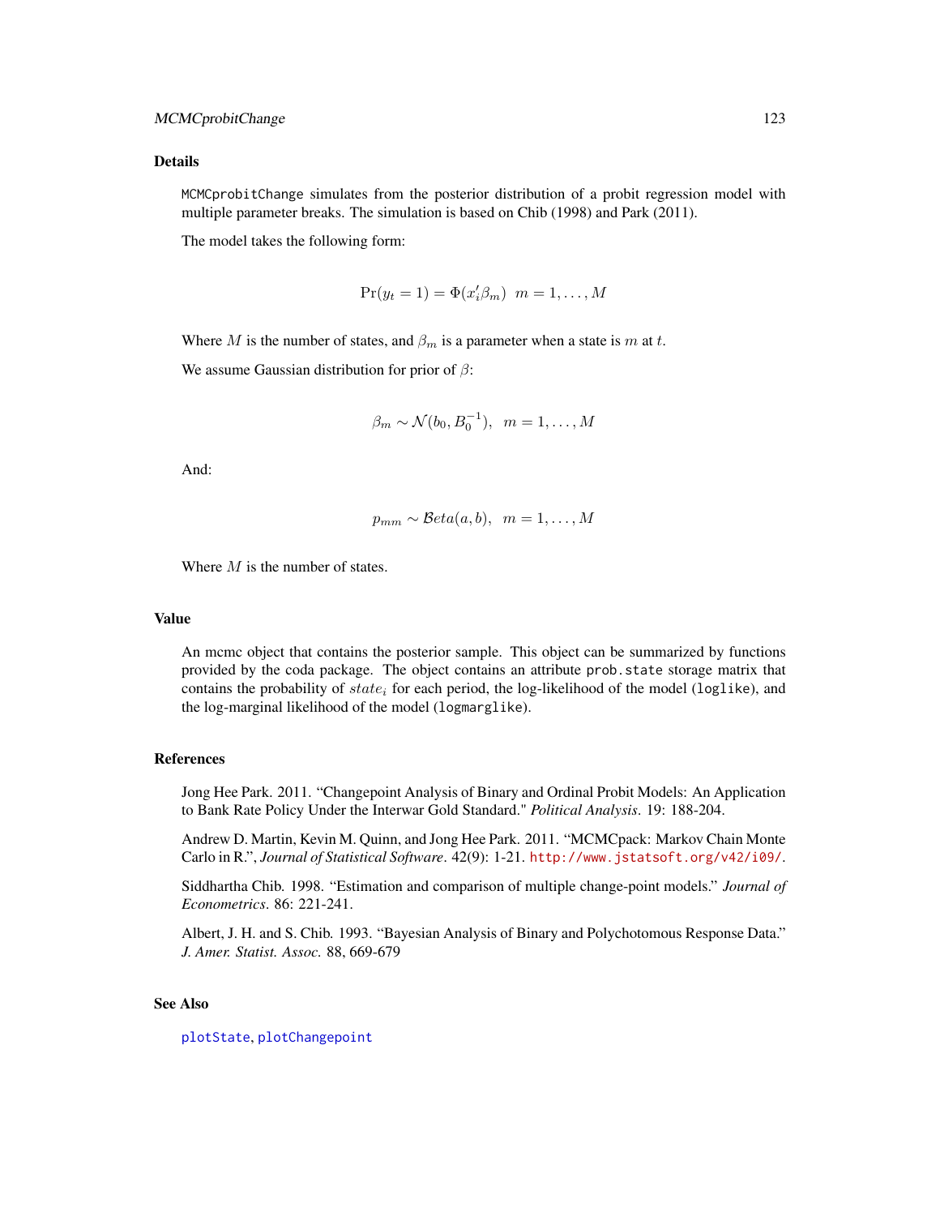## Details

`MCMCprobitChange` simulates from the posterior distribution of a probit regression model with multiple parameter breaks. The simulation is based on Chib (1998) and Park (2011).

The model takes the following form:

$$\Pr(y_t = 1) = \Phi(x_i'\beta_m) \;\; m = 1, \ldots, M$$

Where $M$ is the number of states, and $\beta_m$ is a parameter when a state is $m$ at $t$.

We assume Gaussian distribution for prior of $\beta$:

$$\beta_m \sim \mathcal{N}(b_0, B_0^{-1}), \;\; m = 1, \ldots, M$$

And:

$$p_{mm} \sim \mathcal{B}eta(a, b), \;\; m = 1, \ldots, M$$

Where $M$ is the number of states.

## Value

An mcmc object that contains the posterior sample. This object can be summarized by functions provided by the coda package. The object contains an attribute `prob.state` storage matrix that contains the probability of $state_i$ for each period, the log-likelihood of the model (`loglike`), and the log-marginal likelihood of the model (`logmarglike`).

## References

Jong Hee Park. 2011. "Changepoint Analysis of Binary and Ordinal Probit Models: An Application to Bank Rate Policy Under the Interwar Gold Standard." *Political Analysis*. 19: 188-204.

Andrew D. Martin, Kevin M. Quinn, and Jong Hee Park. 2011. "MCMCpack: Markov Chain Monte Carlo in R.", *Journal of Statistical Software*. 42(9): 1-21. http://www.jstatsoft.org/v42/i09/.

Siddhartha Chib. 1998. "Estimation and comparison of multiple change-point models." *Journal of Econometrics*. 86: 221-241.

Albert, J. H. and S. Chib. 1993. "Bayesian Analysis of Binary and Polychotomous Response Data." *J. Amer. Statist. Assoc.* 88, 669-679

## See Also

`plotState`, `plotChangepoint`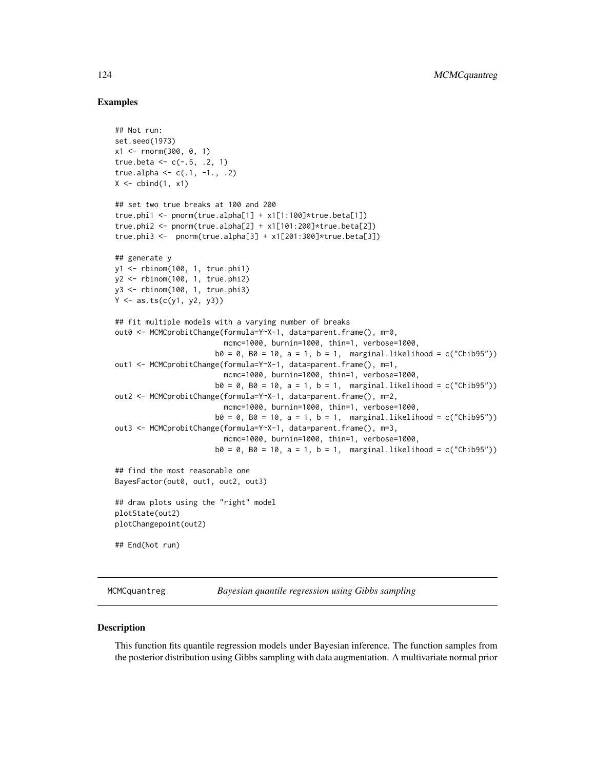### Examples

```
## Not run:
set.seed(1973)
x1 <- rnorm(300, 0, 1)
true.beta <- c(-.5, .2, 1)
true.alpha <- c(.1, -1., .2)
X <- cbind(1, x1)

## set two true breaks at 100 and 200
true.phi1 <- pnorm(true.alpha[1] + x1[1:100]*true.beta[1])
true.phi2 <- pnorm(true.alpha[2] + x1[101:200]*true.beta[2])
true.phi3 <-  pnorm(true.alpha[3] + x1[201:300]*true.beta[3])

## generate y
y1 <- rbinom(100, 1, true.phi1)
y2 <- rbinom(100, 1, true.phi2)
y3 <- rbinom(100, 1, true.phi3)
Y <- as.ts(c(y1, y2, y3))

## fit multiple models with a varying number of breaks
out0 <- MCMCprobitChange(formula=Y~X-1, data=parent.frame(), m=0,
                          mcmc=1000, burnin=1000, thin=1, verbose=1000,
                        b0 = 0, B0 = 10, a = 1, b = 1,  marginal.likelihood = c("Chib95"))
out1 <- MCMCprobitChange(formula=Y~X-1, data=parent.frame(), m=1,
                          mcmc=1000, burnin=1000, thin=1, verbose=1000,
                        b0 = 0, B0 = 10, a = 1, b = 1,  marginal.likelihood = c("Chib95"))
out2 <- MCMCprobitChange(formula=Y~X-1, data=parent.frame(), m=2,
                          mcmc=1000, burnin=1000, thin=1, verbose=1000,
                        b0 = 0, B0 = 10, a = 1, b = 1,  marginal.likelihood = c("Chib95"))
out3 <- MCMCprobitChange(formula=Y~X-1, data=parent.frame(), m=3,
                          mcmc=1000, burnin=1000, thin=1, verbose=1000,
                        b0 = 0, B0 = 10, a = 1, b = 1,  marginal.likelihood = c("Chib95"))

## find the most reasonable one
BayesFactor(out0, out1, out2, out3)

## draw plots using the "right" model
plotState(out2)
plotChangepoint(out2)

## End(Not run)
```

---

## MCMCquantreg — *Bayesian quantile regression using Gibbs sampling*

---

### Description

This function fits quantile regression models under Bayesian inference. The function samples from the posterior distribution using Gibbs sampling with data augmentation. A multivariate normal prior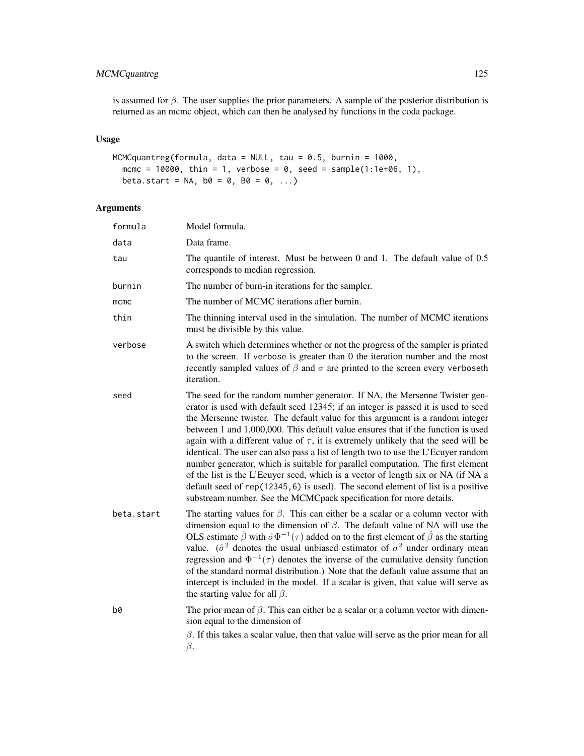is assumed for $\beta$. The user supplies the prior parameters. A sample of the posterior distribution is returned as an mcmc object, which can then be analysed by functions in the coda package.

## Usage

```
MCMCquantreg(formula, data = NULL, tau = 0.5, burnin = 1000,
  mcmc = 10000, thin = 1, verbose = 0, seed = sample(1:1e+06, 1),
  beta.start = NA, b0 = 0, B0 = 0, ...)
```

## Arguments

| | |
|---|---|
| `formula` | Model formula. |
| `data` | Data frame. |
| `tau` | The quantile of interest. Must be between 0 and 1. The default value of 0.5 corresponds to median regression. |
| `burnin` | The number of burn-in iterations for the sampler. |
| `mcmc` | The number of MCMC iterations after burnin. |
| `thin` | The thinning interval used in the simulation. The number of MCMC iterations must be divisible by this value. |
| `verbose` | A switch which determines whether or not the progress of the sampler is printed to the screen. If `verbose` is greater than 0 the iteration number and the most recently sampled values of $\beta$ and $\sigma$ are printed to the screen every `verbose`th iteration. |
| `seed` | The seed for the random number generator. If NA, the Mersenne Twister generator is used with default seed 12345; if an integer is passed it is used to seed the Mersenne twister. The default value for this argument is a random integer between 1 and 1,000,000. This default value ensures that if the function is used again with a different value of $\tau$, it is extremely unlikely that the seed will be identical. The user can also pass a list of length two to use the L'Ecuyer random number generator, which is suitable for parallel computation. The first element of the list is the L'Ecuyer seed, which is a vector of length six or NA (if NA a default seed of `rep(12345,6)` is used). The second element of list is a positive substream number. See the MCMCpack specification for more details. |
| `beta.start` | The starting values for $\beta$. This can either be a scalar or a column vector with dimension equal to the dimension of $\beta$. The default value of NA will use the OLS estimate $\hat{\beta}$ with $\hat{\sigma}\Phi^{-1}(\tau)$ added on to the first element of $\hat{\beta}$ as the starting value. ($\hat{\sigma}^2$ denotes the usual unbiased estimator of $\sigma^2$ under ordinary mean regression and $\Phi^{-1}(\tau)$ denotes the inverse of the cumulative density function of the standard normal distribution.) Note that the default value assume that an intercept is included in the model. If a scalar is given, that value will serve as the starting value for all $\beta$. |
| `b0` | The prior mean of $\beta$. This can either be a scalar or a column vector with dimension equal to the dimension of $\beta$. If this takes a scalar value, then that value will serve as the prior mean for all $\beta$. |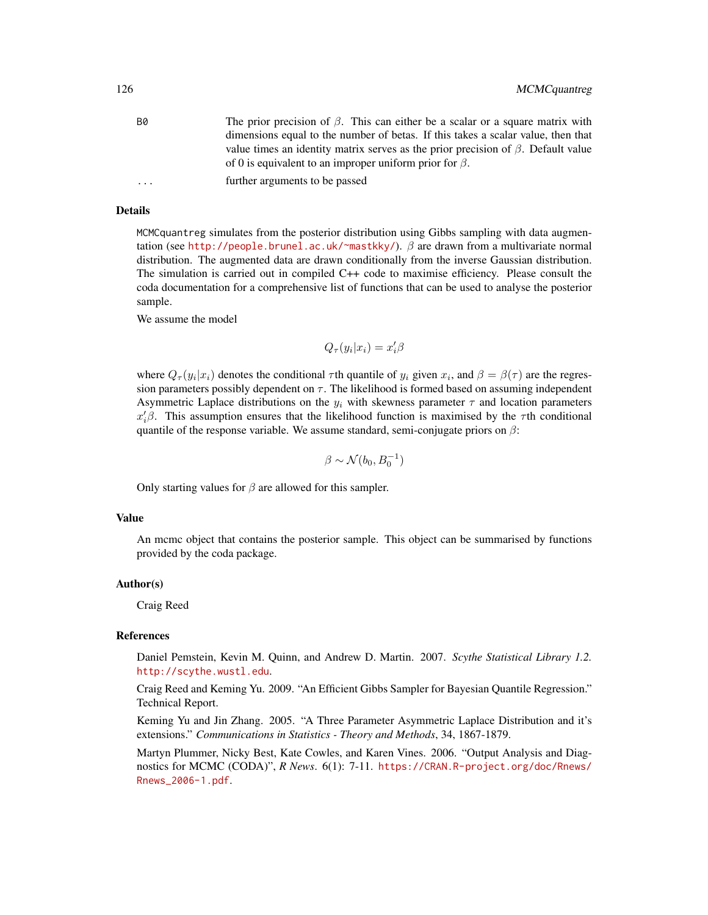| | |
|---|---|
| `B0` | The prior precision of $\beta$. This can either be a scalar or a square matrix with dimensions equal to the number of betas. If this takes a scalar value, then that value times an identity matrix serves as the prior precision of $\beta$. Default value of 0 is equivalent to an improper uniform prior for $\beta$. |
| `...` | further arguments to be passed |

## Details

`MCMCquantreg` simulates from the posterior distribution using Gibbs sampling with data augmentation (see http://people.brunel.ac.uk/~mastkky/). $\beta$ are drawn from a multivariate normal distribution. The augmented data are drawn conditionally from the inverse Gaussian distribution. The simulation is carried out in compiled C++ code to maximise efficiency. Please consult the coda documentation for a comprehensive list of functions that can be used to analyse the posterior sample.

We assume the model

$$Q_\tau(y_i|x_i) = x_i'\beta$$

where $Q_\tau(y_i|x_i)$ denotes the conditional $\tau$th quantile of $y_i$ given $x_i$, and $\beta = \beta(\tau)$ are the regression parameters possibly dependent on $\tau$. The likelihood is formed based on assuming independent Asymmetric Laplace distributions on the $y_i$ with skewness parameter $\tau$ and location parameters $x_i'\beta$. This assumption ensures that the likelihood function is maximised by the $\tau$th conditional quantile of the response variable. We assume standard, semi-conjugate priors on $\beta$:

$$\beta \sim \mathcal{N}(b_0, B_0^{-1})$$

Only starting values for $\beta$ are allowed for this sampler.

## Value

An mcmc object that contains the posterior sample. This object can be summarised by functions provided by the coda package.

## Author(s)

Craig Reed

## References

Daniel Pemstein, Kevin M. Quinn, and Andrew D. Martin. 2007. *Scythe Statistical Library 1.2.* http://scythe.wustl.edu.

Craig Reed and Keming Yu. 2009. "An Efficient Gibbs Sampler for Bayesian Quantile Regression." Technical Report.

Keming Yu and Jin Zhang. 2005. "A Three Parameter Asymmetric Laplace Distribution and it's extensions." *Communications in Statistics - Theory and Methods*, 34, 1867-1879.

Martyn Plummer, Nicky Best, Kate Cowles, and Karen Vines. 2006. "Output Analysis and Diagnostics for MCMC (CODA)", *R News*. 6(1): 7-11. https://CRAN.R-project.org/doc/Rnews/Rnews_2006-1.pdf.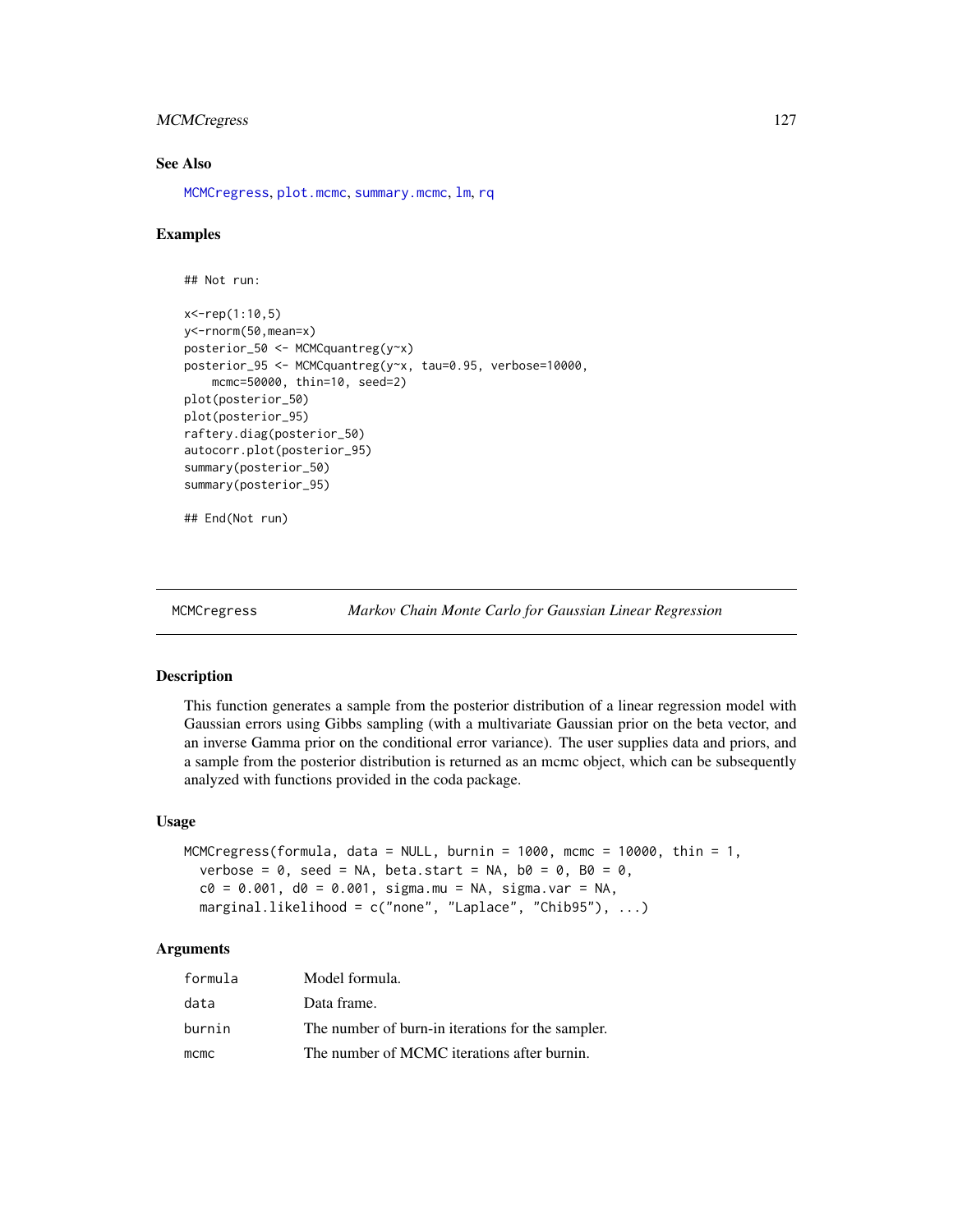### See Also

MCMCregress, plot.mcmc, summary.mcmc, lm, rq

### Examples

```
## Not run:

x<-rep(1:10,5)
y<-rnorm(50,mean=x)
posterior_50 <- MCMCquantreg(y~x)
posterior_95 <- MCMCquantreg(y~x, tau=0.95, verbose=10000,
    mcmc=50000, thin=10, seed=2)
plot(posterior_50)
plot(posterior_95)
raftery.diag(posterior_50)
autocorr.plot(posterior_95)
summary(posterior_50)
summary(posterior_95)

## End(Not run)
```

---

## MCMCregress — *Markov Chain Monte Carlo for Gaussian Linear Regression*

---

### Description

This function generates a sample from the posterior distribution of a linear regression model with Gaussian errors using Gibbs sampling (with a multivariate Gaussian prior on the beta vector, and an inverse Gamma prior on the conditional error variance). The user supplies data and priors, and a sample from the posterior distribution is returned as an mcmc object, which can be subsequently analyzed with functions provided in the coda package.

### Usage

```
MCMCregress(formula, data = NULL, burnin = 1000, mcmc = 10000, thin = 1,
  verbose = 0, seed = NA, beta.start = NA, b0 = 0, B0 = 0,
  c0 = 0.001, d0 = 0.001, sigma.mu = NA, sigma.var = NA,
  marginal.likelihood = c("none", "Laplace", "Chib95"), ...)
```

### Arguments

| | |
|---|---|
| formula | Model formula. |
| data | Data frame. |
| burnin | The number of burn-in iterations for the sampler. |
| mcmc | The number of MCMC iterations after burnin. |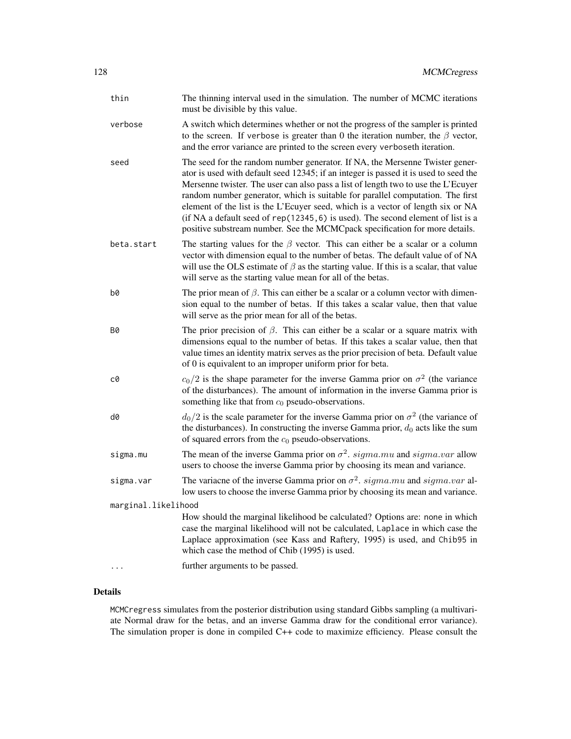`thin`
: The thinning interval used in the simulation. The number of MCMC iterations must be divisible by this value.

`verbose`
: A switch which determines whether or not the progress of the sampler is printed to the screen. If `verbose` is greater than 0 the iteration number, the $\beta$ vector, and the error variance are printed to the screen every `verbose`th iteration.

`seed`
: The seed for the random number generator. If NA, the Mersenne Twister generator is used with default seed 12345; if an integer is passed it is used to seed the Mersenne twister. The user can also pass a list of length two to use the L'Ecuyer random number generator, which is suitable for parallel computation. The first element of the list is the L'Ecuyer seed, which is a vector of length six or NA (if NA a default seed of `rep(12345,6)` is used). The second element of list is a positive substream number. See the MCMCpack specification for more details.

`beta.start`
: The starting values for the $\beta$ vector. This can either be a scalar or a column vector with dimension equal to the number of betas. The default value of of NA will use the OLS estimate of $\beta$ as the starting value. If this is a scalar, that value will serve as the starting value mean for all of the betas.

`b0`
: The prior mean of $\beta$. This can either be a scalar or a column vector with dimension equal to the number of betas. If this takes a scalar value, then that value will serve as the prior mean for all of the betas.

`B0`
: The prior precision of $\beta$. This can either be a scalar or a square matrix with dimensions equal to the number of betas. If this takes a scalar value, then that value times an identity matrix serves as the prior precision of beta. Default value of 0 is equivalent to an improper uniform prior for beta.

`c0`
: $c_0/2$ is the shape parameter for the inverse Gamma prior on $\sigma^2$ (the variance of the disturbances). The amount of information in the inverse Gamma prior is something like that from $c_0$ pseudo-observations.

`d0`
: $d_0/2$ is the scale parameter for the inverse Gamma prior on $\sigma^2$ (the variance of the disturbances). In constructing the inverse Gamma prior, $d_0$ acts like the sum of squared errors from the $c_0$ pseudo-observations.

`sigma.mu`
: The mean of the inverse Gamma prior on $\sigma^2$. $sigma.mu$ and $sigma.var$ allow users to choose the inverse Gamma prior by choosing its mean and variance.

`sigma.var`
: The variacne of the inverse Gamma prior on $\sigma^2$. $sigma.mu$ and $sigma.var$ allow users to choose the inverse Gamma prior by choosing its mean and variance.

`marginal.likelihood`
: How should the marginal likelihood be calculated? Options are: `none` in which case the marginal likelihood will not be calculated, `Laplace` in which case the Laplace approximation (see Kass and Raftery, 1995) is used, and `Chib95` in which case the method of Chib (1995) is used.

`...`
: further arguments to be passed.

## Details

`MCMCregress` simulates from the posterior distribution using standard Gibbs sampling (a multivariate Normal draw for the betas, and an inverse Gamma draw for the conditional error variance). The simulation proper is done in compiled C++ code to maximize efficiency. Please consult the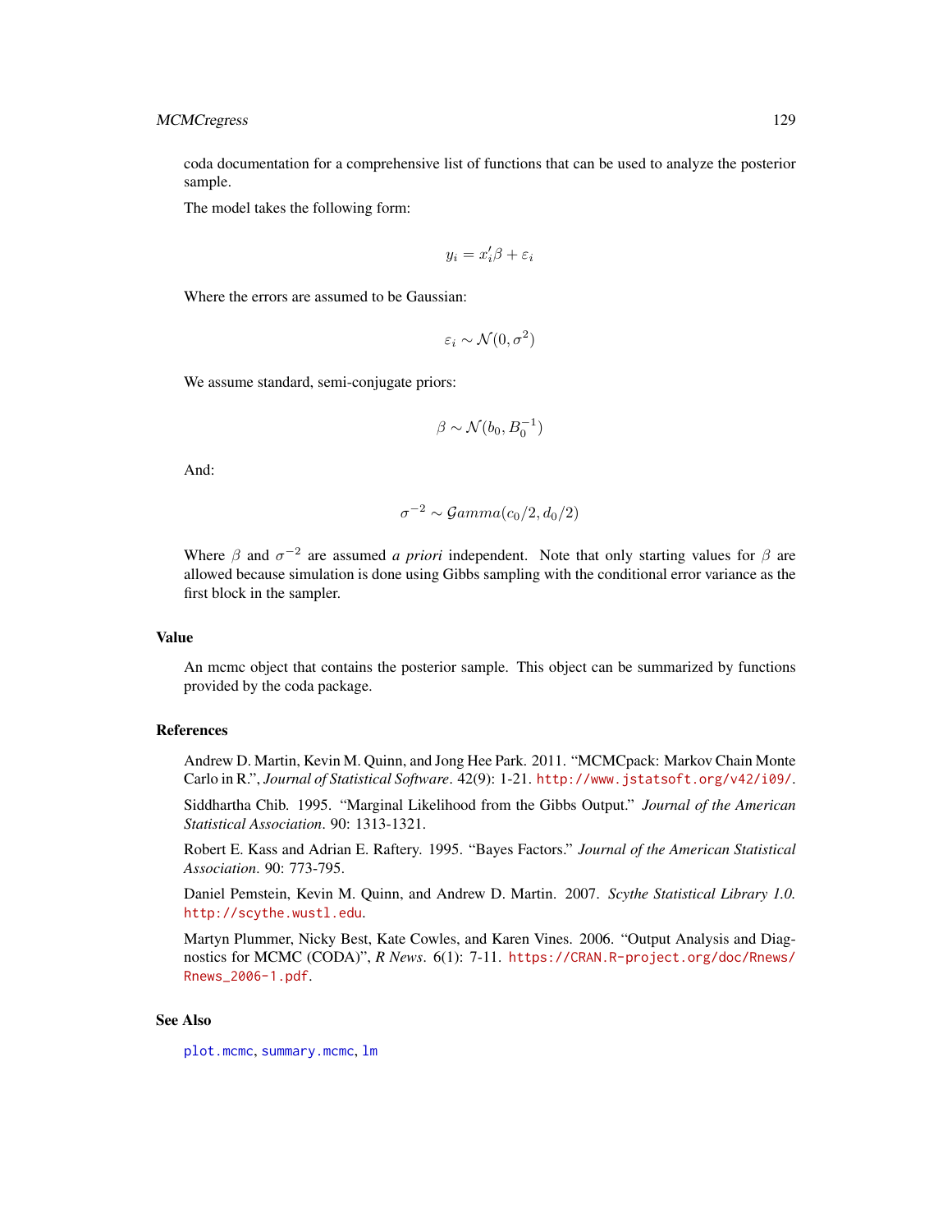coda documentation for a comprehensive list of functions that can be used to analyze the posterior sample.

The model takes the following form:

$$y_i = x_i'\beta + \varepsilon_i$$

Where the errors are assumed to be Gaussian:

$$\varepsilon_i \sim \mathcal{N}(0, \sigma^2)$$

We assume standard, semi-conjugate priors:

$$\beta \sim \mathcal{N}(b_0, B_0^{-1})$$

And:

$$\sigma^{-2} \sim \mathcal{G}amma(c_0/2, d_0/2)$$

Where $\beta$ and $\sigma^{-2}$ are assumed *a priori* independent. Note that only starting values for $\beta$ are allowed because simulation is done using Gibbs sampling with the conditional error variance as the first block in the sampler.

## Value

An mcmc object that contains the posterior sample. This object can be summarized by functions provided by the coda package.

## References

Andrew D. Martin, Kevin M. Quinn, and Jong Hee Park. 2011. "MCMCpack: Markov Chain Monte Carlo in R.", *Journal of Statistical Software*. 42(9): 1-21. `http://www.jstatsoft.org/v42/i09/`.

Siddhartha Chib. 1995. "Marginal Likelihood from the Gibbs Output." *Journal of the American Statistical Association*. 90: 1313-1321.

Robert E. Kass and Adrian E. Raftery. 1995. "Bayes Factors." *Journal of the American Statistical Association*. 90: 773-795.

Daniel Pemstein, Kevin M. Quinn, and Andrew D. Martin. 2007. *Scythe Statistical Library 1.0.* `http://scythe.wustl.edu`.

Martyn Plummer, Nicky Best, Kate Cowles, and Karen Vines. 2006. "Output Analysis and Diagnostics for MCMC (CODA)", *R News*. 6(1): 7-11. `https://CRAN.R-project.org/doc/Rnews/Rnews_2006-1.pdf`.

## See Also

`plot.mcmc`, `summary.mcmc`, `lm`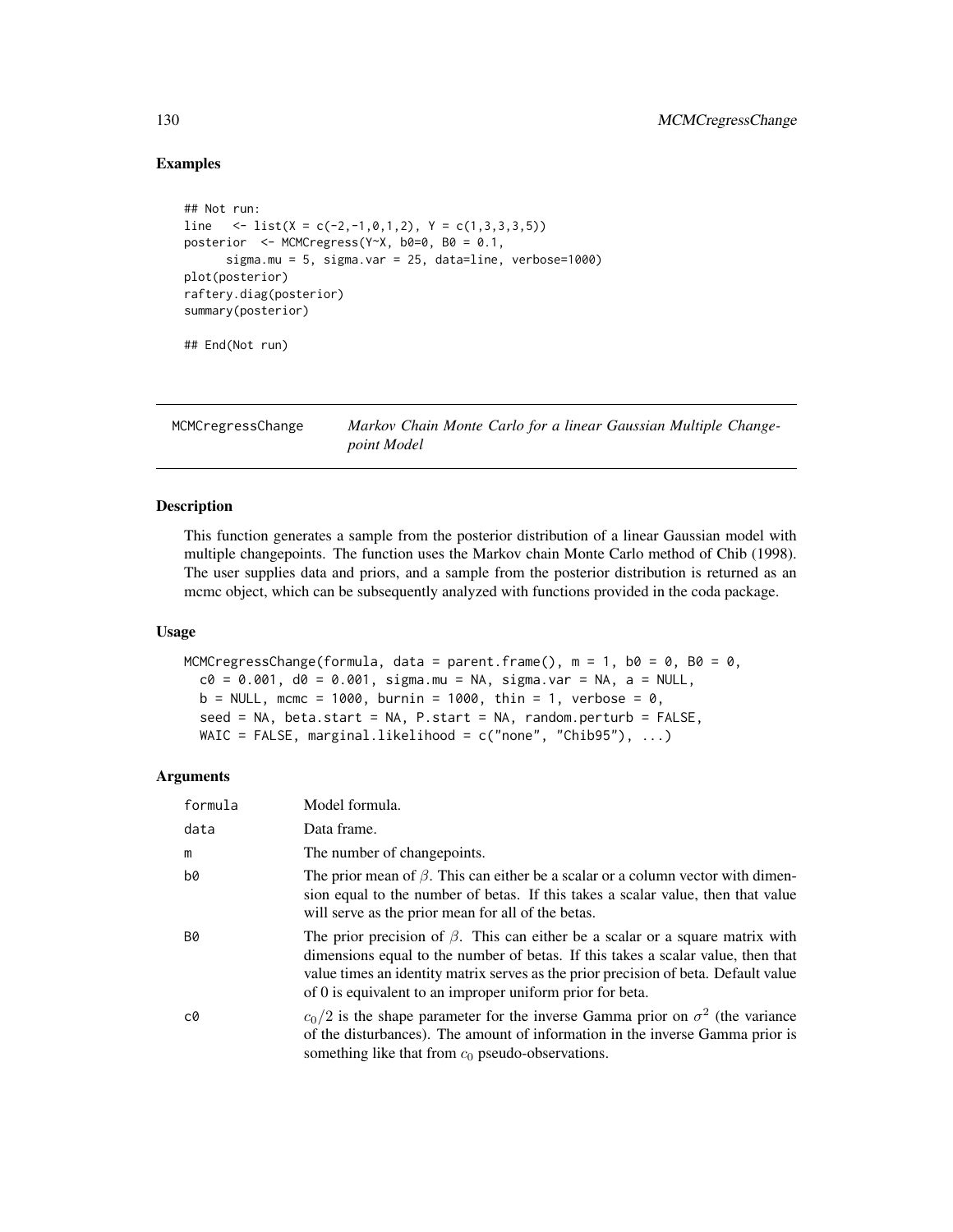## Examples

```
## Not run:
line    <- list(X = c(-2,-1,0,1,2), Y = c(1,3,3,3,5))
posterior  <- MCMCregress(Y~X, b0=0, B0 = 0.1,
      sigma.mu = 5, sigma.var = 25, data=line, verbose=1000)
plot(posterior)
raftery.diag(posterior)
summary(posterior)

## End(Not run)
```

---

MCMCregressChange *Markov Chain Monte Carlo for a linear Gaussian Multiple Changepoint Model*

---

## Description

This function generates a sample from the posterior distribution of a linear Gaussian model with multiple changepoints. The function uses the Markov chain Monte Carlo method of Chib (1998). The user supplies data and priors, and a sample from the posterior distribution is returned as an mcmc object, which can be subsequently analyzed with functions provided in the coda package.

## Usage

```
MCMCregressChange(formula, data = parent.frame(), m = 1, b0 = 0, B0 = 0,
  c0 = 0.001, d0 = 0.001, sigma.mu = NA, sigma.var = NA, a = NULL,
  b = NULL, mcmc = 1000, burnin = 1000, thin = 1, verbose = 0,
  seed = NA, beta.start = NA, P.start = NA, random.perturb = FALSE,
  WAIC = FALSE, marginal.likelihood = c("none", "Chib95"), ...)
```

## Arguments

| | |
|---|---|
| formula | Model formula. |
| data | Data frame. |
| m | The number of changepoints. |
| b0 | The prior mean of $\beta$. This can either be a scalar or a column vector with dimension equal to the number of betas. If this takes a scalar value, then that value will serve as the prior mean for all of the betas. |
| B0 | The prior precision of $\beta$. This can either be a scalar or a square matrix with dimensions equal to the number of betas. If this takes a scalar value, then that value times an identity matrix serves as the prior precision of beta. Default value of 0 is equivalent to an improper uniform prior for beta. |
| c0 | $c_0/2$ is the shape parameter for the inverse Gamma prior on $\sigma^2$ (the variance of the disturbances). The amount of information in the inverse Gamma prior is something like that from $c_0$ pseudo-observations. |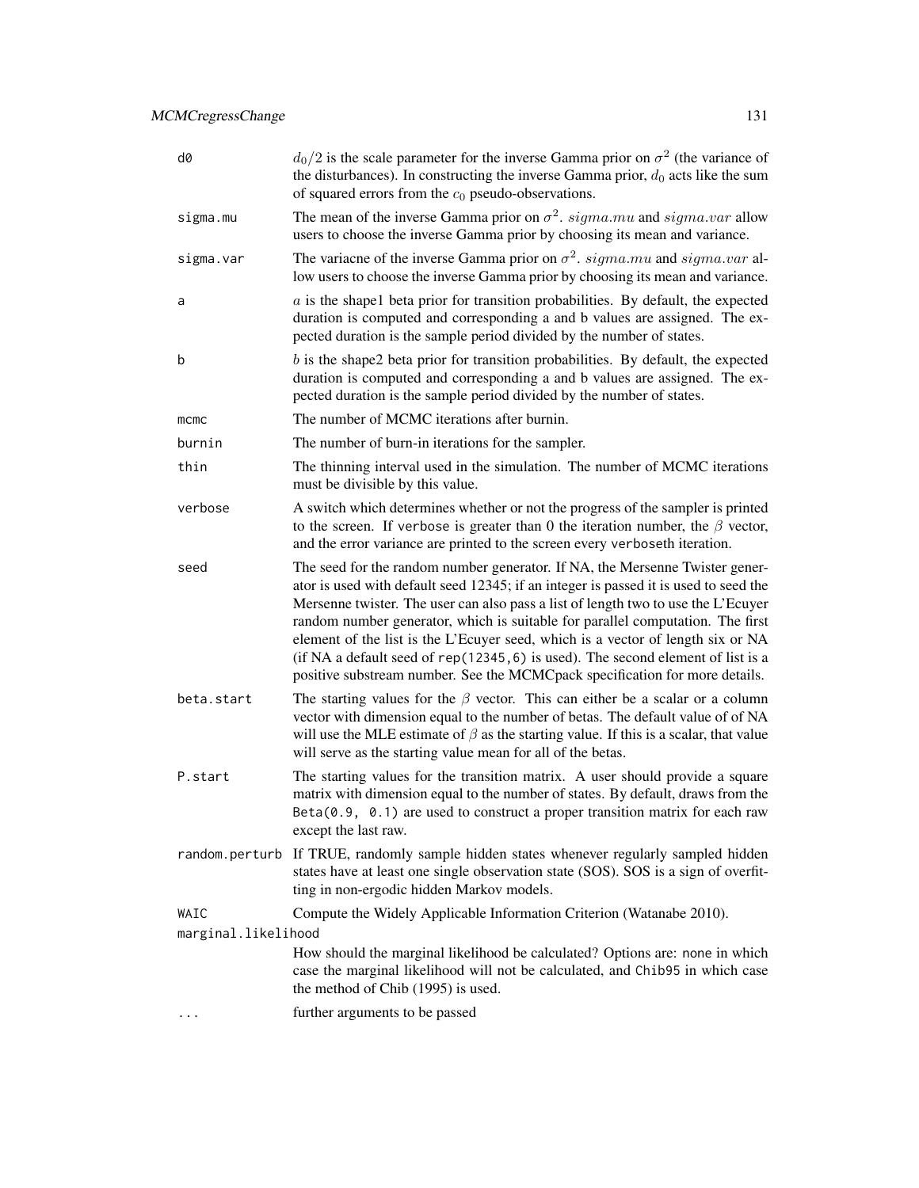`d0` $d_0/2$ is the scale parameter for the inverse Gamma prior on $\sigma^2$ (the variance of the disturbances). In constructing the inverse Gamma prior, $d_0$ acts like the sum of squared errors from the $c_0$ pseudo-observations.

`sigma.mu` The mean of the inverse Gamma prior on $\sigma^2$. $sigma.mu$ and $sigma.var$ allow users to choose the inverse Gamma prior by choosing its mean and variance.

`sigma.var` The variacne of the inverse Gamma prior on $\sigma^2$. $sigma.mu$ and $sigma.var$ allow users to choose the inverse Gamma prior by choosing its mean and variance.

`a` $a$ is the shape1 beta prior for transition probabilities. By default, the expected duration is computed and corresponding a and b values are assigned. The expected duration is the sample period divided by the number of states.

`b` $b$ is the shape2 beta prior for transition probabilities. By default, the expected duration is computed and corresponding a and b values are assigned. The expected duration is the sample period divided by the number of states.

`mcmc` The number of MCMC iterations after burnin.

`burnin` The number of burn-in iterations for the sampler.

`thin` The thinning interval used in the simulation. The number of MCMC iterations must be divisible by this value.

`verbose` A switch which determines whether or not the progress of the sampler is printed to the screen. If `verbose` is greater than 0 the iteration number, the $\beta$ vector, and the error variance are printed to the screen every `verbose`th iteration.

`seed` The seed for the random number generator. If NA, the Mersenne Twister generator is used with default seed 12345; if an integer is passed it is used to seed the Mersenne twister. The user can also pass a list of length two to use the L'Ecuyer random number generator, which is suitable for parallel computation. The first element of the list is the L'Ecuyer seed, which is a vector of length six or NA (if NA a default seed of `rep(12345,6)` is used). The second element of list is a positive substream number. See the MCMCpack specification for more details.

`beta.start` The starting values for the $\beta$ vector. This can either be a scalar or a column vector with dimension equal to the number of betas. The default value of of NA will use the MLE estimate of $\beta$ as the starting value. If this is a scalar, that value will serve as the starting value mean for all of the betas.

`P.start` The starting values for the transition matrix. A user should provide a square matrix with dimension equal to the number of states. By default, draws from the `Beta(0.9, 0.1)` are used to construct a proper transition matrix for each raw except the last raw.

`random.perturb` If TRUE, randomly sample hidden states whenever regularly sampled hidden states have at least one single observation state (SOS). SOS is a sign of overfitting in non-ergodic hidden Markov models.

`WAIC` Compute the Widely Applicable Information Criterion (Watanabe 2010).

`marginal.likelihood` How should the marginal likelihood be calculated? Options are: `none` in which case the marginal likelihood will not be calculated, and `Chib95` in which case the method of Chib (1995) is used.

`...` further arguments to be passed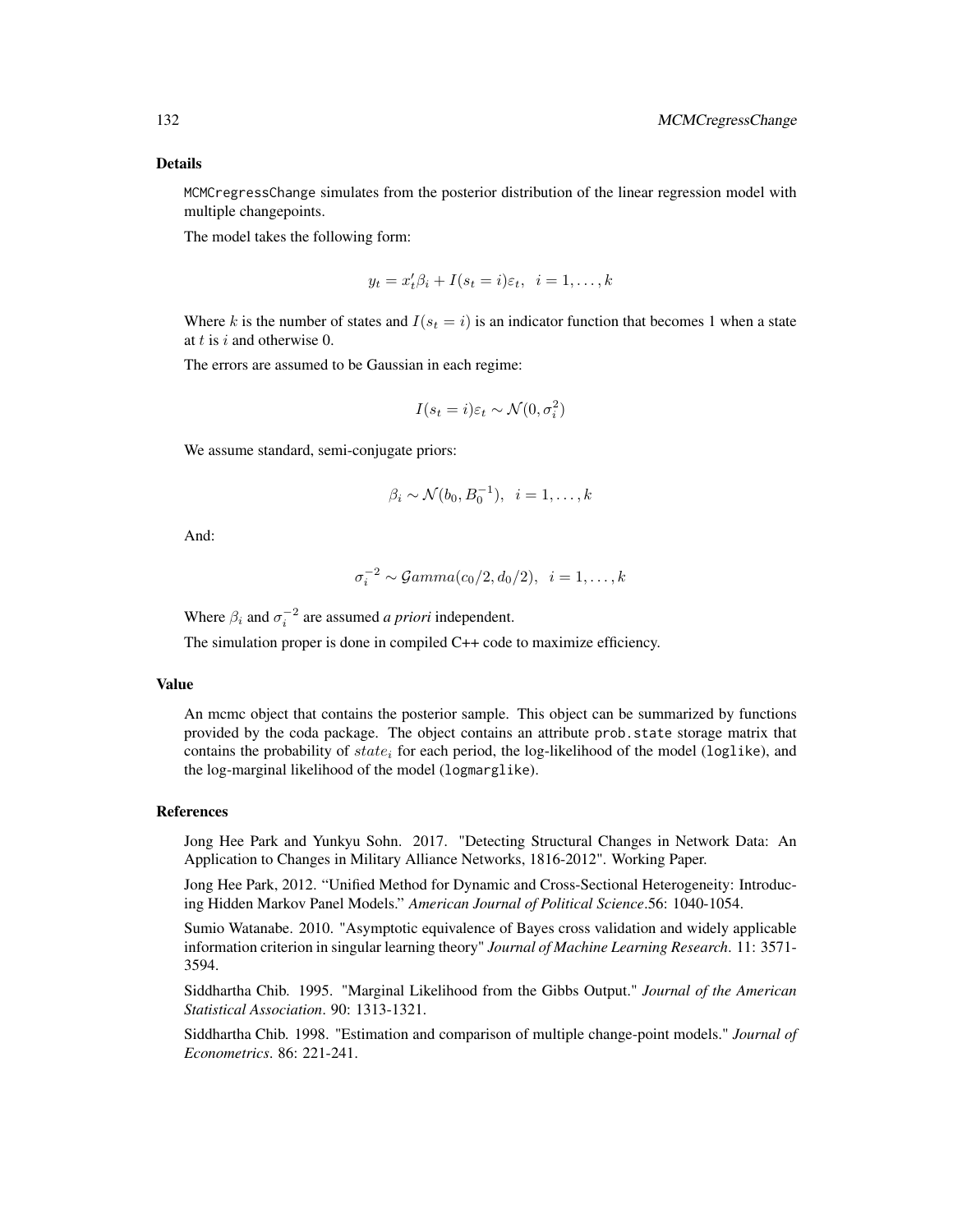### Details

MCMCregressChange simulates from the posterior distribution of the linear regression model with multiple changepoints.

The model takes the following form:

$$y_t = x_t' \beta_i + I(s_t = i)\varepsilon_t, \;\; i = 1, \ldots, k$$

Where $k$ is the number of states and $I(s_t = i)$ is an indicator function that becomes 1 when a state at $t$ is $i$ and otherwise 0.

The errors are assumed to be Gaussian in each regime:

$$I(s_t = i)\varepsilon_t \sim \mathcal{N}(0, \sigma_i^2)$$

We assume standard, semi-conjugate priors:

$$\beta_i \sim \mathcal{N}(b_0, B_0^{-1}), \;\; i = 1, \ldots, k$$

And:

$$\sigma_i^{-2} \sim \mathcal{G}amma(c_0/2, d_0/2), \;\; i = 1, \ldots, k$$

Where $\beta_i$ and $\sigma_i^{-2}$ are assumed *a priori* independent.

The simulation proper is done in compiled C++ code to maximize efficiency.

### Value

An mcmc object that contains the posterior sample. This object can be summarized by functions provided by the coda package. The object contains an attribute prob.state storage matrix that contains the probability of $state_i$ for each period, the log-likelihood of the model (loglike), and the log-marginal likelihood of the model (logmarglike).

### References

Jong Hee Park and Yunkyu Sohn. 2017. "Detecting Structural Changes in Network Data: An Application to Changes in Military Alliance Networks, 1816-2012". Working Paper.

Jong Hee Park, 2012. "Unified Method for Dynamic and Cross-Sectional Heterogeneity: Introducing Hidden Markov Panel Models." *American Journal of Political Science*.56: 1040-1054.

Sumio Watanabe. 2010. "Asymptotic equivalence of Bayes cross validation and widely applicable information criterion in singular learning theory" *Journal of Machine Learning Research*. 11: 3571-3594.

Siddhartha Chib. 1995. "Marginal Likelihood from the Gibbs Output." *Journal of the American Statistical Association*. 90: 1313-1321.

Siddhartha Chib. 1998. "Estimation and comparison of multiple change-point models." *Journal of Econometrics*. 86: 221-241.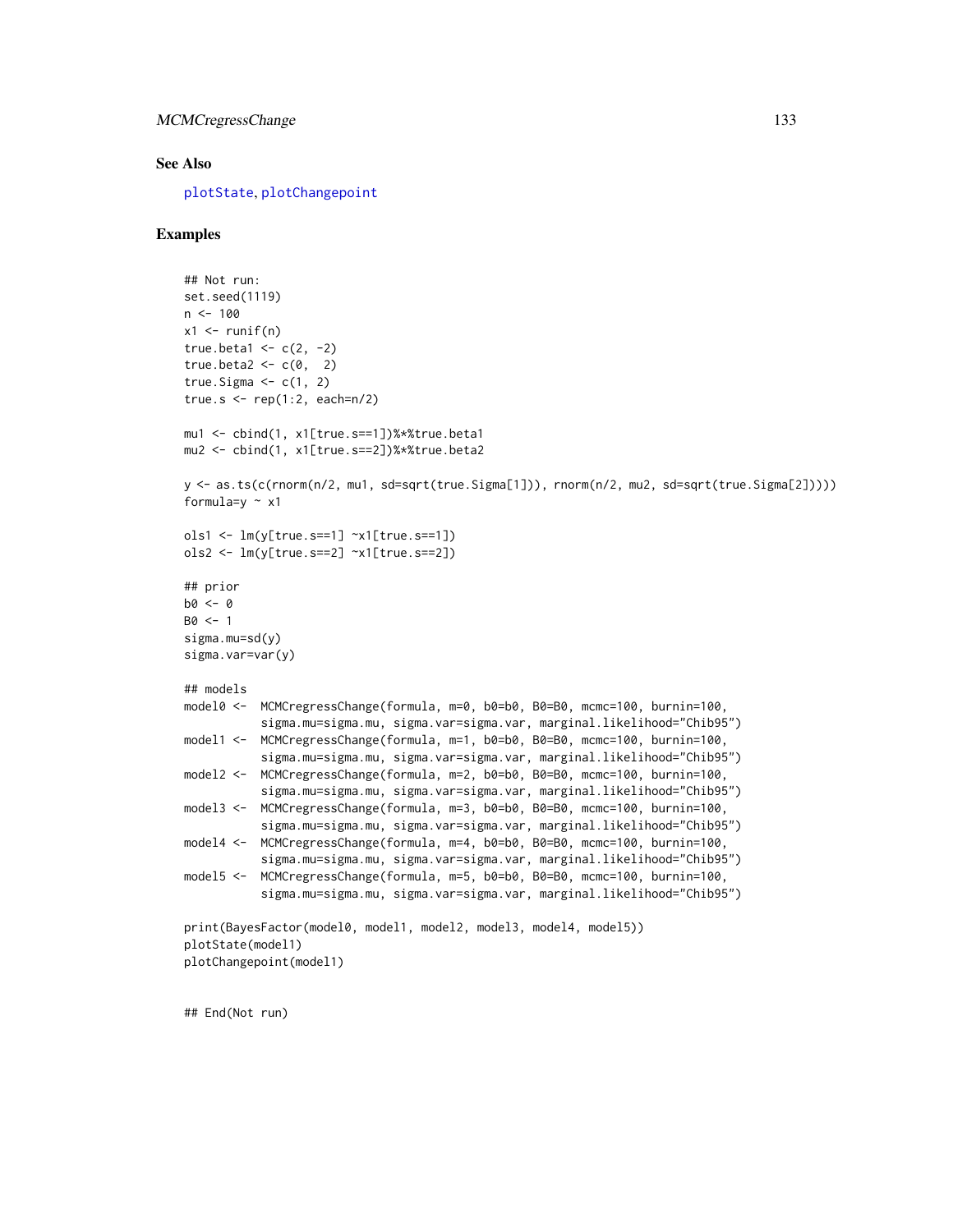### See Also

plotState, plotChangepoint

### Examples

```
## Not run:
set.seed(1119)
n <- 100
x1 <- runif(n)
true.beta1 <- c(2, -2)
true.beta2 <- c(0,  2)
true.Sigma <- c(1, 2)
true.s <- rep(1:2, each=n/2)

mu1 <- cbind(1, x1[true.s==1])%*%true.beta1
mu2 <- cbind(1, x1[true.s==2])%*%true.beta2

y <- as.ts(c(rnorm(n/2, mu1, sd=sqrt(true.Sigma[1])), rnorm(n/2, mu2, sd=sqrt(true.Sigma[2]))))
formula=y ~ x1

ols1 <- lm(y[true.s==1] ~x1[true.s==1])
ols2 <- lm(y[true.s==2] ~x1[true.s==2])

## prior
b0 <- 0
B0 <- 1
sigma.mu=sd(y)
sigma.var=var(y)

## models
model0 <-  MCMCregressChange(formula, m=0, b0=b0, B0=B0, mcmc=100, burnin=100,
           sigma.mu=sigma.mu, sigma.var=sigma.var, marginal.likelihood="Chib95")
model1 <-  MCMCregressChange(formula, m=1, b0=b0, B0=B0, mcmc=100, burnin=100,
           sigma.mu=sigma.mu, sigma.var=sigma.var, marginal.likelihood="Chib95")
model2 <-  MCMCregressChange(formula, m=2, b0=b0, B0=B0, mcmc=100, burnin=100,
           sigma.mu=sigma.mu, sigma.var=sigma.var, marginal.likelihood="Chib95")
model3 <-  MCMCregressChange(formula, m=3, b0=b0, B0=B0, mcmc=100, burnin=100,
           sigma.mu=sigma.mu, sigma.var=sigma.var, marginal.likelihood="Chib95")
model4 <-  MCMCregressChange(formula, m=4, b0=b0, B0=B0, mcmc=100, burnin=100,
           sigma.mu=sigma.mu, sigma.var=sigma.var, marginal.likelihood="Chib95")
model5 <-  MCMCregressChange(formula, m=5, b0=b0, B0=B0, mcmc=100, burnin=100,
           sigma.mu=sigma.mu, sigma.var=sigma.var, marginal.likelihood="Chib95")

print(BayesFactor(model0, model1, model2, model3, model4, model5))
plotState(model1)
plotChangepoint(model1)


## End(Not run)
```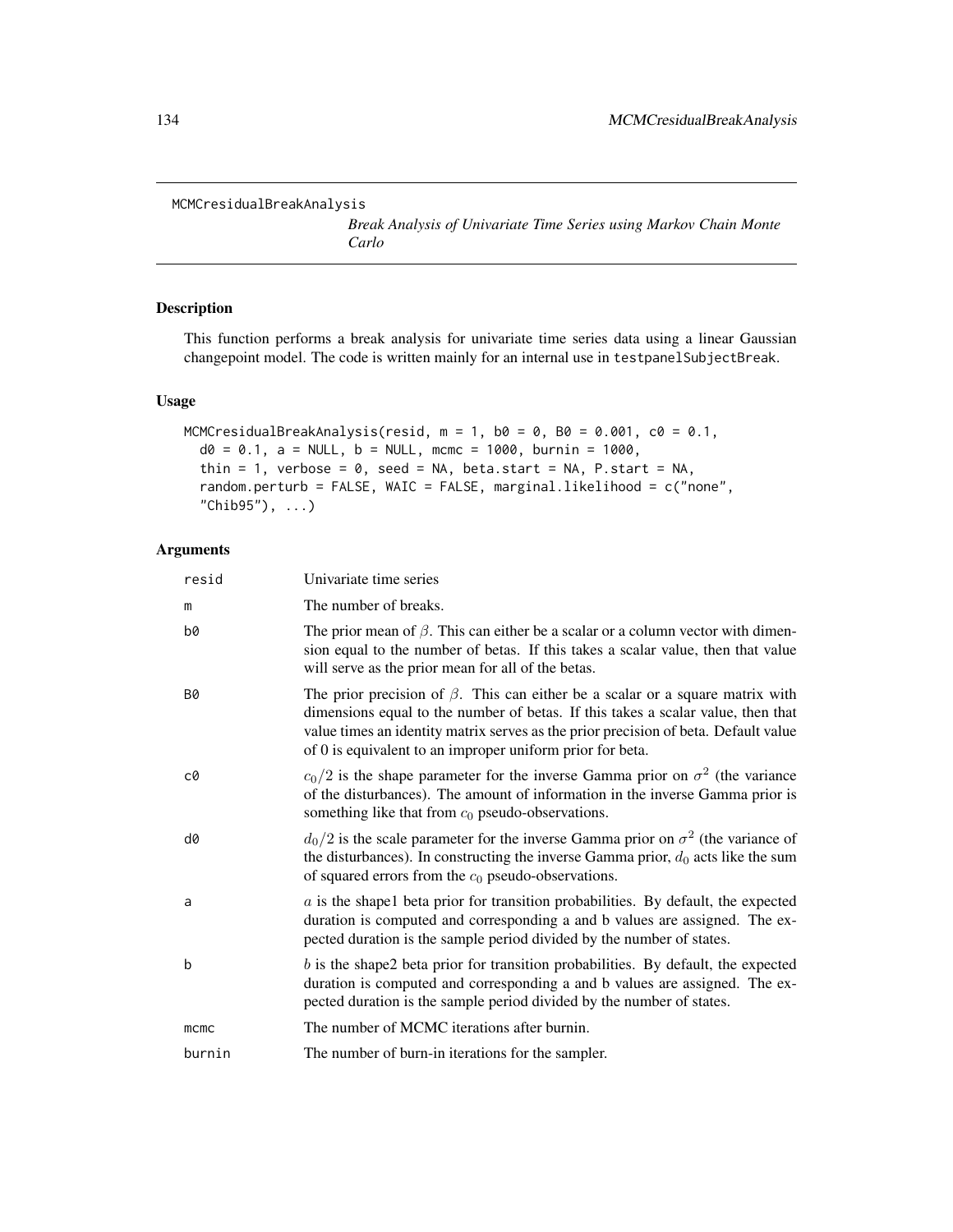MCMCresidualBreakAnalysis

*Break Analysis of Univariate Time Series using Markov Chain Monte Carlo*

## Description

This function performs a break analysis for univariate time series data using a linear Gaussian changepoint model. The code is written mainly for an internal use in testpanelSubjectBreak.

## Usage

```
MCMCresidualBreakAnalysis(resid, m = 1, b0 = 0, B0 = 0.001, c0 = 0.1,
  d0 = 0.1, a = NULL, b = NULL, mcmc = 1000, burnin = 1000,
  thin = 1, verbose = 0, seed = NA, beta.start = NA, P.start = NA,
  random.perturb = FALSE, WAIC = FALSE, marginal.likelihood = c("none",
  "Chib95"), ...)
```

## Arguments

| | |
|---|---|
| resid | Univariate time series |
| m | The number of breaks. |
| b0 | The prior mean of $\beta$. This can either be a scalar or a column vector with dimension equal to the number of betas. If this takes a scalar value, then that value will serve as the prior mean for all of the betas. |
| B0 | The prior precision of $\beta$. This can either be a scalar or a square matrix with dimensions equal to the number of betas. If this takes a scalar value, then that value times an identity matrix serves as the prior precision of beta. Default value of 0 is equivalent to an improper uniform prior for beta. |
| c0 | $c_0/2$ is the shape parameter for the inverse Gamma prior on $\sigma^2$ (the variance of the disturbances). The amount of information in the inverse Gamma prior is something like that from $c_0$ pseudo-observations. |
| d0 | $d_0/2$ is the scale parameter for the inverse Gamma prior on $\sigma^2$ (the variance of the disturbances). In constructing the inverse Gamma prior, $d_0$ acts like the sum of squared errors from the $c_0$ pseudo-observations. |
| a | $a$ is the shape1 beta prior for transition probabilities. By default, the expected duration is computed and corresponding a and b values are assigned. The expected duration is the sample period divided by the number of states. |
| b | $b$ is the shape2 beta prior for transition probabilities. By default, the expected duration is computed and corresponding a and b values are assigned. The expected duration is the sample period divided by the number of states. |
| mcmc | The number of MCMC iterations after burnin. |
| burnin | The number of burn-in iterations for the sampler. |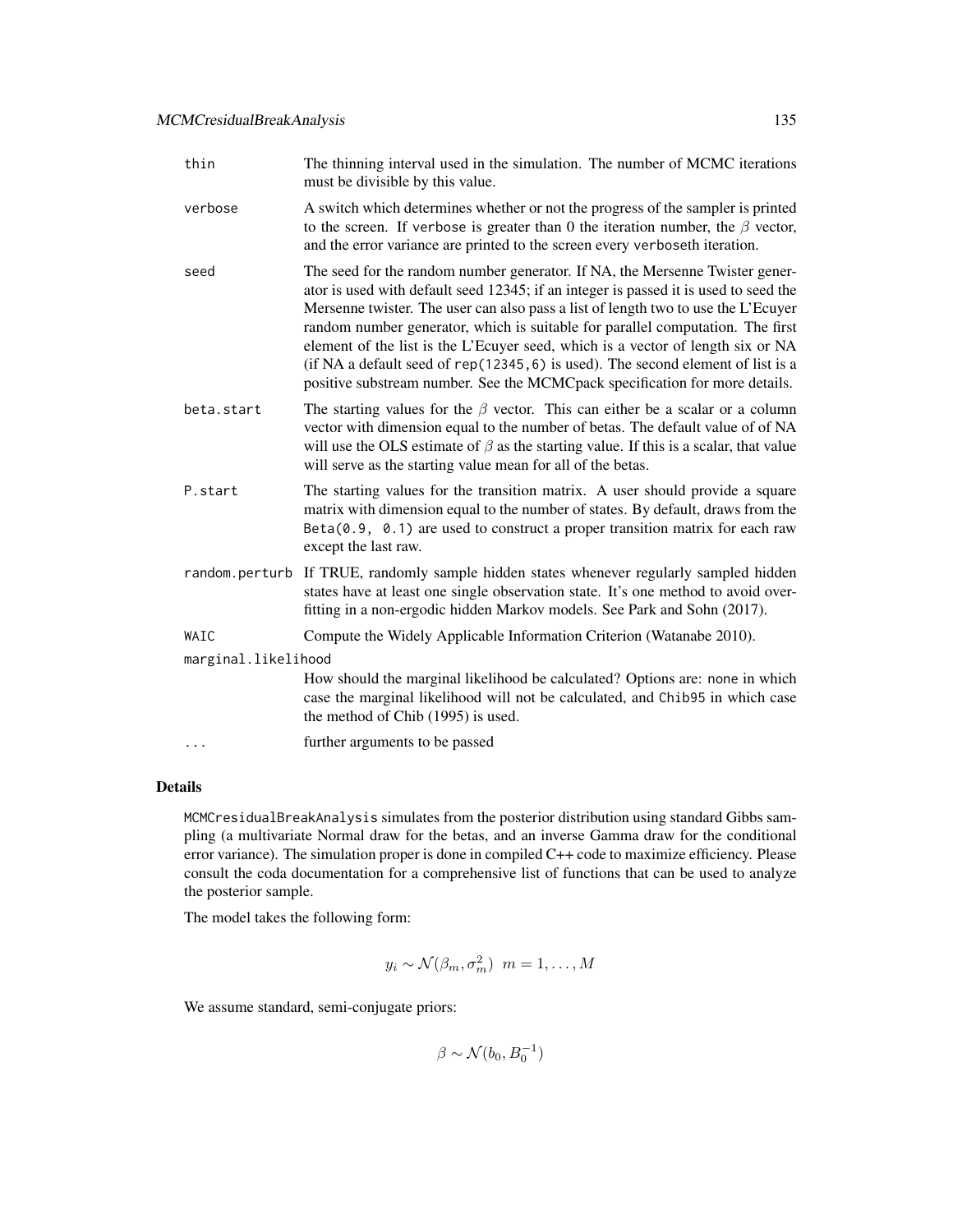| | |
|---|---|
| `thin` | The thinning interval used in the simulation. The number of MCMC iterations must be divisible by this value. |
| `verbose` | A switch which determines whether or not the progress of the sampler is printed to the screen. If `verbose` is greater than 0 the iteration number, the $\beta$ vector, and the error variance are printed to the screen every `verbose`th iteration. |
| `seed` | The seed for the random number generator. If NA, the Mersenne Twister generator is used with default seed 12345; if an integer is passed it is used to seed the Mersenne twister. The user can also pass a list of length two to use the L'Ecuyer random number generator, which is suitable for parallel computation. The first element of the list is the L'Ecuyer seed, which is a vector of length six or NA (if NA a default seed of `rep(12345,6)` is used). The second element of list is a positive substream number. See the MCMCpack specification for more details. |
| `beta.start` | The starting values for the $\beta$ vector. This can either be a scalar or a column vector with dimension equal to the number of betas. The default value of of NA will use the OLS estimate of $\beta$ as the starting value. If this is a scalar, that value will serve as the starting value mean for all of the betas. |
| `P.start` | The starting values for the transition matrix. A user should provide a square matrix with dimension equal to the number of states. By default, draws from the `Beta(0.9, 0.1)` are used to construct a proper transition matrix for each raw except the last raw. |
| `random.perturb` | If TRUE, randomly sample hidden states whenever regularly sampled hidden states have at least one single observation state. It's one method to avoid overfitting in a non-ergodic hidden Markov models. See Park and Sohn (2017). |
| `WAIC` | Compute the Widely Applicable Information Criterion (Watanabe 2010). |
| `marginal.likelihood` | How should the marginal likelihood be calculated? Options are: `none` in which case the marginal likelihood will not be calculated, and `Chib95` in which case the method of Chib (1995) is used. |
| `...` | further arguments to be passed |

## Details

`MCMCresidualBreakAnalysis` simulates from the posterior distribution using standard Gibbs sampling (a multivariate Normal draw for the betas, and an inverse Gamma draw for the conditional error variance). The simulation proper is done in compiled C++ code to maximize efficiency. Please consult the coda documentation for a comprehensive list of functions that can be used to analyze the posterior sample.

The model takes the following form:

$$y_i \sim \mathcal{N}(\beta_m, \sigma^2_m) \;\; m = 1, \ldots, M$$

We assume standard, semi-conjugate priors:

$$\beta \sim \mathcal{N}(b_0, B_0^{-1})$$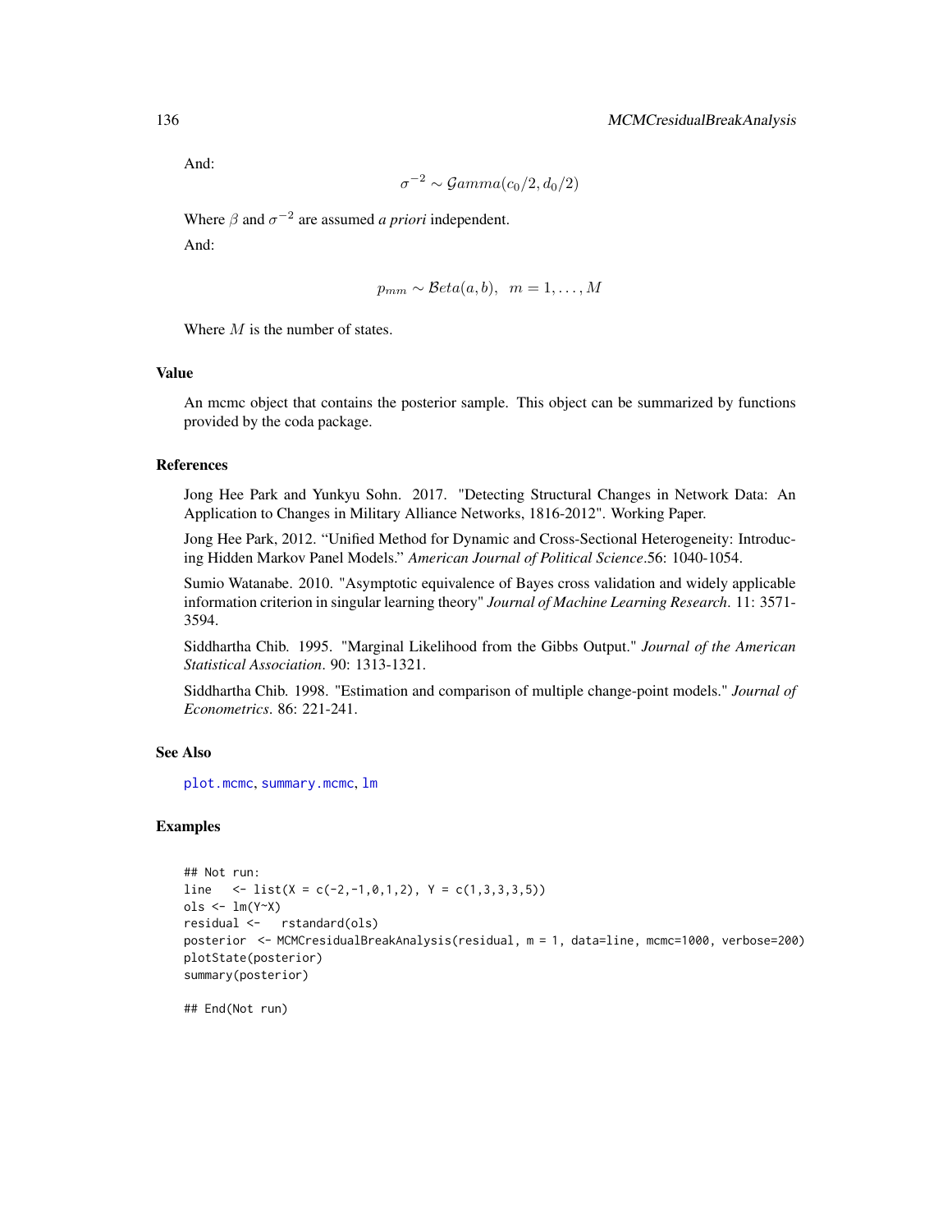And:

$$\sigma^{-2} \sim \mathcal{G}amma(c_0/2, d_0/2)$$

Where $\beta$ and $\sigma^{-2}$ are assumed *a priori* independent.

And:

$$p_{mm} \sim \mathcal{B}eta(a, b), \quad m = 1, \ldots, M$$

Where $M$ is the number of states.

## Value

An mcmc object that contains the posterior sample. This object can be summarized by functions provided by the coda package.

## References

Jong Hee Park and Yunkyu Sohn. 2017. "Detecting Structural Changes in Network Data: An Application to Changes in Military Alliance Networks, 1816-2012". Working Paper.

Jong Hee Park, 2012. "Unified Method for Dynamic and Cross-Sectional Heterogeneity: Introducing Hidden Markov Panel Models." *American Journal of Political Science*.56: 1040-1054.

Sumio Watanabe. 2010. "Asymptotic equivalence of Bayes cross validation and widely applicable information criterion in singular learning theory" *Journal of Machine Learning Research*. 11: 3571-3594.

Siddhartha Chib. 1995. "Marginal Likelihood from the Gibbs Output." *Journal of the American Statistical Association*. 90: 1313-1321.

Siddhartha Chib. 1998. "Estimation and comparison of multiple change-point models." *Journal of Econometrics*. 86: 221-241.

## See Also

plot.mcmc, summary.mcmc, lm

## Examples

```
## Not run:
line   <- list(X = c(-2,-1,0,1,2), Y = c(1,3,3,3,5))
ols <- lm(Y~X)
residual <-   rstandard(ols)
posterior  <- MCMCresidualBreakAnalysis(residual, m = 1, data=line, mcmc=1000, verbose=200)
plotState(posterior)
summary(posterior)

## End(Not run)
```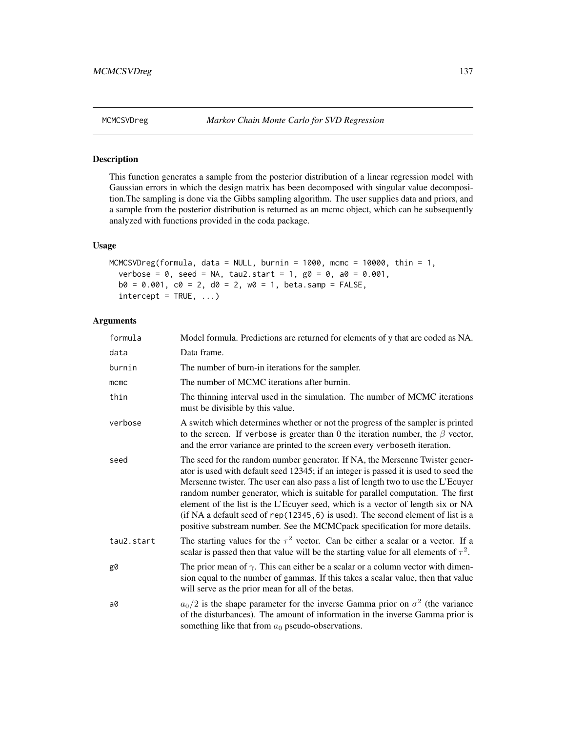## MCMCSVDreg — *Markov Chain Monte Carlo for SVD Regression*

### Description

This function generates a sample from the posterior distribution of a linear regression model with Gaussian errors in which the design matrix has been decomposed with singular value decomposition.The sampling is done via the Gibbs sampling algorithm. The user supplies data and priors, and a sample from the posterior distribution is returned as an mcmc object, which can be subsequently analyzed with functions provided in the coda package.

### Usage

```
MCMCSVDreg(formula, data = NULL, burnin = 1000, mcmc = 10000, thin = 1,
  verbose = 0, seed = NA, tau2.start = 1, g0 = 0, a0 = 0.001,
  b0 = 0.001, c0 = 2, d0 = 2, w0 = 1, beta.samp = FALSE,
  intercept = TRUE, ...)
```

### Arguments

| | |
|---|---|
| formula | Model formula. Predictions are returned for elements of y that are coded as NA. |
| data | Data frame. |
| burnin | The number of burn-in iterations for the sampler. |
| mcmc | The number of MCMC iterations after burnin. |
| thin | The thinning interval used in the simulation. The number of MCMC iterations must be divisible by this value. |
| verbose | A switch which determines whether or not the progress of the sampler is printed to the screen. If verbose is greater than 0 the iteration number, the $\beta$ vector, and the error variance are printed to the screen every verboseth iteration. |
| seed | The seed for the random number generator. If NA, the Mersenne Twister generator is used with default seed 12345; if an integer is passed it is used to seed the Mersenne twister. The user can also pass a list of length two to use the L'Ecuyer random number generator, which is suitable for parallel computation. The first element of the list is the L'Ecuyer seed, which is a vector of length six or NA (if NA a default seed of rep(12345,6) is used). The second element of list is a positive substream number. See the MCMCpack specification for more details. |
| tau2.start | The starting values for the $\tau^2$ vector. Can be either a scalar or a vector. If a scalar is passed then that value will be the starting value for all elements of $\tau^2$. |
| g0 | The prior mean of $\gamma$. This can either be a scalar or a column vector with dimension equal to the number of gammas. If this takes a scalar value, then that value will serve as the prior mean for all of the betas. |
| a0 | $a_0/2$ is the shape parameter for the inverse Gamma prior on $\sigma^2$ (the variance of the disturbances). The amount of information in the inverse Gamma prior is something like that from $a_0$ pseudo-observations. |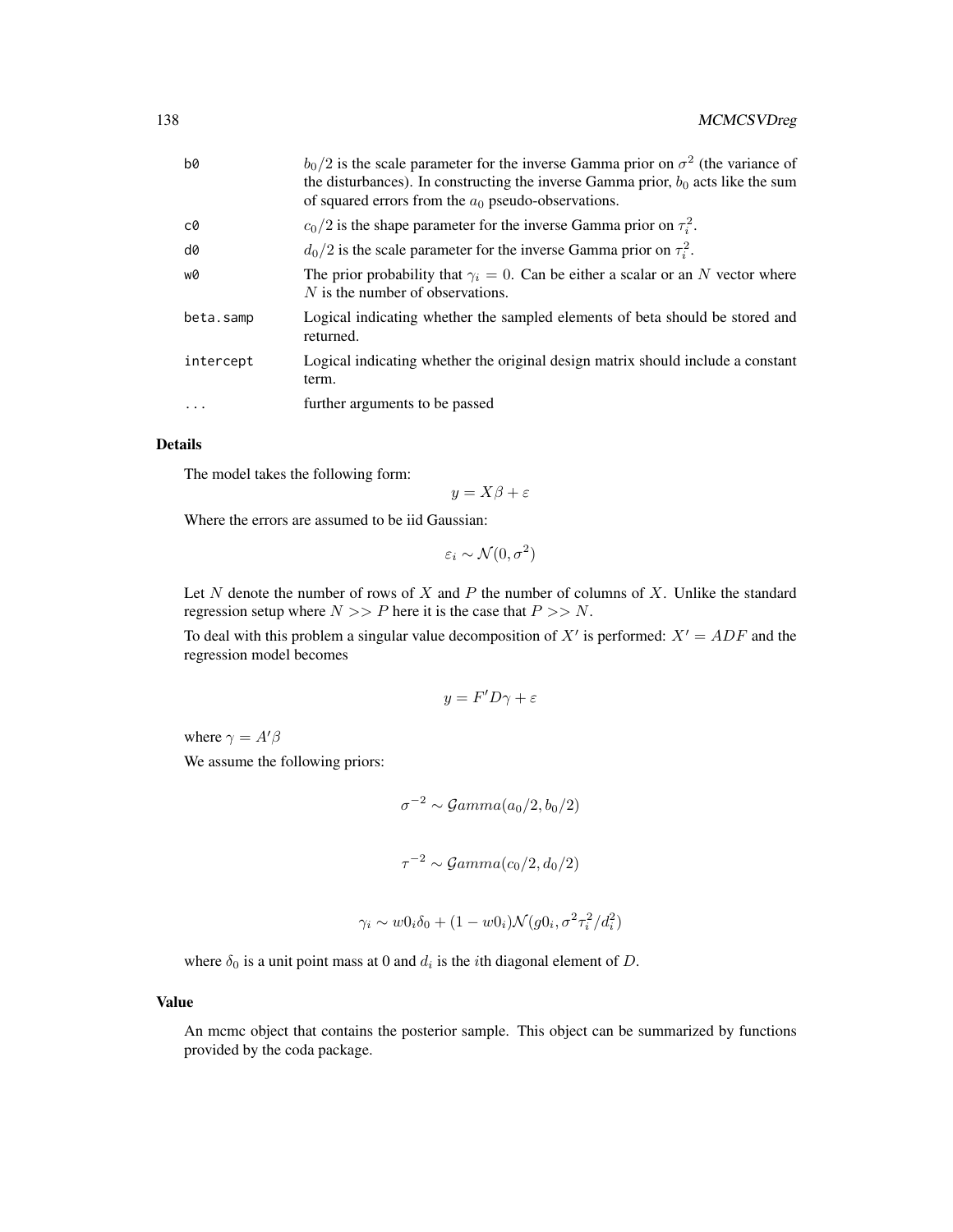| | |
|---|---|
| b0 | $b_0/2$ is the scale parameter for the inverse Gamma prior on $\sigma^2$ (the variance of the disturbances). In constructing the inverse Gamma prior, $b_0$ acts like the sum of squared errors from the $a_0$ pseudo-observations. |
| c0 | $c_0/2$ is the shape parameter for the inverse Gamma prior on $\tau_i^2$. |
| d0 | $d_0/2$ is the scale parameter for the inverse Gamma prior on $\tau_i^2$. |
| w0 | The prior probability that $\gamma_i = 0$. Can be either a scalar or an $N$ vector where $N$ is the number of observations. |
| beta.samp | Logical indicating whether the sampled elements of beta should be stored and returned. |
| intercept | Logical indicating whether the original design matrix should include a constant term. |
| ... | further arguments to be passed |

### Details

The model takes the following form:

$$y = X\beta + \varepsilon$$

Where the errors are assumed to be iid Gaussian:

$$\varepsilon_i \sim \mathcal{N}(0, \sigma^2)$$

Let $N$ denote the number of rows of $X$ and $P$ the number of columns of $X$. Unlike the standard regression setup where $N >> P$ here it is the case that $P >> N$.

To deal with this problem a singular value decomposition of $X'$ is performed: $X' = ADF$ and the regression model becomes

$$y = F'D\gamma + \varepsilon$$

where $\gamma = A'\beta$

We assume the following priors:

$$\sigma^{-2} \sim \mathcal{G}amma(a_0/2, b_0/2)$$

$$\tau^{-2} \sim \mathcal{G}amma(c_0/2, d_0/2)$$

$$\gamma_i \sim w0_i\delta_0 + (1 - w0_i)\mathcal{N}(g0_i, \sigma^2\tau_i^2/d_i^2)$$

where $\delta_0$ is a unit point mass at 0 and $d_i$ is the $i$th diagonal element of $D$.

### Value

An mcmc object that contains the posterior sample. This object can be summarized by functions provided by the coda package.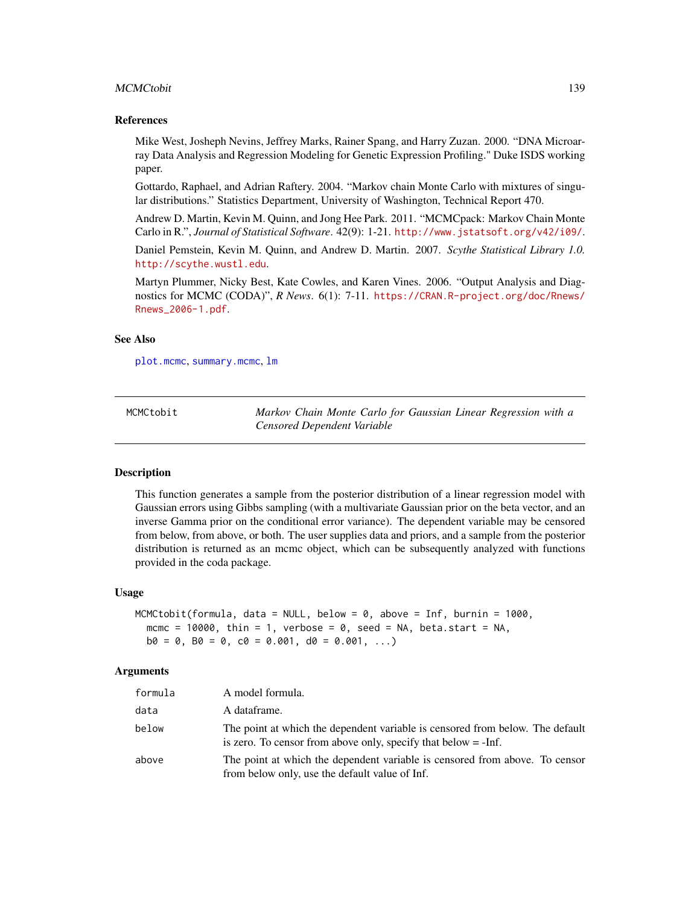## References

Mike West, Josheph Nevins, Jeffrey Marks, Rainer Spang, and Harry Zuzan. 2000. "DNA Microarray Data Analysis and Regression Modeling for Genetic Expression Profiling." Duke ISDS working paper.

Gottardo, Raphael, and Adrian Raftery. 2004. "Markov chain Monte Carlo with mixtures of singular distributions." Statistics Department, University of Washington, Technical Report 470.

Andrew D. Martin, Kevin M. Quinn, and Jong Hee Park. 2011. "MCMCpack: Markov Chain Monte Carlo in R.", *Journal of Statistical Software*. 42(9): 1-21. http://www.jstatsoft.org/v42/i09/.

Daniel Pemstein, Kevin M. Quinn, and Andrew D. Martin. 2007. *Scythe Statistical Library 1.0.* http://scythe.wustl.edu.

Martyn Plummer, Nicky Best, Kate Cowles, and Karen Vines. 2006. "Output Analysis and Diagnostics for MCMC (CODA)", *R News*. 6(1): 7-11. https://CRAN.R-project.org/doc/Rnews/Rnews_2006-1.pdf.

## See Also

plot.mcmc, summary.mcmc, lm

---

# MCMCtobit — *Markov Chain Monte Carlo for Gaussian Linear Regression with a Censored Dependent Variable*

## Description

This function generates a sample from the posterior distribution of a linear regression model with Gaussian errors using Gibbs sampling (with a multivariate Gaussian prior on the beta vector, and an inverse Gamma prior on the conditional error variance). The dependent variable may be censored from below, from above, or both. The user supplies data and priors, and a sample from the posterior distribution is returned as an mcmc object, which can be subsequently analyzed with functions provided in the coda package.

## Usage

```
MCMCtobit(formula, data = NULL, below = 0, above = Inf, burnin = 1000,
  mcmc = 10000, thin = 1, verbose = 0, seed = NA, beta.start = NA,
  b0 = 0, B0 = 0, c0 = 0.001, d0 = 0.001, ...)
```

## Arguments

| | |
|---|---|
| formula | A model formula. |
| data | A dataframe. |
| below | The point at which the dependent variable is censored from below. The default is zero. To censor from above only, specify that below = -Inf. |
| above | The point at which the dependent variable is censored from above. To censor from below only, use the default value of Inf. |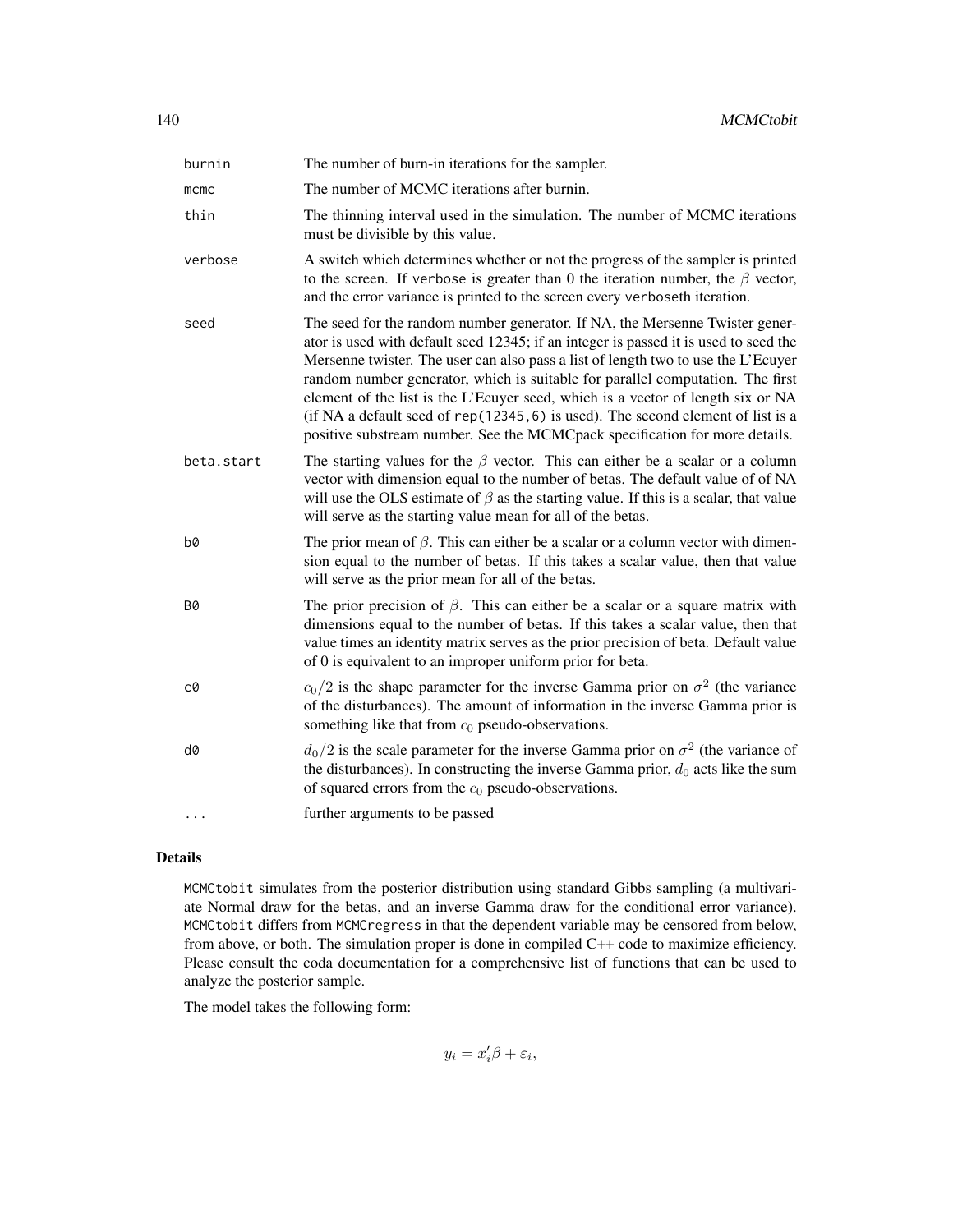| | |
|---|---|
| burnin | The number of burn-in iterations for the sampler. |
| mcmc | The number of MCMC iterations after burnin. |
| thin | The thinning interval used in the simulation. The number of MCMC iterations must be divisible by this value. |
| verbose | A switch which determines whether or not the progress of the sampler is printed to the screen. If verbose is greater than 0 the iteration number, the $\beta$ vector, and the error variance is printed to the screen every verboseth iteration. |
| seed | The seed for the random number generator. If NA, the Mersenne Twister generator is used with default seed 12345; if an integer is passed it is used to seed the Mersenne twister. The user can also pass a list of length two to use the L'Ecuyer random number generator, which is suitable for parallel computation. The first element of the list is the L'Ecuyer seed, which is a vector of length six or NA (if NA a default seed of rep(12345,6) is used). The second element of list is a positive substream number. See the MCMCpack specification for more details. |
| beta.start | The starting values for the $\beta$ vector. This can either be a scalar or a column vector with dimension equal to the number of betas. The default value of of NA will use the OLS estimate of $\beta$ as the starting value. If this is a scalar, that value will serve as the starting value mean for all of the betas. |
| b0 | The prior mean of $\beta$. This can either be a scalar or a column vector with dimension equal to the number of betas. If this takes a scalar value, then that value will serve as the prior mean for all of the betas. |
| B0 | The prior precision of $\beta$. This can either be a scalar or a square matrix with dimensions equal to the number of betas. If this takes a scalar value, then that value times an identity matrix serves as the prior precision of beta. Default value of 0 is equivalent to an improper uniform prior for beta. |
| c0 | $c_0/2$ is the shape parameter for the inverse Gamma prior on $\sigma^2$ (the variance of the disturbances). The amount of information in the inverse Gamma prior is something like that from $c_0$ pseudo-observations. |
| d0 | $d_0/2$ is the scale parameter for the inverse Gamma prior on $\sigma^2$ (the variance of the disturbances). In constructing the inverse Gamma prior, $d_0$ acts like the sum of squared errors from the $c_0$ pseudo-observations. |
| ... | further arguments to be passed |

## Details

MCMCtobit simulates from the posterior distribution using standard Gibbs sampling (a multivariate Normal draw for the betas, and an inverse Gamma draw for the conditional error variance). MCMCtobit differs from MCMCregress in that the dependent variable may be censored from below, from above, or both. The simulation proper is done in compiled C++ code to maximize efficiency. Please consult the coda documentation for a comprehensive list of functions that can be used to analyze the posterior sample.

The model takes the following form:

$$y_i = x_i'\beta + \varepsilon_i,$$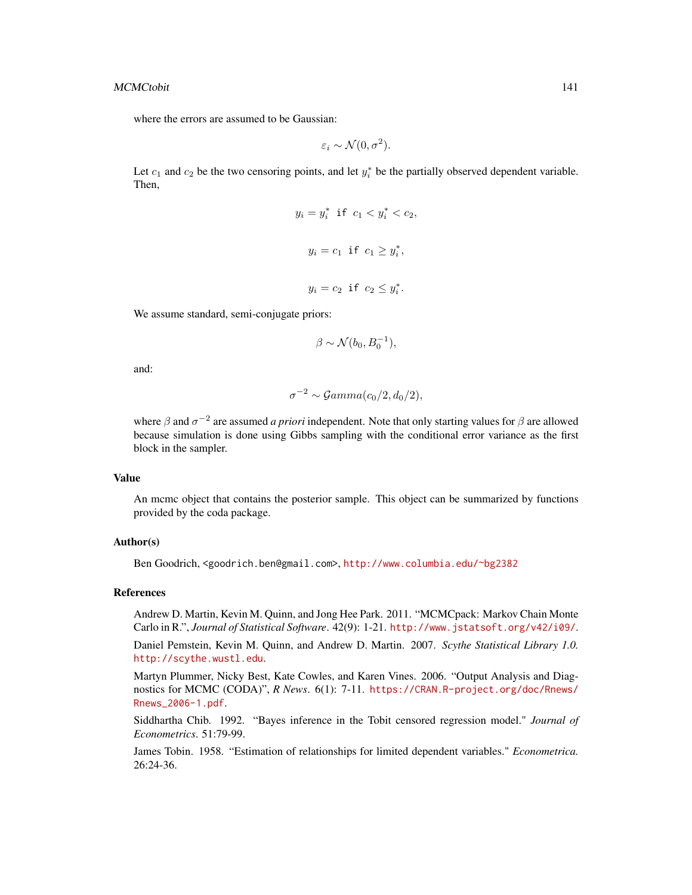where the errors are assumed to be Gaussian:

$$\varepsilon_i \sim \mathcal{N}(0, \sigma^2).$$

Let $c_1$ and $c_2$ be the two censoring points, and let $y_i^*$ be the partially observed dependent variable. Then,

$$y_i = y_i^* \texttt{ if } c_1 < y_i^* < c_2,$$

$$y_i = c_1 \texttt{ if } c_1 \geq y_i^*,$$

$$y_i = c_2 \texttt{ if } c_2 \leq y_i^*.$$

We assume standard, semi-conjugate priors:

$$\beta \sim \mathcal{N}(b_0, B_0^{-1}),$$

and:

$$\sigma^{-2} \sim \mathcal{G}amma(c_0/2, d_0/2),$$

where $\beta$ and $\sigma^{-2}$ are assumed *a priori* independent. Note that only starting values for $\beta$ are allowed because simulation is done using Gibbs sampling with the conditional error variance as the first block in the sampler.

## Value

An mcmc object that contains the posterior sample. This object can be summarized by functions provided by the coda package.

## Author(s)

Ben Goodrich, <goodrich.ben@gmail.com>, http://www.columbia.edu/~bg2382

## References

Andrew D. Martin, Kevin M. Quinn, and Jong Hee Park. 2011. "MCMCpack: Markov Chain Monte Carlo in R.", *Journal of Statistical Software*. 42(9): 1-21. http://www.jstatsoft.org/v42/i09/.

Daniel Pemstein, Kevin M. Quinn, and Andrew D. Martin. 2007. *Scythe Statistical Library 1.0.* http://scythe.wustl.edu.

Martyn Plummer, Nicky Best, Kate Cowles, and Karen Vines. 2006. "Output Analysis and Diagnostics for MCMC (CODA)", *R News*. 6(1): 7-11. https://CRAN.R-project.org/doc/Rnews/Rnews_2006-1.pdf.

Siddhartha Chib. 1992. "Bayes inference in the Tobit censored regression model." *Journal of Econometrics*. 51:79-99.

James Tobin. 1958. "Estimation of relationships for limited dependent variables." *Econometrica.* 26:24-36.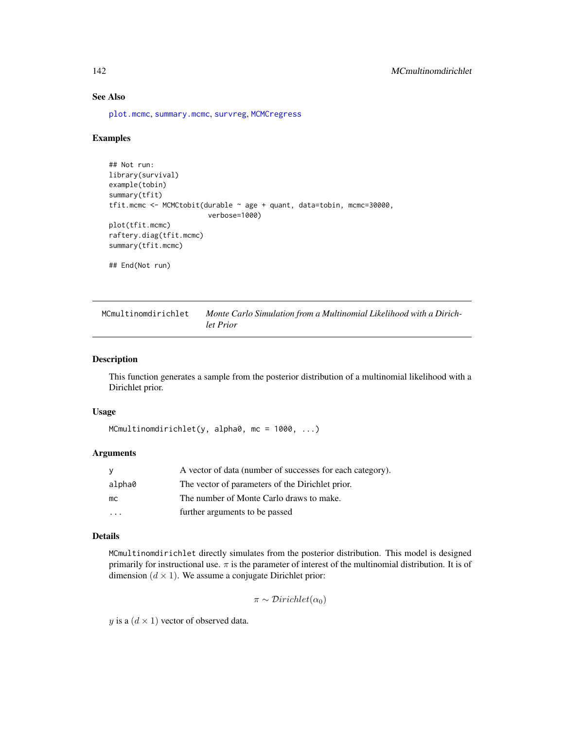## See Also

plot.mcmc, summary.mcmc, survreg, MCMCregress

## Examples

```
## Not run:
library(survival)
example(tobin)
summary(tfit)
tfit.mcmc <- MCMCtobit(durable ~ age + quant, data=tobin, mcmc=30000,
                        verbose=1000)
plot(tfit.mcmc)
raftery.diag(tfit.mcmc)
summary(tfit.mcmc)

## End(Not run)
```

---

# MCmultinomdirichlet — *Monte Carlo Simulation from a Multinomial Likelihood with a Dirichlet Prior*

---

## Description

This function generates a sample from the posterior distribution of a multinomial likelihood with a Dirichlet prior.

## Usage

```
MCmultinomdirichlet(y, alpha0, mc = 1000, ...)
```

## Arguments

| | |
|---|---|
| y | A vector of data (number of successes for each category). |
| alpha0 | The vector of parameters of the Dirichlet prior. |
| mc | The number of Monte Carlo draws to make. |
| ... | further arguments to be passed |

## Details

MCmultinomdirichlet directly simulates from the posterior distribution. This model is designed primarily for instructional use. $\pi$ is the parameter of interest of the multinomial distribution. It is of dimension $(d \times 1)$. We assume a conjugate Dirichlet prior:

$$\pi \sim \mathcal{D}irichlet(\alpha_0)$$

$y$ is a $(d \times 1)$ vector of observed data.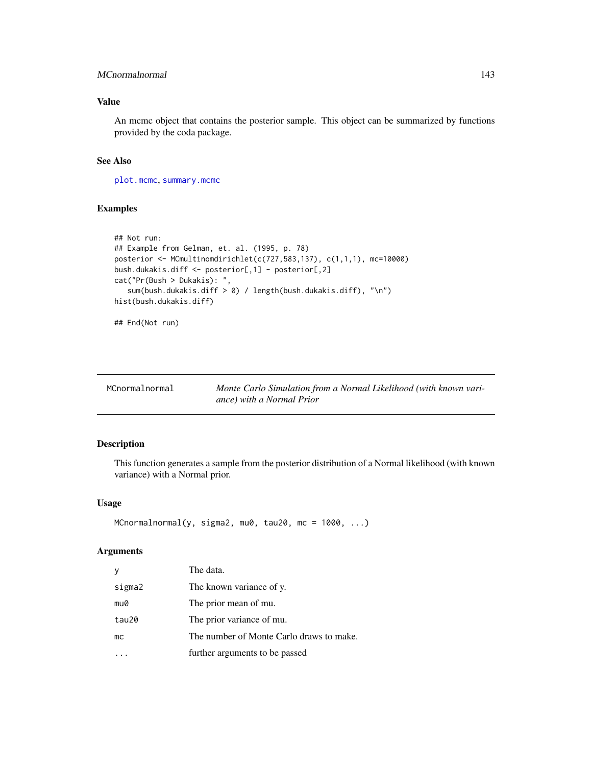## Value

An mcmc object that contains the posterior sample. This object can be summarized by functions provided by the coda package.

## See Also

plot.mcmc, summary.mcmc

## Examples

```
## Not run:
## Example from Gelman, et. al. (1995, p. 78)
posterior <- MCmultinomdirichlet(c(727,583,137), c(1,1,1), mc=10000)
bush.dukakis.diff <- posterior[,1] - posterior[,2]
cat("Pr(Bush > Dukakis): ",
   sum(bush.dukakis.diff > 0) / length(bush.dukakis.diff), "\n")
hist(bush.dukakis.diff)

## End(Not run)
```

---

# MCnormalnormal — *Monte Carlo Simulation from a Normal Likelihood (with known variance) with a Normal Prior*

## Description

This function generates a sample from the posterior distribution of a Normal likelihood (with known variance) with a Normal prior.

## Usage

```
MCnormalnormal(y, sigma2, mu0, tau20, mc = 1000, ...)
```

## Arguments

| | |
|---|---|
| y | The data. |
| sigma2 | The known variance of y. |
| mu0 | The prior mean of mu. |
| tau20 | The prior variance of mu. |
| mc | The number of Monte Carlo draws to make. |
| ... | further arguments to be passed |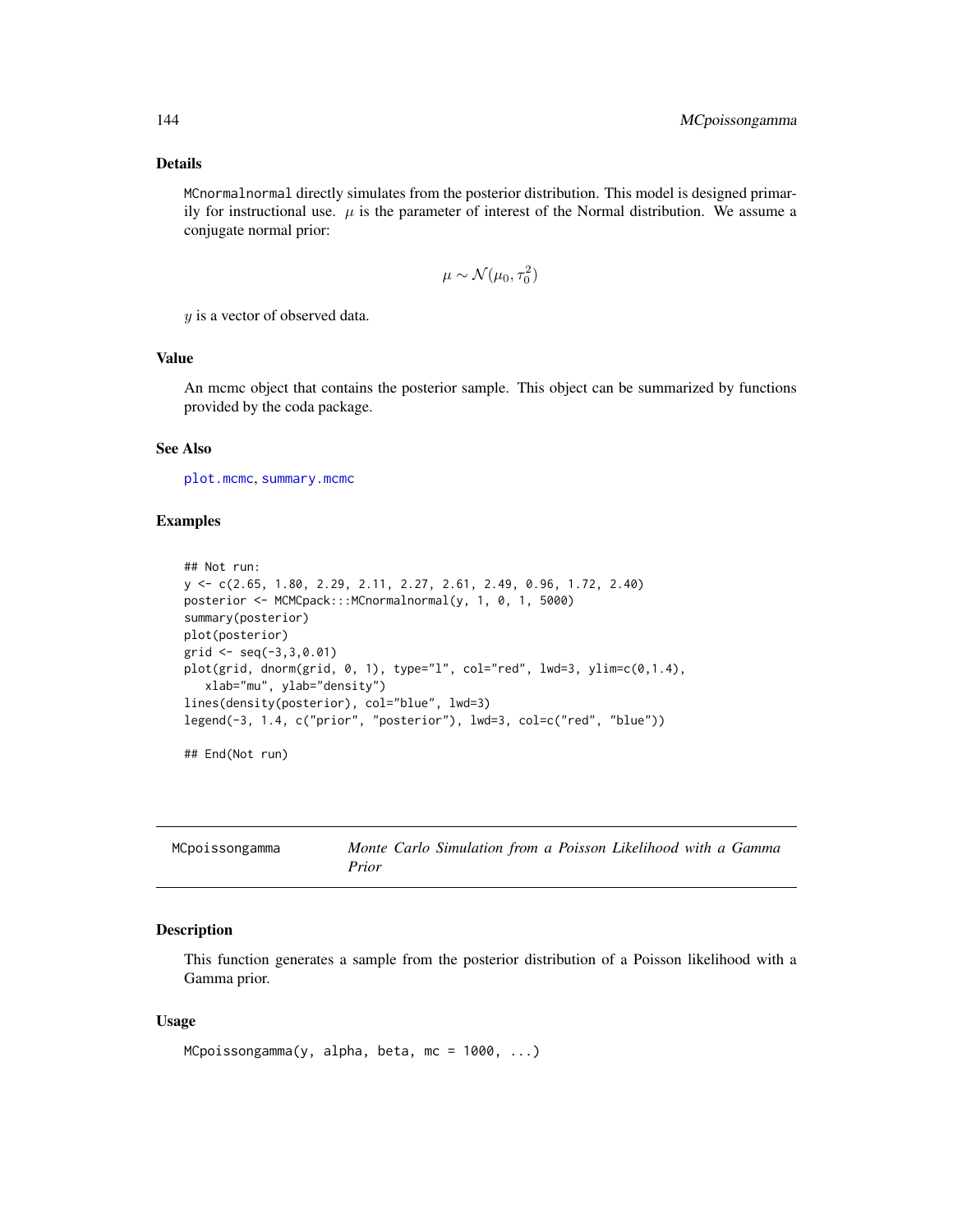## Details

MCnormalnormal directly simulates from the posterior distribution. This model is designed primarily for instructional use. $\mu$ is the parameter of interest of the Normal distribution. We assume a conjugate normal prior:

$$\mu \sim \mathcal{N}(\mu_0, \tau_0^2)$$

$y$ is a vector of observed data.

## Value

An mcmc object that contains the posterior sample. This object can be summarized by functions provided by the coda package.

## See Also

plot.mcmc, summary.mcmc

## Examples

```
## Not run:
y <- c(2.65, 1.80, 2.29, 2.11, 2.27, 2.61, 2.49, 0.96, 1.72, 2.40)
posterior <- MCMCpack:::MCnormalnormal(y, 1, 0, 1, 5000)
summary(posterior)
plot(posterior)
grid <- seq(-3,3,0.01)
plot(grid, dnorm(grid, 0, 1), type="l", col="red", lwd=3, ylim=c(0,1.4),
   xlab="mu", ylab="density")
lines(density(posterior), col="blue", lwd=3)
legend(-3, 1.4, c("prior", "posterior"), lwd=3, col=c("red", "blue"))

## End(Not run)
```

---

# MCpoissongamma — *Monte Carlo Simulation from a Poisson Likelihood with a Gamma Prior*

## Description

This function generates a sample from the posterior distribution of a Poisson likelihood with a Gamma prior.

## Usage

```
MCpoissongamma(y, alpha, beta, mc = 1000, ...)
```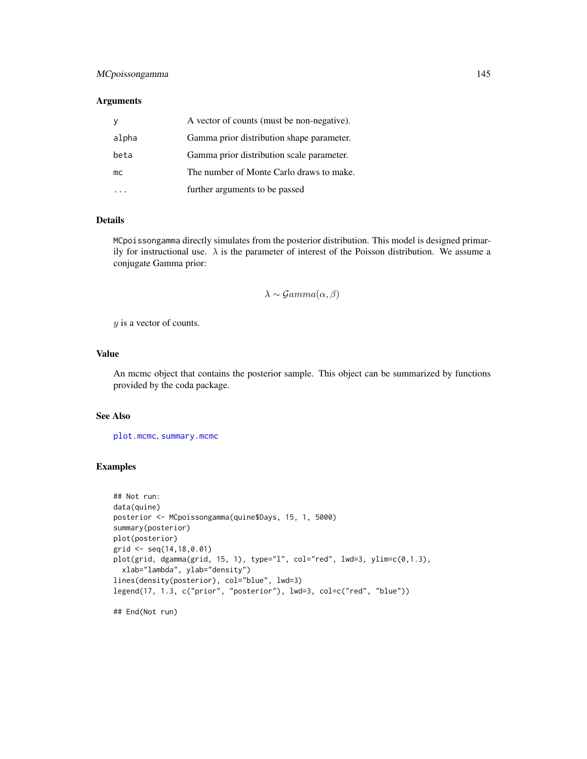### Arguments

| | |
|---|---|
| y | A vector of counts (must be non-negative). |
| alpha | Gamma prior distribution shape parameter. |
| beta | Gamma prior distribution scale parameter. |
| mc | The number of Monte Carlo draws to make. |
| ... | further arguments to be passed |

### Details

MCpoissongamma directly simulates from the posterior distribution. This model is designed primarily for instructional use. $\lambda$ is the parameter of interest of the Poisson distribution. We assume a conjugate Gamma prior:

$$\lambda \sim \mathcal{G}amma(\alpha, \beta)$$

$y$ is a vector of counts.

### Value

An mcmc object that contains the posterior sample. This object can be summarized by functions provided by the coda package.

### See Also

plot.mcmc, summary.mcmc

### Examples

```
## Not run:
data(quine)
posterior <- MCpoissongamma(quine$Days, 15, 1, 5000)
summary(posterior)
plot(posterior)
grid <- seq(14,18,0.01)
plot(grid, dgamma(grid, 15, 1), type="l", col="red", lwd=3, ylim=c(0,1.3),
  xlab="lambda", ylab="density")
lines(density(posterior), col="blue", lwd=3)
legend(17, 1.3, c("prior", "posterior"), lwd=3, col=c("red", "blue"))

## End(Not run)
```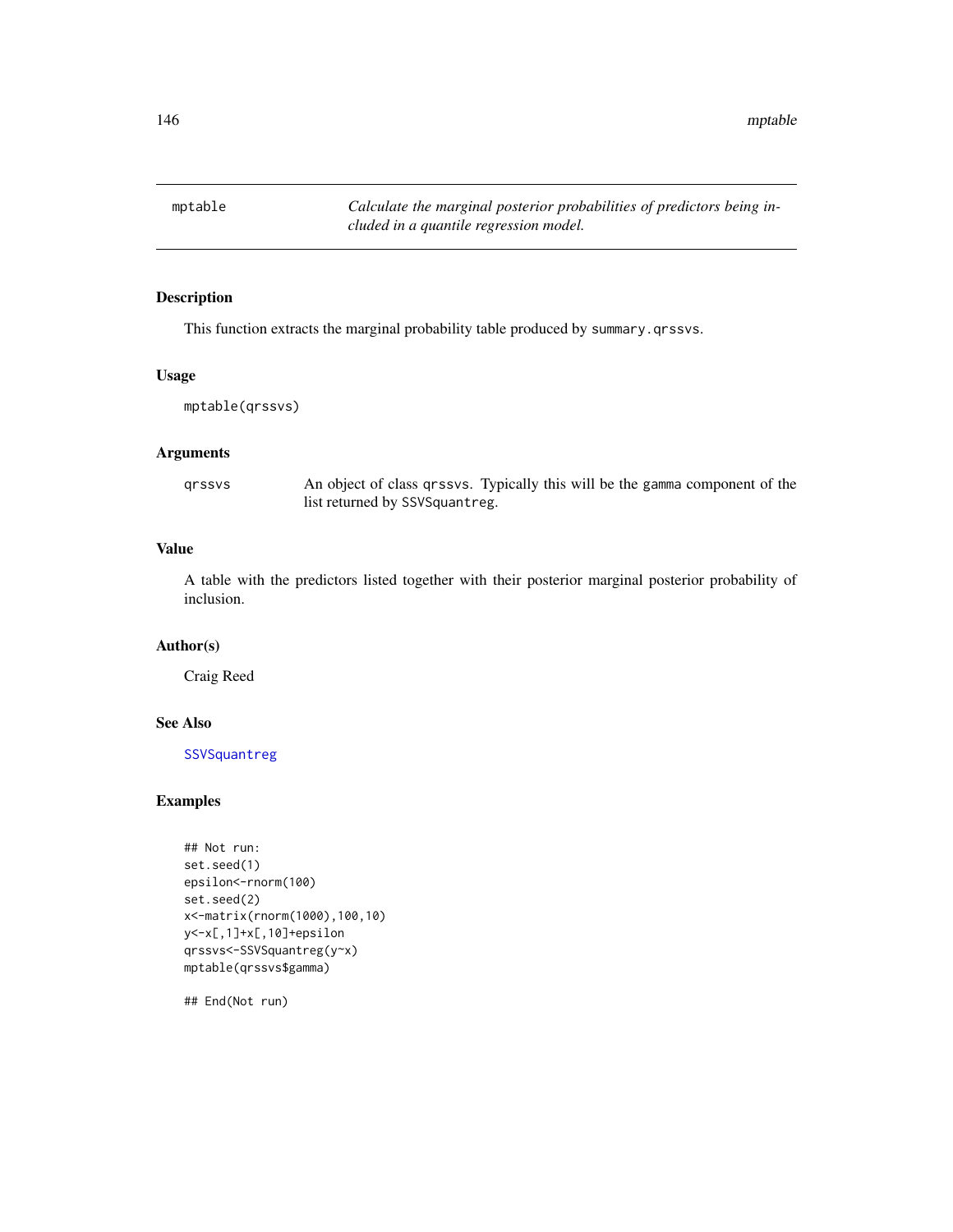# mptable — *Calculate the marginal posterior probabilities of predictors being included in a quantile regression model.*

## Description

This function extracts the marginal probability table produced by `summary.qrssvs`.

## Usage

```
mptable(qrssvs)
```

## Arguments

`qrssvs` An object of class `qrssvs`. Typically this will be the `gamma` component of the list returned by `SSVSquantreg`.

## Value

A table with the predictors listed together with their posterior marginal posterior probability of inclusion.

## Author(s)

Craig Reed

## See Also

`SSVSquantreg`

## Examples

```
## Not run:
set.seed(1)
epsilon<-rnorm(100)
set.seed(2)
x<-matrix(rnorm(1000),100,10)
y<-x[,1]+x[,10]+epsilon
qrssvs<-SSVSquantreg(y~x)
mptable(qrssvs$gamma)

## End(Not run)
```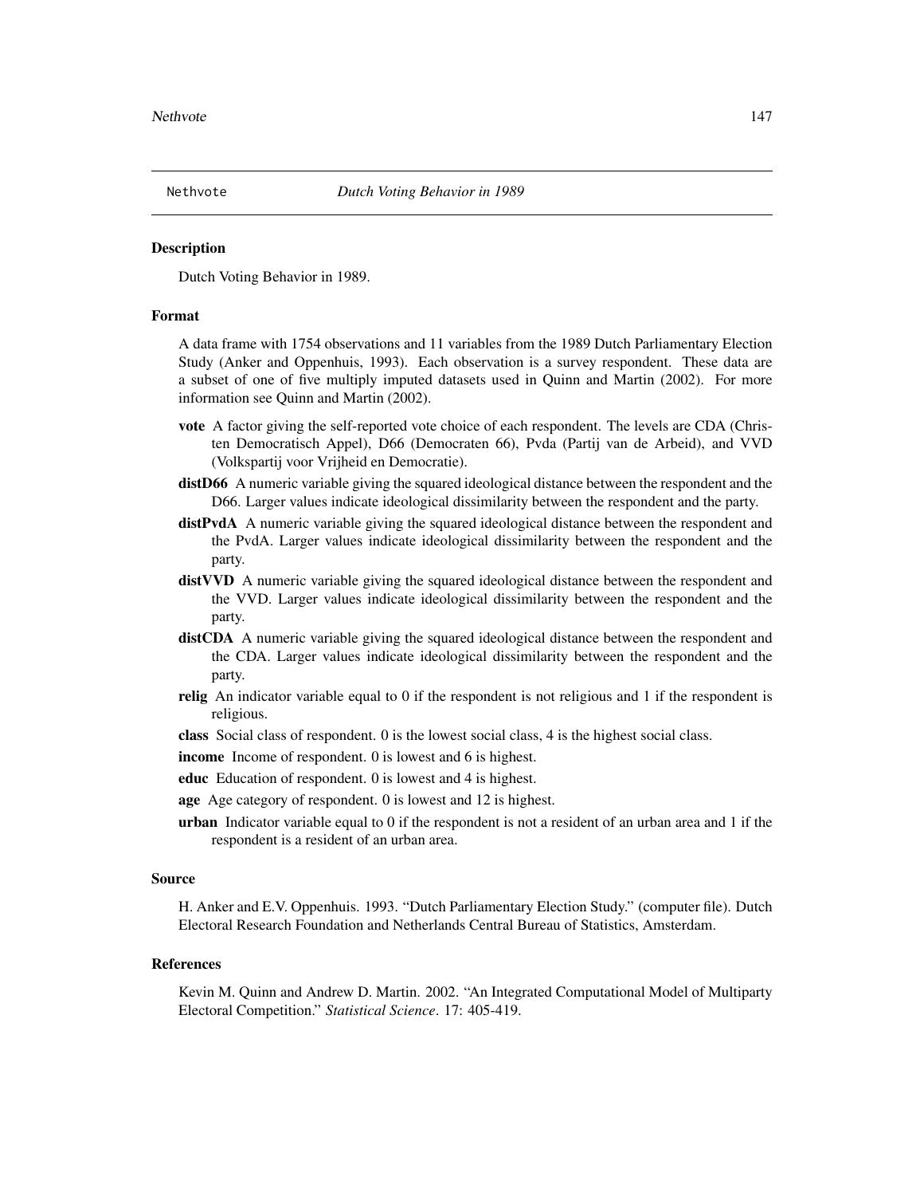Nethvote *Dutch Voting Behavior in 1989*

### Description

Dutch Voting Behavior in 1989.

### Format

A data frame with 1754 observations and 11 variables from the 1989 Dutch Parliamentary Election Study (Anker and Oppenhuis, 1993). Each observation is a survey respondent. These data are a subset of one of five multiply imputed datasets used in Quinn and Martin (2002). For more information see Quinn and Martin (2002).

- **vote** A factor giving the self-reported vote choice of each respondent. The levels are CDA (Christen Democratisch Appel), D66 (Democraten 66), Pvda (Partij van de Arbeid), and VVD (Volkspartij voor Vrijheid en Democratie).
- **distD66** A numeric variable giving the squared ideological distance between the respondent and the D66. Larger values indicate ideological dissimilarity between the respondent and the party.
- **distPvdA** A numeric variable giving the squared ideological distance between the respondent and the PvdA. Larger values indicate ideological dissimilarity between the respondent and the party.
- **distVVD** A numeric variable giving the squared ideological distance between the respondent and the VVD. Larger values indicate ideological dissimilarity between the respondent and the party.
- **distCDA** A numeric variable giving the squared ideological distance between the respondent and the CDA. Larger values indicate ideological dissimilarity between the respondent and the party.
- **relig** An indicator variable equal to 0 if the respondent is not religious and 1 if the respondent is religious.
- **class** Social class of respondent. 0 is the lowest social class, 4 is the highest social class.
- **income** Income of respondent. 0 is lowest and 6 is highest.
- **educ** Education of respondent. 0 is lowest and 4 is highest.
- **age** Age category of respondent. 0 is lowest and 12 is highest.
- **urban** Indicator variable equal to 0 if the respondent is not a resident of an urban area and 1 if the respondent is a resident of an urban area.

### Source

H. Anker and E.V. Oppenhuis. 1993. "Dutch Parliamentary Election Study." (computer file). Dutch Electoral Research Foundation and Netherlands Central Bureau of Statistics, Amsterdam.

### References

Kevin M. Quinn and Andrew D. Martin. 2002. "An Integrated Computational Model of Multiparty Electoral Competition." *Statistical Science*. 17: 405-419.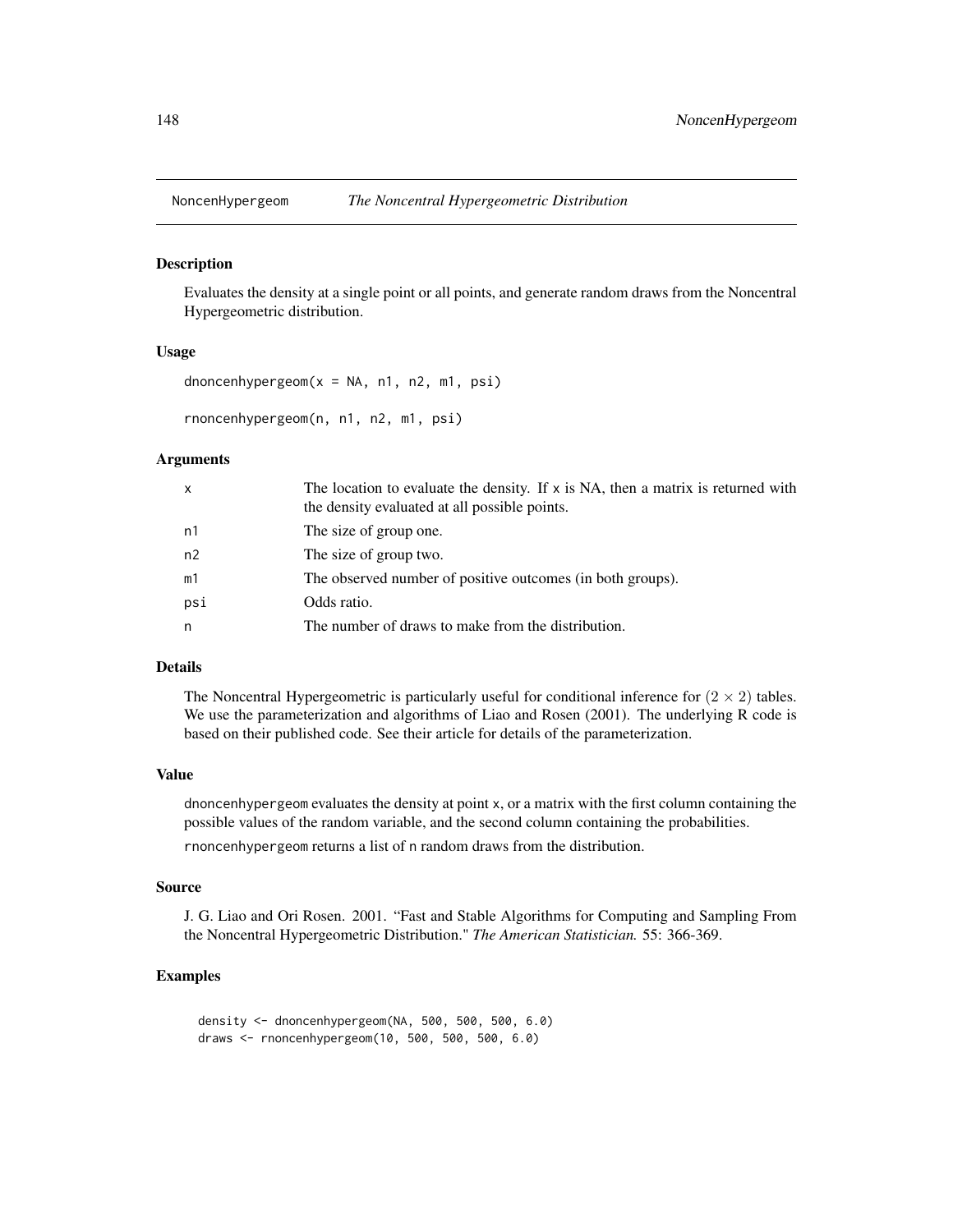NoncenHypergeom *The Noncentral Hypergeometric Distribution*

## Description

Evaluates the density at a single point or all points, and generate random draws from the Noncentral Hypergeometric distribution.

## Usage

```
dnoncenhypergeom(x = NA, n1, n2, m1, psi)

rnoncenhypergeom(n, n1, n2, m1, psi)
```

## Arguments

| | |
|---|---|
| x | The location to evaluate the density. If x is NA, then a matrix is returned with the density evaluated at all possible points. |
| n1 | The size of group one. |
| n2 | The size of group two. |
| m1 | The observed number of positive outcomes (in both groups). |
| psi | Odds ratio. |
| n | The number of draws to make from the distribution. |

## Details

The Noncentral Hypergeometric is particularly useful for conditional inference for $(2 \times 2)$ tables. We use the parameterization and algorithms of Liao and Rosen (2001). The underlying R code is based on their published code. See their article for details of the parameterization.

## Value

dnoncenhypergeom evaluates the density at point x, or a matrix with the first column containing the possible values of the random variable, and the second column containing the probabilities.

rnoncenhypergeom returns a list of n random draws from the distribution.

## Source

J. G. Liao and Ori Rosen. 2001. "Fast and Stable Algorithms for Computing and Sampling From the Noncentral Hypergeometric Distribution." *The American Statistician.* 55: 366-369.

## Examples

```
density <- dnoncenhypergeom(NA, 500, 500, 500, 6.0)
draws <- rnoncenhypergeom(10, 500, 500, 500, 6.0)
```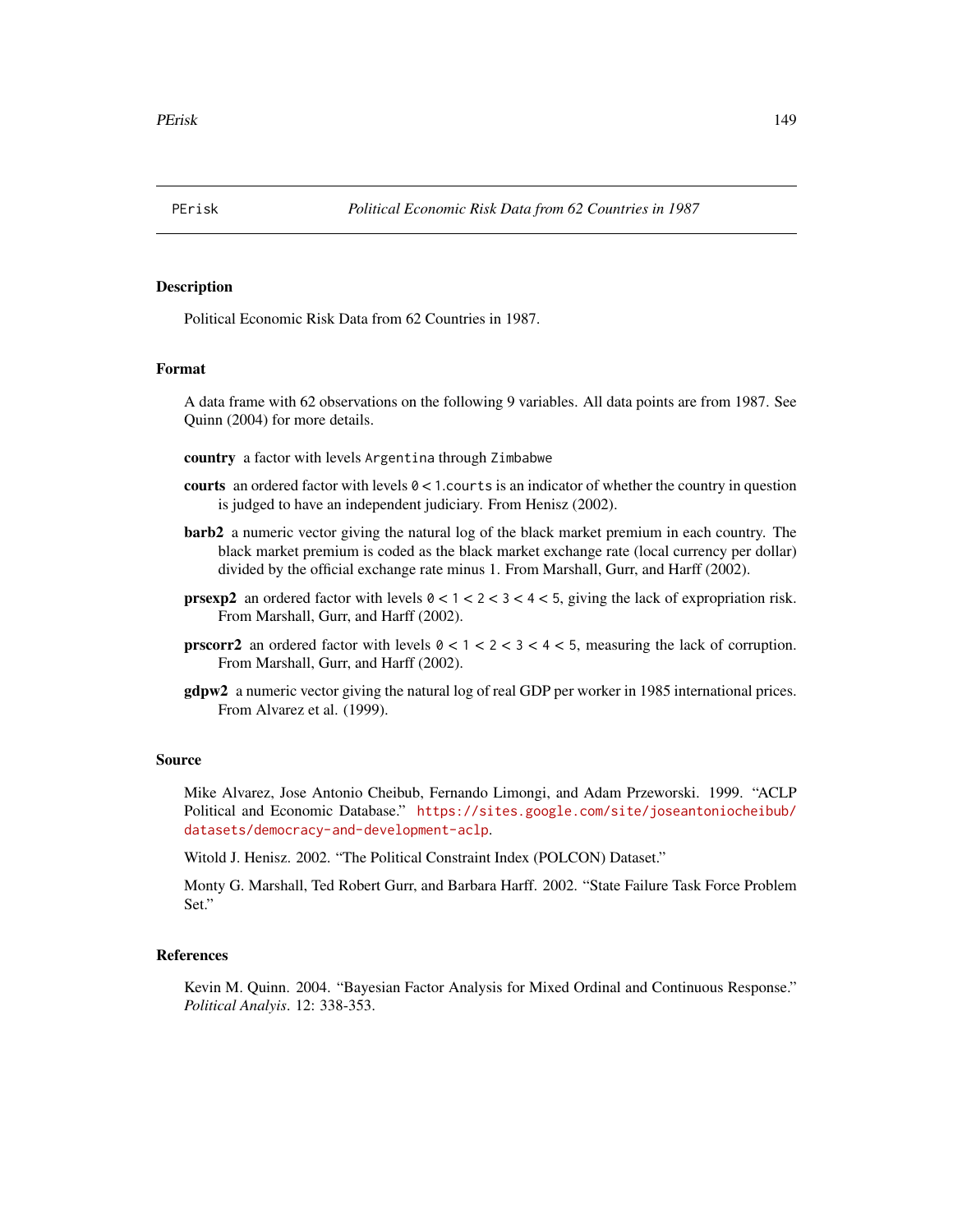PErisk *Political Economic Risk Data from 62 Countries in 1987*

## Description

Political Economic Risk Data from 62 Countries in 1987.

## Format

A data frame with 62 observations on the following 9 variables. All data points are from 1987. See Quinn (2004) for more details.

**country** a factor with levels `Argentina` through `Zimbabwe`

**courts** an ordered factor with levels `0` < `1`.`courts` is an indicator of whether the country in question is judged to have an independent judiciary. From Henisz (2002).

**barb2** a numeric vector giving the natural log of the black market premium in each country. The black market premium is coded as the black market exchange rate (local currency per dollar) divided by the official exchange rate minus 1. From Marshall, Gurr, and Harff (2002).

**prsexp2** an ordered factor with levels `0` < `1` < `2` < `3` < `4` < `5`, giving the lack of expropriation risk. From Marshall, Gurr, and Harff (2002).

**prscorr2** an ordered factor with levels `0` < `1` < `2` < `3` < `4` < `5`, measuring the lack of corruption. From Marshall, Gurr, and Harff (2002).

**gdpw2** a numeric vector giving the natural log of real GDP per worker in 1985 international prices. From Alvarez et al. (1999).

## Source

Mike Alvarez, Jose Antonio Cheibub, Fernando Limongi, and Adam Przeworski. 1999. "ACLP Political and Economic Database." https://sites.google.com/site/joseantoniocheibub/datasets/democracy-and-development-aclp.

Witold J. Henisz. 2002. "The Political Constraint Index (POLCON) Dataset."

Monty G. Marshall, Ted Robert Gurr, and Barbara Harff. 2002. "State Failure Task Force Problem Set."

## References

Kevin M. Quinn. 2004. "Bayesian Factor Analysis for Mixed Ordinal and Continuous Response." *Political Analyis*. 12: 338-353.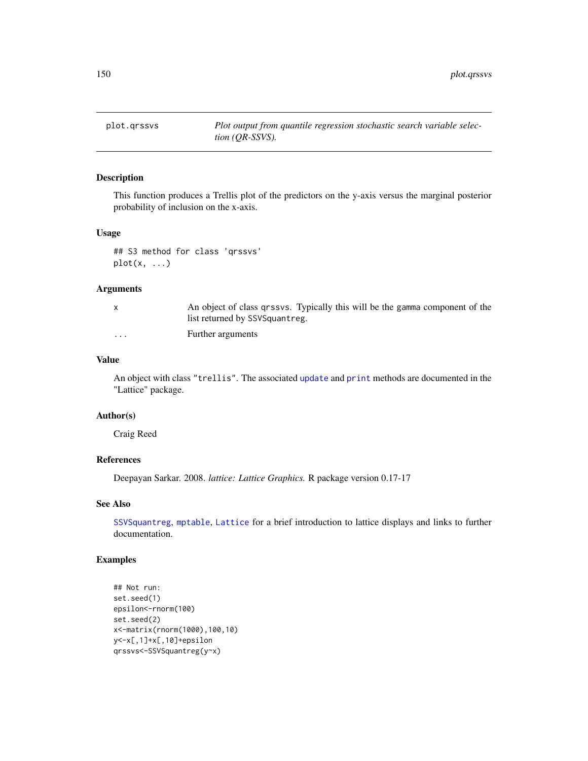| plot.qrssvs | *Plot output from quantile regression stochastic search variable selection (QR-SSVS).* |
|---|---|

## Description

This function produces a Trellis plot of the predictors on the y-axis versus the marginal posterior probability of inclusion on the x-axis.

## Usage

```
## S3 method for class 'qrssvs'
plot(x, ...)
```

## Arguments

| | |
|---|---|
| x | An object of class qrssvs. Typically this will be the gamma component of the list returned by SSVSquantreg. |
| ... | Further arguments |

## Value

An object with class "trellis". The associated update and print methods are documented in the "Lattice" package.

## Author(s)

Craig Reed

## References

Deepayan Sarkar. 2008. *lattice: Lattice Graphics.* R package version 0.17-17

## See Also

SSVSquantreg, mptable, Lattice for a brief introduction to lattice displays and links to further documentation.

## Examples

```
## Not run:
set.seed(1)
epsilon<-rnorm(100)
set.seed(2)
x<-matrix(rnorm(1000),100,10)
y<-x[,1]+x[,10]+epsilon
qrssvs<-SSVSquantreg(y~x)
```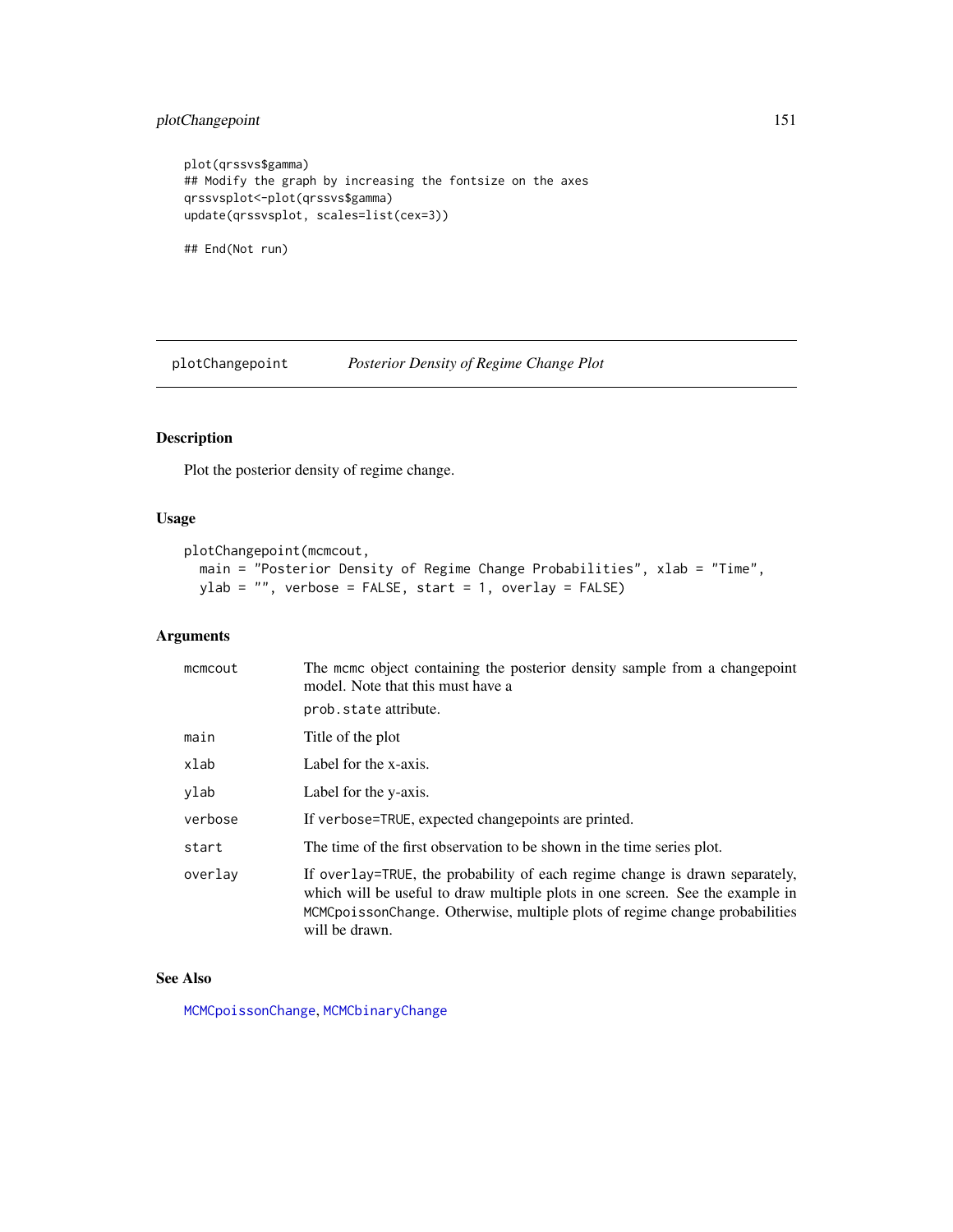```
plot(qrssvs$gamma)
## Modify the graph by increasing the fontsize on the axes
qrssvsplot<-plot(qrssvs$gamma)
update(qrssvsplot, scales=list(cex=3))

## End(Not run)
```

## plotChangepoint — *Posterior Density of Regime Change Plot*

### Description

Plot the posterior density of regime change.

### Usage

```
plotChangepoint(mcmcout,
  main = "Posterior Density of Regime Change Probabilities", xlab = "Time",
  ylab = "", verbose = FALSE, start = 1, overlay = FALSE)
```

### Arguments

| | |
|---|---|
| `mcmcout` | The `mcmc` object containing the posterior density sample from a changepoint model. Note that this must have a `prob.state` attribute. |
| `main` | Title of the plot |
| `xlab` | Label for the x-axis. |
| `ylab` | Label for the y-axis. |
| `verbose` | If `verbose=TRUE`, expected changepoints are printed. |
| `start` | The time of the first observation to be shown in the time series plot. |
| `overlay` | If `overlay=TRUE`, the probability of each regime change is drawn separately, which will be useful to draw multiple plots in one screen. See the example in `MCMCpoissonChange`. Otherwise, multiple plots of regime change probabilities will be drawn. |

### See Also

`MCMCpoissonChange`, `MCMCbinaryChange`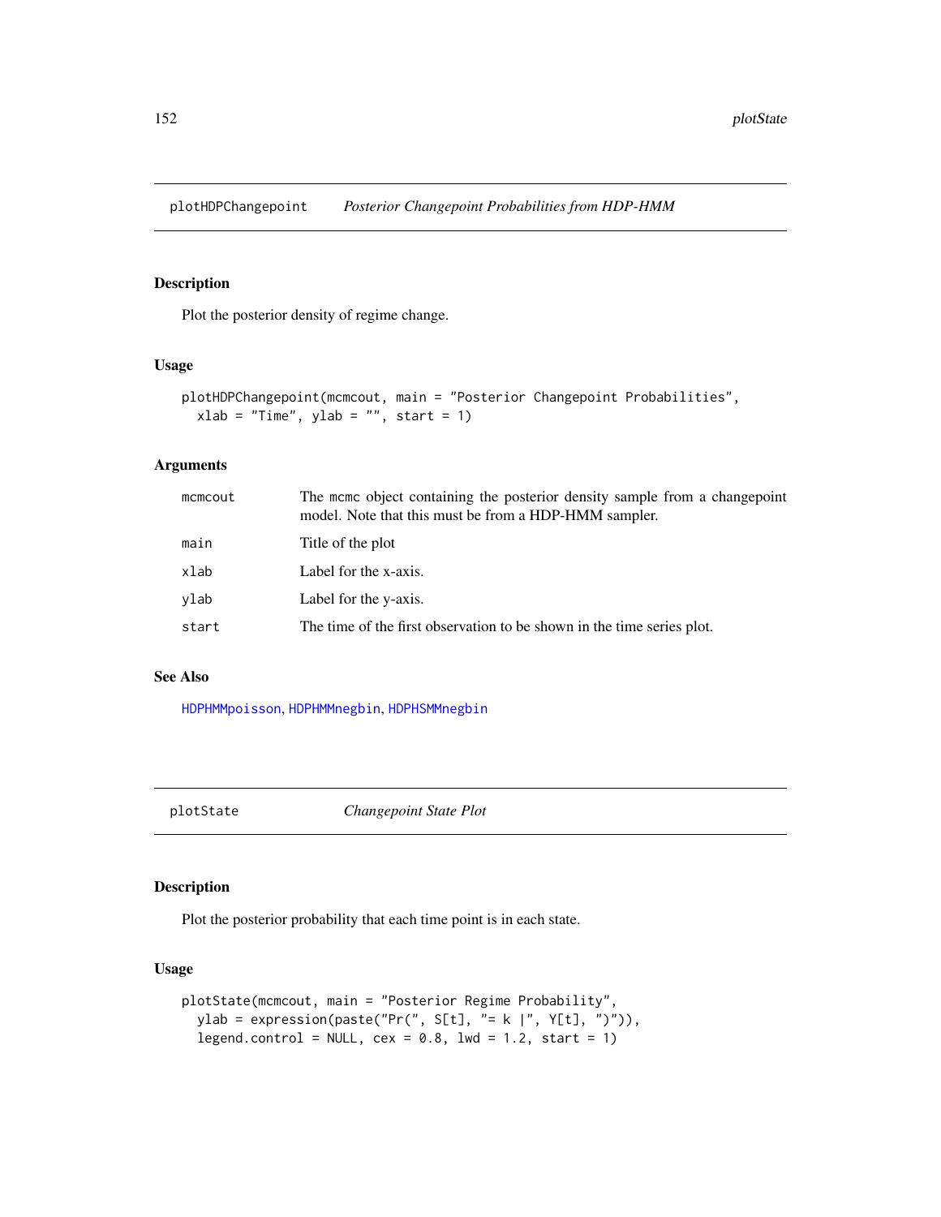## plotHDPChangepoint *Posterior Changepoint Probabilities from HDP-HMM*

### Description

Plot the posterior density of regime change.

### Usage

```
plotHDPChangepoint(mcmcout, main = "Posterior Changepoint Probabilities",
  xlab = "Time", ylab = "", start = 1)
```

### Arguments

| | |
|---|---|
| mcmcout | The mcmc object containing the posterior density sample from a changepoint model. Note that this must be from a HDP-HMM sampler. |
| main | Title of the plot |
| xlab | Label for the x-axis. |
| ylab | Label for the y-axis. |
| start | The time of the first observation to be shown in the time series plot. |

### See Also

HDPHMMpoisson, HDPHMMnegbin, HDPHSMMnegbin

## plotState *Changepoint State Plot*

### Description

Plot the posterior probability that each time point is in each state.

### Usage

```
plotState(mcmcout, main = "Posterior Regime Probability",
  ylab = expression(paste("Pr(", S[t], "= k |", Y[t], ")")),
  legend.control = NULL, cex = 0.8, lwd = 1.2, start = 1)
```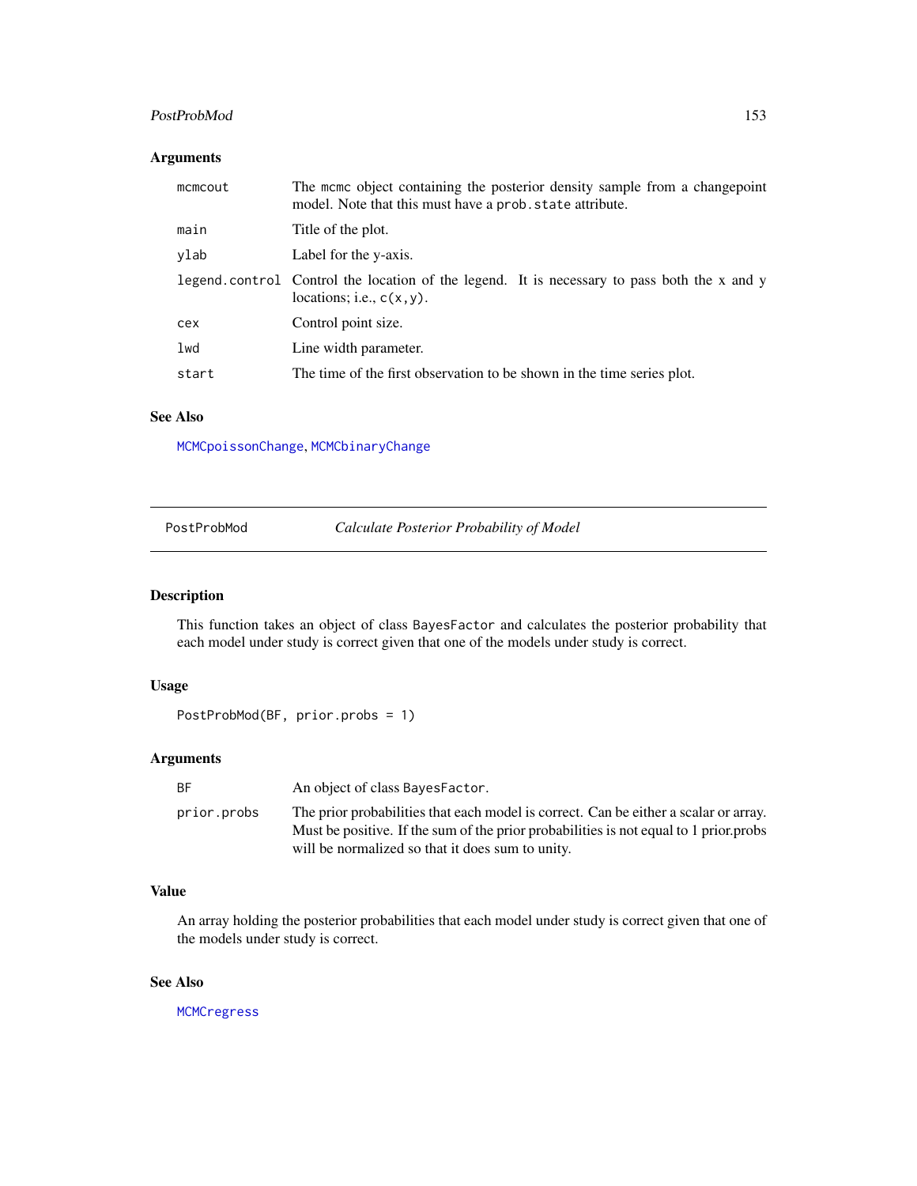## Arguments

| | |
|---|---|
| mcmcout | The mcmc object containing the posterior density sample from a changepoint model. Note that this must have a prob.state attribute. |
| main | Title of the plot. |
| ylab | Label for the y-axis. |
| legend.control | Control the location of the legend. It is necessary to pass both the x and y locations; i.e., c(x,y). |
| cex | Control point size. |
| lwd | Line width parameter. |
| start | The time of the first observation to be shown in the time series plot. |

## See Also

MCMCpoissonChange, MCMCbinaryChange

---

# PostProbMod — *Calculate Posterior Probability of Model*

---

## Description

This function takes an object of class BayesFactor and calculates the posterior probability that each model under study is correct given that one of the models under study is correct.

## Usage

```
PostProbMod(BF, prior.probs = 1)
```

## Arguments

| | |
|---|---|
| BF | An object of class BayesFactor. |
| prior.probs | The prior probabilities that each model is correct. Can be either a scalar or array. Must be positive. If the sum of the prior probabilities is not equal to 1 prior.probs will be normalized so that it does sum to unity. |

## Value

An array holding the posterior probabilities that each model under study is correct given that one of the models under study is correct.

## See Also

MCMCregress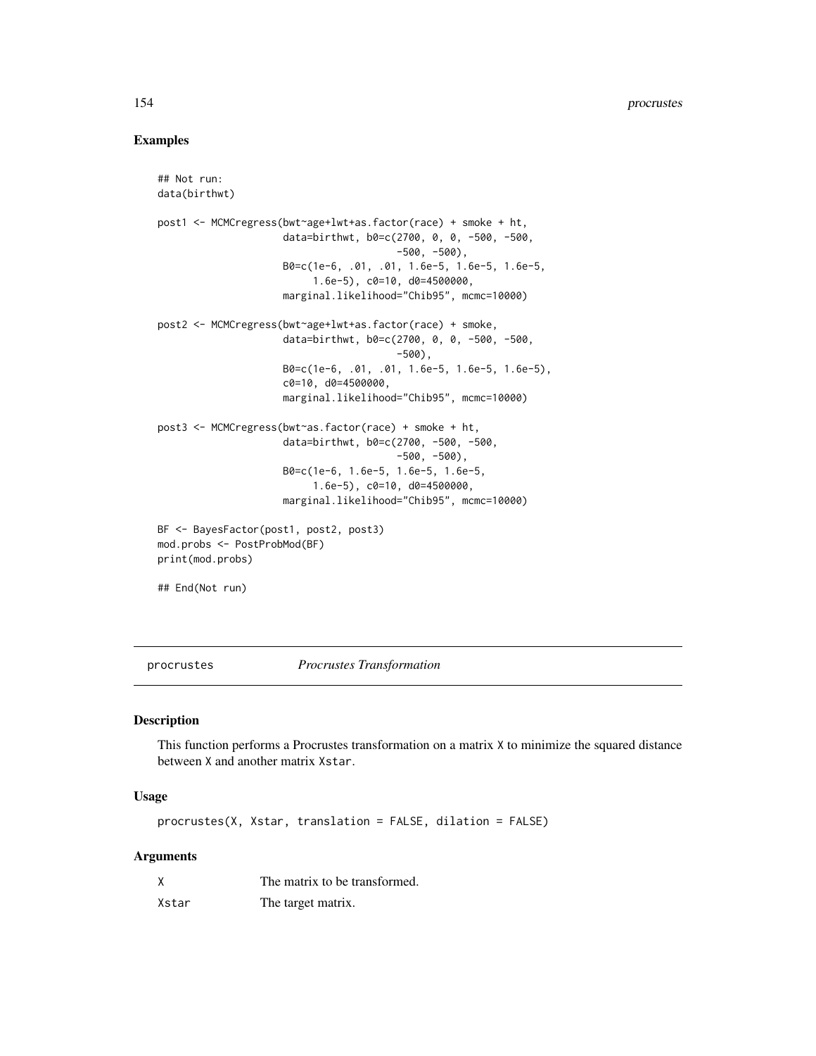### Examples

```
## Not run:
data(birthwt)

post1 <- MCMCregress(bwt~age+lwt+as.factor(race) + smoke + ht,
                     data=birthwt, b0=c(2700, 0, 0, -500, -500,
                                        -500, -500),
                     B0=c(1e-6, .01, .01, 1.6e-5, 1.6e-5, 1.6e-5,
                          1.6e-5), c0=10, d0=4500000,
                     marginal.likelihood="Chib95", mcmc=10000)

post2 <- MCMCregress(bwt~age+lwt+as.factor(race) + smoke,
                     data=birthwt, b0=c(2700, 0, 0, -500, -500,
                                        -500),
                     B0=c(1e-6, .01, .01, 1.6e-5, 1.6e-5, 1.6e-5),
                     c0=10, d0=4500000,
                     marginal.likelihood="Chib95", mcmc=10000)

post3 <- MCMCregress(bwt~as.factor(race) + smoke + ht,
                     data=birthwt, b0=c(2700, -500, -500,
                                        -500, -500),
                     B0=c(1e-6, 1.6e-5, 1.6e-5, 1.6e-5,
                          1.6e-5), c0=10, d0=4500000,
                     marginal.likelihood="Chib95", mcmc=10000)

BF <- BayesFactor(post1, post2, post3)
mod.probs <- PostProbMod(BF)
print(mod.probs)

## End(Not run)
```

---

## procrustes *Procrustes Transformation*

### Description

This function performs a Procrustes transformation on a matrix X to minimize the squared distance between X and another matrix Xstar.

### Usage

```
procrustes(X, Xstar, translation = FALSE, dilation = FALSE)
```

### Arguments

| | |
|---|---|
| X | The matrix to be transformed. |
| Xstar | The target matrix. |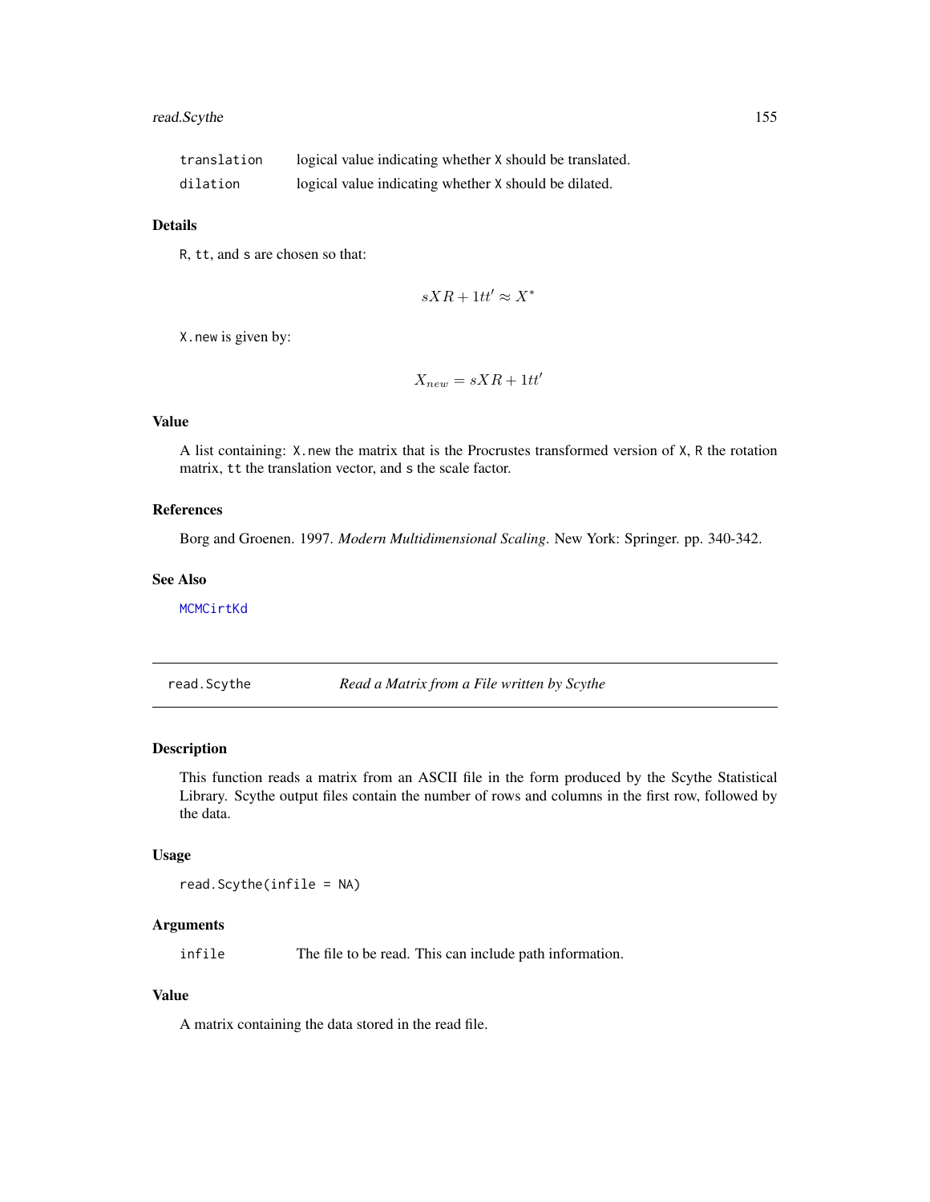| | |
|---|---|
| `translation` | logical value indicating whether `X` should be translated. |
| `dilation` | logical value indicating whether `X` should be dilated. |

### Details

`R`, `tt`, and `s` are chosen so that:

$$sXR + 1tt' \approx X^*$$

`X.new` is given by:

$$X_{new} = sXR + 1tt'$$

### Value

A list containing: `X.new` the matrix that is the Procrustes transformed version of `X`, `R` the rotation matrix, `tt` the translation vector, and `s` the scale factor.

### References

Borg and Groenen. 1997. *Modern Multidimensional Scaling*. New York: Springer. pp. 340-342.

### See Also

`MCMCirtKd`

---

## read.Scythe — *Read a Matrix from a File written by Scythe*

---

### Description

This function reads a matrix from an ASCII file in the form produced by the Scythe Statistical Library. Scythe output files contain the number of rows and columns in the first row, followed by the data.

### Usage

```
read.Scythe(infile = NA)
```

### Arguments

| | |
|---|---|
| `infile` | The file to be read. This can include path information. |

### Value

A matrix containing the data stored in the read file.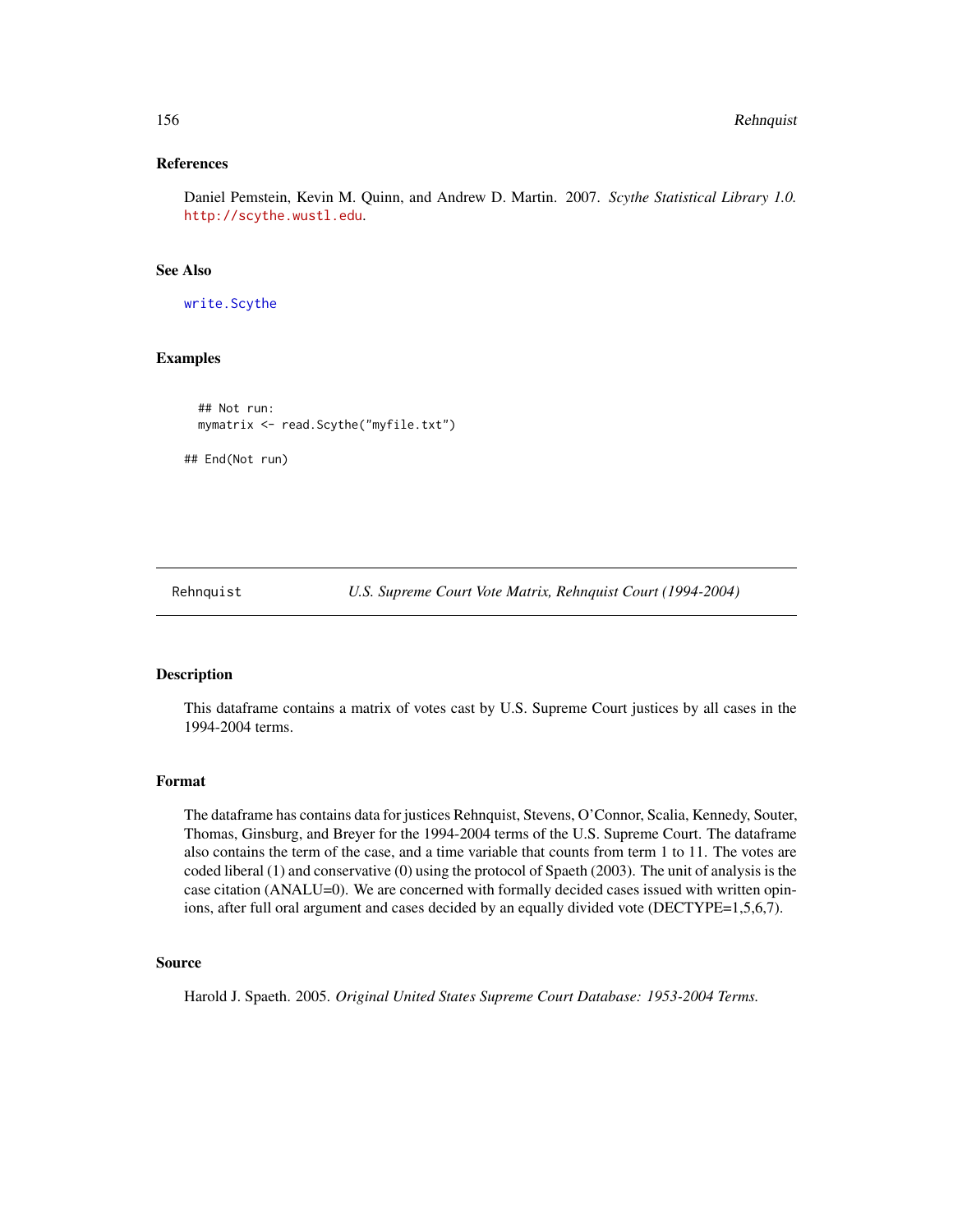## References

Daniel Pemstein, Kevin M. Quinn, and Andrew D. Martin. 2007. *Scythe Statistical Library 1.0.* http://scythe.wustl.edu.

## See Also

write.Scythe

## Examples

```
## Not run:
mymatrix <- read.Scythe("myfile.txt")

## End(Not run)
```

---

Rehnquist *U.S. Supreme Court Vote Matrix, Rehnquist Court (1994-2004)*

---

## Description

This dataframe contains a matrix of votes cast by U.S. Supreme Court justices by all cases in the 1994-2004 terms.

## Format

The dataframe has contains data for justices Rehnquist, Stevens, O'Connor, Scalia, Kennedy, Souter, Thomas, Ginsburg, and Breyer for the 1994-2004 terms of the U.S. Supreme Court. The dataframe also contains the term of the case, and a time variable that counts from term 1 to 11. The votes are coded liberal (1) and conservative (0) using the protocol of Spaeth (2003). The unit of analysis is the case citation (ANALU=0). We are concerned with formally decided cases issued with written opinions, after full oral argument and cases decided by an equally divided vote (DECTYPE=1,5,6,7).

## Source

Harold J. Spaeth. 2005. *Original United States Supreme Court Database: 1953-2004 Terms.*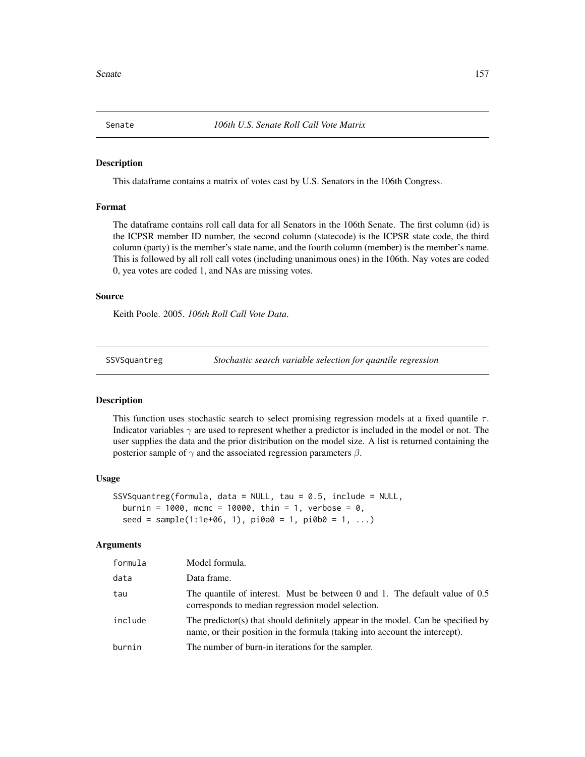## Senate — *106th U.S. Senate Roll Call Vote Matrix*

### Description

This dataframe contains a matrix of votes cast by U.S. Senators in the 106th Congress.

### Format

The dataframe contains roll call data for all Senators in the 106th Senate. The first column (id) is the ICPSR member ID number, the second column (statecode) is the ICPSR state code, the third column (party) is the member's state name, and the fourth column (member) is the member's name. This is followed by all roll call votes (including unanimous ones) in the 106th. Nay votes are coded 0, yea votes are coded 1, and NAs are missing votes.

### Source

Keith Poole. 2005. *106th Roll Call Vote Data*.

## SSVSquantreg — *Stochastic search variable selection for quantile regression*

### Description

This function uses stochastic search to select promising regression models at a fixed quantile $\tau$. Indicator variables $\gamma$ are used to represent whether a predictor is included in the model or not. The user supplies the data and the prior distribution on the model size. A list is returned containing the posterior sample of $\gamma$ and the associated regression parameters $\beta$.

### Usage

```
SSVSquantreg(formula, data = NULL, tau = 0.5, include = NULL,
  burnin = 1000, mcmc = 10000, thin = 1, verbose = 0,
  seed = sample(1:1e+06, 1), pi0a0 = 1, pi0b0 = 1, ...)
```

### Arguments

| | |
|---|---|
| formula | Model formula. |
| data | Data frame. |
| tau | The quantile of interest. Must be between 0 and 1. The default value of 0.5 corresponds to median regression model selection. |
| include | The predictor(s) that should definitely appear in the model. Can be specified by name, or their position in the formula (taking into account the intercept). |
| burnin | The number of burn-in iterations for the sampler. |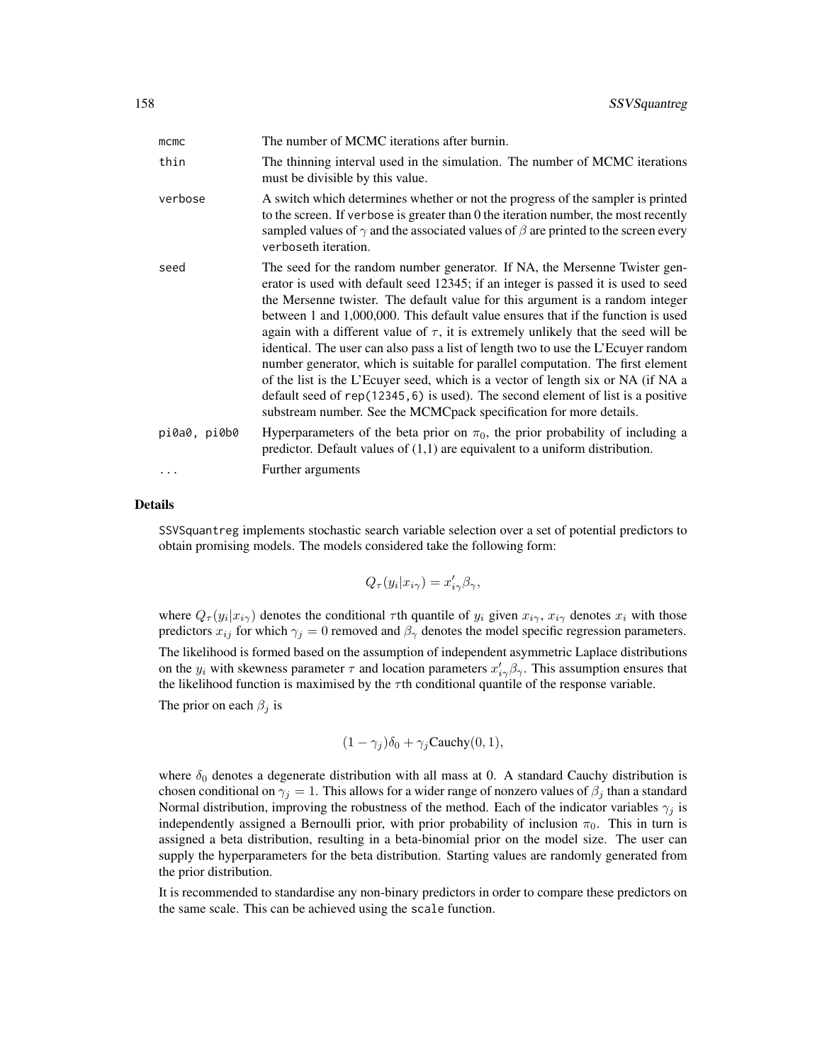| | |
|---|---|
| mcmc | The number of MCMC iterations after burnin. |
| thin | The thinning interval used in the simulation. The number of MCMC iterations must be divisible by this value. |
| verbose | A switch which determines whether or not the progress of the sampler is printed to the screen. If verbose is greater than 0 the iteration number, the most recently sampled values of $\gamma$ and the associated values of $\beta$ are printed to the screen every verboseth iteration. |
| seed | The seed for the random number generator. If NA, the Mersenne Twister generator is used with default seed 12345; if an integer is passed it is used to seed the Mersenne twister. The default value for this argument is a random integer between 1 and 1,000,000. This default value ensures that if the function is used again with a different value of $\tau$, it is extremely unlikely that the seed will be identical. The user can also pass a list of length two to use the L'Ecuyer random number generator, which is suitable for parallel computation. The first element of the list is the L'Ecuyer seed, which is a vector of length six or NA (if NA a default seed of rep(12345,6) is used). The second element of list is a positive substream number. See the MCMCpack specification for more details. |
| pi0a0, pi0b0 | Hyperparameters of the beta prior on $\pi_0$, the prior probability of including a predictor. Default values of (1,1) are equivalent to a uniform distribution. |
| ... | Further arguments |

## Details

SSVSquantreg implements stochastic search variable selection over a set of potential predictors to obtain promising models. The models considered take the following form:

$$Q_\tau(y_i|x_{i\gamma}) = x_{i\gamma}'\beta_\gamma,$$

where $Q_\tau(y_i|x_{i\gamma})$ denotes the conditional $\tau$th quantile of $y_i$ given $x_{i\gamma}$, $x_{i\gamma}$ denotes $x_i$ with those predictors $x_{ij}$ for which $\gamma_j = 0$ removed and $\beta_\gamma$ denotes the model specific regression parameters.

The likelihood is formed based on the assumption of independent asymmetric Laplace distributions on the $y_i$ with skewness parameter $\tau$ and location parameters $x_{i\gamma}'\beta_\gamma$. This assumption ensures that the likelihood function is maximised by the $\tau$th conditional quantile of the response variable.

The prior on each $\beta_j$ is

$$(1 - \gamma_j)\delta_0 + \gamma_j \text{Cauchy}(0, 1),$$

where $\delta_0$ denotes a degenerate distribution with all mass at 0. A standard Cauchy distribution is chosen conditional on $\gamma_j = 1$. This allows for a wider range of nonzero values of $\beta_j$ than a standard Normal distribution, improving the robustness of the method. Each of the indicator variables $\gamma_j$ is independently assigned a Bernoulli prior, with prior probability of inclusion $\pi_0$. This in turn is assigned a beta distribution, resulting in a beta-binomial prior on the model size. The user can supply the hyperparameters for the beta distribution. Starting values are randomly generated from the prior distribution.

It is recommended to standardise any non-binary predictors in order to compare these predictors on the same scale. This can be achieved using the scale function.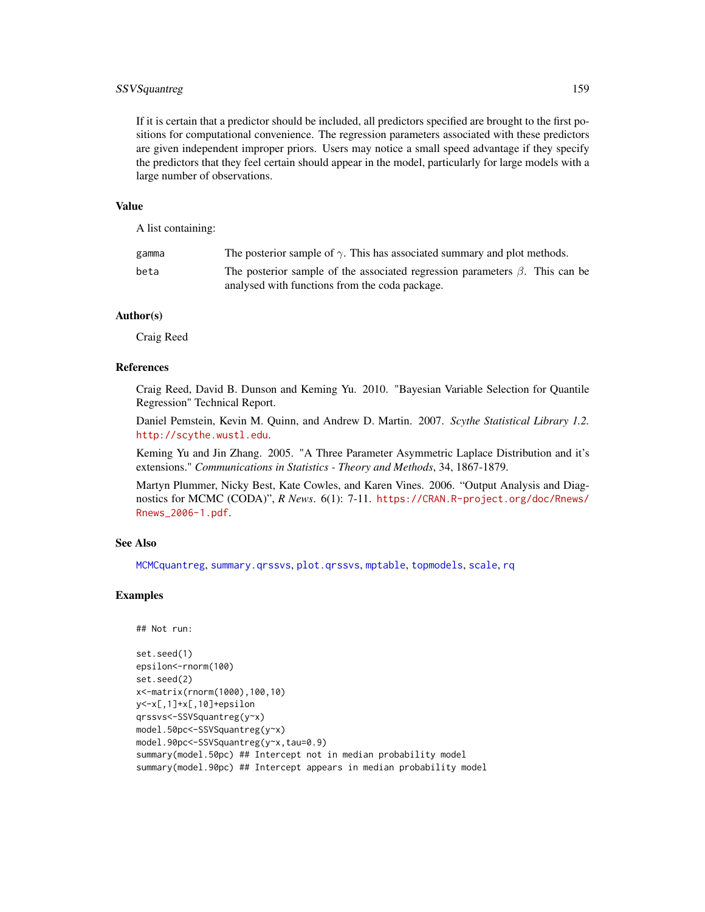If it is certain that a predictor should be included, all predictors specified are brought to the first positions for computational convenience. The regression parameters associated with these predictors are given independent improper priors. Users may notice a small speed advantage if they specify the predictors that they feel certain should appear in the model, particularly for large models with a large number of observations.

### Value

A list containing:

| | |
|---|---|
| gamma | The posterior sample of $\gamma$. This has associated summary and plot methods. |
| beta | The posterior sample of the associated regression parameters $\beta$. This can be analysed with functions from the coda package. |

### Author(s)

Craig Reed

### References

Craig Reed, David B. Dunson and Keming Yu. 2010. "Bayesian Variable Selection for Quantile Regression" Technical Report.

Daniel Pemstein, Kevin M. Quinn, and Andrew D. Martin. 2007. *Scythe Statistical Library 1.2.* http://scythe.wustl.edu.

Keming Yu and Jin Zhang. 2005. "A Three Parameter Asymmetric Laplace Distribution and it's extensions." *Communications in Statistics - Theory and Methods*, 34, 1867-1879.

Martyn Plummer, Nicky Best, Kate Cowles, and Karen Vines. 2006. "Output Analysis and Diagnostics for MCMC (CODA)", *R News*. 6(1): 7-11. https://CRAN.R-project.org/doc/Rnews/Rnews_2006-1.pdf.

### See Also

MCMCquantreg, summary.qrssvs, plot.qrssvs, mptable, topmodels, scale, rq

### Examples

```
## Not run:

set.seed(1)
epsilon<-rnorm(100)
set.seed(2)
x<-matrix(rnorm(1000),100,10)
y<-x[,1]+x[,10]+epsilon
qrssvs<-SSVSquantreg(y~x)
model.50pc<-SSVSquantreg(y~x)
model.90pc<-SSVSquantreg(y~x,tau=0.9)
summary(model.50pc) ## Intercept not in median probability model
summary(model.90pc) ## Intercept appears in median probability model
```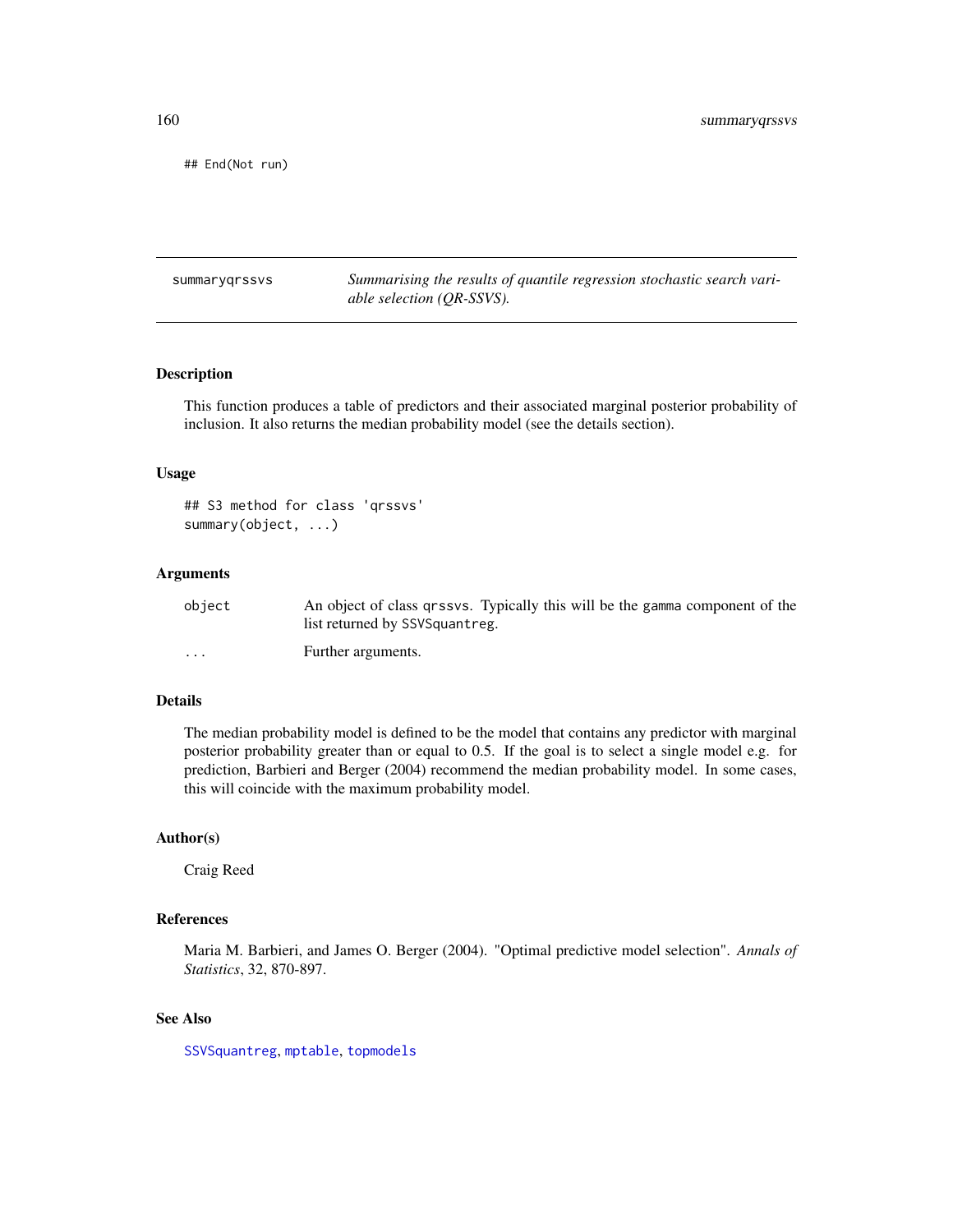```
## End(Not run)
```

---

summaryqrssvs *Summarising the results of quantile regression stochastic search variable selection (QR-SSVS).*

---

### Description

This function produces a table of predictors and their associated marginal posterior probability of inclusion. It also returns the median probability model (see the details section).

### Usage

```
## S3 method for class 'qrssvs'
summary(object, ...)
```

### Arguments

| | |
|---|---|
| object | An object of class qrssvs. Typically this will be the gamma component of the list returned by SSVSquantreg. |
| ... | Further arguments. |

### Details

The median probability model is defined to be the model that contains any predictor with marginal posterior probability greater than or equal to 0.5. If the goal is to select a single model e.g. for prediction, Barbieri and Berger (2004) recommend the median probability model. In some cases, this will coincide with the maximum probability model.

### Author(s)

Craig Reed

### References

Maria M. Barbieri, and James O. Berger (2004). "Optimal predictive model selection". *Annals of Statistics*, 32, 870-897.

### See Also

SSVSquantreg, mptable, topmodels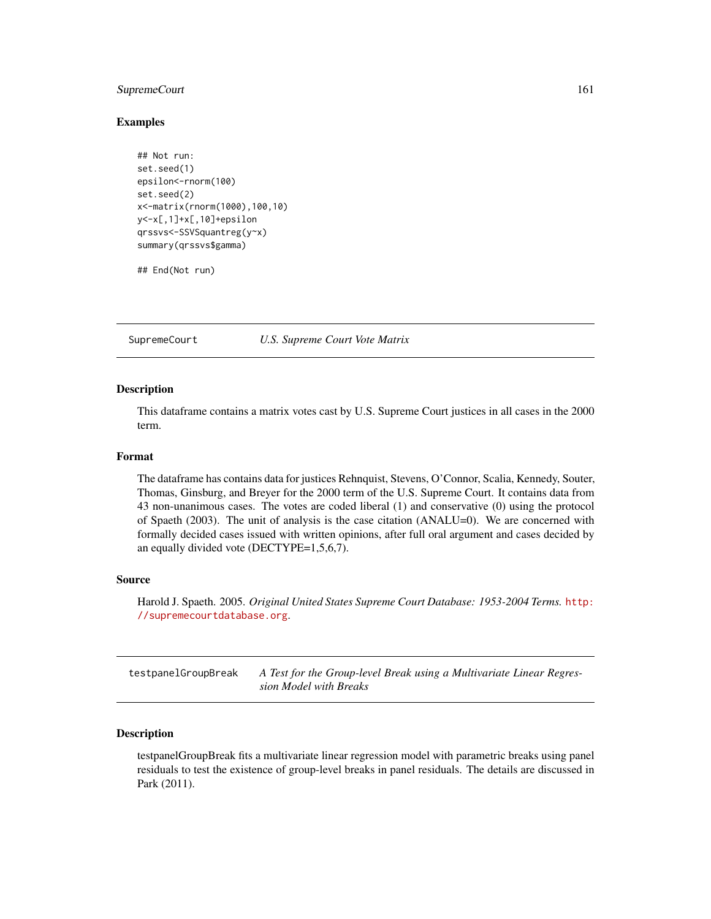### Examples

```
## Not run:
set.seed(1)
epsilon<-rnorm(100)
set.seed(2)
x<-matrix(rnorm(1000),100,10)
y<-x[,1]+x[,10]+epsilon
qrssvs<-SSVSquantreg(y~x)
summary(qrssvs$gamma)

## End(Not run)
```

---

## SupremeCourt — *U.S. Supreme Court Vote Matrix*

### Description

This dataframe contains a matrix votes cast by U.S. Supreme Court justices in all cases in the 2000 term.

### Format

The dataframe has contains data for justices Rehnquist, Stevens, O'Connor, Scalia, Kennedy, Souter, Thomas, Ginsburg, and Breyer for the 2000 term of the U.S. Supreme Court. It contains data from 43 non-unanimous cases. The votes are coded liberal (1) and conservative (0) using the protocol of Spaeth (2003). The unit of analysis is the case citation (ANALU=0). We are concerned with formally decided cases issued with written opinions, after full oral argument and cases decided by an equally divided vote (DECTYPE=1,5,6,7).

### Source

Harold J. Spaeth. 2005. *Original United States Supreme Court Database: 1953-2004 Terms.* http://supremecourtdatabase.org.

---

## testpanelGroupBreak — *A Test for the Group-level Break using a Multivariate Linear Regression Model with Breaks*

### Description

testpanelGroupBreak fits a multivariate linear regression model with parametric breaks using panel residuals to test the existence of group-level breaks in panel residuals. The details are discussed in Park (2011).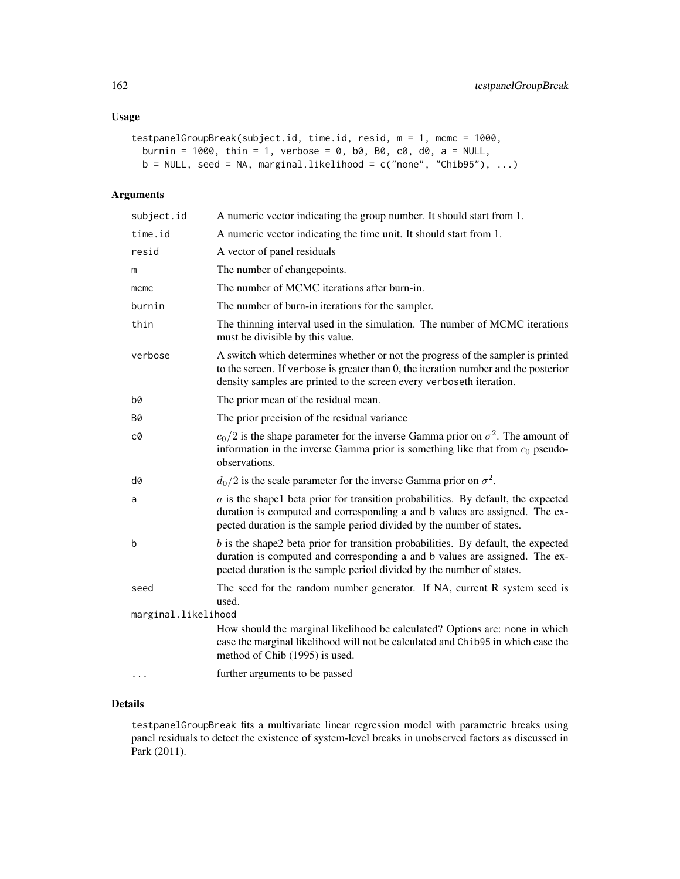## Usage

```
testpanelGroupBreak(subject.id, time.id, resid, m = 1, mcmc = 1000,
  burnin = 1000, thin = 1, verbose = 0, b0, B0, c0, d0, a = NULL,
  b = NULL, seed = NA, marginal.likelihood = c("none", "Chib95"), ...)
```

## Arguments

| | |
|---|---|
| subject.id | A numeric vector indicating the group number. It should start from 1. |
| time.id | A numeric vector indicating the time unit. It should start from 1. |
| resid | A vector of panel residuals |
| m | The number of changepoints. |
| mcmc | The number of MCMC iterations after burn-in. |
| burnin | The number of burn-in iterations for the sampler. |
| thin | The thinning interval used in the simulation. The number of MCMC iterations must be divisible by this value. |
| verbose | A switch which determines whether or not the progress of the sampler is printed to the screen. If verbose is greater than 0, the iteration number and the posterior density samples are printed to the screen every verboseth iteration. |
| b0 | The prior mean of the residual mean. |
| B0 | The prior precision of the residual variance |
| c0 | $c_0/2$ is the shape parameter for the inverse Gamma prior on $\sigma^2$. The amount of information in the inverse Gamma prior is something like that from $c_0$ pseudo-observations. |
| d0 | $d_0/2$ is the scale parameter for the inverse Gamma prior on $\sigma^2$. |
| a | $a$ is the shape1 beta prior for transition probabilities. By default, the expected duration is computed and corresponding a and b values are assigned. The expected duration is the sample period divided by the number of states. |
| b | $b$ is the shape2 beta prior for transition probabilities. By default, the expected duration is computed and corresponding a and b values are assigned. The expected duration is the sample period divided by the number of states. |
| seed | The seed for the random number generator. If NA, current R system seed is used. |
| marginal.likelihood | How should the marginal likelihood be calculated? Options are: none in which case the marginal likelihood will not be calculated and Chib95 in which case the method of Chib (1995) is used. |
| ... | further arguments to be passed |

## Details

testpanelGroupBreak fits a multivariate linear regression model with parametric breaks using panel residuals to detect the existence of system-level breaks in unobserved factors as discussed in Park (2011).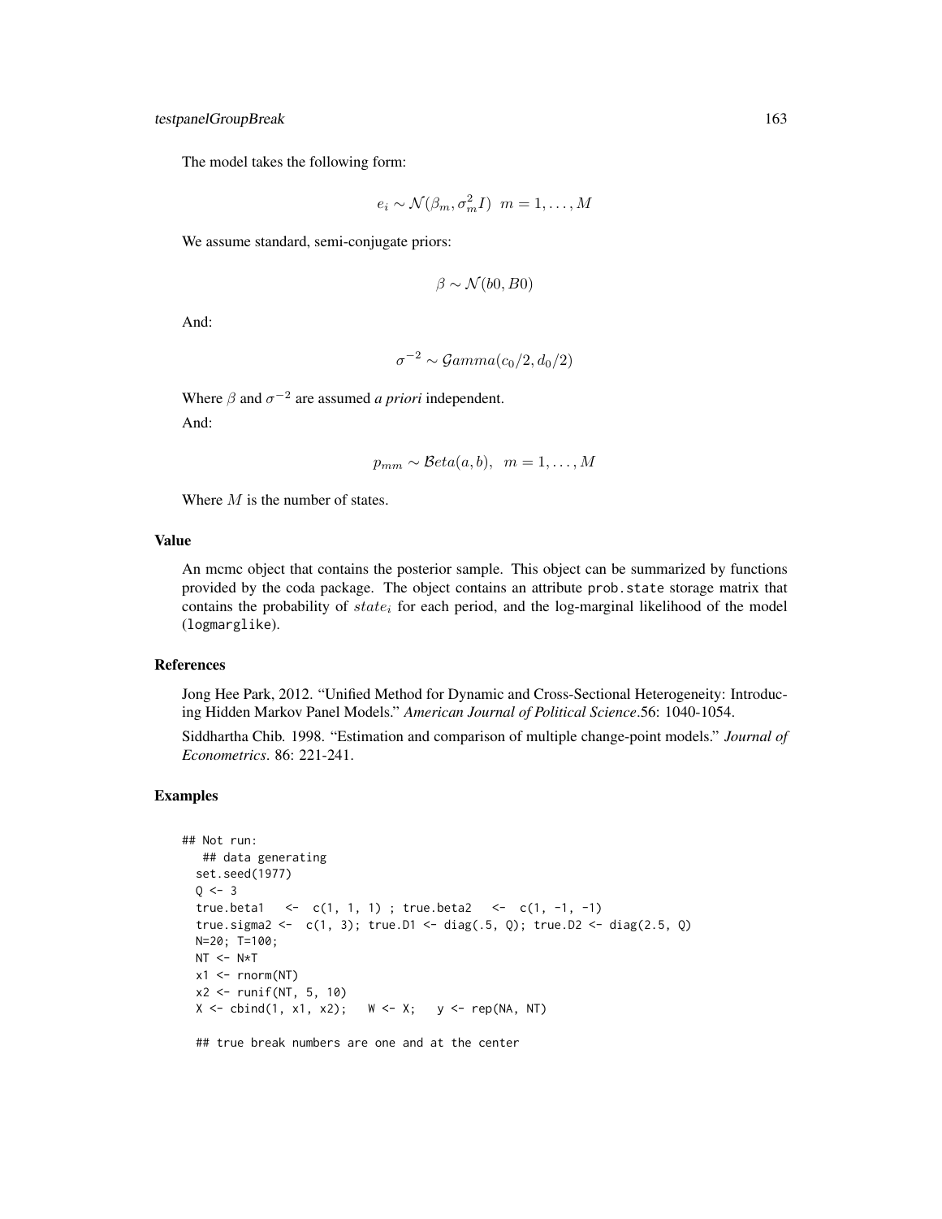The model takes the following form:

$$e_i \sim \mathcal{N}(\beta_m, \sigma^2_m I) \;\; m = 1, \ldots, M$$

We assume standard, semi-conjugate priors:

$$\beta \sim \mathcal{N}(b0, B0)$$

And:

$$\sigma^{-2} \sim \mathcal{G}amma(c_0/2, d_0/2)$$

Where $\beta$ and $\sigma^{-2}$ are assumed *a priori* independent.

And:

$$p_{mm} \sim \mathcal{B}eta(a, b), \;\; m = 1, \ldots, M$$

Where $M$ is the number of states.

## Value

An mcmc object that contains the posterior sample. This object can be summarized by functions provided by the coda package. The object contains an attribute `prob.state` storage matrix that contains the probability of $state_i$ for each period, and the log-marginal likelihood of the model (`logmarglike`).

## References

Jong Hee Park, 2012. "Unified Method for Dynamic and Cross-Sectional Heterogeneity: Introducing Hidden Markov Panel Models." *American Journal of Political Science*.56: 1040-1054.

Siddhartha Chib. 1998. "Estimation and comparison of multiple change-point models." *Journal of Econometrics*. 86: 221-241.

## Examples

```
## Not run:
   ## data generating
  set.seed(1977)
  Q <- 3
  true.beta1   <-  c(1, 1, 1) ; true.beta2   <-  c(1, -1, -1)
  true.sigma2 <-  c(1, 3); true.D1 <- diag(.5, Q); true.D2 <- diag(2.5, Q)
  N=20; T=100;
  NT <- N*T
  x1 <- rnorm(NT)
  x2 <- runif(NT, 5, 10)
  X <- cbind(1, x1, x2);   W <- X;   y <- rep(NA, NT)

  ## true break numbers are one and at the center
```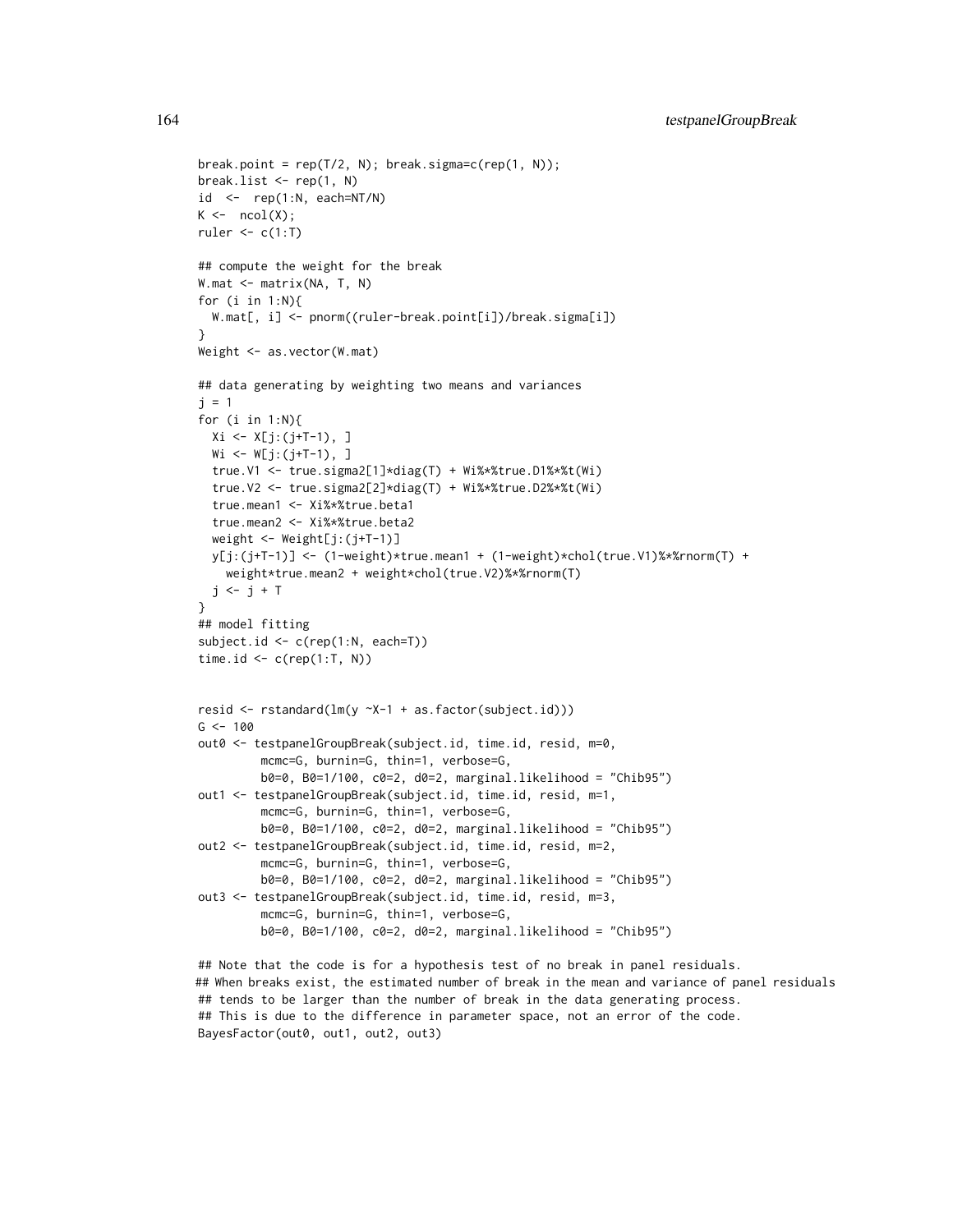```
break.point = rep(T/2, N); break.sigma=c(rep(1, N));
break.list <- rep(1, N)
id  <-  rep(1:N, each=NT/N)
K <-  ncol(X);
ruler <- c(1:T)

## compute the weight for the break
W.mat <- matrix(NA, T, N)
for (i in 1:N){
  W.mat[, i] <- pnorm((ruler-break.point[i])/break.sigma[i])
}
Weight <- as.vector(W.mat)

## data generating by weighting two means and variances
j = 1
for (i in 1:N){
  Xi <- X[j:(j+T-1), ]
  Wi <- W[j:(j+T-1), ]
  true.V1 <- true.sigma2[1]*diag(T) + Wi%*%true.D1%*%t(Wi)
  true.V2 <- true.sigma2[2]*diag(T) + Wi%*%true.D2%*%t(Wi)
  true.mean1 <- Xi%*%true.beta1
  true.mean2 <- Xi%*%true.beta2
  weight <- Weight[j:(j+T-1)]
  y[j:(j+T-1)] <- (1-weight)*true.mean1 + (1-weight)*chol(true.V1)%*%rnorm(T) +
    weight*true.mean2 + weight*chol(true.V2)%*%rnorm(T)
  j <- j + T
}
## model fitting
subject.id <- c(rep(1:N, each=T))
time.id <- c(rep(1:T, N))


resid <- rstandard(lm(y ~X-1 + as.factor(subject.id)))
G <- 100
out0 <- testpanelGroupBreak(subject.id, time.id, resid, m=0,
         mcmc=G, burnin=G, thin=1, verbose=G,
         b0=0, B0=1/100, c0=2, d0=2, marginal.likelihood = "Chib95")
out1 <- testpanelGroupBreak(subject.id, time.id, resid, m=1,
         mcmc=G, burnin=G, thin=1, verbose=G,
         b0=0, B0=1/100, c0=2, d0=2, marginal.likelihood = "Chib95")
out2 <- testpanelGroupBreak(subject.id, time.id, resid, m=2,
         mcmc=G, burnin=G, thin=1, verbose=G,
         b0=0, B0=1/100, c0=2, d0=2, marginal.likelihood = "Chib95")
out3 <- testpanelGroupBreak(subject.id, time.id, resid, m=3,
         mcmc=G, burnin=G, thin=1, verbose=G,
         b0=0, B0=1/100, c0=2, d0=2, marginal.likelihood = "Chib95")

## Note that the code is for a hypothesis test of no break in panel residuals.
## When breaks exist, the estimated number of break in the mean and variance of panel residuals
## tends to be larger than the number of break in the data generating process.
## This is due to the difference in parameter space, not an error of the code.
BayesFactor(out0, out1, out2, out3)
```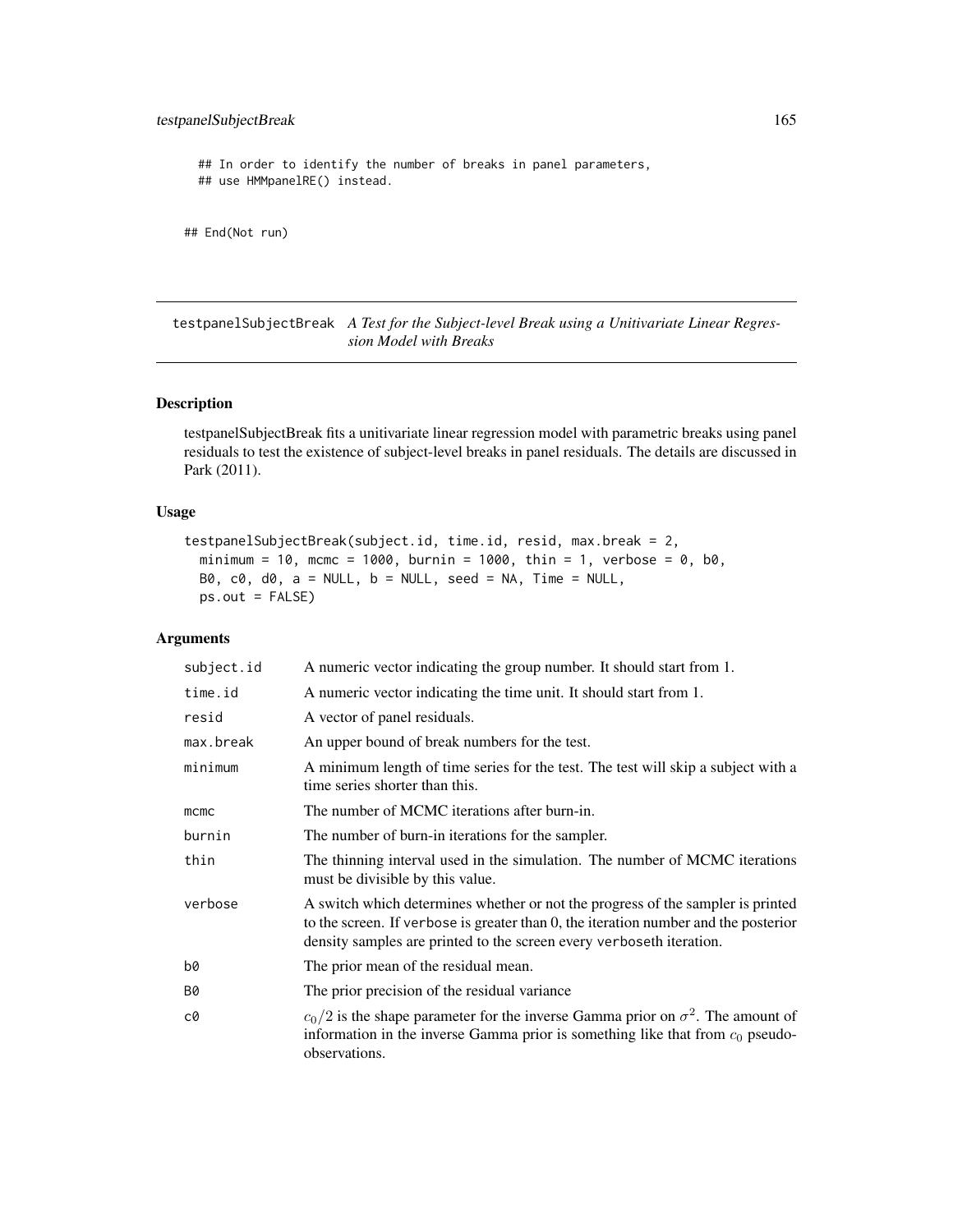```
  ## In order to identify the number of breaks in panel parameters,
  ## use HMMpanelRE() instead.

## End(Not run)
```

---

## testpanelSubjectBreak *A Test for the Subject-level Break using a Unitivariate Linear Regression Model with Breaks*

### Description

testpanelSubjectBreak fits a unitivariate linear regression model with parametric breaks using panel residuals to test the existence of subject-level breaks in panel residuals. The details are discussed in Park (2011).

### Usage

```
testpanelSubjectBreak(subject.id, time.id, resid, max.break = 2,
  minimum = 10, mcmc = 1000, burnin = 1000, thin = 1, verbose = 0, b0,
  B0, c0, d0, a = NULL, b = NULL, seed = NA, Time = NULL,
  ps.out = FALSE)
```

### Arguments

| | |
|---|---|
| `subject.id` | A numeric vector indicating the group number. It should start from 1. |
| `time.id` | A numeric vector indicating the time unit. It should start from 1. |
| `resid` | A vector of panel residuals. |
| `max.break` | An upper bound of break numbers for the test. |
| `minimum` | A minimum length of time series for the test. The test will skip a subject with a time series shorter than this. |
| `mcmc` | The number of MCMC iterations after burn-in. |
| `burnin` | The number of burn-in iterations for the sampler. |
| `thin` | The thinning interval used in the simulation. The number of MCMC iterations must be divisible by this value. |
| `verbose` | A switch which determines whether or not the progress of the sampler is printed to the screen. If `verbose` is greater than 0, the iteration number and the posterior density samples are printed to the screen every `verbose`th iteration. |
| `b0` | The prior mean of the residual mean. |
| `B0` | The prior precision of the residual variance |
| `c0` | $c_0/2$ is the shape parameter for the inverse Gamma prior on $\sigma^2$. The amount of information in the inverse Gamma prior is something like that from $c_0$ pseudo-observations. |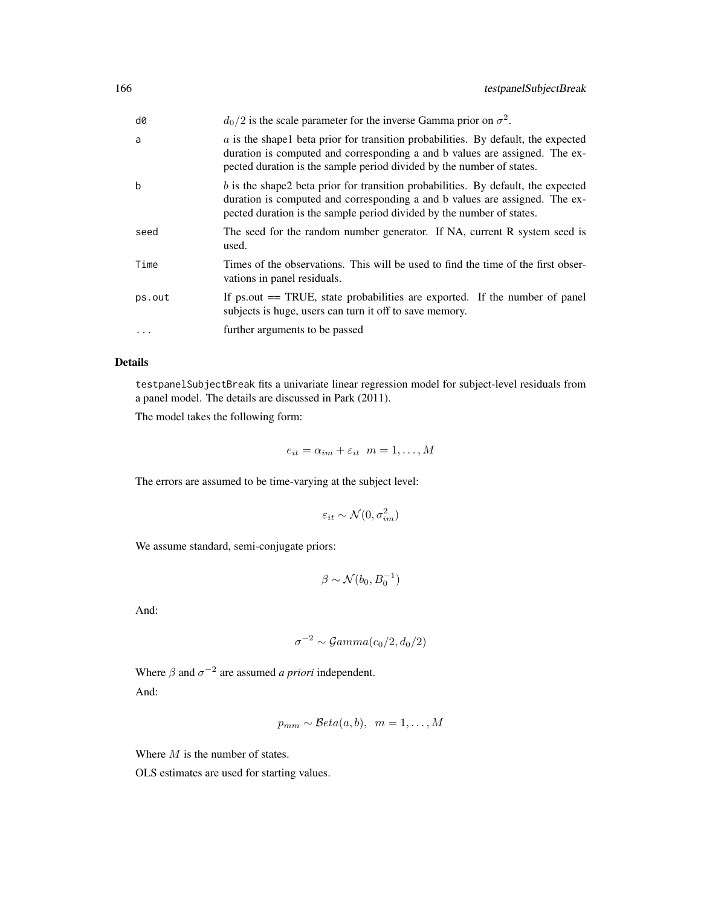| | |
|---|---|
| d0 | $d_0/2$ is the scale parameter for the inverse Gamma prior on $\sigma^2$. |
| a | $a$ is the shape1 beta prior for transition probabilities. By default, the expected duration is computed and corresponding a and b values are assigned. The expected duration is the sample period divided by the number of states. |
| b | $b$ is the shape2 beta prior for transition probabilities. By default, the expected duration is computed and corresponding a and b values are assigned. The expected duration is the sample period divided by the number of states. |
| seed | The seed for the random number generator. If NA, current R system seed is used. |
| Time | Times of the observations. This will be used to find the time of the first observations in panel residuals. |
| ps.out | If ps.out == TRUE, state probabilities are exported. If the number of panel subjects is huge, users can turn it off to save memory. |
| ... | further arguments to be passed |

## Details

testpanelSubjectBreak fits a univariate linear regression model for subject-level residuals from a panel model. The details are discussed in Park (2011).

The model takes the following form:

$$e_{it} = \alpha_{im} + \varepsilon_{it} \quad m = 1, \ldots, M$$

The errors are assumed to be time-varying at the subject level:

$$\varepsilon_{it} \sim \mathcal{N}(0, \sigma^2_{im})$$

We assume standard, semi-conjugate priors:

$$\beta \sim \mathcal{N}(b_0, B_0^{-1})$$

And:

$$\sigma^{-2} \sim \mathcal{G}amma(c_0/2, d_0/2)$$

Where $\beta$ and $\sigma^{-2}$ are assumed *a priori* independent.

And:

$$p_{mm} \sim \mathcal{B}eta(a, b), \quad m = 1, \ldots, M$$

Where $M$ is the number of states.

OLS estimates are used for starting values.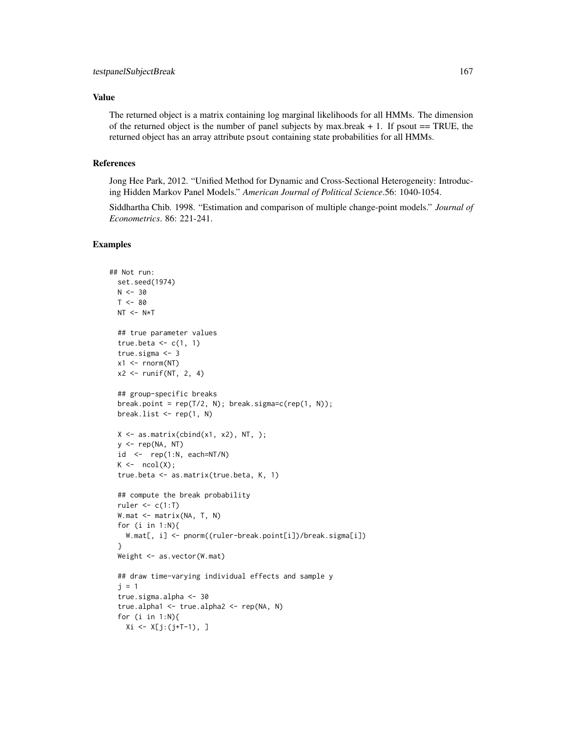## Value

The returned object is a matrix containing log marginal likelihoods for all HMMs. The dimension of the returned object is the number of panel subjects by max.break + 1. If psout == TRUE, the returned object has an array attribute psout containing state probabilities for all HMMs.

## References

Jong Hee Park, 2012. "Unified Method for Dynamic and Cross-Sectional Heterogeneity: Introducing Hidden Markov Panel Models." *American Journal of Political Science*.56: 1040-1054.

Siddhartha Chib. 1998. "Estimation and comparison of multiple change-point models." *Journal of Econometrics*. 86: 221-241.

## Examples

```
## Not run:
  set.seed(1974)
  N <- 30
  T <- 80
  NT <- N*T

  ## true parameter values
  true.beta <- c(1, 1)
  true.sigma <- 3
  x1 <- rnorm(NT)
  x2 <- runif(NT, 2, 4)

  ## group-specific breaks
  break.point = rep(T/2, N); break.sigma=c(rep(1, N));
  break.list <- rep(1, N)

  X <- as.matrix(cbind(x1, x2), NT, );
  y <- rep(NA, NT)
  id  <-  rep(1:N, each=NT/N)
  K <-  ncol(X);
  true.beta <- as.matrix(true.beta, K, 1)

  ## compute the break probability
  ruler <- c(1:T)
  W.mat <- matrix(NA, T, N)
  for (i in 1:N){
    W.mat[, i] <- pnorm((ruler-break.point[i])/break.sigma[i])
  }
  Weight <- as.vector(W.mat)

  ## draw time-varying individual effects and sample y
  j = 1
  true.sigma.alpha <- 30
  true.alpha1 <- true.alpha2 <- rep(NA, N)
  for (i in 1:N){
    Xi <- X[j:(j+T-1), ]
```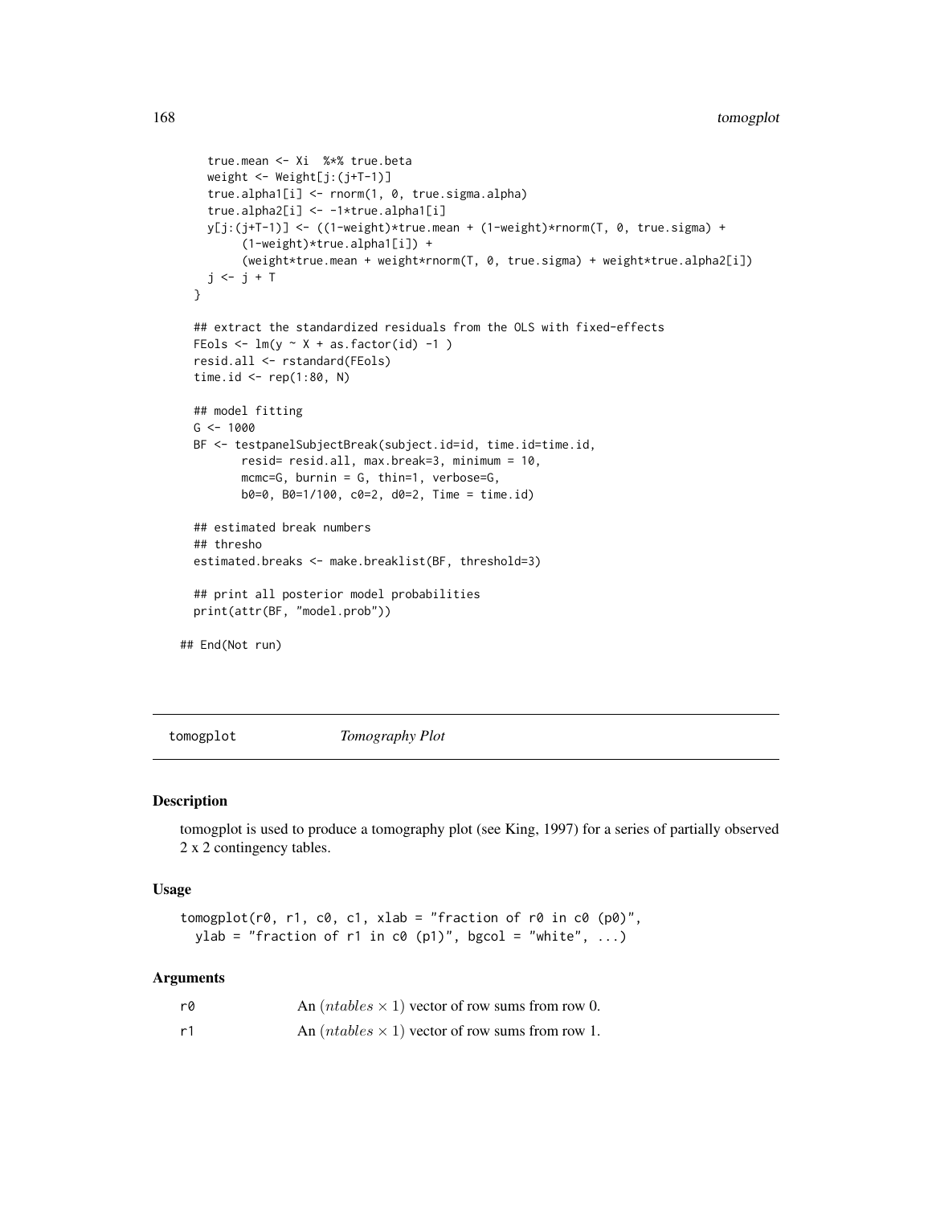```
    true.mean <- Xi  %*% true.beta
    weight <- Weight[j:(j+T-1)]
    true.alpha1[i] <- rnorm(1, 0, true.sigma.alpha)
    true.alpha2[i] <- -1*true.alpha1[i]
    y[j:(j+T-1)] <- ((1-weight)*true.mean + (1-weight)*rnorm(T, 0, true.sigma) +
        (1-weight)*true.alpha1[i]) +
        (weight*true.mean + weight*rnorm(T, 0, true.sigma) + weight*true.alpha2[i])
    j <- j + T
  }

  ## extract the standardized residuals from the OLS with fixed-effects
  FEols <- lm(y ~ X + as.factor(id) -1 )
  resid.all <- rstandard(FEols)
  time.id <- rep(1:80, N)

  ## model fitting
  G <- 1000
  BF <- testpanelSubjectBreak(subject.id=id, time.id=time.id,
         resid= resid.all, max.break=3, minimum = 10,
         mcmc=G, burnin = G, thin=1, verbose=G,
         b0=0, B0=1/100, c0=2, d0=2, Time = time.id)

  ## estimated break numbers
  ## thresho
  estimated.breaks <- make.breaklist(BF, threshold=3)

  ## print all posterior model probabilities
  print(attr(BF, "model.prob"))

## End(Not run)
```

---

# tomogplot *Tomography Plot*

## Description

tomogplot is used to produce a tomography plot (see King, 1997) for a series of partially observed 2 x 2 contingency tables.

## Usage

```
tomogplot(r0, r1, c0, c1, xlab = "fraction of r0 in c0 (p0)",
  ylab = "fraction of r1 in c0 (p1)", bgcol = "white", ...)
```

## Arguments

| | |
|---|---|
| r0 | An $(ntables \times 1)$ vector of row sums from row 0. |
| r1 | An $(ntables \times 1)$ vector of row sums from row 1. |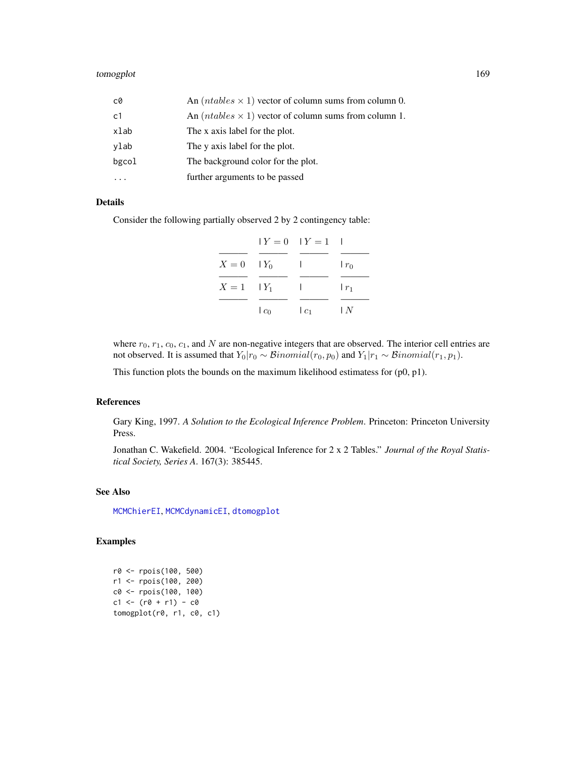| | |
|---|---|
| c0 | An $(ntables \times 1)$ vector of column sums from column 0. |
| c1 | An $(ntables \times 1)$ vector of column sums from column 1. |
| xlab | The x axis label for the plot. |
| ylab | The y axis label for the plot. |
| bgcol | The background color for the plot. |
| ... | further arguments to be passed |

## Details

Consider the following partially observed 2 by 2 contingency table:

| | $Y = 0$ | $Y = 1$ | |
|---|---|---|---|
| $X = 0$ | $Y_0$ | | $r_0$ |
| $X = 1$ | $Y_1$ | | $r_1$ |
| | $c_0$ | $c_1$ | $N$ |

where $r_0$, $r_1$, $c_0$, $c_1$, and $N$ are non-negative integers that are observed. The interior cell entries are not observed. It is assumed that $Y_0|r_0 \sim \mathcal{B}inomial(r_0, p_0)$ and $Y_1|r_1 \sim \mathcal{B}inomial(r_1, p_1)$.

This function plots the bounds on the maximum likelihood estimatess for (p0, p1).

## References

Gary King, 1997. *A Solution to the Ecological Inference Problem*. Princeton: Princeton University Press.

Jonathan C. Wakefield. 2004. "Ecological Inference for 2 x 2 Tables." *Journal of the Royal Statistical Society, Series A*. 167(3): 385445.

## See Also

MCMChierEI, MCMCdynamicEI, dtomogplot

## Examples

```
r0 <- rpois(100, 500)
r1 <- rpois(100, 200)
c0 <- rpois(100, 100)
c1 <- (r0 + r1) - c0
tomogplot(r0, r1, c0, c1)
```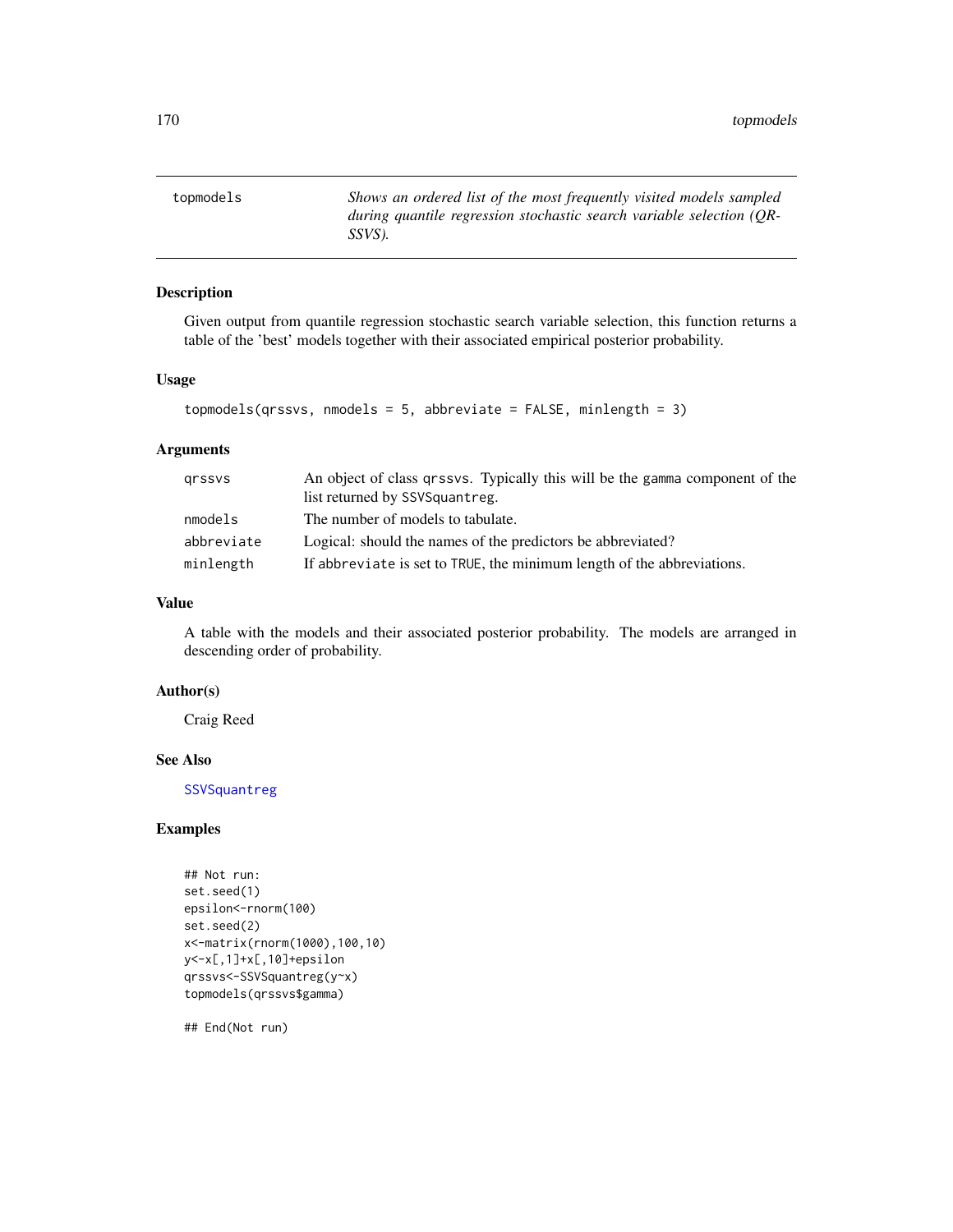# topmodels

*Shows an ordered list of the most frequently visited models sampled during quantile regression stochastic search variable selection (QR-SSVS).*

## Description

Given output from quantile regression stochastic search variable selection, this function returns a table of the 'best' models together with their associated empirical posterior probability.

## Usage

```
topmodels(qrssvs, nmodels = 5, abbreviate = FALSE, minlength = 3)
```

## Arguments

| | |
|---|---|
| `qrssvs` | An object of class `qrssvs`. Typically this will be the `gamma` component of the list returned by `SSVSquantreg`. |
| `nmodels` | The number of models to tabulate. |
| `abbreviate` | Logical: should the names of the predictors be abbreviated? |
| `minlength` | If `abbreviate` is set to `TRUE`, the minimum length of the abbreviations. |

## Value

A table with the models and their associated posterior probability. The models are arranged in descending order of probability.

## Author(s)

Craig Reed

## See Also

`SSVSquantreg`

## Examples

```
## Not run:
set.seed(1)
epsilon<-rnorm(100)
set.seed(2)
x<-matrix(rnorm(1000),100,10)
y<-x[,1]+x[,10]+epsilon
qrssvs<-SSVSquantreg(y~x)
topmodels(qrssvs$gamma)

## End(Not run)
```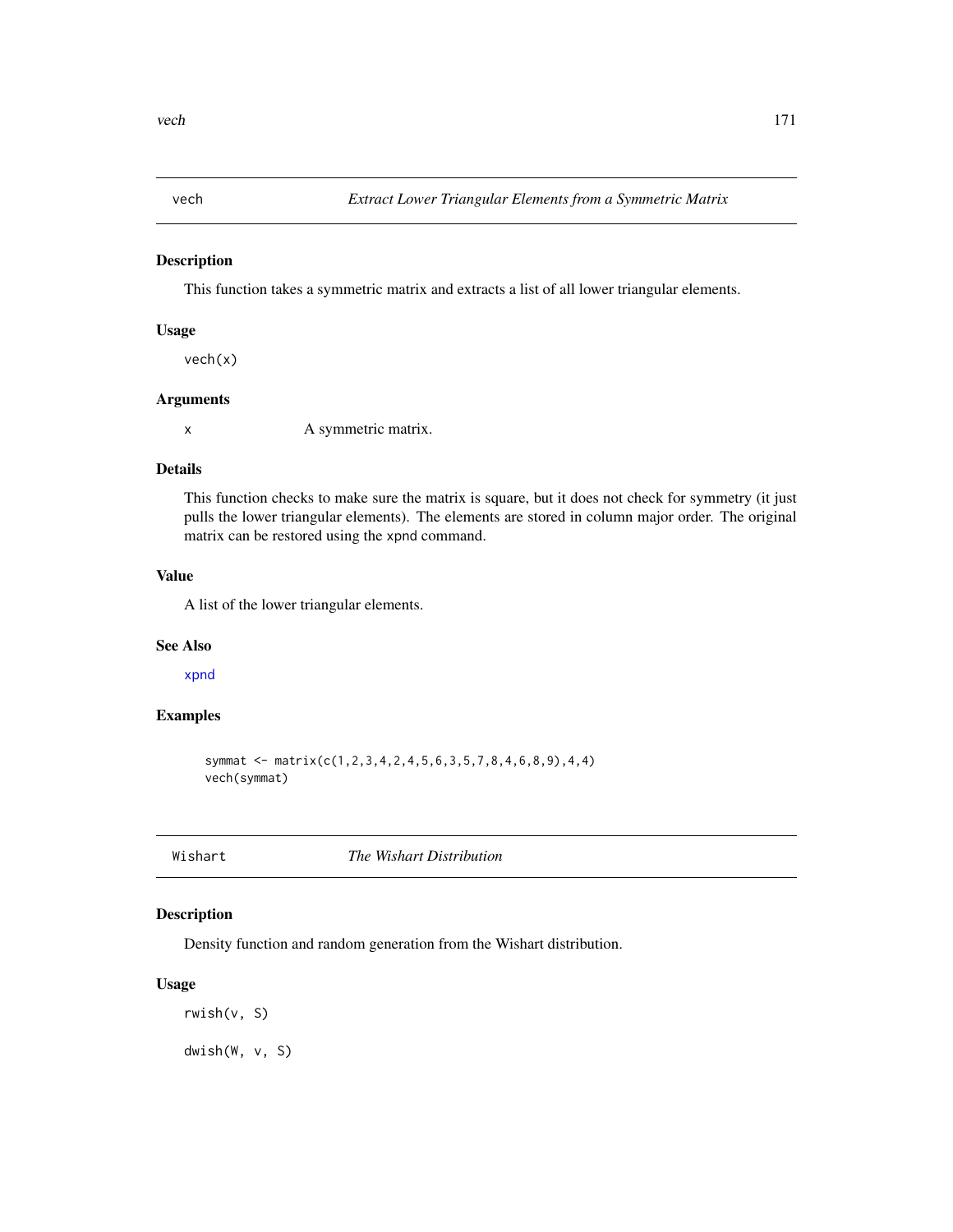## vech — *Extract Lower Triangular Elements from a Symmetric Matrix*

### Description

This function takes a symmetric matrix and extracts a list of all lower triangular elements.

### Usage

```
vech(x)
```

### Arguments

| | |
|---|---|
| x | A symmetric matrix. |

### Details

This function checks to make sure the matrix is square, but it does not check for symmetry (it just pulls the lower triangular elements). The elements are stored in column major order. The original matrix can be restored using the xpnd command.

### Value

A list of the lower triangular elements.

### See Also

xpnd

### Examples

```
symmat <- matrix(c(1,2,3,4,2,4,5,6,3,5,7,8,4,6,8,9),4,4)
vech(symmat)
```

## Wishart — *The Wishart Distribution*

### Description

Density function and random generation from the Wishart distribution.

### Usage

```
rwish(v, S)

dwish(W, v, S)
```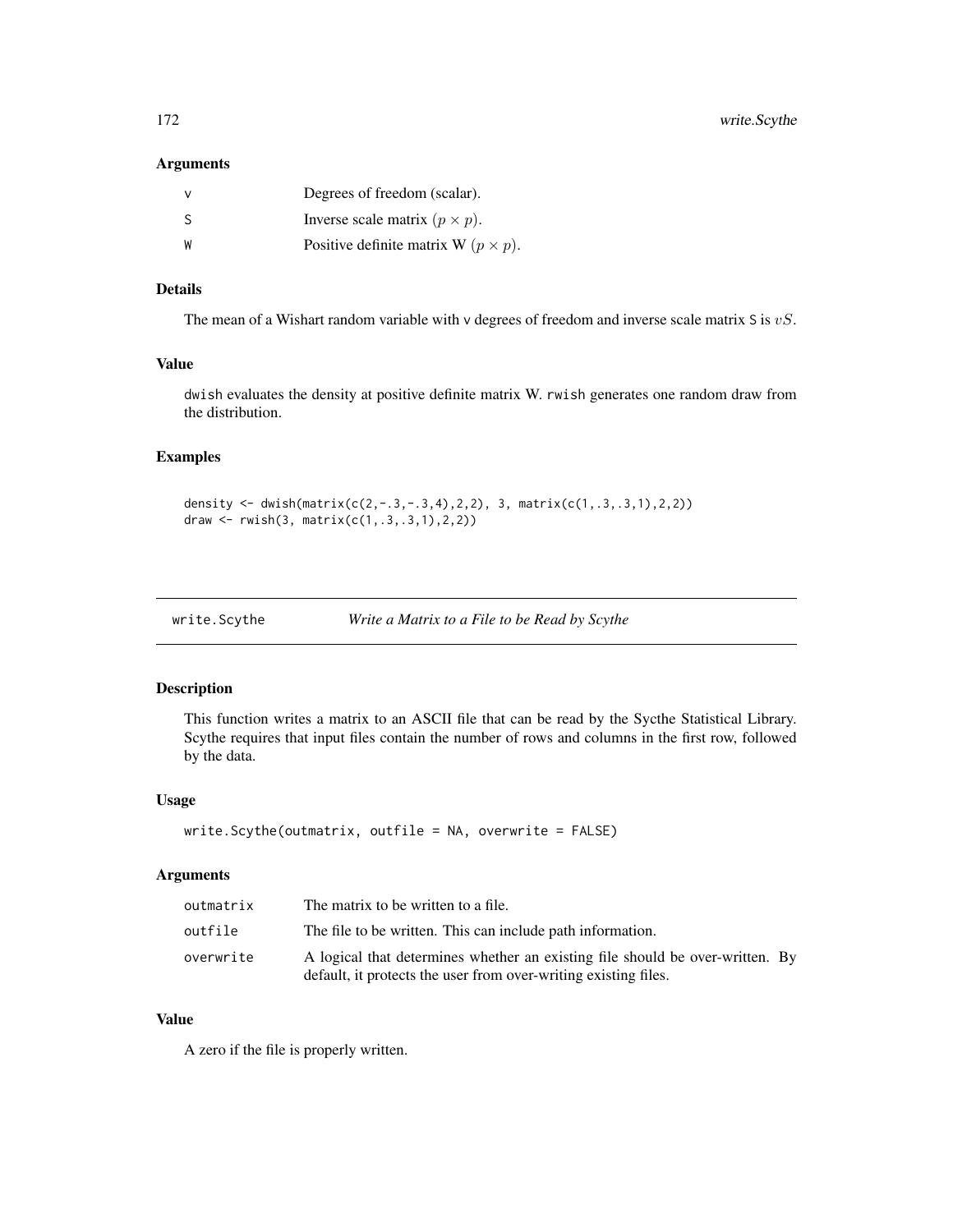### Arguments

| | |
|---|---|
| v | Degrees of freedom (scalar). |
| S | Inverse scale matrix $(p \times p)$. |
| W | Positive definite matrix W $(p \times p)$. |

### Details

The mean of a Wishart random variable with v degrees of freedom and inverse scale matrix S is $vS$.

### Value

dwish evaluates the density at positive definite matrix W. rwish generates one random draw from the distribution.

### Examples

```
density <- dwish(matrix(c(2,-.3,-.3,4),2,2), 3, matrix(c(1,.3,.3,1),2,2))
draw <- rwish(3, matrix(c(1,.3,.3,1),2,2))
```

---

## write.Scythe — *Write a Matrix to a File to be Read by Scythe*

### Description

This function writes a matrix to an ASCII file that can be read by the Sycthe Statistical Library. Scythe requires that input files contain the number of rows and columns in the first row, followed by the data.

### Usage

```
write.Scythe(outmatrix, outfile = NA, overwrite = FALSE)
```

### Arguments

| | |
|---|---|
| outmatrix | The matrix to be written to a file. |
| outfile | The file to be written. This can include path information. |
| overwrite | A logical that determines whether an existing file should be over-written. By default, it protects the user from over-writing existing files. |

### Value

A zero if the file is properly written.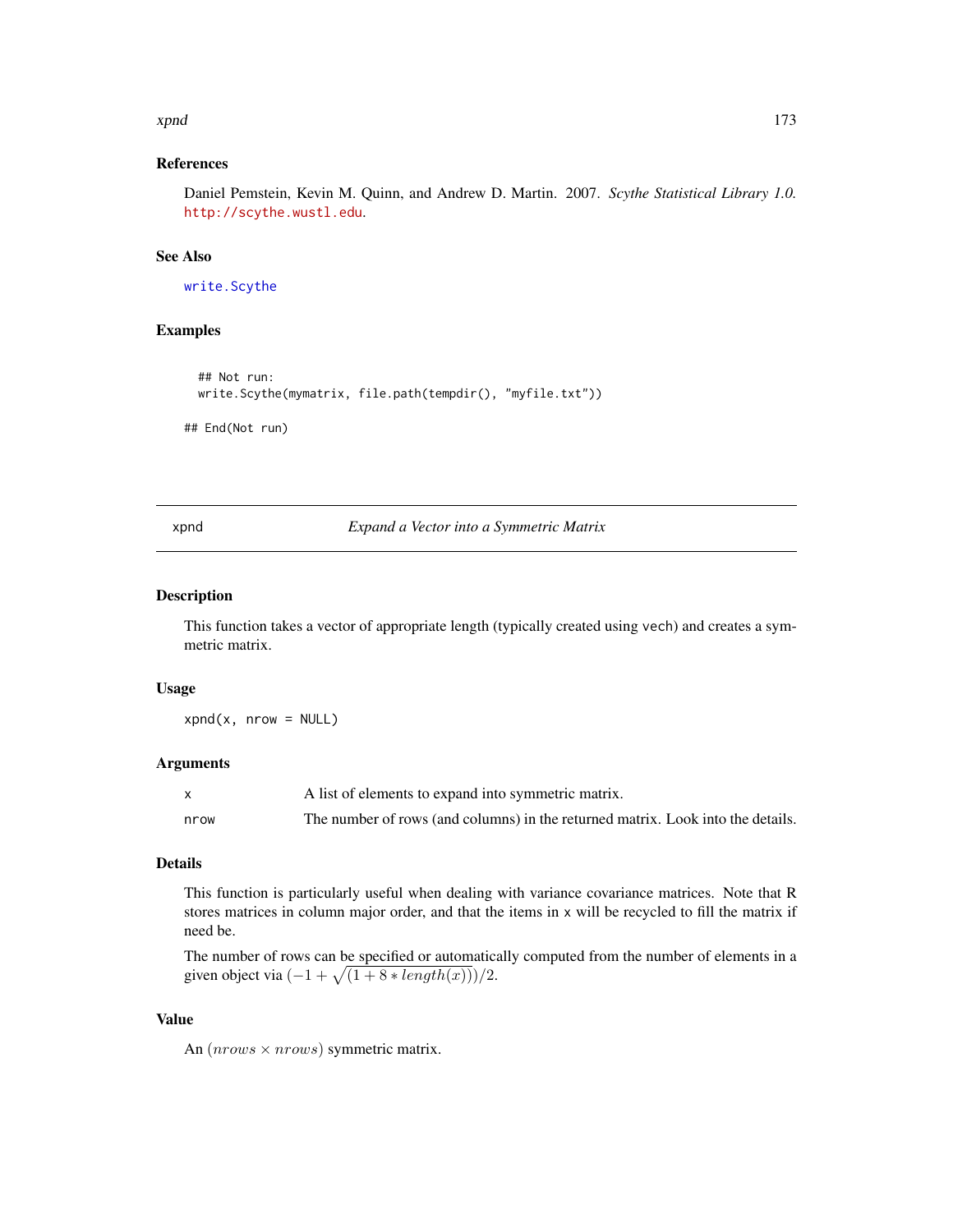## References

Daniel Pemstein, Kevin M. Quinn, and Andrew D. Martin. 2007. *Scythe Statistical Library 1.0.* http://scythe.wustl.edu.

## See Also

write.Scythe

## Examples

```
  ## Not run:
  write.Scythe(mymatrix, file.path(tempdir(), "myfile.txt"))

## End(Not run)
```

---

# xpnd — *Expand a Vector into a Symmetric Matrix*

## Description

This function takes a vector of appropriate length (typically created using vech) and creates a symmetric matrix.

## Usage

```
xpnd(x, nrow = NULL)
```

## Arguments

| | |
|---|---|
| x | A list of elements to expand into symmetric matrix. |
| nrow | The number of rows (and columns) in the returned matrix. Look into the details. |

## Details

This function is particularly useful when dealing with variance covariance matrices. Note that R stores matrices in column major order, and that the items in x will be recycled to fill the matrix if need be.

The number of rows can be specified or automatically computed from the number of elements in a given object via $(-1 + \sqrt{(1 + 8 * length(x))})/2$.

## Value

An $(nrows \times nrows)$ symmetric matrix.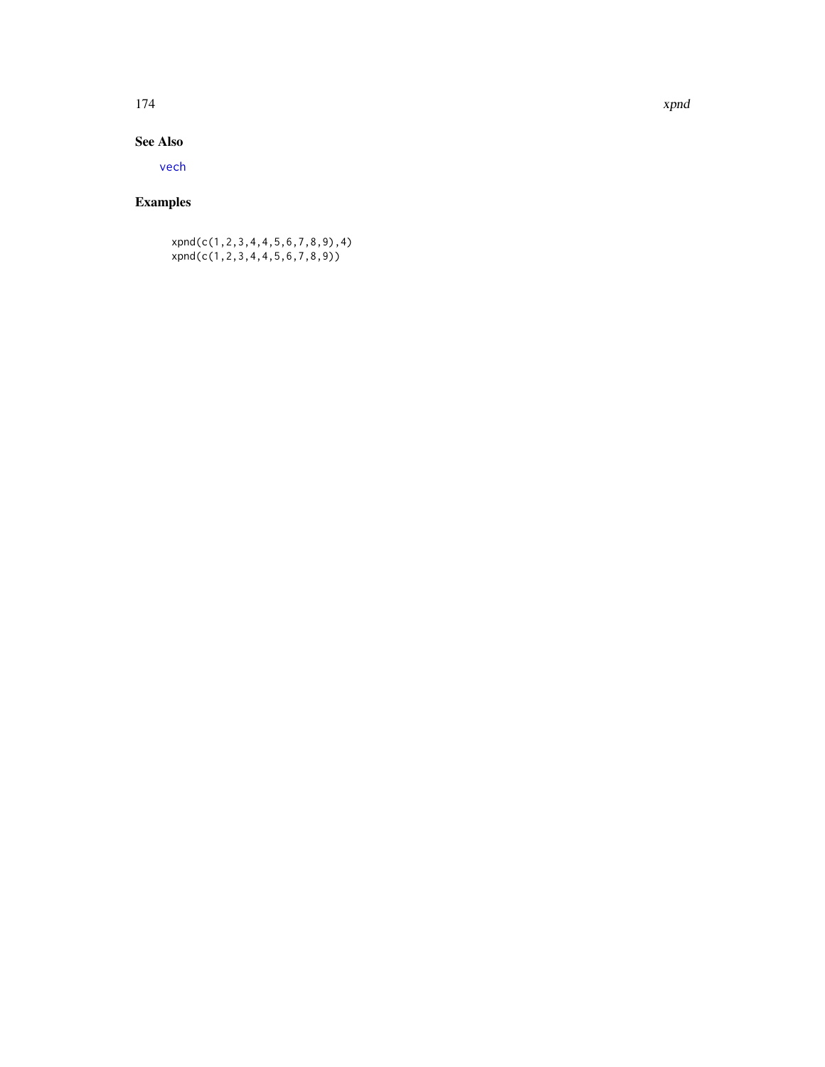### See Also

vech

### Examples

```
xpnd(c(1,2,3,4,4,5,6,7,8,9),4)
xpnd(c(1,2,3,4,4,5,6,7,8,9))
```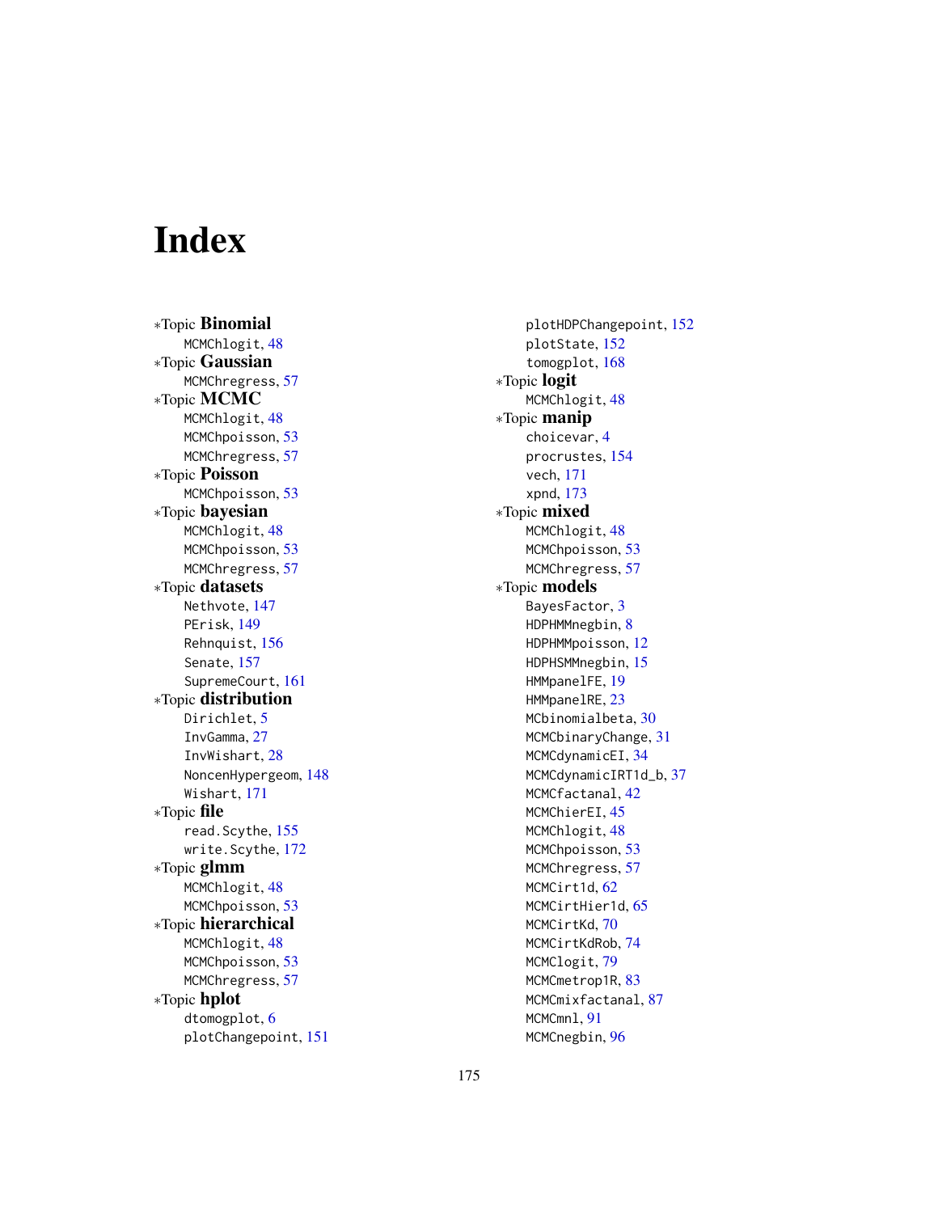# Index

∗Topic **Binomial**
- MCMChlogit, 48

∗Topic **Gaussian**
- MCMChregress, 57

∗Topic **MCMC**
- MCMChlogit, 48
- MCMChpoisson, 53
- MCMChregress, 57

∗Topic **Poisson**
- MCMChpoisson, 53

∗Topic **bayesian**
- MCMChlogit, 48
- MCMChpoisson, 53
- MCMChregress, 57

∗Topic **datasets**
- Nethvote, 147
- PErisk, 149
- Rehnquist, 156
- Senate, 157
- SupremeCourt, 161

∗Topic **distribution**
- Dirichlet, 5
- InvGamma, 27
- InvWishart, 28
- NoncenHypergeom, 148
- Wishart, 171

∗Topic **file**
- read.Scythe, 155
- write.Scythe, 172

∗Topic **glmm**
- MCMChlogit, 48
- MCMChpoisson, 53

∗Topic **hierarchical**
- MCMChlogit, 48
- MCMChpoisson, 53
- MCMChregress, 57

∗Topic **hplot**
- dtomogplot, 6
- plotChangepoint, 151
- plotHDPChangepoint, 152
- plotState, 152
- tomogplot, 168

∗Topic **logit**
- MCMChlogit, 48

∗Topic **manip**
- choicevar, 4
- procrustes, 154
- vech, 171
- xpnd, 173

∗Topic **mixed**
- MCMChlogit, 48
- MCMChpoisson, 53
- MCMChregress, 57

∗Topic **models**
- BayesFactor, 3
- HDPHMMnegbin, 8
- HDPHMMpoisson, 12
- HDPHSMMnegbin, 15
- HMMpanelFE, 19
- HMMpanelRE, 23
- MCbinomialbeta, 30
- MCMCbinaryChange, 31
- MCMCdynamicEI, 34
- MCMCdynamicIRT1d_b, 37
- MCMCfactanal, 42
- MCMChierEI, 45
- MCMChlogit, 48
- MCMChpoisson, 53
- MCMChregress, 57
- MCMCirt1d, 62
- MCMCirtHier1d, 65
- MCMCirtKd, 70
- MCMCirtKdRob, 74
- MCMClogit, 79
- MCMCmetrop1R, 83
- MCMCmixfactanal, 87
- MCMCmnl, 91
- MCMCnegbin, 96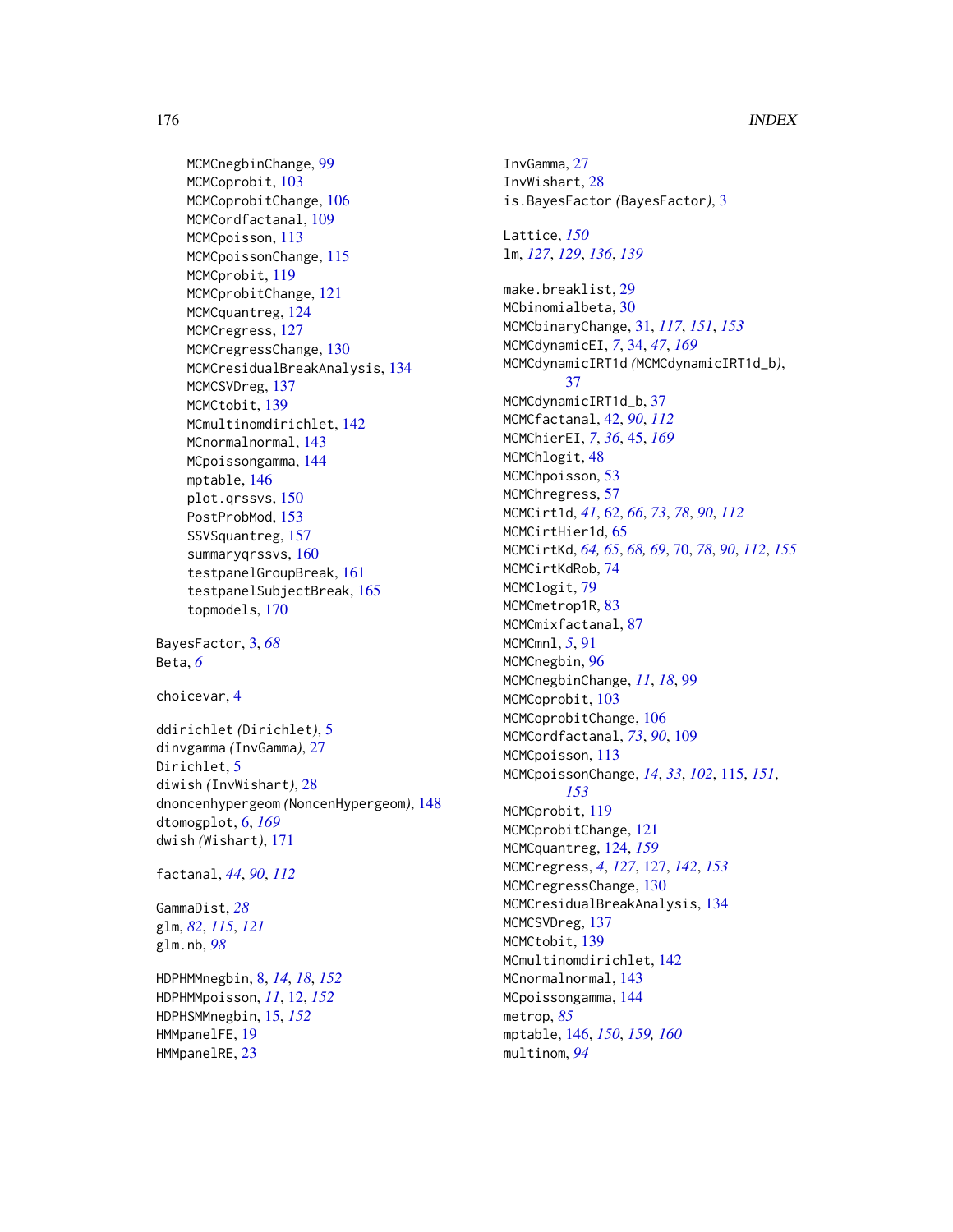MCMCnegbinChange, 99
MCMCoprobit, 103
MCMCoprobitChange, 106
MCMCordfactanal, 109
MCMCpoisson, 113
MCMCpoissonChange, 115
MCMCprobit, 119
MCMCprobitChange, 121
MCMCquantreg, 124
MCMCregress, 127
MCMCregressChange, 130
MCMCresidualBreakAnalysis, 134
MCMCSVDreg, 137
MCMCtobit, 139
MCmultinomdirichlet, 142
MCnormalnormal, 143
MCpoissongamma, 144
mptable, 146
plot.qrssvs, 150
PostProbMod, 153
SSVSquantreg, 157
summaryqrssvs, 160
testpanelGroupBreak, 161
testpanelSubjectBreak, 165
topmodels, 170

BayesFactor, 3, *68*
Beta, *6*

choicevar, 4

ddirichlet *(Dirichlet)*, 5
dinvgamma *(InvGamma)*, 27
Dirichlet, 5
diwish *(InvWishart)*, 28
dnoncenhypergeom *(NoncenHypergeom)*, 148
dtomogplot, 6, *169*
dwish *(Wishart)*, 171

factanal, *44*, *90*, *112*

GammaDist, *28*
glm, *82*, *115*, *121*
glm.nb, *98*

HDPHMMnegbin, 8, *14*, *18*, *152*
HDPHMMpoisson, *11*, 12, *152*
HDPHSMMnegbin, 15, *152*
HMMpanelFE, 19
HMMpanelRE, 23

InvGamma, 27
InvWishart, 28
is.BayesFactor *(BayesFactor)*, 3

Lattice, *150*
lm, *127*, *129*, *136*, *139*

make.breaklist, 29
MCbinomialbeta, 30
MCMCbinaryChange, 31, *117*, *151*, *153*
MCMCdynamicEI, *7*, 34, *47*, *169*
MCMCdynamicIRT1d *(MCMCdynamicIRT1d_b)*, 37
MCMCdynamicIRT1d_b, 37
MCMCfactanal, 42, *90*, *112*
MCMChierEI, *7*, *36*, 45, *169*
MCMChlogit, 48
MCMChpoisson, 53
MCMChregress, 57
MCMCirt1d, *41*, 62, *66*, *73*, *78*, *90*, *112*
MCMCirtHier1d, 65
MCMCirtKd, *64*, *65*, *68*, *69*, 70, *78*, *90*, *112*, *155*
MCMCirtKdRob, 74
MCMClogit, 79
MCMCmetrop1R, 83
MCMCmixfactanal, 87
MCMCmnl, *5*, 91
MCMCnegbin, 96
MCMCnegbinChange, *11*, *18*, 99
MCMCoprobit, 103
MCMCoprobitChange, 106
MCMCordfactanal, *73*, *90*, 109
MCMCpoisson, 113
MCMCpoissonChange, *14*, *33*, *102*, 115, *151*, *153*
MCMCprobit, 119
MCMCprobitChange, 121
MCMCquantreg, 124, *159*
MCMCregress, *4*, *127*, 127, *142*, *153*
MCMCregressChange, 130
MCMCresidualBreakAnalysis, 134
MCMCSVDreg, 137
MCMCtobit, 139
MCmultinomdirichlet, 142
MCnormalnormal, 143
MCpoissongamma, 144
metrop, *85*
mptable, 146, *150*, *159*, *160*
multinom, *94*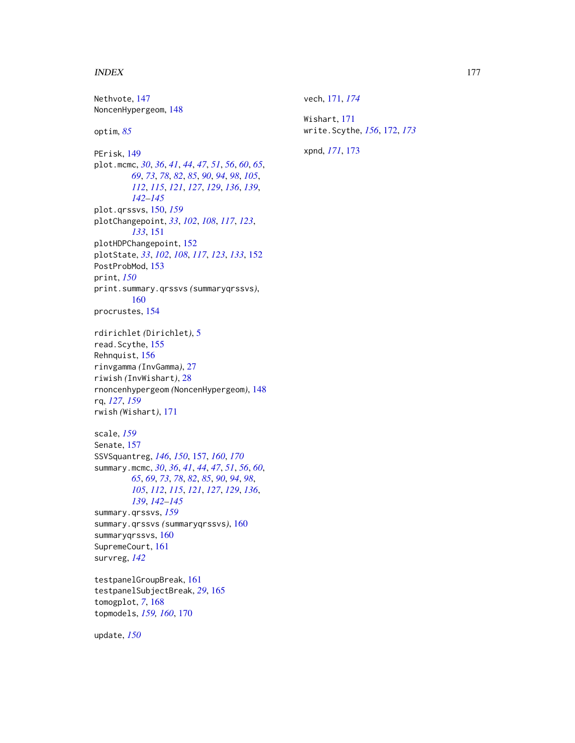Nethvote, 147
NoncenHypergeom, 148

optim, *85*

PErisk, 149
plot.mcmc, *30*, *36*, *41*, *44*, *47*, *51*, *56*, *60*, *65*, *69*, *73*, *78*, *82*, *85*, *90*, *94*, *98*, *105*, *112*, *115*, *121*, *127*, *129*, *136*, *139*, *142–145*
plot.qrssvs, 150, *159*
plotChangepoint, *33*, *102*, *108*, *117*, *123*, *133*, 151
plotHDPChangepoint, 152
plotState, *33*, *102*, *108*, *117*, *123*, *133*, 152
PostProbMod, 153
print, *150*
print.summary.qrssvs *(*summaryqrssvs*)*, 160
procrustes, 154

rdirichlet *(*Dirichlet*)*, 5
read.Scythe, 155
Rehnquist, 156
rinvgamma *(*InvGamma*)*, 27
riwish *(*InvWishart*)*, 28
rnoncenhypergeom *(*NoncenHypergeom*)*, 148
rq, *127*, *159*
rwish *(*Wishart*)*, 171

scale, *159*
Senate, 157
SSVSquantreg, *146*, *150*, 157, *160*, *170*
summary.mcmc, *30*, *36*, *41*, *44*, *47*, *51*, *56*, *60*, *65*, *69*, *73*, *78*, *82*, *85*, *90*, *94*, *98*, *105*, *112*, *115*, *121*, *127*, *129*, *136*, *139*, *142–145*
summary.qrssvs, *159*
summary.qrssvs *(*summaryqrssvs*)*, 160
summaryqrssvs, 160
SupremeCourt, 161
survreg, *142*

testpanelGroupBreak, 161
testpanelSubjectBreak, *29*, 165
tomogplot, *7*, 168
topmodels, *159*, *160*, 170

update, *150*

vech, 171, *174*

Wishart, 171
write.Scythe, *156*, 172, *173*

xpnd, *171*, 173